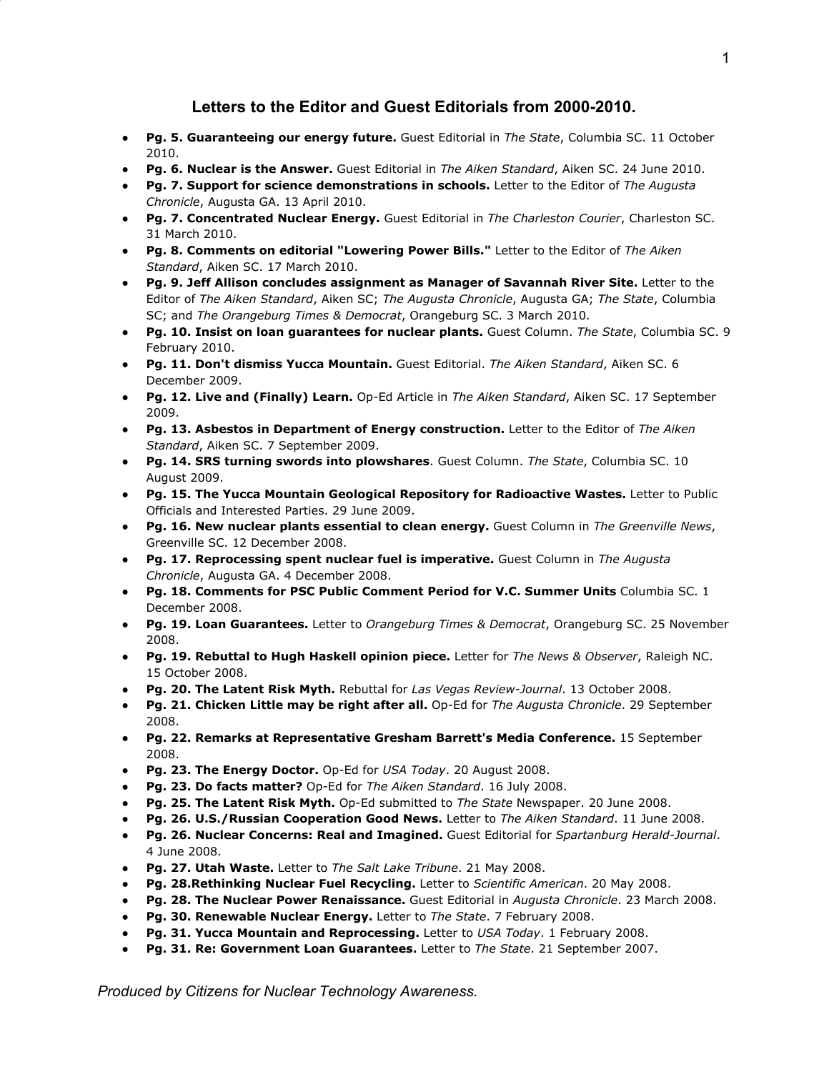## Letters to the Editor and Guest Editorials from 2000-2010.

- **Pg. 5. Guaranteeing our energy future.** Guest Editorial in *The State*, Columbia SC. 11 October 2010.
- **Pg. 6. Nuclear is the Answer.** Guest Editorial in *The Aiken Standard*, Aiken SC. 24 June 2010.
- **Pg. 7. Support for science demonstrations in schools.** Letter to the Editor of *The Augusta Chronicle*, Augusta GA. 13 April 2010.
- **Pg. 7. Concentrated Nuclear Energy.** Guest Editorial in *The Charleston Courier*, Charleston SC. 31 March 2010.
- **Pg. 8. Comments on editorial "Lowering Power Bills."** Letter to the Editor of *The Aiken Standard*, Aiken SC. 17 March 2010.
- **Pg. 9. Jeff Allison concludes assignment as Manager of Savannah River Site.** Letter to the Editor of *The Aiken Standard*, Aiken SC; *The Augusta Chronicle*, Augusta GA; *The State*, Columbia SC; and *The Orangeburg Times & Democrat*, Orangeburg SC. 3 March 2010.
- **Pg. 10. Insist on loan guarantees for nuclear plants.** Guest Column. *The State*, Columbia SC. 9 February 2010.
- **Pg. 11. Don't dismiss Yucca Mountain.** Guest Editorial. *The Aiken Standard*, Aiken SC. 6 December 2009.
- **Pg. 12. Live and (Finally) Learn.** Op-Ed Article in *The Aiken Standard*, Aiken SC. 17 September 2009.
- **Pg. 13. Asbestos in Department of Energy construction.** Letter to the Editor of *The Aiken Standard*, Aiken SC. 7 September 2009.
- **Pg. 14. SRS turning swords into plowshares**. Guest Column. *The State*, Columbia SC. 10 August 2009.
- **Pg. 15. The Yucca Mountain Geological Repository for Radioactive Wastes.** Letter to Public Officials and Interested Parties. 29 June 2009.
- **Pg. 16. New nuclear plants essential to clean energy.** Guest Column in *The Greenville News*, Greenville SC. 12 December 2008.
- **Pg. 17. Reprocessing spent nuclear fuel is imperative.** Guest Column in *The Augusta Chronicle*, Augusta GA. 4 December 2008.
- **Pg. 18. Comments for PSC Public Comment Period for V.C. Summer Units** Columbia SC. 1 December 2008.
- **Pg. 19. Loan Guarantees.** Letter to *Orangeburg Times & Democrat*, Orangeburg SC. 25 November 2008.
- **Pg. 19. Rebuttal to Hugh Haskell opinion piece.** Letter for *The News & Observer*, Raleigh NC. 15 October 2008.
- **Pg. 20. The Latent Risk Myth.** Rebuttal for *Las Vegas Review-Journal*. 13 October 2008.
- **Pg. 21. Chicken Little may be right after all.** Op-Ed for *The Augusta Chronicle*. 29 September 2008.
- **Pg. 22. Remarks at Representative Gresham Barrett's Media Conference.** 15 September 2008.
- **Pg. 23. The Energy Doctor.** Op-Ed for *USA Today*. 20 August 2008.
- **Pg. 23. Do facts matter?** Op-Ed for *The Aiken Standard*. 16 July 2008.
- **Pg. 25. The Latent Risk Myth.** Op-Ed submitted to *The State* Newspaper. 20 June 2008.
- **Pg. 26. U.S./Russian Cooperation Good News.** Letter to *The Aiken Standard*. 11 June 2008.
- **Pg. 26. Nuclear Concerns: Real and Imagined.** Guest Editorial for *Spartanburg Herald-Journal*. 4 June 2008.
- **Pg. 27. Utah Waste.** Letter to *The Salt Lake Tribune*. 21 May 2008.
- **Pg. 28.Rethinking Nuclear Fuel Recycling.** Letter to *Scientific American*. 20 May 2008.
- **Pg. 28. The Nuclear Power Renaissance.** Guest Editorial in *Augusta Chronicle*. 23 March 2008.
- **Pg. 30. Renewable Nuclear Energy.** Letter to *The State*. 7 February 2008.
- **Pg. 31. Yucca Mountain and Reprocessing.** Letter to *USA Today*. 1 February 2008.
- **Pg. 31. Re: Government Loan Guarantees.** Letter to *The State*. 21 September 2007.

*Produced by Citizens for Nuclear Technology Awareness.*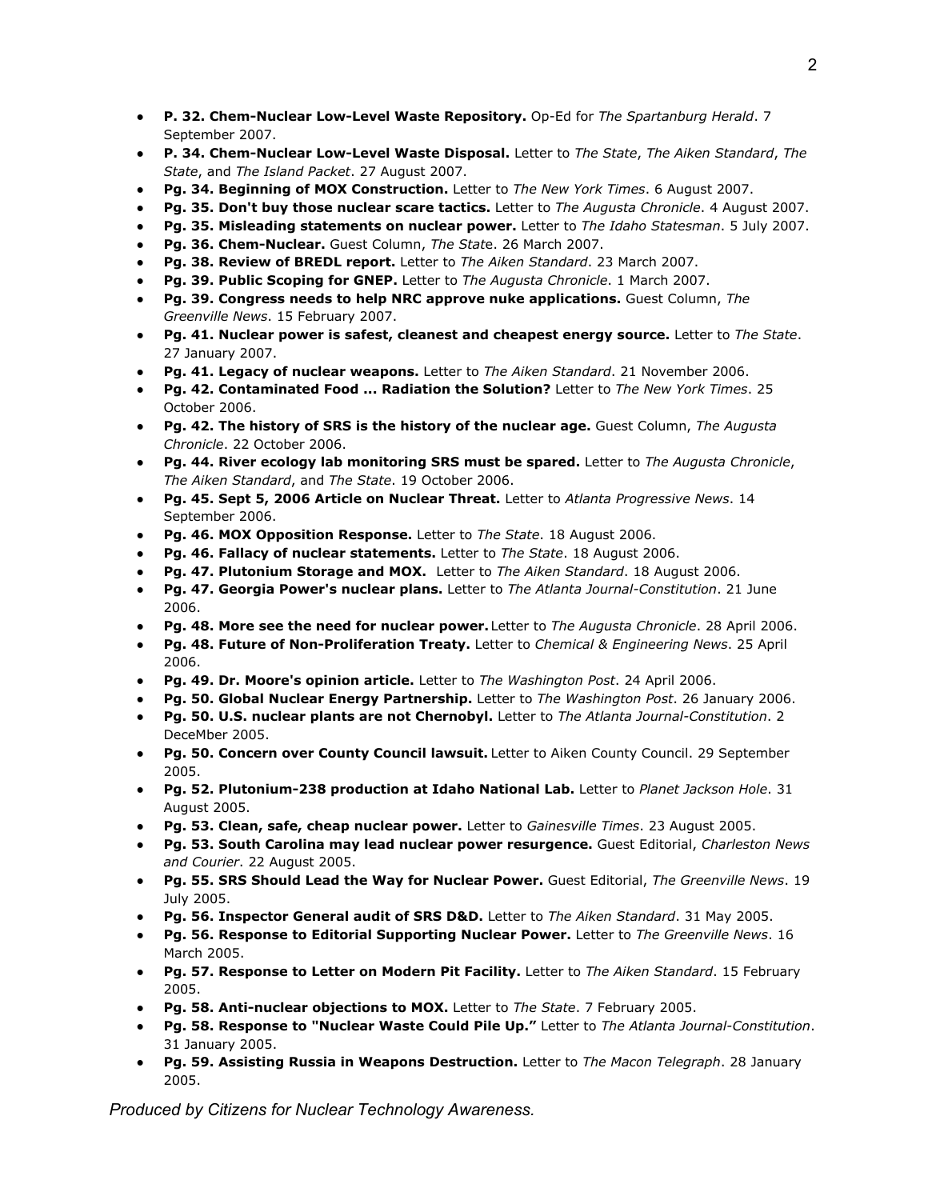- **P. 32. Chem-Nuclear Low-Level Waste Repository.** Op-Ed for *The Spartanburg Herald*. 7 September 2007.
- **P. 34. Chem-Nuclear Low-Level Waste Disposal.** Letter to *The State*, *The Aiken Standard*, *The State*, and *The Island Packet*. 27 August 2007.
- **Pg. 34. Beginning of MOX Construction.** Letter to *The New York Times*. 6 August 2007.
- **Pg. 35. Don't buy those nuclear scare tactics.** Letter to *The Augusta Chronicle*. 4 August 2007.
- **Pg. 35. Misleading statements on nuclear power.** Letter to *The Idaho Statesman*. 5 July 2007.
- **Pg. 36. Chem-Nuclear.** Guest Column, *The State*. 26 March 2007.
- **Pg. 38. Review of BREDL report.** Letter to *The Aiken Standard*. 23 March 2007.
- **Pg. 39. Public Scoping for GNEP.** Letter to *The Augusta Chronicle*. 1 March 2007.
- **Pg. 39. Congress needs to help NRC approve nuke applications.** Guest Column, *The Greenville News*. 15 February 2007.
- **Pg. 41. Nuclear power is safest, cleanest and cheapest energy source.** Letter to *The State*. 27 January 2007.
- **Pg. 41. Legacy of nuclear weapons.** Letter to *The Aiken Standard*. 21 November 2006.
- **Pg. 42. Contaminated Food ... Radiation the Solution?** Letter to *The New York Times*. 25 October 2006.
- **Pg. 42. The history of SRS is the history of the nuclear age.** Guest Column, *The Augusta Chronicle*. 22 October 2006.
- **Pg. 44. River ecology lab monitoring SRS must be spared.** Letter to *The Augusta Chronicle*, *The Aiken Standard*, and *The State*. 19 October 2006.
- **Pg. 45. Sept 5, 2006 Article on Nuclear Threat.** Letter to *Atlanta Progressive News*. 14 September 2006.
- **Pg. 46. MOX Opposition Response.** Letter to *The State*. 18 August 2006.
- **Pg. 46. Fallacy of nuclear statements.** Letter to *The State*. 18 August 2006.
- **Pg. 47. Plutonium Storage and MOX.** Letter to *The Aiken Standard*. 18 August 2006.
- **Pg. 47. Georgia Power's nuclear plans.** Letter to *The Atlanta Journal-Constitution*. 21 June 2006.
- **Pg. 48. More see the need for nuclear power.** Letter to *The Augusta Chronicle*. 28 April 2006.
- **Pg. 48. Future of Non-Proliferation Treaty.** Letter to *Chemical & Engineering News*. 25 April 2006.
- **Pg. 49. Dr. Moore's opinion article.** Letter to *The Washington Post*. 24 April 2006.
- **Pg. 50. Global Nuclear Energy Partnership.** Letter to *The Washington Post*. 26 January 2006.
- **Pg. 50. U.S. nuclear plants are not Chernobyl.** Letter to *The Atlanta Journal-Constitution*. 2 DeceMber 2005.
- **Pg. 50. Concern over County Council lawsuit.** Letter to Aiken County Council. 29 September 2005.
- **Pg. 52. Plutonium-238 production at Idaho National Lab.** Letter to *Planet Jackson Hole*. 31 August 2005.
- **Pg. 53. Clean, safe, cheap nuclear power.** Letter to *Gainesville Times*. 23 August 2005.
- **Pg. 53. South Carolina may lead nuclear power resurgence.** Guest Editorial, *Charleston News and Courier*. 22 August 2005.
- **Pg. 55. SRS Should Lead the Way for Nuclear Power.** Guest Editorial, *The Greenville News*. 19 July 2005.
- **Pg. 56. Inspector General audit of SRS D&D.** Letter to *The Aiken Standard*. 31 May 2005.
- **Pg. 56. Response to Editorial Supporting Nuclear Power.** Letter to *The Greenville News*. 16 March 2005.
- **Pg. 57. Response to Letter on Modern Pit Facility.** Letter to *The Aiken Standard*. 15 February 2005.
- **Pg. 58. Anti-nuclear objections to MOX.** Letter to *The State*. 7 February 2005.
- **Pg. 58. Response to "Nuclear Waste Could Pile Up."** Letter to *The Atlanta Journal-Constitution*. 31 January 2005.
- **Pg. 59. Assisting Russia in Weapons Destruction.** Letter to *The Macon Telegraph*. 28 January 2005.

*Produced by Citizens for Nuclear Technology Awareness.*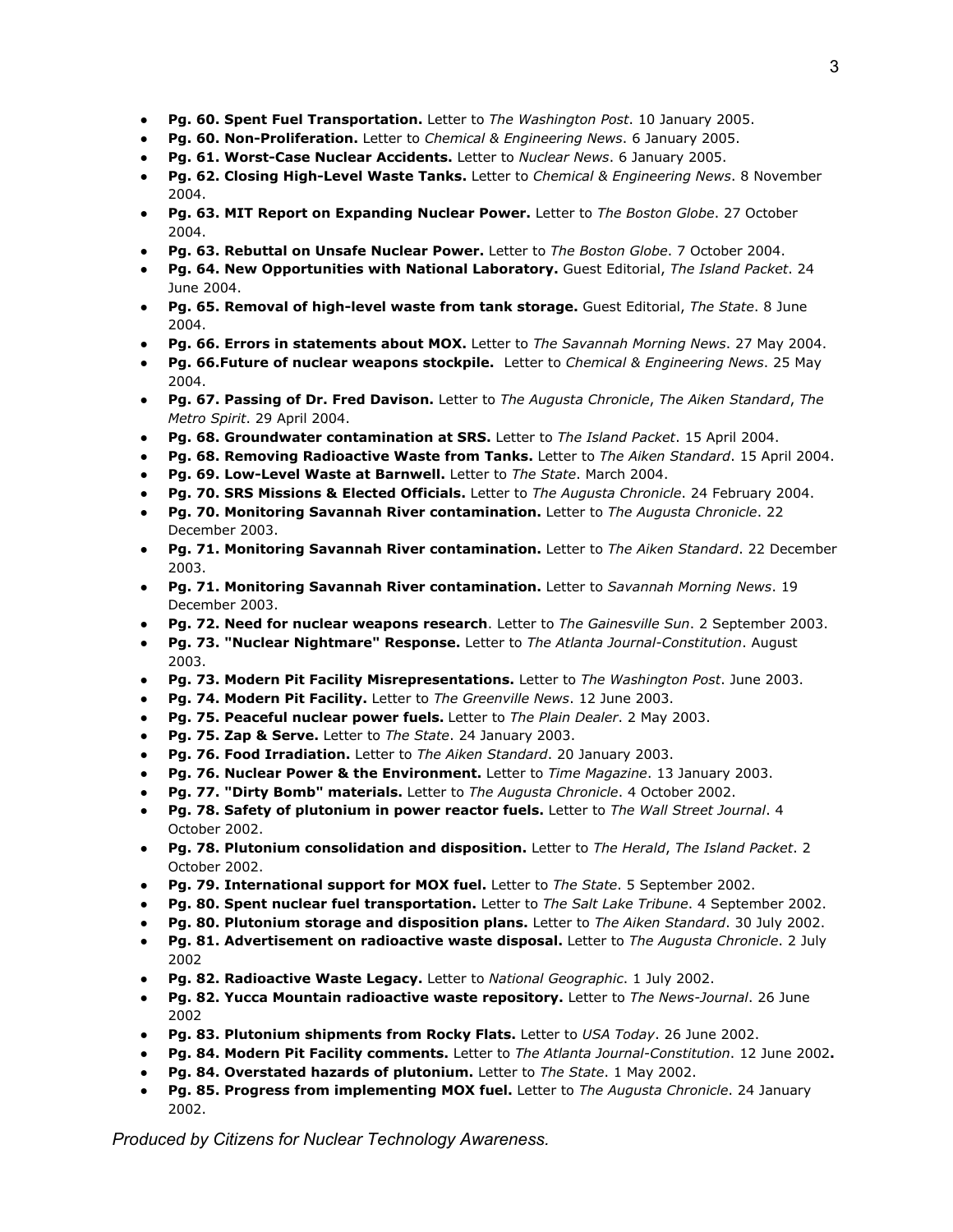- **Pg. 60. Spent Fuel Transportation.** Letter to *The Washington Post*. 10 January 2005.
- **Pg. 60. Non-Proliferation.** Letter to *Chemical & Engineering News*. 6 January 2005.
- **Pg. 61. Worst-Case Nuclear Accidents.** Letter to *Nuclear News*. 6 January 2005.
- **Pg. 62. Closing High-Level Waste Tanks.** Letter to *Chemical & Engineering News*. 8 November 2004.
- **Pg. 63. MIT Report on Expanding Nuclear Power.** Letter to *The Boston Globe*. 27 October 2004.
- **Pg. 63. Rebuttal on Unsafe Nuclear Power.** Letter to *The Boston Globe*. 7 October 2004.
- **Pg. 64. New Opportunities with National Laboratory.** Guest Editorial, *The Island Packet*. 24 June 2004.
- **Pg. 65. Removal of high-level waste from tank storage.** Guest Editorial, *The State*. 8 June 2004.
- **Pg. 66. Errors in statements about MOX.** Letter to *The Savannah Morning News*. 27 May 2004.
- **Pg. 66.Future of nuclear weapons stockpile.** Letter to *Chemical & Engineering News*. 25 May 2004.
- **Pg. 67. Passing of Dr. Fred Davison.** Letter to *The Augusta Chronicle*, *The Aiken Standard*, *The Metro Spirit*. 29 April 2004.
- **Pg. 68. Groundwater contamination at SRS.** Letter to *The Island Packet*. 15 April 2004.
- **Pg. 68. Removing Radioactive Waste from Tanks.** Letter to *The Aiken Standard*. 15 April 2004.
- **Pg. 69. Low-Level Waste at Barnwell.** Letter to *The State*. March 2004.
- **Pg. 70. SRS Missions & Elected Officials.** Letter to *The Augusta Chronicle*. 24 February 2004.
- **Pg. 70. Monitoring Savannah River contamination.** Letter to *The Augusta Chronicle*. 22 December 2003.
- **Pg. 71. Monitoring Savannah River contamination.** Letter to *The Aiken Standard*. 22 December 2003.
- **Pg. 71. Monitoring Savannah River contamination.** Letter to *Savannah Morning News*. 19 December 2003.
- **Pg. 72. Need for nuclear weapons research**. Letter to *The Gainesville Sun*. 2 September 2003.
- **Pg. 73. "Nuclear Nightmare" Response.** Letter to *The Atlanta Journal-Constitution*. August 2003.
- **Pg. 73. Modern Pit Facility Misrepresentations.** Letter to *The Washington Post*. June 2003.
- **Pg. 74. Modern Pit Facility.** Letter to *The Greenville News*. 12 June 2003.
- **Pg. 75. Peaceful nuclear power fuels.** Letter to *The Plain Dealer*. 2 May 2003.
- **Pg. 75. Zap & Serve.** Letter to *The State*. 24 January 2003.
- **Pg. 76. Food Irradiation.** Letter to *The Aiken Standard*. 20 January 2003.
- **Pg. 76. Nuclear Power & the Environment.** Letter to *Time Magazine*. 13 January 2003.
- **Pg. 77. "Dirty Bomb" materials.** Letter to *The Augusta Chronicle*. 4 October 2002.
- **Pg. 78. Safety of plutonium in power reactor fuels.** Letter to *The Wall Street Journal*. 4 October 2002.
- **Pg. 78. Plutonium consolidation and disposition.** Letter to *The Herald*, *The Island Packet*. 2 October 2002.
- **Pg. 79. International support for MOX fuel.** Letter to *The State*. 5 September 2002.
- **Pg. 80. Spent nuclear fuel transportation.** Letter to *The Salt Lake Tribune*. 4 September 2002.
- **Pg. 80. Plutonium storage and disposition plans.** Letter to *The Aiken Standard*. 30 July 2002.
- **Pg. 81. Advertisement on radioactive waste disposal.** Letter to *The Augusta Chronicle*. 2 July 2002
- **Pg. 82. Radioactive Waste Legacy.** Letter to *National Geographic*. 1 July 2002.
- **Pg. 82. Yucca Mountain radioactive waste repository.** Letter to *The News-Journal*. 26 June 2002
- **Pg. 83. Plutonium shipments from Rocky Flats.** Letter to *USA Today*. 26 June 2002.
- **Pg. 84. Modern Pit Facility comments.** Letter to *The Atlanta Journal-Constitution*. 12 June 2002**.**
- **Pg. 84. Overstated hazards of plutonium.** Letter to *The State*. 1 May 2002.
- **Pg. 85. Progress from implementing MOX fuel.** Letter to *The Augusta Chronicle*. 24 January 2002.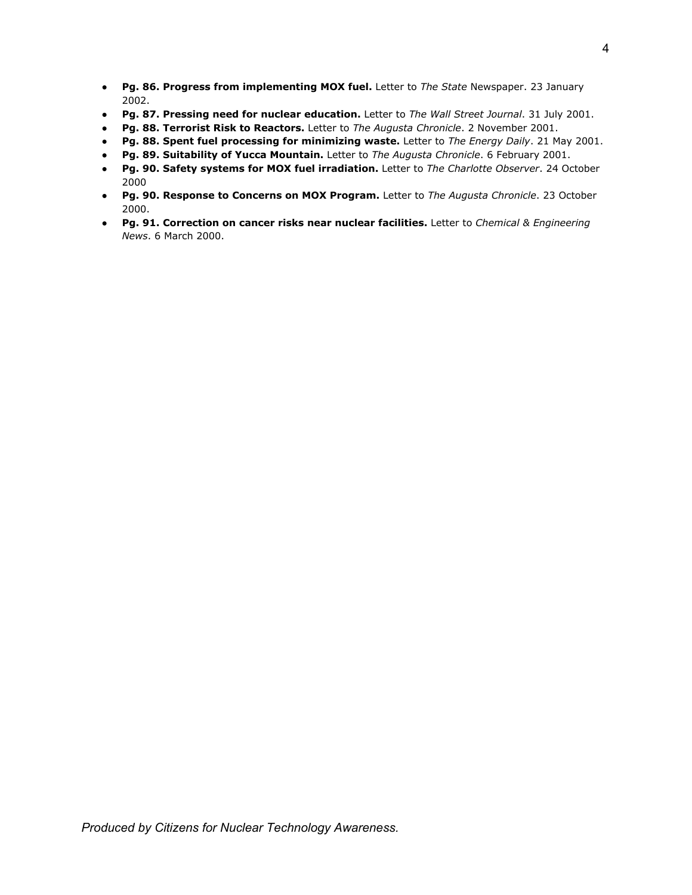- **Pg. 86. Progress from implementing MOX fuel.** Letter to *The State* Newspaper. 23 January 2002.
- **Pg. 87. Pressing need for nuclear education.** Letter to *The Wall Street Journal*. 31 July 2001.
- **Pg. 88. Terrorist Risk to Reactors.** Letter to *The Augusta Chronicle*. 2 November 2001.
- **Pg. 88. Spent fuel processing for minimizing waste.** Letter to *The Energy Daily*. 21 May 2001.
- **Pg. 89. Suitability of Yucca Mountain.** Letter to *The Augusta Chronicle*. 6 February 2001.
- **Pg. 90. Safety systems for MOX fuel irradiation.** Letter to *The Charlotte Observer*. 24 October 2000
- **Pg. 90. Response to Concerns on MOX Program.** Letter to *The Augusta Chronicle*. 23 October 2000.
- **Pg. 91. Correction on cancer risks near nuclear facilities.** Letter to *Chemical & Engineering News*. 6 March 2000.

*Produced by Citizens for Nuclear Technology Awareness.*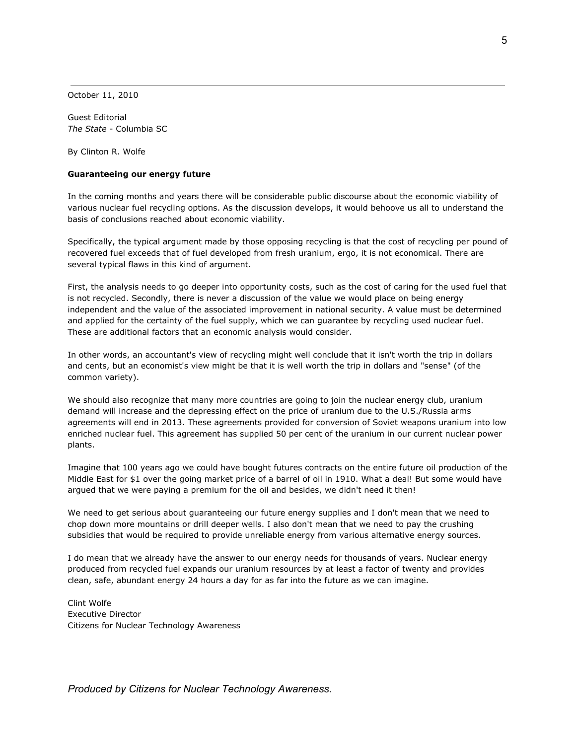October 11, 2010

Guest Editorial  
*The State* - Columbia SC

By Clinton R. Wolfe

**Guaranteeing our energy future**

In the coming months and years there will be considerable public discourse about the economic viability of various nuclear fuel recycling options. As the discussion develops, it would behoove us all to understand the basis of conclusions reached about economic viability.

Specifically, the typical argument made by those opposing recycling is that the cost of recycling per pound of recovered fuel exceeds that of fuel developed from fresh uranium, ergo, it is not economical. There are several typical flaws in this kind of argument.

First, the analysis needs to go deeper into opportunity costs, such as the cost of caring for the used fuel that is not recycled. Secondly, there is never a discussion of the value we would place on being energy independent and the value of the associated improvement in national security. A value must be determined and applied for the certainty of the fuel supply, which we can guarantee by recycling used nuclear fuel. These are additional factors that an economic analysis would consider.

In other words, an accountant's view of recycling might well conclude that it isn't worth the trip in dollars and cents, but an economist's view might be that it is well worth the trip in dollars and "sense" (of the common variety).

We should also recognize that many more countries are going to join the nuclear energy club, uranium demand will increase and the depressing effect on the price of uranium due to the U.S./Russia arms agreements will end in 2013. These agreements provided for conversion of Soviet weapons uranium into low enriched nuclear fuel. This agreement has supplied 50 per cent of the uranium in our current nuclear power plants.

Imagine that 100 years ago we could have bought futures contracts on the entire future oil production of the Middle East for $1 over the going market price of a barrel of oil in 1910. What a deal! But some would have argued that we were paying a premium for the oil and besides, we didn't need it then!

We need to get serious about guaranteeing our future energy supplies and I don't mean that we need to chop down more mountains or drill deeper wells. I also don't mean that we need to pay the crushing subsidies that would be required to provide unreliable energy from various alternative energy sources.

I do mean that we already have the answer to our energy needs for thousands of years. Nuclear energy produced from recycled fuel expands our uranium resources by at least a factor of twenty and provides clean, safe, abundant energy 24 hours a day for as far into the future as we can imagine.

Clint Wolfe  
Executive Director  
Citizens for Nuclear Technology Awareness

*Produced by Citizens for Nuclear Technology Awareness.*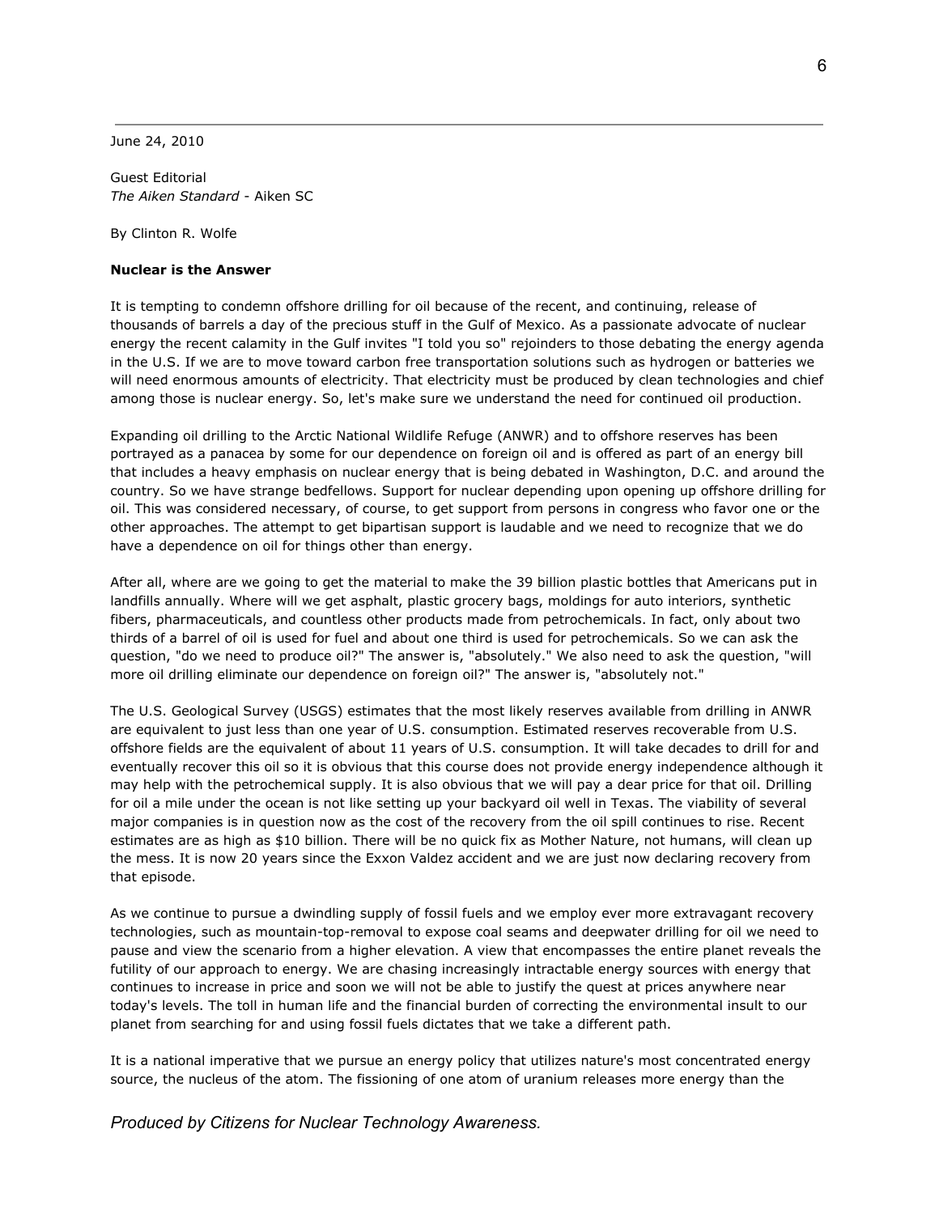June 24, 2010

Guest Editorial
*The Aiken Standard* - Aiken SC

By Clinton R. Wolfe

**Nuclear is the Answer**

It is tempting to condemn offshore drilling for oil because of the recent, and continuing, release of thousands of barrels a day of the precious stuff in the Gulf of Mexico. As a passionate advocate of nuclear energy the recent calamity in the Gulf invites "I told you so" rejoinders to those debating the energy agenda in the U.S. If we are to move toward carbon free transportation solutions such as hydrogen or batteries we will need enormous amounts of electricity. That electricity must be produced by clean technologies and chief among those is nuclear energy. So, let's make sure we understand the need for continued oil production.

Expanding oil drilling to the Arctic National Wildlife Refuge (ANWR) and to offshore reserves has been portrayed as a panacea by some for our dependence on foreign oil and is offered as part of an energy bill that includes a heavy emphasis on nuclear energy that is being debated in Washington, D.C. and around the country. So we have strange bedfellows. Support for nuclear depending upon opening up offshore drilling for oil. This was considered necessary, of course, to get support from persons in congress who favor one or the other approaches. The attempt to get bipartisan support is laudable and we need to recognize that we do have a dependence on oil for things other than energy.

After all, where are we going to get the material to make the 39 billion plastic bottles that Americans put in landfills annually. Where will we get asphalt, plastic grocery bags, moldings for auto interiors, synthetic fibers, pharmaceuticals, and countless other products made from petrochemicals. In fact, only about two thirds of a barrel of oil is used for fuel and about one third is used for petrochemicals. So we can ask the question, "do we need to produce oil?" The answer is, "absolutely." We also need to ask the question, "will more oil drilling eliminate our dependence on foreign oil?" The answer is, "absolutely not."

The U.S. Geological Survey (USGS) estimates that the most likely reserves available from drilling in ANWR are equivalent to just less than one year of U.S. consumption. Estimated reserves recoverable from U.S. offshore fields are the equivalent of about 11 years of U.S. consumption. It will take decades to drill for and eventually recover this oil so it is obvious that this course does not provide energy independence although it may help with the petrochemical supply. It is also obvious that we will pay a dear price for that oil. Drilling for oil a mile under the ocean is not like setting up your backyard oil well in Texas. The viability of several major companies is in question now as the cost of the recovery from the oil spill continues to rise. Recent estimates are as high as $10 billion. There will be no quick fix as Mother Nature, not humans, will clean up the mess. It is now 20 years since the Exxon Valdez accident and we are just now declaring recovery from that episode.

As we continue to pursue a dwindling supply of fossil fuels and we employ ever more extravagant recovery technologies, such as mountain-top-removal to expose coal seams and deepwater drilling for oil we need to pause and view the scenario from a higher elevation. A view that encompasses the entire planet reveals the futility of our approach to energy. We are chasing increasingly intractable energy sources with energy that continues to increase in price and soon we will not be able to justify the quest at prices anywhere near today's levels. The toll in human life and the financial burden of correcting the environmental insult to our planet from searching for and using fossil fuels dictates that we take a different path.

It is a national imperative that we pursue an energy policy that utilizes nature's most concentrated energy source, the nucleus of the atom. The fissioning of one atom of uranium releases more energy than the

*Produced by Citizens for Nuclear Technology Awareness.*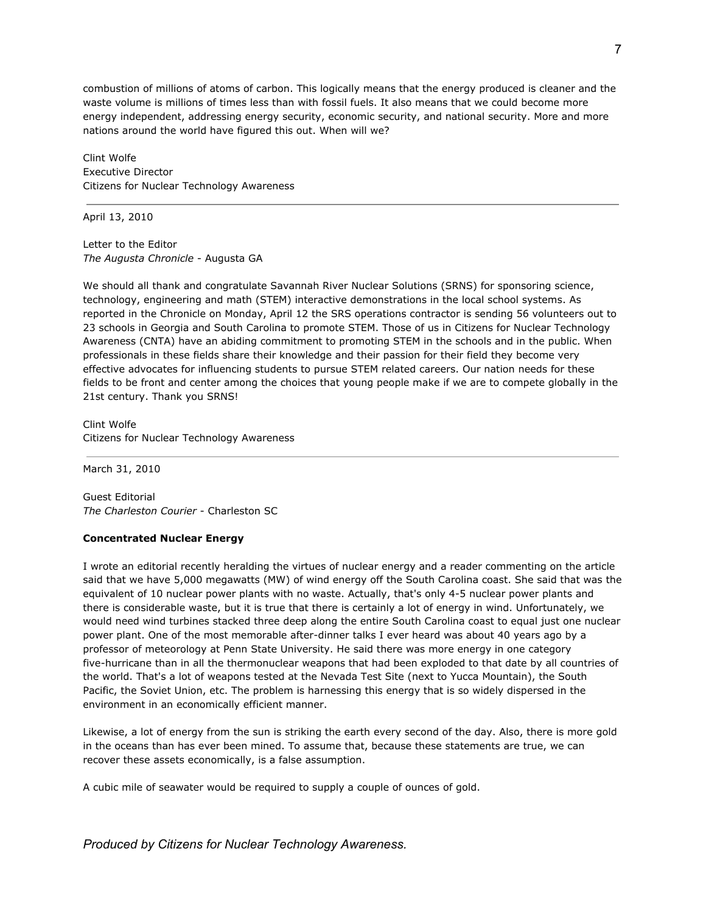combustion of millions of atoms of carbon. This logically means that the energy produced is cleaner and the waste volume is millions of times less than with fossil fuels. It also means that we could become more energy independent, addressing energy security, economic security, and national security. More and more nations around the world have figured this out. When will we?

Clint Wolfe
Executive Director
Citizens for Nuclear Technology Awareness

---

April 13, 2010

Letter to the Editor
*The Augusta Chronicle* - Augusta GA

We should all thank and congratulate Savannah River Nuclear Solutions (SRNS) for sponsoring science, technology, engineering and math (STEM) interactive demonstrations in the local school systems. As reported in the Chronicle on Monday, April 12 the SRS operations contractor is sending 56 volunteers out to 23 schools in Georgia and South Carolina to promote STEM. Those of us in Citizens for Nuclear Technology Awareness (CNTA) have an abiding commitment to promoting STEM in the schools and in the public. When professionals in these fields share their knowledge and their passion for their field they become very effective advocates for influencing students to pursue STEM related careers. Our nation needs for these fields to be front and center among the choices that young people make if we are to compete globally in the 21st century. Thank you SRNS!

Clint Wolfe
Citizens for Nuclear Technology Awareness

---

March 31, 2010

Guest Editorial
*The Charleston Courier* - Charleston SC

**Concentrated Nuclear Energy**

I wrote an editorial recently heralding the virtues of nuclear energy and a reader commenting on the article said that we have 5,000 megawatts (MW) of wind energy off the South Carolina coast. She said that was the equivalent of 10 nuclear power plants with no waste. Actually, that's only 4-5 nuclear power plants and there is considerable waste, but it is true that there is certainly a lot of energy in wind. Unfortunately, we would need wind turbines stacked three deep along the entire South Carolina coast to equal just one nuclear power plant. One of the most memorable after-dinner talks I ever heard was about 40 years ago by a professor of meteorology at Penn State University. He said there was more energy in one category five-hurricane than in all the thermonuclear weapons that had been exploded to that date by all countries of the world. That's a lot of weapons tested at the Nevada Test Site (next to Yucca Mountain), the South Pacific, the Soviet Union, etc. The problem is harnessing this energy that is so widely dispersed in the environment in an economically efficient manner.

Likewise, a lot of energy from the sun is striking the earth every second of the day. Also, there is more gold in the oceans than has ever been mined. To assume that, because these statements are true, we can recover these assets economically, is a false assumption.

A cubic mile of seawater would be required to supply a couple of ounces of gold.

*Produced by Citizens for Nuclear Technology Awareness.*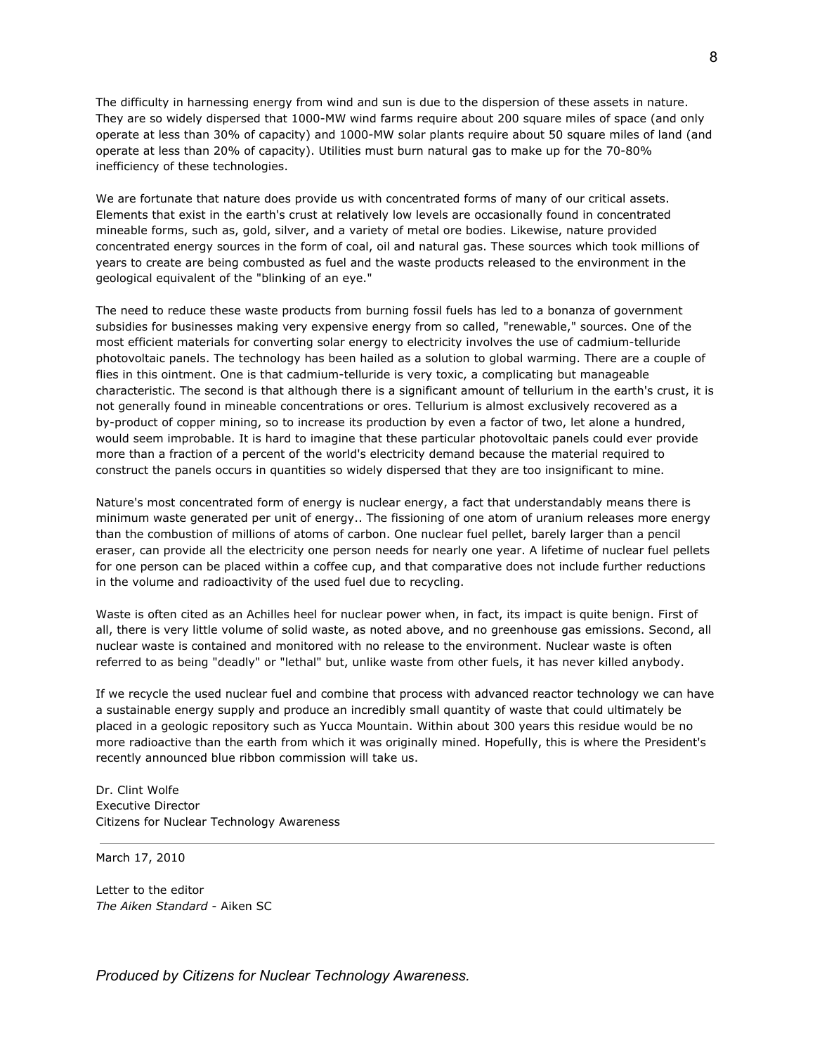The difficulty in harnessing energy from wind and sun is due to the dispersion of these assets in nature. They are so widely dispersed that 1000-MW wind farms require about 200 square miles of space (and only operate at less than 30% of capacity) and 1000-MW solar plants require about 50 square miles of land (and operate at less than 20% of capacity). Utilities must burn natural gas to make up for the 70-80% inefficiency of these technologies.

We are fortunate that nature does provide us with concentrated forms of many of our critical assets. Elements that exist in the earth's crust at relatively low levels are occasionally found in concentrated mineable forms, such as, gold, silver, and a variety of metal ore bodies. Likewise, nature provided concentrated energy sources in the form of coal, oil and natural gas. These sources which took millions of years to create are being combusted as fuel and the waste products released to the environment in the geological equivalent of the "blinking of an eye."

The need to reduce these waste products from burning fossil fuels has led to a bonanza of government subsidies for businesses making very expensive energy from so called, "renewable," sources. One of the most efficient materials for converting solar energy to electricity involves the use of cadmium-telluride photovoltaic panels. The technology has been hailed as a solution to global warming. There are a couple of flies in this ointment. One is that cadmium-telluride is very toxic, a complicating but manageable characteristic. The second is that although there is a significant amount of tellurium in the earth's crust, it is not generally found in mineable concentrations or ores. Tellurium is almost exclusively recovered as a by-product of copper mining, so to increase its production by even a factor of two, let alone a hundred, would seem improbable. It is hard to imagine that these particular photovoltaic panels could ever provide more than a fraction of a percent of the world's electricity demand because the material required to construct the panels occurs in quantities so widely dispersed that they are too insignificant to mine.

Nature's most concentrated form of energy is nuclear energy, a fact that understandably means there is minimum waste generated per unit of energy.. The fissioning of one atom of uranium releases more energy than the combustion of millions of atoms of carbon. One nuclear fuel pellet, barely larger than a pencil eraser, can provide all the electricity one person needs for nearly one year. A lifetime of nuclear fuel pellets for one person can be placed within a coffee cup, and that comparative does not include further reductions in the volume and radioactivity of the used fuel due to recycling.

Waste is often cited as an Achilles heel for nuclear power when, in fact, its impact is quite benign. First of all, there is very little volume of solid waste, as noted above, and no greenhouse gas emissions. Second, all nuclear waste is contained and monitored with no release to the environment. Nuclear waste is often referred to as being "deadly" or "lethal" but, unlike waste from other fuels, it has never killed anybody.

If we recycle the used nuclear fuel and combine that process with advanced reactor technology we can have a sustainable energy supply and produce an incredibly small quantity of waste that could ultimately be placed in a geologic repository such as Yucca Mountain. Within about 300 years this residue would be no more radioactive than the earth from which it was originally mined. Hopefully, this is where the President's recently announced blue ribbon commission will take us.

Dr. Clint Wolfe
Executive Director
Citizens for Nuclear Technology Awareness

---

March 17, 2010

Letter to the editor
*The Aiken Standard* - Aiken SC

*Produced by Citizens for Nuclear Technology Awareness.*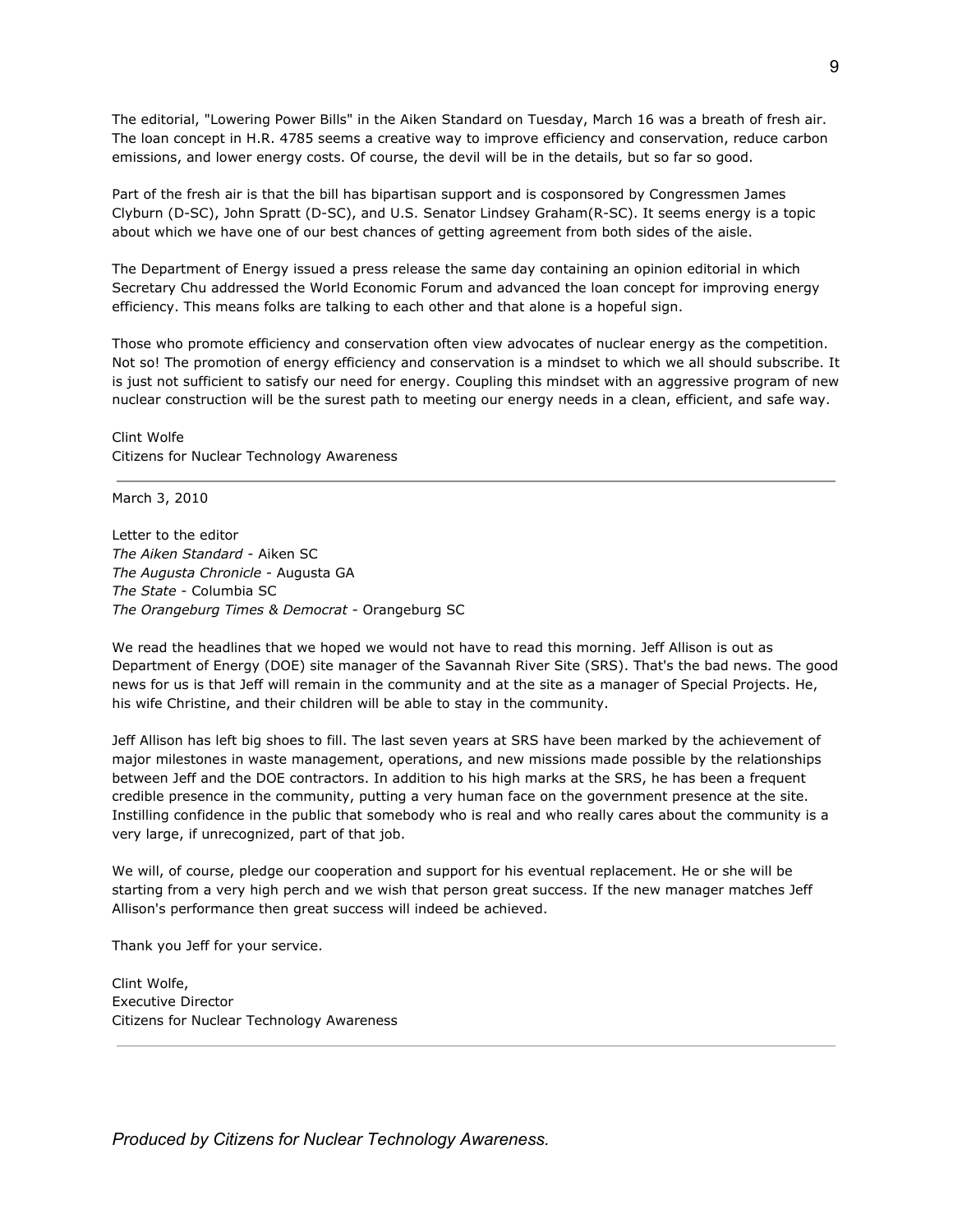The editorial, "Lowering Power Bills" in the Aiken Standard on Tuesday, March 16 was a breath of fresh air. The loan concept in H.R. 4785 seems a creative way to improve efficiency and conservation, reduce carbon emissions, and lower energy costs. Of course, the devil will be in the details, but so far so good.

Part of the fresh air is that the bill has bipartisan support and is cosponsored by Congressmen James Clyburn (D-SC), John Spratt (D-SC), and U.S. Senator Lindsey Graham(R-SC). It seems energy is a topic about which we have one of our best chances of getting agreement from both sides of the aisle.

The Department of Energy issued a press release the same day containing an opinion editorial in which Secretary Chu addressed the World Economic Forum and advanced the loan concept for improving energy efficiency. This means folks are talking to each other and that alone is a hopeful sign.

Those who promote efficiency and conservation often view advocates of nuclear energy as the competition. Not so! The promotion of energy efficiency and conservation is a mindset to which we all should subscribe. It is just not sufficient to satisfy our need for energy. Coupling this mindset with an aggressive program of new nuclear construction will be the surest path to meeting our energy needs in a clean, efficient, and safe way.

Clint Wolfe
Citizens for Nuclear Technology Awareness

---

March 3, 2010

Letter to the editor
*The Aiken Standard* - Aiken SC
*The Augusta Chronicle* - Augusta GA
*The State* - Columbia SC
*The Orangeburg Times & Democrat* - Orangeburg SC

We read the headlines that we hoped we would not have to read this morning. Jeff Allison is out as Department of Energy (DOE) site manager of the Savannah River Site (SRS). That's the bad news. The good news for us is that Jeff will remain in the community and at the site as a manager of Special Projects. He, his wife Christine, and their children will be able to stay in the community.

Jeff Allison has left big shoes to fill. The last seven years at SRS have been marked by the achievement of major milestones in waste management, operations, and new missions made possible by the relationships between Jeff and the DOE contractors. In addition to his high marks at the SRS, he has been a frequent credible presence in the community, putting a very human face on the government presence at the site. Instilling confidence in the public that somebody who is real and who really cares about the community is a very large, if unrecognized, part of that job.

We will, of course, pledge our cooperation and support for his eventual replacement. He or she will be starting from a very high perch and we wish that person great success. If the new manager matches Jeff Allison's performance then great success will indeed be achieved.

Thank you Jeff for your service.

Clint Wolfe,
Executive Director
Citizens for Nuclear Technology Awareness

---

*Produced by Citizens for Nuclear Technology Awareness.*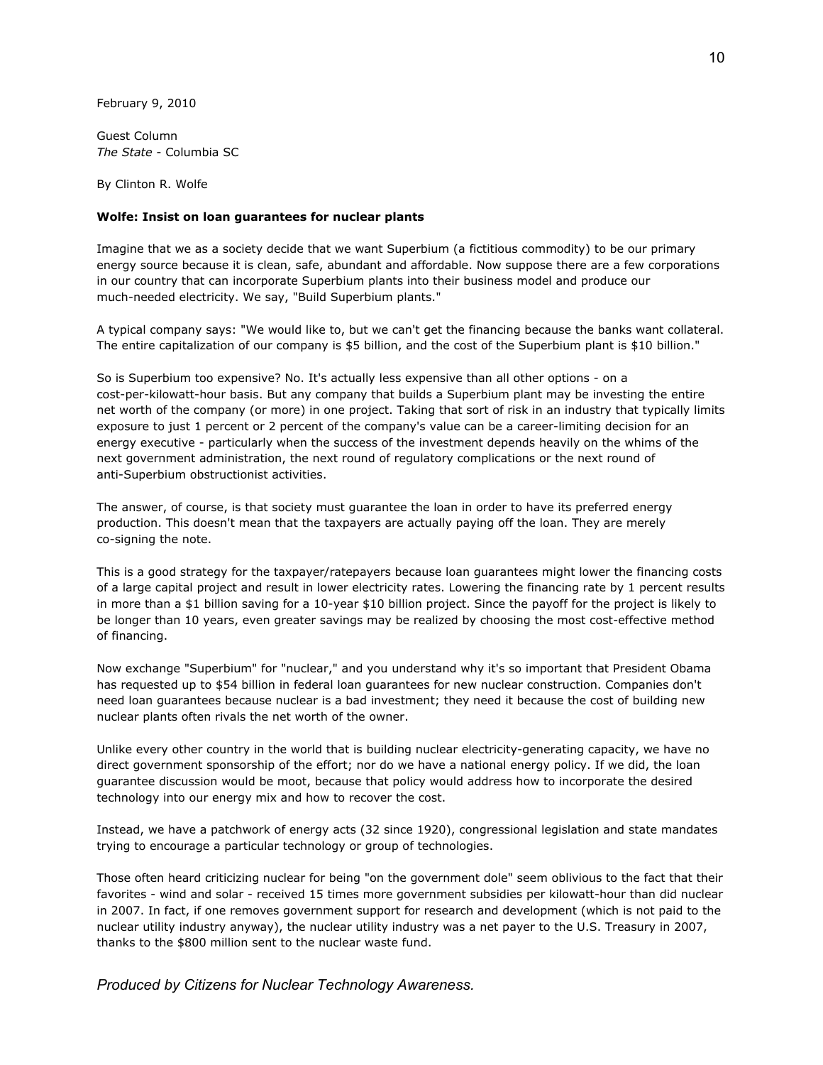February 9, 2010

Guest Column
*The State* - Columbia SC

By Clinton R. Wolfe

**Wolfe: Insist on loan guarantees for nuclear plants**

Imagine that we as a society decide that we want Superbium (a fictitious commodity) to be our primary energy source because it is clean, safe, abundant and affordable. Now suppose there are a few corporations in our country that can incorporate Superbium plants into their business model and produce our much-needed electricity. We say, "Build Superbium plants."

A typical company says: "We would like to, but we can't get the financing because the banks want collateral. The entire capitalization of our company is $5 billion, and the cost of the Superbium plant is $10 billion."

So is Superbium too expensive? No. It's actually less expensive than all other options - on a cost-per-kilowatt-hour basis. But any company that builds a Superbium plant may be investing the entire net worth of the company (or more) in one project. Taking that sort of risk in an industry that typically limits exposure to just 1 percent or 2 percent of the company's value can be a career-limiting decision for an energy executive - particularly when the success of the investment depends heavily on the whims of the next government administration, the next round of regulatory complications or the next round of anti-Superbium obstructionist activities.

The answer, of course, is that society must guarantee the loan in order to have its preferred energy production. This doesn't mean that the taxpayers are actually paying off the loan. They are merely co-signing the note.

This is a good strategy for the taxpayer/ratepayers because loan guarantees might lower the financing costs of a large capital project and result in lower electricity rates. Lowering the financing rate by 1 percent results in more than a $1 billion saving for a 10-year $10 billion project. Since the payoff for the project is likely to be longer than 10 years, even greater savings may be realized by choosing the most cost-effective method of financing.

Now exchange "Superbium" for "nuclear," and you understand why it's so important that President Obama has requested up to $54 billion in federal loan guarantees for new nuclear construction. Companies don't need loan guarantees because nuclear is a bad investment; they need it because the cost of building new nuclear plants often rivals the net worth of the owner.

Unlike every other country in the world that is building nuclear electricity-generating capacity, we have no direct government sponsorship of the effort; nor do we have a national energy policy. If we did, the loan guarantee discussion would be moot, because that policy would address how to incorporate the desired technology into our energy mix and how to recover the cost.

Instead, we have a patchwork of energy acts (32 since 1920), congressional legislation and state mandates trying to encourage a particular technology or group of technologies.

Those often heard criticizing nuclear for being "on the government dole" seem oblivious to the fact that their favorites - wind and solar - received 15 times more government subsidies per kilowatt-hour than did nuclear in 2007. In fact, if one removes government support for research and development (which is not paid to the nuclear utility industry anyway), the nuclear utility industry was a net payer to the U.S. Treasury in 2007, thanks to the $800 million sent to the nuclear waste fund.

*Produced by Citizens for Nuclear Technology Awareness.*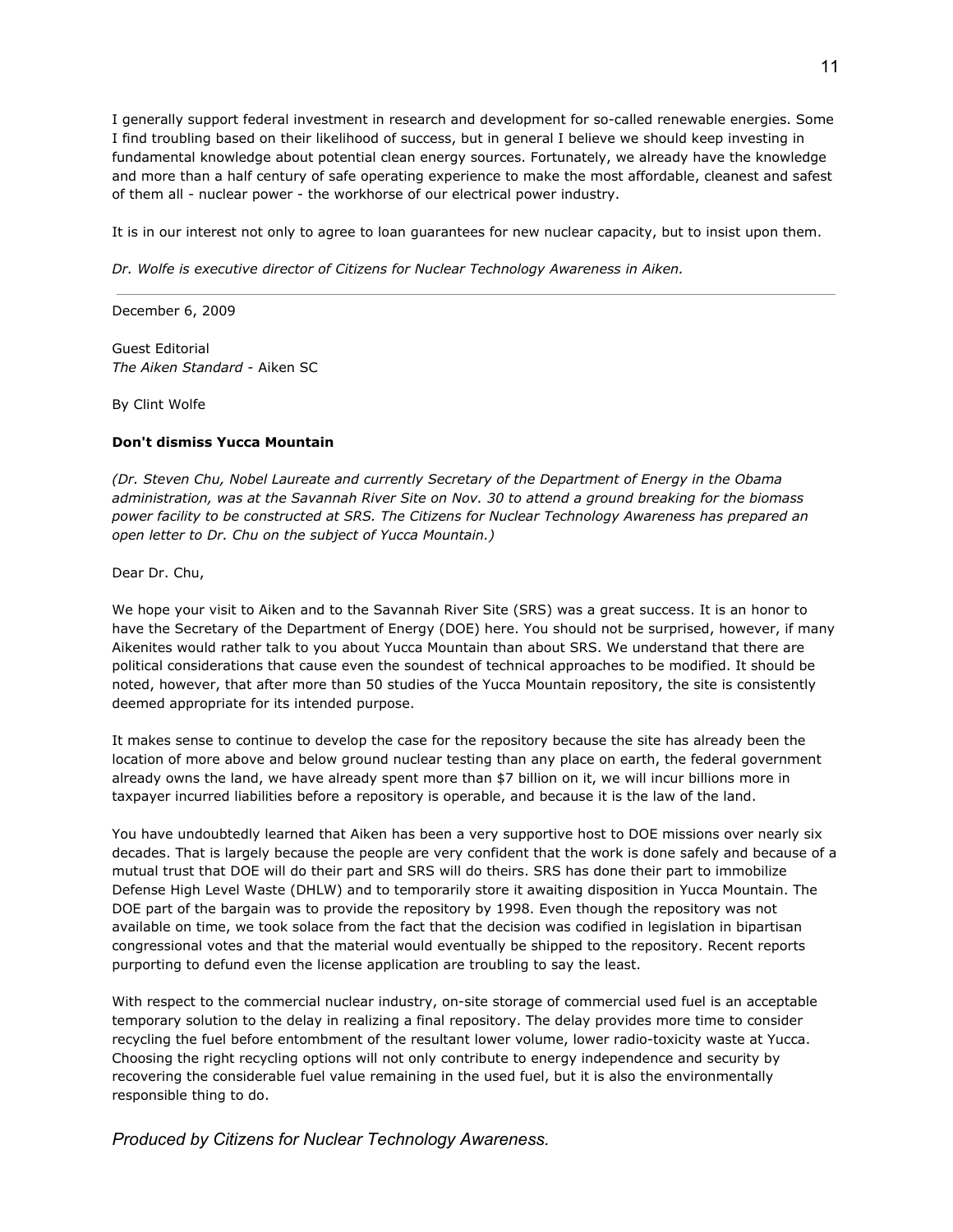I generally support federal investment in research and development for so-called renewable energies. Some I find troubling based on their likelihood of success, but in general I believe we should keep investing in fundamental knowledge about potential clean energy sources. Fortunately, we already have the knowledge and more than a half century of safe operating experience to make the most affordable, cleanest and safest of them all - nuclear power - the workhorse of our electrical power industry.

It is in our interest not only to agree to loan guarantees for new nuclear capacity, but to insist upon them.

*Dr. Wolfe is executive director of Citizens for Nuclear Technology Awareness in Aiken.*

---

December 6, 2009

Guest Editorial
*The Aiken Standard* - Aiken SC

By Clint Wolfe

**Don't dismiss Yucca Mountain**

*(Dr. Steven Chu, Nobel Laureate and currently Secretary of the Department of Energy in the Obama administration, was at the Savannah River Site on Nov. 30 to attend a ground breaking for the biomass power facility to be constructed at SRS. The Citizens for Nuclear Technology Awareness has prepared an open letter to Dr. Chu on the subject of Yucca Mountain.)*

Dear Dr. Chu,

We hope your visit to Aiken and to the Savannah River Site (SRS) was a great success. It is an honor to have the Secretary of the Department of Energy (DOE) here. You should not be surprised, however, if many Aikenites would rather talk to you about Yucca Mountain than about SRS. We understand that there are political considerations that cause even the soundest of technical approaches to be modified. It should be noted, however, that after more than 50 studies of the Yucca Mountain repository, the site is consistently deemed appropriate for its intended purpose.

It makes sense to continue to develop the case for the repository because the site has already been the location of more above and below ground nuclear testing than any place on earth, the federal government already owns the land, we have already spent more than $7 billion on it, we will incur billions more in taxpayer incurred liabilities before a repository is operable, and because it is the law of the land.

You have undoubtedly learned that Aiken has been a very supportive host to DOE missions over nearly six decades. That is largely because the people are very confident that the work is done safely and because of a mutual trust that DOE will do their part and SRS will do theirs. SRS has done their part to immobilize Defense High Level Waste (DHLW) and to temporarily store it awaiting disposition in Yucca Mountain. The DOE part of the bargain was to provide the repository by 1998. Even though the repository was not available on time, we took solace from the fact that the decision was codified in legislation in bipartisan congressional votes and that the material would eventually be shipped to the repository. Recent reports purporting to defund even the license application are troubling to say the least.

With respect to the commercial nuclear industry, on-site storage of commercial used fuel is an acceptable temporary solution to the delay in realizing a final repository. The delay provides more time to consider recycling the fuel before entombment of the resultant lower volume, lower radio-toxicity waste at Yucca. Choosing the right recycling options will not only contribute to energy independence and security by recovering the considerable fuel value remaining in the used fuel, but it is also the environmentally responsible thing to do.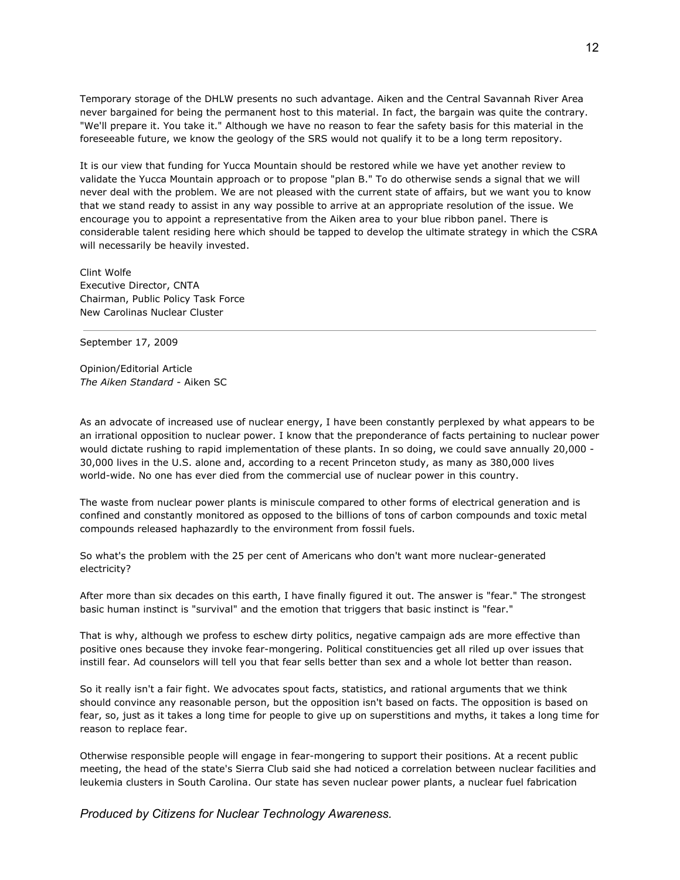Temporary storage of the DHLW presents no such advantage. Aiken and the Central Savannah River Area never bargained for being the permanent host to this material. In fact, the bargain was quite the contrary. "We'll prepare it. You take it." Although we have no reason to fear the safety basis for this material in the foreseeable future, we know the geology of the SRS would not qualify it to be a long term repository.

It is our view that funding for Yucca Mountain should be restored while we have yet another review to validate the Yucca Mountain approach or to propose "plan B." To do otherwise sends a signal that we will never deal with the problem. We are not pleased with the current state of affairs, but we want you to know that we stand ready to assist in any way possible to arrive at an appropriate resolution of the issue. We encourage you to appoint a representative from the Aiken area to your blue ribbon panel. There is considerable talent residing here which should be tapped to develop the ultimate strategy in which the CSRA will necessarily be heavily invested.

Clint Wolfe
Executive Director, CNTA
Chairman, Public Policy Task Force
New Carolinas Nuclear Cluster

---

September 17, 2009

Opinion/Editorial Article
*The Aiken Standard* - Aiken SC

As an advocate of increased use of nuclear energy, I have been constantly perplexed by what appears to be an irrational opposition to nuclear power. I know that the preponderance of facts pertaining to nuclear power would dictate rushing to rapid implementation of these plants. In so doing, we could save annually 20,000 - 30,000 lives in the U.S. alone and, according to a recent Princeton study, as many as 380,000 lives world-wide. No one has ever died from the commercial use of nuclear power in this country.

The waste from nuclear power plants is miniscule compared to other forms of electrical generation and is confined and constantly monitored as opposed to the billions of tons of carbon compounds and toxic metal compounds released haphazardly to the environment from fossil fuels.

So what's the problem with the 25 per cent of Americans who don't want more nuclear-generated electricity?

After more than six decades on this earth, I have finally figured it out. The answer is "fear." The strongest basic human instinct is "survival" and the emotion that triggers that basic instinct is "fear."

That is why, although we profess to eschew dirty politics, negative campaign ads are more effective than positive ones because they invoke fear-mongering. Political constituencies get all riled up over issues that instill fear. Ad counselors will tell you that fear sells better than sex and a whole lot better than reason.

So it really isn't a fair fight. We advocates spout facts, statistics, and rational arguments that we think should convince any reasonable person, but the opposition isn't based on facts. The opposition is based on fear, so, just as it takes a long time for people to give up on superstitions and myths, it takes a long time for reason to replace fear.

Otherwise responsible people will engage in fear-mongering to support their positions. At a recent public meeting, the head of the state's Sierra Club said she had noticed a correlation between nuclear facilities and leukemia clusters in South Carolina. Our state has seven nuclear power plants, a nuclear fuel fabrication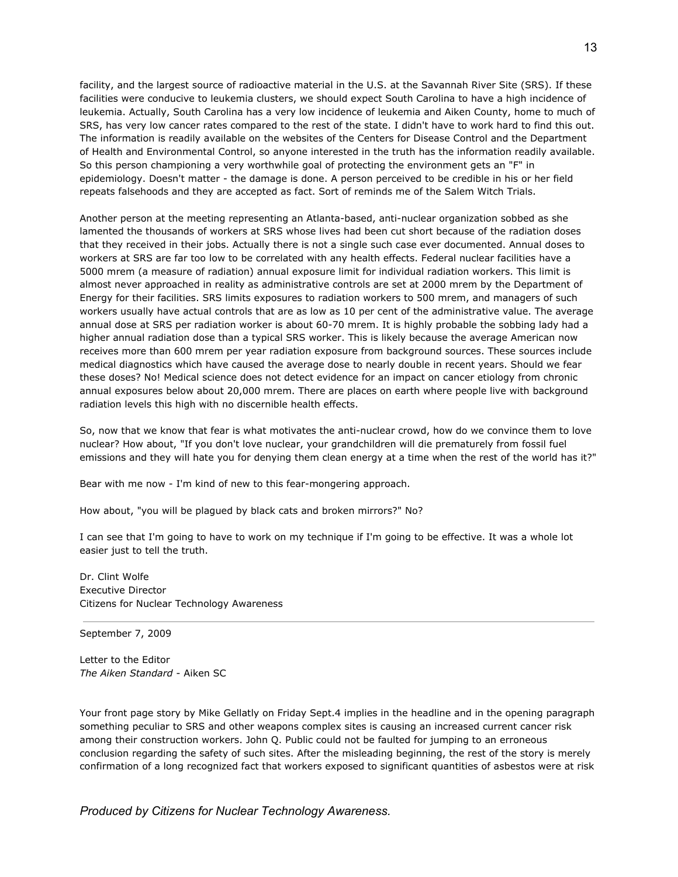facility, and the largest source of radioactive material in the U.S. at the Savannah River Site (SRS). If these facilities were conducive to leukemia clusters, we should expect South Carolina to have a high incidence of leukemia. Actually, South Carolina has a very low incidence of leukemia and Aiken County, home to much of SRS, has very low cancer rates compared to the rest of the state. I didn't have to work hard to find this out. The information is readily available on the websites of the Centers for Disease Control and the Department of Health and Environmental Control, so anyone interested in the truth has the information readily available. So this person championing a very worthwhile goal of protecting the environment gets an "F" in epidemiology. Doesn't matter - the damage is done. A person perceived to be credible in his or her field repeats falsehoods and they are accepted as fact. Sort of reminds me of the Salem Witch Trials.

Another person at the meeting representing an Atlanta-based, anti-nuclear organization sobbed as she lamented the thousands of workers at SRS whose lives had been cut short because of the radiation doses that they received in their jobs. Actually there is not a single such case ever documented. Annual doses to workers at SRS are far too low to be correlated with any health effects. Federal nuclear facilities have a 5000 mrem (a measure of radiation) annual exposure limit for individual radiation workers. This limit is almost never approached in reality as administrative controls are set at 2000 mrem by the Department of Energy for their facilities. SRS limits exposures to radiation workers to 500 mrem, and managers of such workers usually have actual controls that are as low as 10 per cent of the administrative value. The average annual dose at SRS per radiation worker is about 60-70 mrem. It is highly probable the sobbing lady had a higher annual radiation dose than a typical SRS worker. This is likely because the average American now receives more than 600 mrem per year radiation exposure from background sources. These sources include medical diagnostics which have caused the average dose to nearly double in recent years. Should we fear these doses? No! Medical science does not detect evidence for an impact on cancer etiology from chronic annual exposures below about 20,000 mrem. There are places on earth where people live with background radiation levels this high with no discernible health effects.

So, now that we know that fear is what motivates the anti-nuclear crowd, how do we convince them to love nuclear? How about, "If you don't love nuclear, your grandchildren will die prematurely from fossil fuel emissions and they will hate you for denying them clean energy at a time when the rest of the world has it?"

Bear with me now - I'm kind of new to this fear-mongering approach.

How about, "you will be plagued by black cats and broken mirrors?" No?

I can see that I'm going to have to work on my technique if I'm going to be effective. It was a whole lot easier just to tell the truth.

Dr. Clint Wolfe  
Executive Director  
Citizens for Nuclear Technology Awareness

---

September 7, 2009

Letter to the Editor  
*The Aiken Standard* - Aiken SC

Your front page story by Mike Gellatly on Friday Sept.4 implies in the headline and in the opening paragraph something peculiar to SRS and other weapons complex sites is causing an increased current cancer risk among their construction workers. John Q. Public could not be faulted for jumping to an erroneous conclusion regarding the safety of such sites. After the misleading beginning, the rest of the story is merely confirmation of a long recognized fact that workers exposed to significant quantities of asbestos were at risk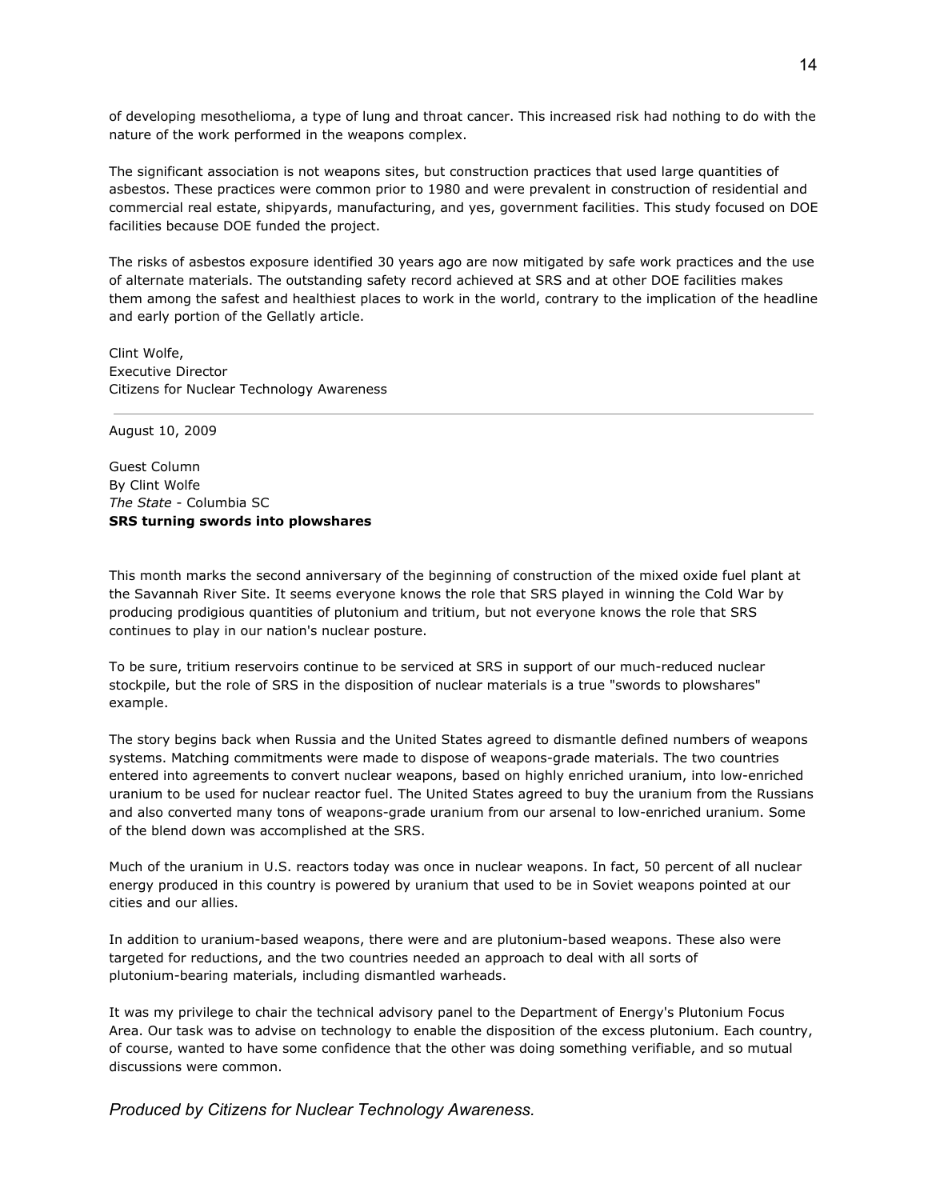of developing mesothelioma, a type of lung and throat cancer. This increased risk had nothing to do with the nature of the work performed in the weapons complex.

The significant association is not weapons sites, but construction practices that used large quantities of asbestos. These practices were common prior to 1980 and were prevalent in construction of residential and commercial real estate, shipyards, manufacturing, and yes, government facilities. This study focused on DOE facilities because DOE funded the project.

The risks of asbestos exposure identified 30 years ago are now mitigated by safe work practices and the use of alternate materials. The outstanding safety record achieved at SRS and at other DOE facilities makes them among the safest and healthiest places to work in the world, contrary to the implication of the headline and early portion of the Gellatly article.

Clint Wolfe,  
Executive Director  
Citizens for Nuclear Technology Awareness

---

August 10, 2009

Guest Column  
By Clint Wolfe  
*The State* - Columbia SC  
**SRS turning swords into plowshares**

This month marks the second anniversary of the beginning of construction of the mixed oxide fuel plant at the Savannah River Site. It seems everyone knows the role that SRS played in winning the Cold War by producing prodigious quantities of plutonium and tritium, but not everyone knows the role that SRS continues to play in our nation's nuclear posture.

To be sure, tritium reservoirs continue to be serviced at SRS in support of our much-reduced nuclear stockpile, but the role of SRS in the disposition of nuclear materials is a true "swords to plowshares" example.

The story begins back when Russia and the United States agreed to dismantle defined numbers of weapons systems. Matching commitments were made to dispose of weapons-grade materials. The two countries entered into agreements to convert nuclear weapons, based on highly enriched uranium, into low-enriched uranium to be used for nuclear reactor fuel. The United States agreed to buy the uranium from the Russians and also converted many tons of weapons-grade uranium from our arsenal to low-enriched uranium. Some of the blend down was accomplished at the SRS.

Much of the uranium in U.S. reactors today was once in nuclear weapons. In fact, 50 percent of all nuclear energy produced in this country is powered by uranium that used to be in Soviet weapons pointed at our cities and our allies.

In addition to uranium-based weapons, there were and are plutonium-based weapons. These also were targeted for reductions, and the two countries needed an approach to deal with all sorts of plutonium-bearing materials, including dismantled warheads.

It was my privilege to chair the technical advisory panel to the Department of Energy's Plutonium Focus Area. Our task was to advise on technology to enable the disposition of the excess plutonium. Each country, of course, wanted to have some confidence that the other was doing something verifiable, and so mutual discussions were common.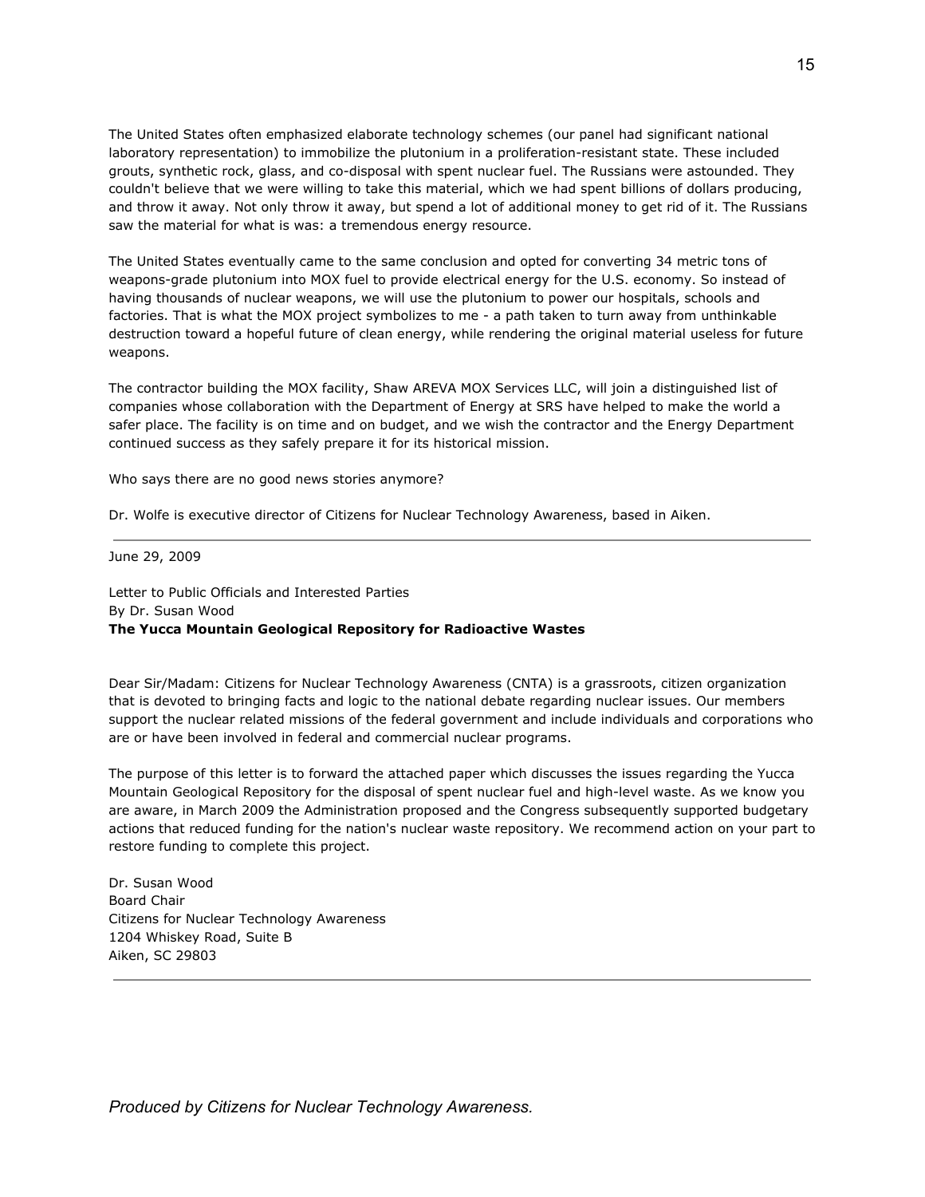The United States often emphasized elaborate technology schemes (our panel had significant national laboratory representation) to immobilize the plutonium in a proliferation-resistant state. These included grouts, synthetic rock, glass, and co-disposal with spent nuclear fuel. The Russians were astounded. They couldn't believe that we were willing to take this material, which we had spent billions of dollars producing, and throw it away. Not only throw it away, but spend a lot of additional money to get rid of it. The Russians saw the material for what is was: a tremendous energy resource.

The United States eventually came to the same conclusion and opted for converting 34 metric tons of weapons-grade plutonium into MOX fuel to provide electrical energy for the U.S. economy. So instead of having thousands of nuclear weapons, we will use the plutonium to power our hospitals, schools and factories. That is what the MOX project symbolizes to me - a path taken to turn away from unthinkable destruction toward a hopeful future of clean energy, while rendering the original material useless for future weapons.

The contractor building the MOX facility, Shaw AREVA MOX Services LLC, will join a distinguished list of companies whose collaboration with the Department of Energy at SRS have helped to make the world a safer place. The facility is on time and on budget, and we wish the contractor and the Energy Department continued success as they safely prepare it for its historical mission.

Who says there are no good news stories anymore?

Dr. Wolfe is executive director of Citizens for Nuclear Technology Awareness, based in Aiken.

---

June 29, 2009

Letter to Public Officials and Interested Parties
By Dr. Susan Wood
**The Yucca Mountain Geological Repository for Radioactive Wastes**

Dear Sir/Madam: Citizens for Nuclear Technology Awareness (CNTA) is a grassroots, citizen organization that is devoted to bringing facts and logic to the national debate regarding nuclear issues. Our members support the nuclear related missions of the federal government and include individuals and corporations who are or have been involved in federal and commercial nuclear programs.

The purpose of this letter is to forward the attached paper which discusses the issues regarding the Yucca Mountain Geological Repository for the disposal of spent nuclear fuel and high-level waste. As we know you are aware, in March 2009 the Administration proposed and the Congress subsequently supported budgetary actions that reduced funding for the nation's nuclear waste repository. We recommend action on your part to restore funding to complete this project.

Dr. Susan Wood
Board Chair
Citizens for Nuclear Technology Awareness
1204 Whiskey Road, Suite B
Aiken, SC 29803

---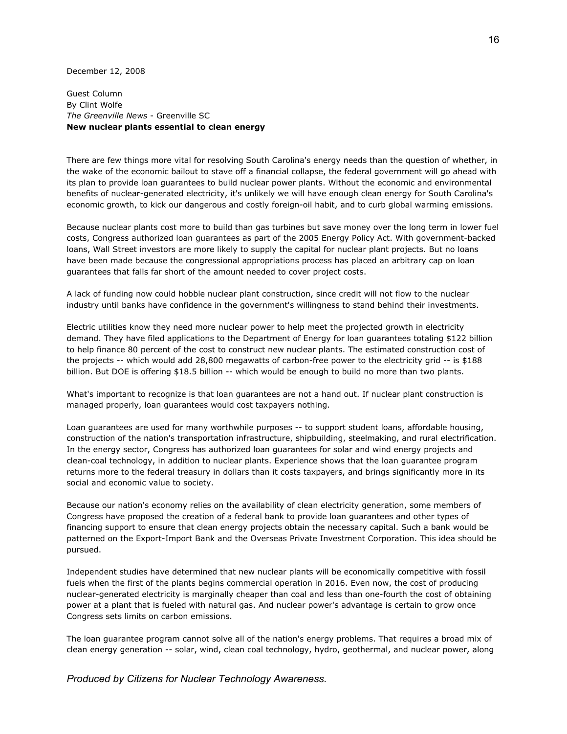December 12, 2008

Guest Column
By Clint Wolfe
*The Greenville News* - Greenville SC
**New nuclear plants essential to clean energy**

There are few things more vital for resolving South Carolina's energy needs than the question of whether, in the wake of the economic bailout to stave off a financial collapse, the federal government will go ahead with its plan to provide loan guarantees to build nuclear power plants. Without the economic and environmental benefits of nuclear-generated electricity, it's unlikely we will have enough clean energy for South Carolina's economic growth, to kick our dangerous and costly foreign-oil habit, and to curb global warming emissions.

Because nuclear plants cost more to build than gas turbines but save money over the long term in lower fuel costs, Congress authorized loan guarantees as part of the 2005 Energy Policy Act. With government-backed loans, Wall Street investors are more likely to supply the capital for nuclear plant projects. But no loans have been made because the congressional appropriations process has placed an arbitrary cap on loan guarantees that falls far short of the amount needed to cover project costs.

A lack of funding now could hobble nuclear plant construction, since credit will not flow to the nuclear industry until banks have confidence in the government's willingness to stand behind their investments.

Electric utilities know they need more nuclear power to help meet the projected growth in electricity demand. They have filed applications to the Department of Energy for loan guarantees totaling $122 billion to help finance 80 percent of the cost to construct new nuclear plants. The estimated construction cost of the projects -- which would add 28,800 megawatts of carbon-free power to the electricity grid -- is $188 billion. But DOE is offering $18.5 billion -- which would be enough to build no more than two plants.

What's important to recognize is that loan guarantees are not a hand out. If nuclear plant construction is managed properly, loan guarantees would cost taxpayers nothing.

Loan guarantees are used for many worthwhile purposes -- to support student loans, affordable housing, construction of the nation's transportation infrastructure, shipbuilding, steelmaking, and rural electrification. In the energy sector, Congress has authorized loan guarantees for solar and wind energy projects and clean-coal technology, in addition to nuclear plants. Experience shows that the loan guarantee program returns more to the federal treasury in dollars than it costs taxpayers, and brings significantly more in its social and economic value to society.

Because our nation's economy relies on the availability of clean electricity generation, some members of Congress have proposed the creation of a federal bank to provide loan guarantees and other types of financing support to ensure that clean energy projects obtain the necessary capital. Such a bank would be patterned on the Export-Import Bank and the Overseas Private Investment Corporation. This idea should be pursued.

Independent studies have determined that new nuclear plants will be economically competitive with fossil fuels when the first of the plants begins commercial operation in 2016. Even now, the cost of producing nuclear-generated electricity is marginally cheaper than coal and less than one-fourth the cost of obtaining power at a plant that is fueled with natural gas. And nuclear power's advantage is certain to grow once Congress sets limits on carbon emissions.

The loan guarantee program cannot solve all of the nation's energy problems. That requires a broad mix of clean energy generation -- solar, wind, clean coal technology, hydro, geothermal, and nuclear power, along

*Produced by Citizens for Nuclear Technology Awareness.*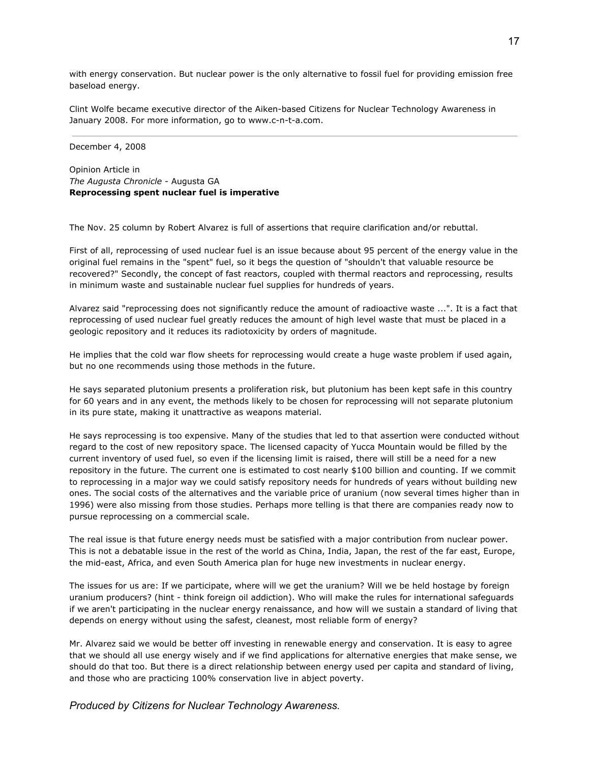with energy conservation. But nuclear power is the only alternative to fossil fuel for providing emission free baseload energy.

Clint Wolfe became executive director of the Aiken-based Citizens for Nuclear Technology Awareness in January 2008. For more information, go to www.c-n-t-a.com.

---

December 4, 2008

Opinion Article in
*The Augusta Chronicle* - Augusta GA
**Reprocessing spent nuclear fuel is imperative**

The Nov. 25 column by Robert Alvarez is full of assertions that require clarification and/or rebuttal.

First of all, reprocessing of used nuclear fuel is an issue because about 95 percent of the energy value in the original fuel remains in the "spent" fuel, so it begs the question of "shouldn't that valuable resource be recovered?" Secondly, the concept of fast reactors, coupled with thermal reactors and reprocessing, results in minimum waste and sustainable nuclear fuel supplies for hundreds of years.

Alvarez said "reprocessing does not significantly reduce the amount of radioactive waste ...". It is a fact that reprocessing of used nuclear fuel greatly reduces the amount of high level waste that must be placed in a geologic repository and it reduces its radiotoxicity by orders of magnitude.

He implies that the cold war flow sheets for reprocessing would create a huge waste problem if used again, but no one recommends using those methods in the future.

He says separated plutonium presents a proliferation risk, but plutonium has been kept safe in this country for 60 years and in any event, the methods likely to be chosen for reprocessing will not separate plutonium in its pure state, making it unattractive as weapons material.

He says reprocessing is too expensive. Many of the studies that led to that assertion were conducted without regard to the cost of new repository space. The licensed capacity of Yucca Mountain would be filled by the current inventory of used fuel, so even if the licensing limit is raised, there will still be a need for a new repository in the future. The current one is estimated to cost nearly $100 billion and counting. If we commit to reprocessing in a major way we could satisfy repository needs for hundreds of years without building new ones. The social costs of the alternatives and the variable price of uranium (now several times higher than in 1996) were also missing from those studies. Perhaps more telling is that there are companies ready now to pursue reprocessing on a commercial scale.

The real issue is that future energy needs must be satisfied with a major contribution from nuclear power. This is not a debatable issue in the rest of the world as China, India, Japan, the rest of the far east, Europe, the mid-east, Africa, and even South America plan for huge new investments in nuclear energy.

The issues for us are: If we participate, where will we get the uranium? Will we be held hostage by foreign uranium producers? (hint - think foreign oil addiction). Who will make the rules for international safeguards if we aren't participating in the nuclear energy renaissance, and how will we sustain a standard of living that depends on energy without using the safest, cleanest, most reliable form of energy?

Mr. Alvarez said we would be better off investing in renewable energy and conservation. It is easy to agree that we should all use energy wisely and if we find applications for alternative energies that make sense, we should do that too. But there is a direct relationship between energy used per capita and standard of living, and those who are practicing 100% conservation live in abject poverty.

*Produced by Citizens for Nuclear Technology Awareness.*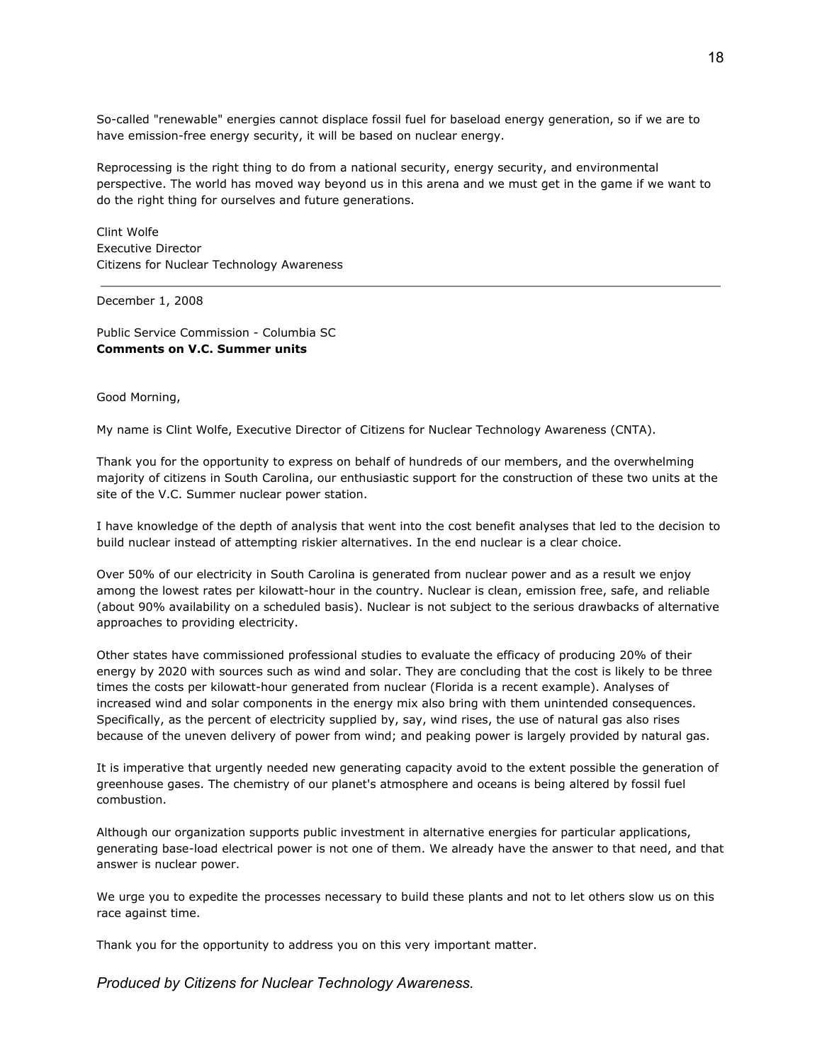So-called "renewable" energies cannot displace fossil fuel for baseload energy generation, so if we are to have emission-free energy security, it will be based on nuclear energy.

Reprocessing is the right thing to do from a national security, energy security, and environmental perspective. The world has moved way beyond us in this arena and we must get in the game if we want to do the right thing for ourselves and future generations.

Clint Wolfe
Executive Director
Citizens for Nuclear Technology Awareness

---

December 1, 2008

Public Service Commission - Columbia SC
**Comments on V.C. Summer units**

Good Morning,

My name is Clint Wolfe, Executive Director of Citizens for Nuclear Technology Awareness (CNTA).

Thank you for the opportunity to express on behalf of hundreds of our members, and the overwhelming majority of citizens in South Carolina, our enthusiastic support for the construction of these two units at the site of the V.C. Summer nuclear power station.

I have knowledge of the depth of analysis that went into the cost benefit analyses that led to the decision to build nuclear instead of attempting riskier alternatives. In the end nuclear is a clear choice.

Over 50% of our electricity in South Carolina is generated from nuclear power and as a result we enjoy among the lowest rates per kilowatt-hour in the country. Nuclear is clean, emission free, safe, and reliable (about 90% availability on a scheduled basis). Nuclear is not subject to the serious drawbacks of alternative approaches to providing electricity.

Other states have commissioned professional studies to evaluate the efficacy of producing 20% of their energy by 2020 with sources such as wind and solar. They are concluding that the cost is likely to be three times the costs per kilowatt-hour generated from nuclear (Florida is a recent example). Analyses of increased wind and solar components in the energy mix also bring with them unintended consequences. Specifically, as the percent of electricity supplied by, say, wind rises, the use of natural gas also rises because of the uneven delivery of power from wind; and peaking power is largely provided by natural gas.

It is imperative that urgently needed new generating capacity avoid to the extent possible the generation of greenhouse gases. The chemistry of our planet's atmosphere and oceans is being altered by fossil fuel combustion.

Although our organization supports public investment in alternative energies for particular applications, generating base-load electrical power is not one of them. We already have the answer to that need, and that answer is nuclear power.

We urge you to expedite the processes necessary to build these plants and not to let others slow us on this race against time.

Thank you for the opportunity to address you on this very important matter.

*Produced by Citizens for Nuclear Technology Awareness.*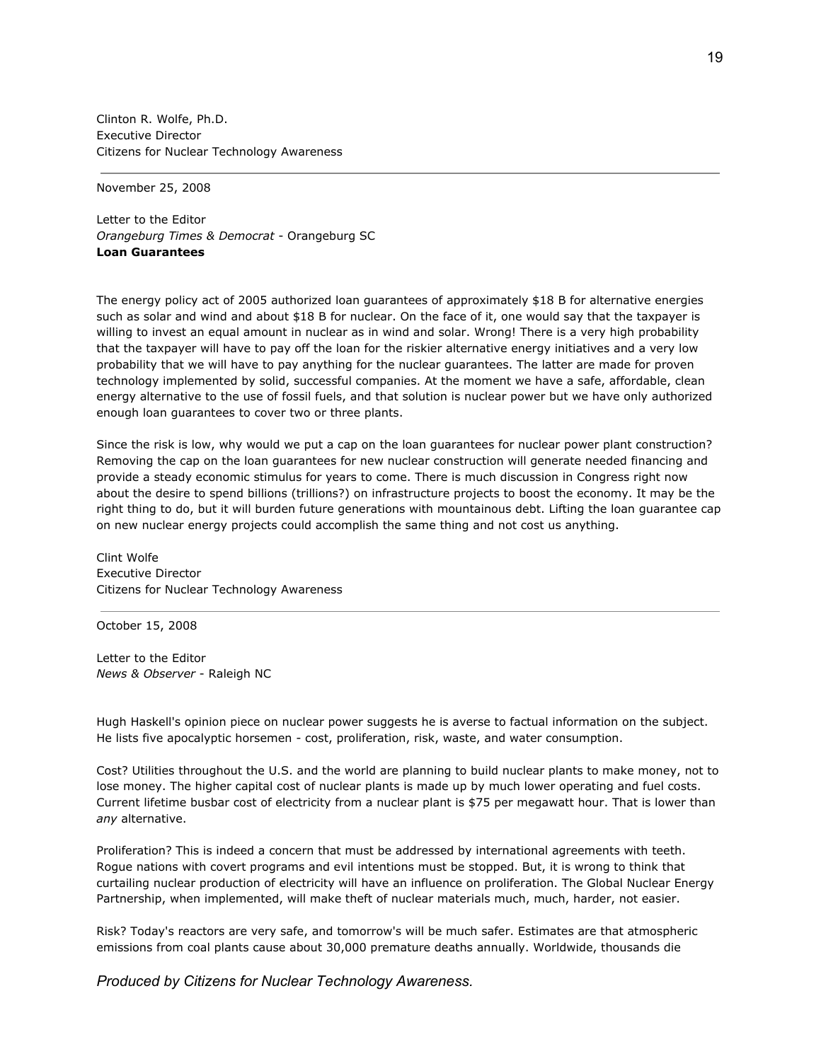Clinton R. Wolfe, Ph.D.
Executive Director
Citizens for Nuclear Technology Awareness

---

November 25, 2008

Letter to the Editor
*Orangeburg Times & Democrat* - Orangeburg SC
**Loan Guarantees**

The energy policy act of 2005 authorized loan guarantees of approximately $18 B for alternative energies such as solar and wind and about $18 B for nuclear. On the face of it, one would say that the taxpayer is willing to invest an equal amount in nuclear as in wind and solar. Wrong! There is a very high probability that the taxpayer will have to pay off the loan for the riskier alternative energy initiatives and a very low probability that we will have to pay anything for the nuclear guarantees. The latter are made for proven technology implemented by solid, successful companies. At the moment we have a safe, affordable, clean energy alternative to the use of fossil fuels, and that solution is nuclear power but we have only authorized enough loan guarantees to cover two or three plants.

Since the risk is low, why would we put a cap on the loan guarantees for nuclear power plant construction? Removing the cap on the loan guarantees for new nuclear construction will generate needed financing and provide a steady economic stimulus for years to come. There is much discussion in Congress right now about the desire to spend billions (trillions?) on infrastructure projects to boost the economy. It may be the right thing to do, but it will burden future generations with mountainous debt. Lifting the loan guarantee cap on new nuclear energy projects could accomplish the same thing and not cost us anything.

Clint Wolfe
Executive Director
Citizens for Nuclear Technology Awareness

---

October 15, 2008

Letter to the Editor
*News & Observer* - Raleigh NC

Hugh Haskell's opinion piece on nuclear power suggests he is averse to factual information on the subject. He lists five apocalyptic horsemen - cost, proliferation, risk, waste, and water consumption.

Cost? Utilities throughout the U.S. and the world are planning to build nuclear plants to make money, not to lose money. The higher capital cost of nuclear plants is made up by much lower operating and fuel costs. Current lifetime busbar cost of electricity from a nuclear plant is $75 per megawatt hour. That is lower than *any* alternative.

Proliferation? This is indeed a concern that must be addressed by international agreements with teeth. Rogue nations with covert programs and evil intentions must be stopped. But, it is wrong to think that curtailing nuclear production of electricity will have an influence on proliferation. The Global Nuclear Energy Partnership, when implemented, will make theft of nuclear materials much, much, harder, not easier.

Risk? Today's reactors are very safe, and tomorrow's will be much safer. Estimates are that atmospheric emissions from coal plants cause about 30,000 premature deaths annually. Worldwide, thousands die

*Produced by Citizens for Nuclear Technology Awareness.*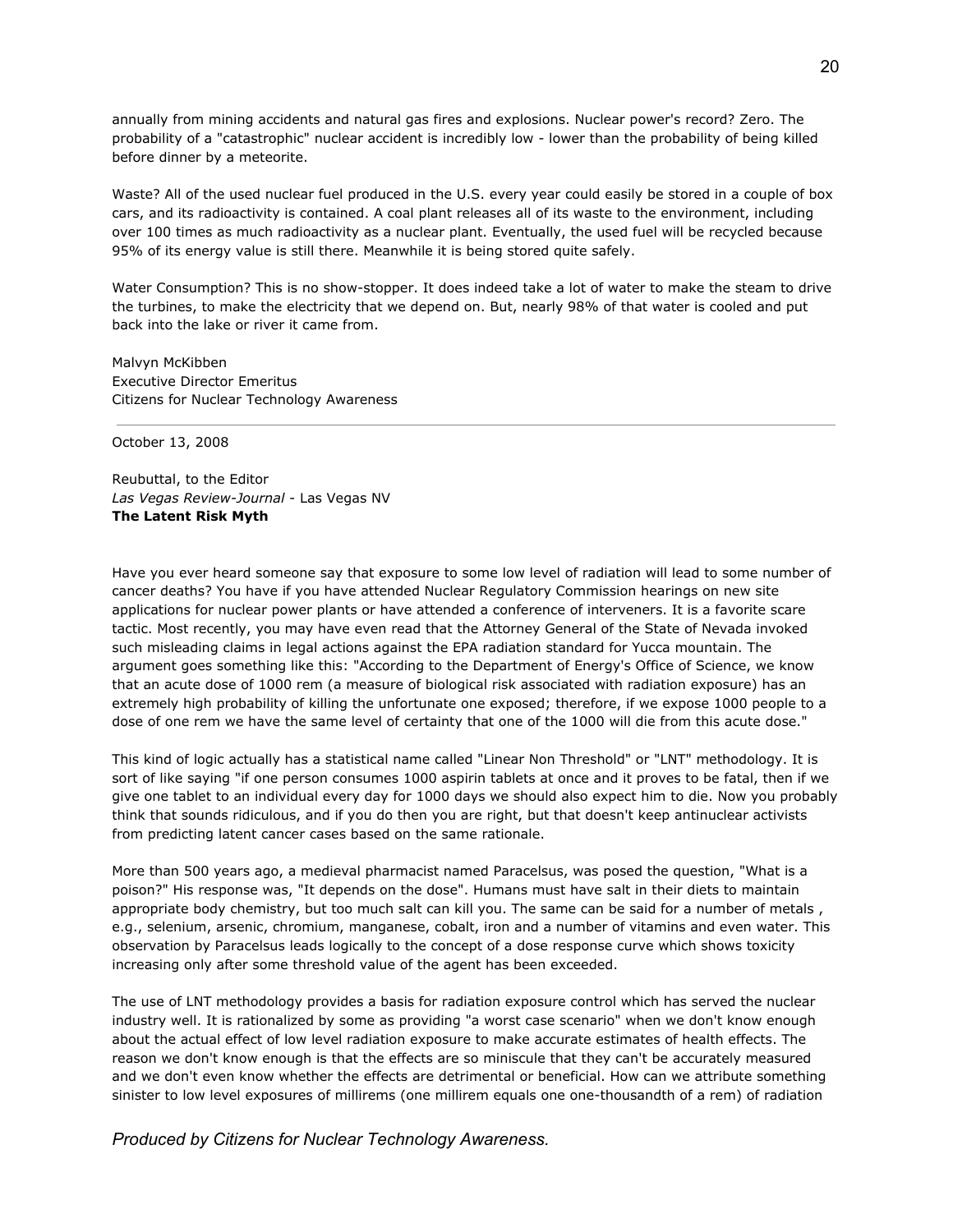annually from mining accidents and natural gas fires and explosions. Nuclear power's record? Zero. The probability of a "catastrophic" nuclear accident is incredibly low - lower than the probability of being killed before dinner by a meteorite.

Waste? All of the used nuclear fuel produced in the U.S. every year could easily be stored in a couple of box cars, and its radioactivity is contained. A coal plant releases all of its waste to the environment, including over 100 times as much radioactivity as a nuclear plant. Eventually, the used fuel will be recycled because 95% of its energy value is still there. Meanwhile it is being stored quite safely.

Water Consumption? This is no show-stopper. It does indeed take a lot of water to make the steam to drive the turbines, to make the electricity that we depend on. But, nearly 98% of that water is cooled and put back into the lake or river it came from.

Malvyn McKibben
Executive Director Emeritus
Citizens for Nuclear Technology Awareness

---

October 13, 2008

Reubuttal, to the Editor
*Las Vegas Review-Journal* - Las Vegas NV
**The Latent Risk Myth**

Have you ever heard someone say that exposure to some low level of radiation will lead to some number of cancer deaths? You have if you have attended Nuclear Regulatory Commission hearings on new site applications for nuclear power plants or have attended a conference of interveners. It is a favorite scare tactic. Most recently, you may have even read that the Attorney General of the State of Nevada invoked such misleading claims in legal actions against the EPA radiation standard for Yucca mountain. The argument goes something like this: "According to the Department of Energy's Office of Science, we know that an acute dose of 1000 rem (a measure of biological risk associated with radiation exposure) has an extremely high probability of killing the unfortunate one exposed; therefore, if we expose 1000 people to a dose of one rem we have the same level of certainty that one of the 1000 will die from this acute dose."

This kind of logic actually has a statistical name called "Linear Non Threshold" or "LNT" methodology. It is sort of like saying "if one person consumes 1000 aspirin tablets at once and it proves to be fatal, then if we give one tablet to an individual every day for 1000 days we should also expect him to die. Now you probably think that sounds ridiculous, and if you do then you are right, but that doesn't keep antinuclear activists from predicting latent cancer cases based on the same rationale.

More than 500 years ago, a medieval pharmacist named Paracelsus, was posed the question, "What is a poison?" His response was, "It depends on the dose". Humans must have salt in their diets to maintain appropriate body chemistry, but too much salt can kill you. The same can be said for a number of metals , e.g., selenium, arsenic, chromium, manganese, cobalt, iron and a number of vitamins and even water. This observation by Paracelsus leads logically to the concept of a dose response curve which shows toxicity increasing only after some threshold value of the agent has been exceeded.

The use of LNT methodology provides a basis for radiation exposure control which has served the nuclear industry well. It is rationalized by some as providing "a worst case scenario" when we don't know enough about the actual effect of low level radiation exposure to make accurate estimates of health effects. The reason we don't know enough is that the effects are so miniscule that they can't be accurately measured and we don't even know whether the effects are detrimental or beneficial. How can we attribute something sinister to low level exposures of millirems (one millirem equals one one-thousandth of a rem) of radiation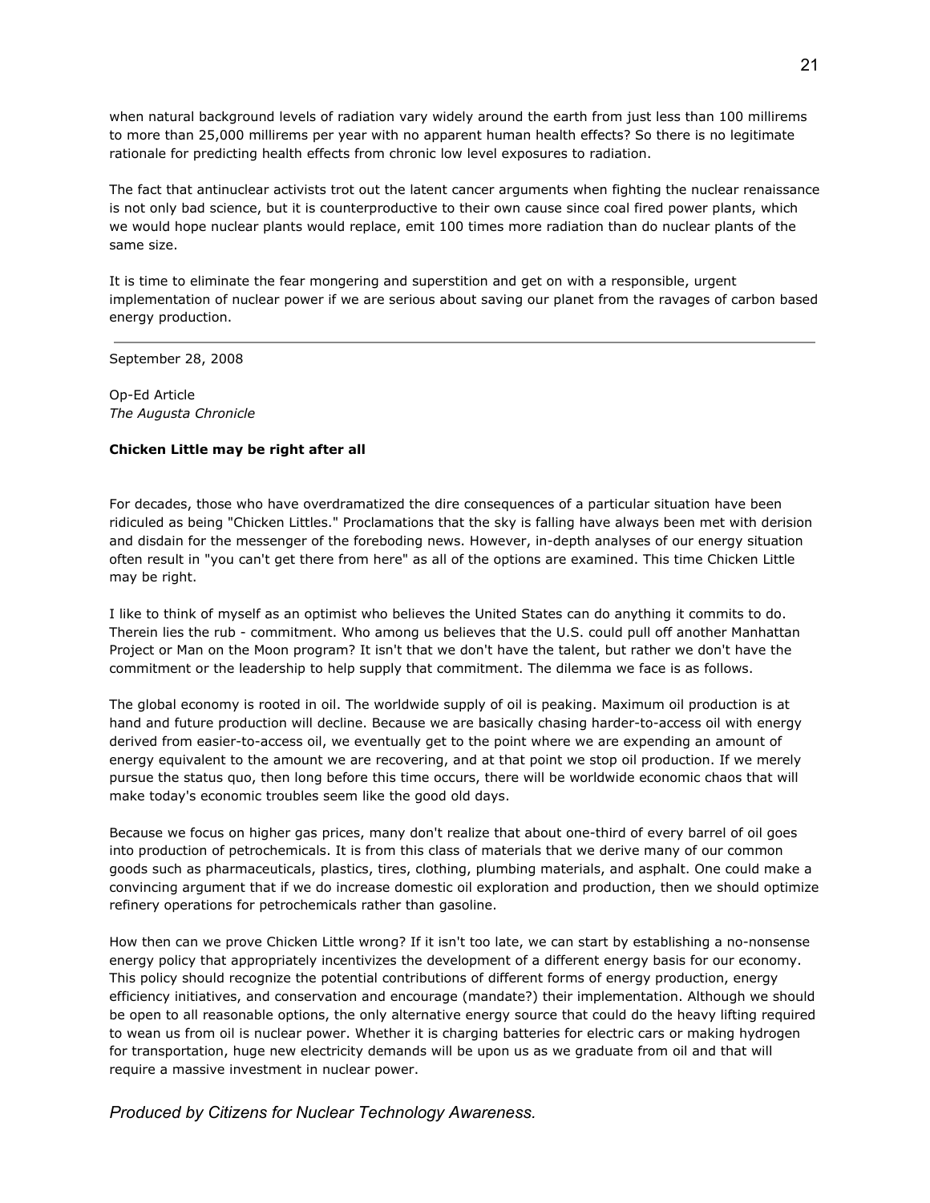when natural background levels of radiation vary widely around the earth from just less than 100 millirems to more than 25,000 millirems per year with no apparent human health effects? So there is no legitimate rationale for predicting health effects from chronic low level exposures to radiation.

The fact that antinuclear activists trot out the latent cancer arguments when fighting the nuclear renaissance is not only bad science, but it is counterproductive to their own cause since coal fired power plants, which we would hope nuclear plants would replace, emit 100 times more radiation than do nuclear plants of the same size.

It is time to eliminate the fear mongering and superstition and get on with a responsible, urgent implementation of nuclear power if we are serious about saving our planet from the ravages of carbon based energy production.

---

September 28, 2008

Op-Ed Article
*The Augusta Chronicle*

**Chicken Little may be right after all**

For decades, those who have overdramatized the dire consequences of a particular situation have been ridiculed as being "Chicken Littles." Proclamations that the sky is falling have always been met with derision and disdain for the messenger of the foreboding news. However, in-depth analyses of our energy situation often result in "you can't get there from here" as all of the options are examined. This time Chicken Little may be right.

I like to think of myself as an optimist who believes the United States can do anything it commits to do. Therein lies the rub - commitment. Who among us believes that the U.S. could pull off another Manhattan Project or Man on the Moon program? It isn't that we don't have the talent, but rather we don't have the commitment or the leadership to help supply that commitment. The dilemma we face is as follows.

The global economy is rooted in oil. The worldwide supply of oil is peaking. Maximum oil production is at hand and future production will decline. Because we are basically chasing harder-to-access oil with energy derived from easier-to-access oil, we eventually get to the point where we are expending an amount of energy equivalent to the amount we are recovering, and at that point we stop oil production. If we merely pursue the status quo, then long before this time occurs, there will be worldwide economic chaos that will make today's economic troubles seem like the good old days.

Because we focus on higher gas prices, many don't realize that about one-third of every barrel of oil goes into production of petrochemicals. It is from this class of materials that we derive many of our common goods such as pharmaceuticals, plastics, tires, clothing, plumbing materials, and asphalt. One could make a convincing argument that if we do increase domestic oil exploration and production, then we should optimize refinery operations for petrochemicals rather than gasoline.

How then can we prove Chicken Little wrong? If it isn't too late, we can start by establishing a no-nonsense energy policy that appropriately incentivizes the development of a different energy basis for our economy. This policy should recognize the potential contributions of different forms of energy production, energy efficiency initiatives, and conservation and encourage (mandate?) their implementation. Although we should be open to all reasonable options, the only alternative energy source that could do the heavy lifting required to wean us from oil is nuclear power. Whether it is charging batteries for electric cars or making hydrogen for transportation, huge new electricity demands will be upon us as we graduate from oil and that will require a massive investment in nuclear power.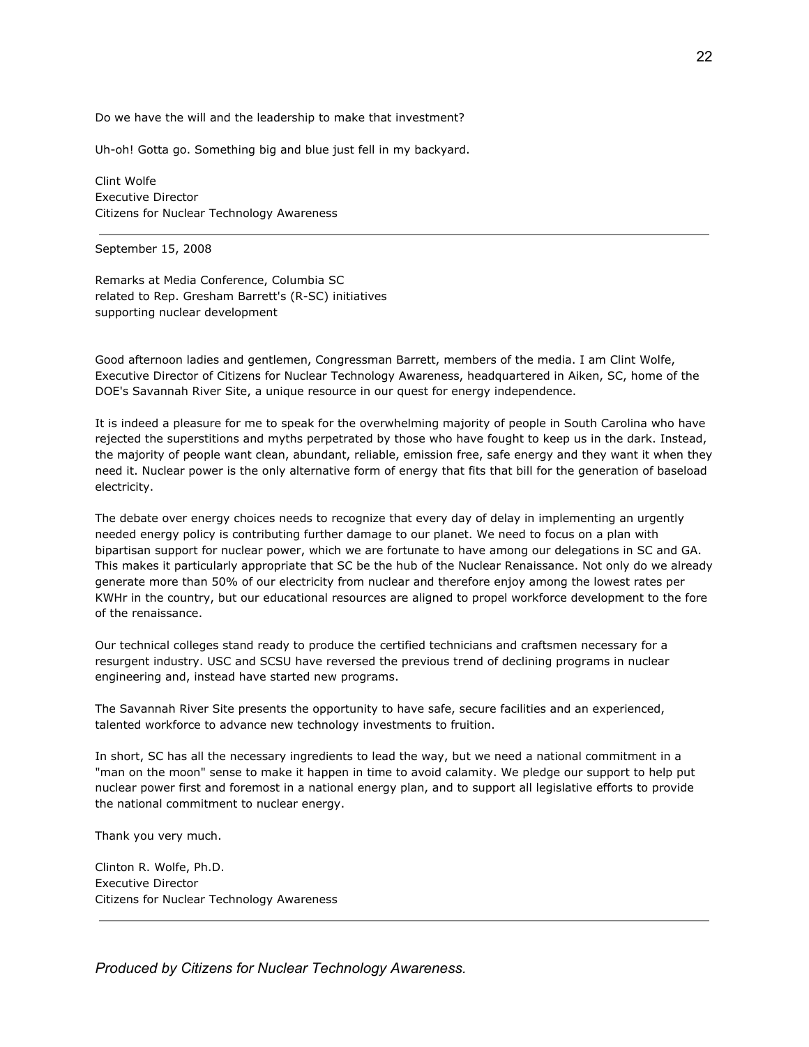Do we have the will and the leadership to make that investment?

Uh-oh! Gotta go. Something big and blue just fell in my backyard.

Clint Wolfe
Executive Director
Citizens for Nuclear Technology Awareness

---

September 15, 2008

Remarks at Media Conference, Columbia SC
related to Rep. Gresham Barrett's (R-SC) initiatives
supporting nuclear development

Good afternoon ladies and gentlemen, Congressman Barrett, members of the media. I am Clint Wolfe, Executive Director of Citizens for Nuclear Technology Awareness, headquartered in Aiken, SC, home of the DOE's Savannah River Site, a unique resource in our quest for energy independence.

It is indeed a pleasure for me to speak for the overwhelming majority of people in South Carolina who have rejected the superstitions and myths perpetrated by those who have fought to keep us in the dark. Instead, the majority of people want clean, abundant, reliable, emission free, safe energy and they want it when they need it. Nuclear power is the only alternative form of energy that fits that bill for the generation of baseload electricity.

The debate over energy choices needs to recognize that every day of delay in implementing an urgently needed energy policy is contributing further damage to our planet. We need to focus on a plan with bipartisan support for nuclear power, which we are fortunate to have among our delegations in SC and GA. This makes it particularly appropriate that SC be the hub of the Nuclear Renaissance. Not only do we already generate more than 50% of our electricity from nuclear and therefore enjoy among the lowest rates per KWHr in the country, but our educational resources are aligned to propel workforce development to the fore of the renaissance.

Our technical colleges stand ready to produce the certified technicians and craftsmen necessary for a resurgent industry. USC and SCSU have reversed the previous trend of declining programs in nuclear engineering and, instead have started new programs.

The Savannah River Site presents the opportunity to have safe, secure facilities and an experienced, talented workforce to advance new technology investments to fruition.

In short, SC has all the necessary ingredients to lead the way, but we need a national commitment in a "man on the moon" sense to make it happen in time to avoid calamity. We pledge our support to help put nuclear power first and foremost in a national energy plan, and to support all legislative efforts to provide the national commitment to nuclear energy.

Thank you very much.

Clinton R. Wolfe, Ph.D.
Executive Director
Citizens for Nuclear Technology Awareness

---

*Produced by Citizens for Nuclear Technology Awareness.*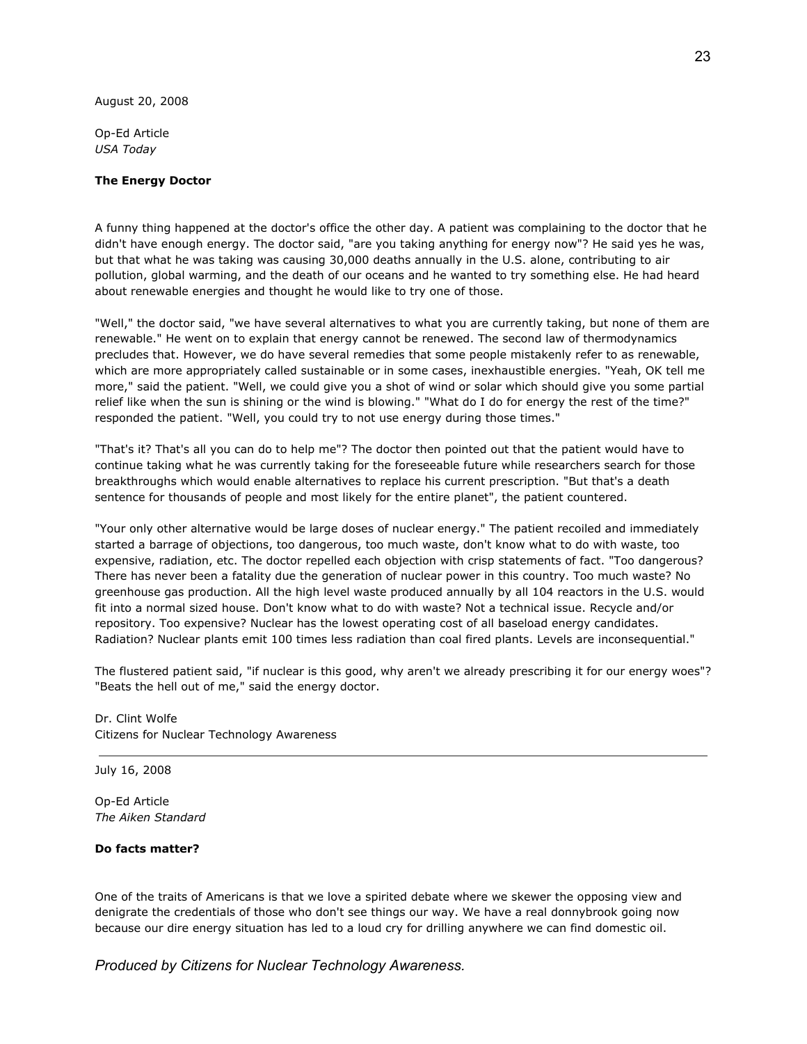August 20, 2008

Op-Ed Article
*USA Today*

**The Energy Doctor**

A funny thing happened at the doctor's office the other day. A patient was complaining to the doctor that he didn't have enough energy. The doctor said, "are you taking anything for energy now"? He said yes he was, but that what he was taking was causing 30,000 deaths annually in the U.S. alone, contributing to air pollution, global warming, and the death of our oceans and he wanted to try something else. He had heard about renewable energies and thought he would like to try one of those.

"Well," the doctor said, "we have several alternatives to what you are currently taking, but none of them are renewable." He went on to explain that energy cannot be renewed. The second law of thermodynamics precludes that. However, we do have several remedies that some people mistakenly refer to as renewable, which are more appropriately called sustainable or in some cases, inexhaustible energies. "Yeah, OK tell me more," said the patient. "Well, we could give you a shot of wind or solar which should give you some partial relief like when the sun is shining or the wind is blowing." "What do I do for energy the rest of the time?" responded the patient. "Well, you could try to not use energy during those times."

"That's it? That's all you can do to help me"? The doctor then pointed out that the patient would have to continue taking what he was currently taking for the foreseeable future while researchers search for those breakthroughs which would enable alternatives to replace his current prescription. "But that's a death sentence for thousands of people and most likely for the entire planet", the patient countered.

"Your only other alternative would be large doses of nuclear energy." The patient recoiled and immediately started a barrage of objections, too dangerous, too much waste, don't know what to do with waste, too expensive, radiation, etc. The doctor repelled each objection with crisp statements of fact. "Too dangerous? There has never been a fatality due the generation of nuclear power in this country. Too much waste? No greenhouse gas production. All the high level waste produced annually by all 104 reactors in the U.S. would fit into a normal sized house. Don't know what to do with waste? Not a technical issue. Recycle and/or repository. Too expensive? Nuclear has the lowest operating cost of all baseload energy candidates. Radiation? Nuclear plants emit 100 times less radiation than coal fired plants. Levels are inconsequential."

The flustered patient said, "if nuclear is this good, why aren't we already prescribing it for our energy woes"? "Beats the hell out of me," said the energy doctor.

Dr. Clint Wolfe
Citizens for Nuclear Technology Awareness

---

July 16, 2008

Op-Ed Article
*The Aiken Standard*

**Do facts matter?**

One of the traits of Americans is that we love a spirited debate where we skewer the opposing view and denigrate the credentials of those who don't see things our way. We have a real donnybrook going now because our dire energy situation has led to a loud cry for drilling anywhere we can find domestic oil.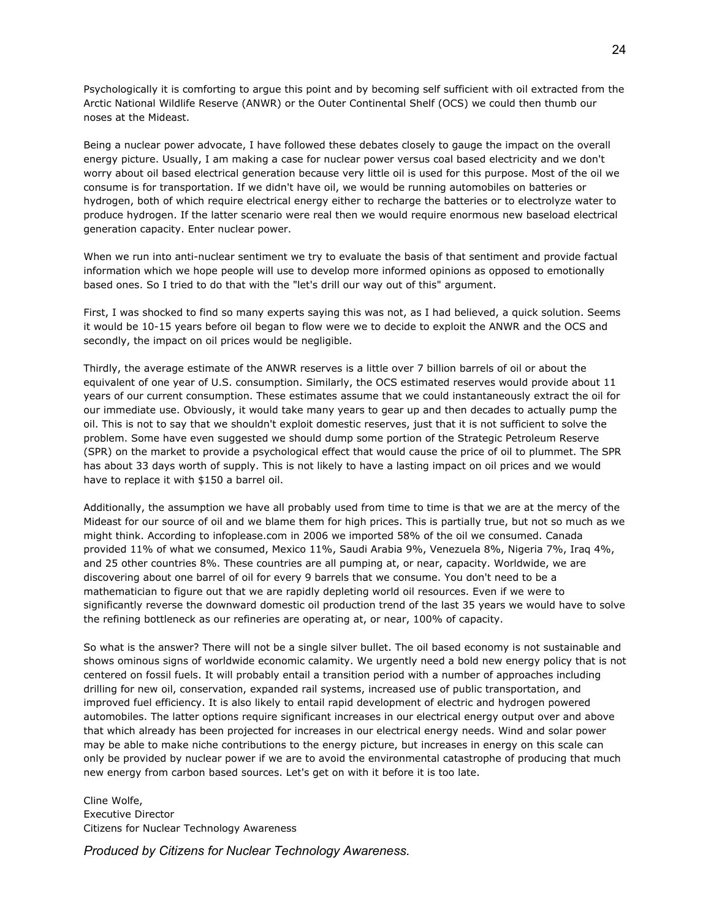Psychologically it is comforting to argue this point and by becoming self sufficient with oil extracted from the Arctic National Wildlife Reserve (ANWR) or the Outer Continental Shelf (OCS) we could then thumb our noses at the Mideast.

Being a nuclear power advocate, I have followed these debates closely to gauge the impact on the overall energy picture. Usually, I am making a case for nuclear power versus coal based electricity and we don't worry about oil based electrical generation because very little oil is used for this purpose. Most of the oil we consume is for transportation. If we didn't have oil, we would be running automobiles on batteries or hydrogen, both of which require electrical energy either to recharge the batteries or to electrolyze water to produce hydrogen. If the latter scenario were real then we would require enormous new baseload electrical generation capacity. Enter nuclear power.

When we run into anti-nuclear sentiment we try to evaluate the basis of that sentiment and provide factual information which we hope people will use to develop more informed opinions as opposed to emotionally based ones. So I tried to do that with the "let's drill our way out of this" argument.

First, I was shocked to find so many experts saying this was not, as I had believed, a quick solution. Seems it would be 10-15 years before oil began to flow were we to decide to exploit the ANWR and the OCS and secondly, the impact on oil prices would be negligible.

Thirdly, the average estimate of the ANWR reserves is a little over 7 billion barrels of oil or about the equivalent of one year of U.S. consumption. Similarly, the OCS estimated reserves would provide about 11 years of our current consumption. These estimates assume that we could instantaneously extract the oil for our immediate use. Obviously, it would take many years to gear up and then decades to actually pump the oil. This is not to say that we shouldn't exploit domestic reserves, just that it is not sufficient to solve the problem. Some have even suggested we should dump some portion of the Strategic Petroleum Reserve (SPR) on the market to provide a psychological effect that would cause the price of oil to plummet. The SPR has about 33 days worth of supply. This is not likely to have a lasting impact on oil prices and we would have to replace it with $150 a barrel oil.

Additionally, the assumption we have all probably used from time to time is that we are at the mercy of the Mideast for our source of oil and we blame them for high prices. This is partially true, but not so much as we might think. According to infoplease.com in 2006 we imported 58% of the oil we consumed. Canada provided 11% of what we consumed, Mexico 11%, Saudi Arabia 9%, Venezuela 8%, Nigeria 7%, Iraq 4%, and 25 other countries 8%. These countries are all pumping at, or near, capacity. Worldwide, we are discovering about one barrel of oil for every 9 barrels that we consume. You don't need to be a mathematician to figure out that we are rapidly depleting world oil resources. Even if we were to significantly reverse the downward domestic oil production trend of the last 35 years we would have to solve the refining bottleneck as our refineries are operating at, or near, 100% of capacity.

So what is the answer? There will not be a single silver bullet. The oil based economy is not sustainable and shows ominous signs of worldwide economic calamity. We urgently need a bold new energy policy that is not centered on fossil fuels. It will probably entail a transition period with a number of approaches including drilling for new oil, conservation, expanded rail systems, increased use of public transportation, and improved fuel efficiency. It is also likely to entail rapid development of electric and hydrogen powered automobiles. The latter options require significant increases in our electrical energy output over and above that which already has been projected for increases in our electrical energy needs. Wind and solar power may be able to make niche contributions to the energy picture, but increases in energy on this scale can only be provided by nuclear power if we are to avoid the environmental catastrophe of producing that much new energy from carbon based sources. Let's get on with it before it is too late.

Cline Wolfe,
Executive Director
Citizens for Nuclear Technology Awareness

*Produced by Citizens for Nuclear Technology Awareness.*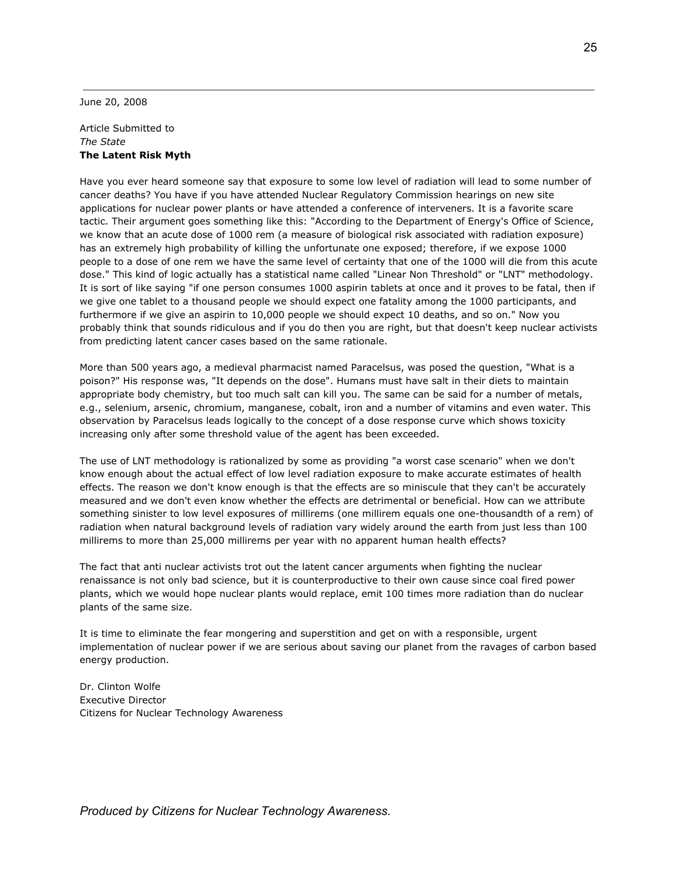June 20, 2008

Article Submitted to
*The State*
**The Latent Risk Myth**

Have you ever heard someone say that exposure to some low level of radiation will lead to some number of cancer deaths? You have if you have attended Nuclear Regulatory Commission hearings on new site applications for nuclear power plants or have attended a conference of interveners. It is a favorite scare tactic. Their argument goes something like this: "According to the Department of Energy's Office of Science, we know that an acute dose of 1000 rem (a measure of biological risk associated with radiation exposure) has an extremely high probability of killing the unfortunate one exposed; therefore, if we expose 1000 people to a dose of one rem we have the same level of certainty that one of the 1000 will die from this acute dose." This kind of logic actually has a statistical name called "Linear Non Threshold" or "LNT" methodology. It is sort of like saying "if one person consumes 1000 aspirin tablets at once and it proves to be fatal, then if we give one tablet to a thousand people we should expect one fatality among the 1000 participants, and furthermore if we give an aspirin to 10,000 people we should expect 10 deaths, and so on." Now you probably think that sounds ridiculous and if you do then you are right, but that doesn't keep nuclear activists from predicting latent cancer cases based on the same rationale.

More than 500 years ago, a medieval pharmacist named Paracelsus, was posed the question, "What is a poison?" His response was, "It depends on the dose". Humans must have salt in their diets to maintain appropriate body chemistry, but too much salt can kill you. The same can be said for a number of metals, e.g., selenium, arsenic, chromium, manganese, cobalt, iron and a number of vitamins and even water. This observation by Paracelsus leads logically to the concept of a dose response curve which shows toxicity increasing only after some threshold value of the agent has been exceeded.

The use of LNT methodology is rationalized by some as providing "a worst case scenario" when we don't know enough about the actual effect of low level radiation exposure to make accurate estimates of health effects. The reason we don't know enough is that the effects are so miniscule that they can't be accurately measured and we don't even know whether the effects are detrimental or beneficial. How can we attribute something sinister to low level exposures of millirems (one millirem equals one one-thousandth of a rem) of radiation when natural background levels of radiation vary widely around the earth from just less than 100 millirems to more than 25,000 millirems per year with no apparent human health effects?

The fact that anti nuclear activists trot out the latent cancer arguments when fighting the nuclear renaissance is not only bad science, but it is counterproductive to their own cause since coal fired power plants, which we would hope nuclear plants would replace, emit 100 times more radiation than do nuclear plants of the same size.

It is time to eliminate the fear mongering and superstition and get on with a responsible, urgent implementation of nuclear power if we are serious about saving our planet from the ravages of carbon based energy production.

Dr. Clinton Wolfe
Executive Director
Citizens for Nuclear Technology Awareness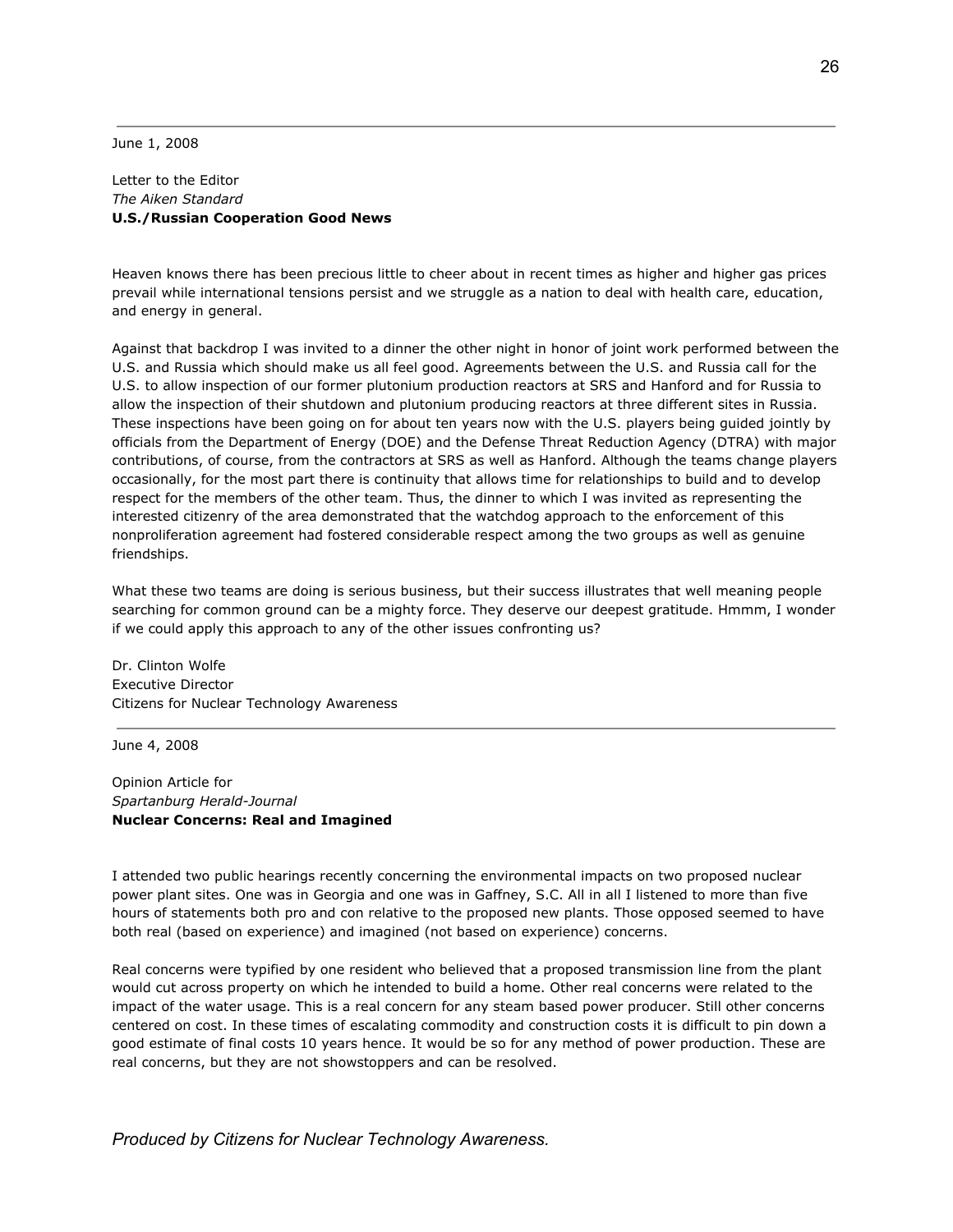---

June 1, 2008

Letter to the Editor
*The Aiken Standard*
**U.S./Russian Cooperation Good News**

Heaven knows there has been precious little to cheer about in recent times as higher and higher gas prices prevail while international tensions persist and we struggle as a nation to deal with health care, education, and energy in general.

Against that backdrop I was invited to a dinner the other night in honor of joint work performed between the U.S. and Russia which should make us all feel good. Agreements between the U.S. and Russia call for the U.S. to allow inspection of our former plutonium production reactors at SRS and Hanford and for Russia to allow the inspection of their shutdown and plutonium producing reactors at three different sites in Russia. These inspections have been going on for about ten years now with the U.S. players being guided jointly by officials from the Department of Energy (DOE) and the Defense Threat Reduction Agency (DTRA) with major contributions, of course, from the contractors at SRS as well as Hanford. Although the teams change players occasionally, for the most part there is continuity that allows time for relationships to build and to develop respect for the members of the other team. Thus, the dinner to which I was invited as representing the interested citizenry of the area demonstrated that the watchdog approach to the enforcement of this nonproliferation agreement had fostered considerable respect among the two groups as well as genuine friendships.

What these two teams are doing is serious business, but their success illustrates that well meaning people searching for common ground can be a mighty force. They deserve our deepest gratitude. Hmmm, I wonder if we could apply this approach to any of the other issues confronting us?

Dr. Clinton Wolfe
Executive Director
Citizens for Nuclear Technology Awareness

---

June 4, 2008

Opinion Article for
*Spartanburg Herald-Journal*
**Nuclear Concerns: Real and Imagined**

I attended two public hearings recently concerning the environmental impacts on two proposed nuclear power plant sites. One was in Georgia and one was in Gaffney, S.C. All in all I listened to more than five hours of statements both pro and con relative to the proposed new plants. Those opposed seemed to have both real (based on experience) and imagined (not based on experience) concerns.

Real concerns were typified by one resident who believed that a proposed transmission line from the plant would cut across property on which he intended to build a home. Other real concerns were related to the impact of the water usage. This is a real concern for any steam based power producer. Still other concerns centered on cost. In these times of escalating commodity and construction costs it is difficult to pin down a good estimate of final costs 10 years hence. It would be so for any method of power production. These are real concerns, but they are not showstoppers and can be resolved.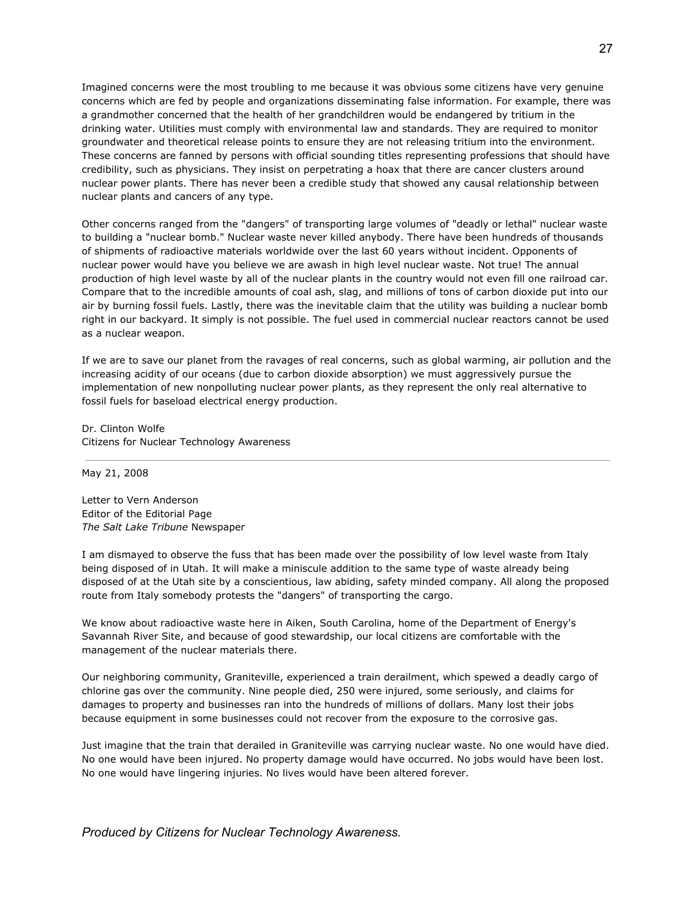Imagined concerns were the most troubling to me because it was obvious some citizens have very genuine concerns which are fed by people and organizations disseminating false information. For example, there was a grandmother concerned that the health of her grandchildren would be endangered by tritium in the drinking water. Utilities must comply with environmental law and standards. They are required to monitor groundwater and theoretical release points to ensure they are not releasing tritium into the environment. These concerns are fanned by persons with official sounding titles representing professions that should have credibility, such as physicians. They insist on perpetrating a hoax that there are cancer clusters around nuclear power plants. There has never been a credible study that showed any causal relationship between nuclear plants and cancers of any type.

Other concerns ranged from the "dangers" of transporting large volumes of "deadly or lethal" nuclear waste to building a "nuclear bomb." Nuclear waste never killed anybody. There have been hundreds of thousands of shipments of radioactive materials worldwide over the last 60 years without incident. Opponents of nuclear power would have you believe we are awash in high level nuclear waste. Not true! The annual production of high level waste by all of the nuclear plants in the country would not even fill one railroad car. Compare that to the incredible amounts of coal ash, slag, and millions of tons of carbon dioxide put into our air by burning fossil fuels. Lastly, there was the inevitable claim that the utility was building a nuclear bomb right in our backyard. It simply is not possible. The fuel used in commercial nuclear reactors cannot be used as a nuclear weapon.

If we are to save our planet from the ravages of real concerns, such as global warming, air pollution and the increasing acidity of our oceans (due to carbon dioxide absorption) we must aggressively pursue the implementation of new nonpolluting nuclear power plants, as they represent the only real alternative to fossil fuels for baseload electrical energy production.

Dr. Clinton Wolfe
Citizens for Nuclear Technology Awareness

---

May 21, 2008

Letter to Vern Anderson
Editor of the Editorial Page
*The Salt Lake Tribune* Newspaper

I am dismayed to observe the fuss that has been made over the possibility of low level waste from Italy being disposed of in Utah. It will make a miniscule addition to the same type of waste already being disposed of at the Utah site by a conscientious, law abiding, safety minded company. All along the proposed route from Italy somebody protests the "dangers" of transporting the cargo.

We know about radioactive waste here in Aiken, South Carolina, home of the Department of Energy's Savannah River Site, and because of good stewardship, our local citizens are comfortable with the management of the nuclear materials there.

Our neighboring community, Graniteville, experienced a train derailment, which spewed a deadly cargo of chlorine gas over the community. Nine people died, 250 were injured, some seriously, and claims for damages to property and businesses ran into the hundreds of millions of dollars. Many lost their jobs because equipment in some businesses could not recover from the exposure to the corrosive gas.

Just imagine that the train that derailed in Graniteville was carrying nuclear waste. No one would have died. No one would have been injured. No property damage would have occurred. No jobs would have been lost. No one would have lingering injuries. No lives would have been altered forever.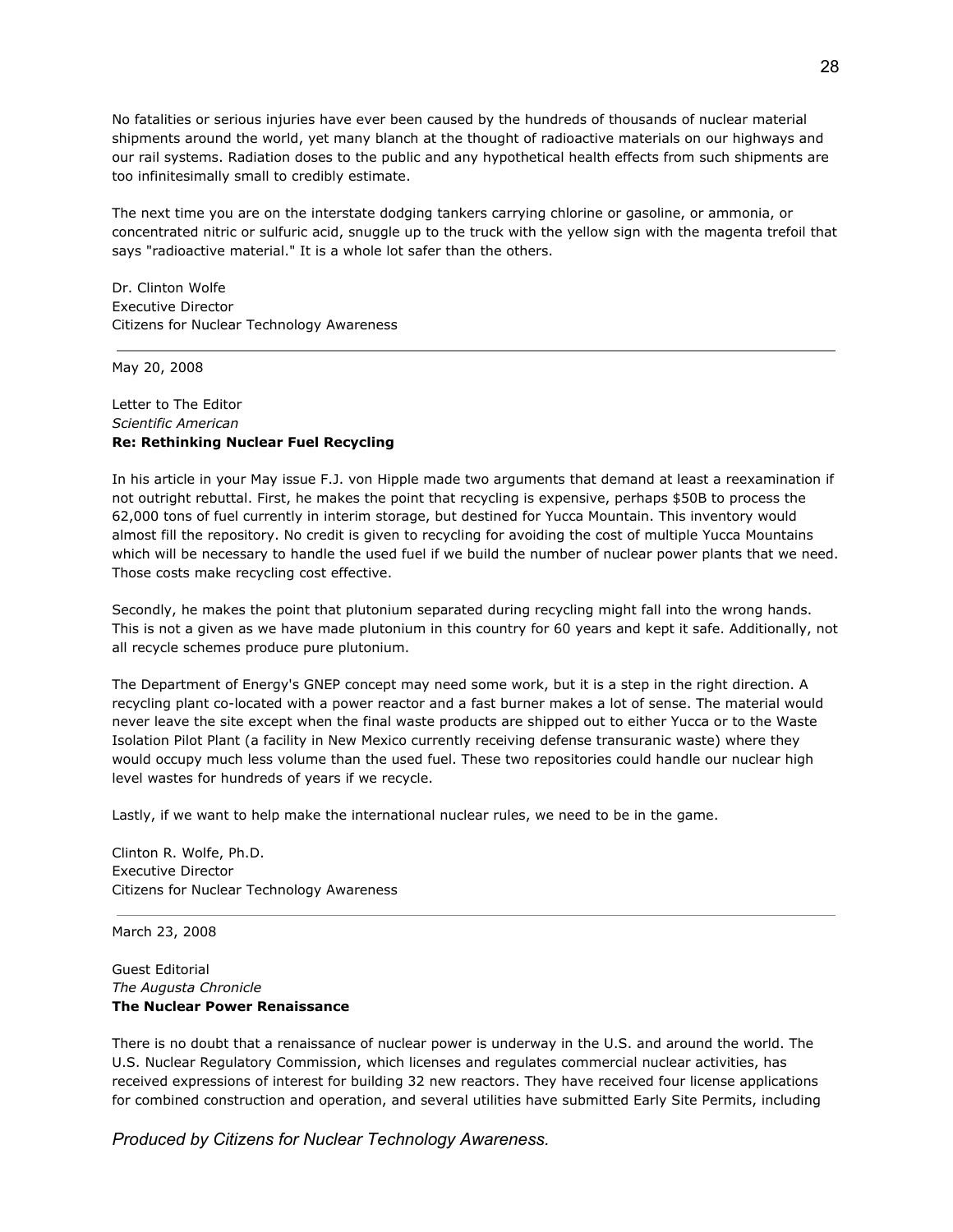No fatalities or serious injuries have ever been caused by the hundreds of thousands of nuclear material shipments around the world, yet many blanch at the thought of radioactive materials on our highways and our rail systems. Radiation doses to the public and any hypothetical health effects from such shipments are too infinitesimally small to credibly estimate.

The next time you are on the interstate dodging tankers carrying chlorine or gasoline, or ammonia, or concentrated nitric or sulfuric acid, snuggle up to the truck with the yellow sign with the magenta trefoil that says "radioactive material." It is a whole lot safer than the others.

Dr. Clinton Wolfe
Executive Director
Citizens for Nuclear Technology Awareness

---

May 20, 2008

Letter to The Editor
*Scientific American*
**Re: Rethinking Nuclear Fuel Recycling**

In his article in your May issue F.J. von Hipple made two arguments that demand at least a reexamination if not outright rebuttal. First, he makes the point that recycling is expensive, perhaps $50B to process the 62,000 tons of fuel currently in interim storage, but destined for Yucca Mountain. This inventory would almost fill the repository. No credit is given to recycling for avoiding the cost of multiple Yucca Mountains which will be necessary to handle the used fuel if we build the number of nuclear power plants that we need. Those costs make recycling cost effective.

Secondly, he makes the point that plutonium separated during recycling might fall into the wrong hands. This is not a given as we have made plutonium in this country for 60 years and kept it safe. Additionally, not all recycle schemes produce pure plutonium.

The Department of Energy's GNEP concept may need some work, but it is a step in the right direction. A recycling plant co-located with a power reactor and a fast burner makes a lot of sense. The material would never leave the site except when the final waste products are shipped out to either Yucca or to the Waste Isolation Pilot Plant (a facility in New Mexico currently receiving defense transuranic waste) where they would occupy much less volume than the used fuel. These two repositories could handle our nuclear high level wastes for hundreds of years if we recycle.

Lastly, if we want to help make the international nuclear rules, we need to be in the game.

Clinton R. Wolfe, Ph.D.
Executive Director
Citizens for Nuclear Technology Awareness

---

March 23, 2008

Guest Editorial
*The Augusta Chronicle*
**The Nuclear Power Renaissance**

There is no doubt that a renaissance of nuclear power is underway in the U.S. and around the world. The U.S. Nuclear Regulatory Commission, which licenses and regulates commercial nuclear activities, has received expressions of interest for building 32 new reactors. They have received four license applications for combined construction and operation, and several utilities have submitted Early Site Permits, including

*Produced by Citizens for Nuclear Technology Awareness.*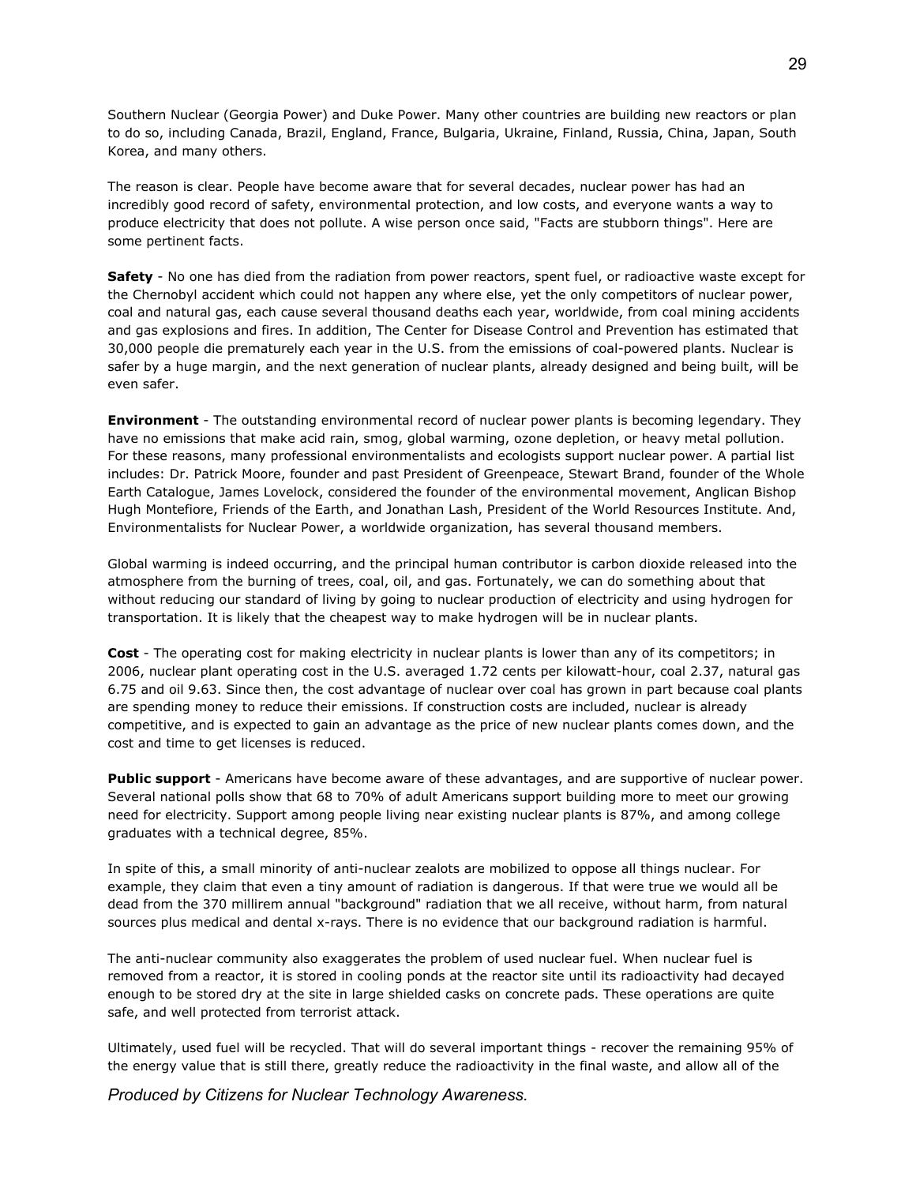Southern Nuclear (Georgia Power) and Duke Power. Many other countries are building new reactors or plan to do so, including Canada, Brazil, England, France, Bulgaria, Ukraine, Finland, Russia, China, Japan, South Korea, and many others.

The reason is clear. People have become aware that for several decades, nuclear power has had an incredibly good record of safety, environmental protection, and low costs, and everyone wants a way to produce electricity that does not pollute. A wise person once said, "Facts are stubborn things". Here are some pertinent facts.

**Safety** - No one has died from the radiation from power reactors, spent fuel, or radioactive waste except for the Chernobyl accident which could not happen any where else, yet the only competitors of nuclear power, coal and natural gas, each cause several thousand deaths each year, worldwide, from coal mining accidents and gas explosions and fires. In addition, The Center for Disease Control and Prevention has estimated that 30,000 people die prematurely each year in the U.S. from the emissions of coal-powered plants. Nuclear is safer by a huge margin, and the next generation of nuclear plants, already designed and being built, will be even safer.

**Environment** - The outstanding environmental record of nuclear power plants is becoming legendary. They have no emissions that make acid rain, smog, global warming, ozone depletion, or heavy metal pollution. For these reasons, many professional environmentalists and ecologists support nuclear power. A partial list includes: Dr. Patrick Moore, founder and past President of Greenpeace, Stewart Brand, founder of the Whole Earth Catalogue, James Lovelock, considered the founder of the environmental movement, Anglican Bishop Hugh Montefiore, Friends of the Earth, and Jonathan Lash, President of the World Resources Institute. And, Environmentalists for Nuclear Power, a worldwide organization, has several thousand members.

Global warming is indeed occurring, and the principal human contributor is carbon dioxide released into the atmosphere from the burning of trees, coal, oil, and gas. Fortunately, we can do something about that without reducing our standard of living by going to nuclear production of electricity and using hydrogen for transportation. It is likely that the cheapest way to make hydrogen will be in nuclear plants.

**Cost** - The operating cost for making electricity in nuclear plants is lower than any of its competitors; in 2006, nuclear plant operating cost in the U.S. averaged 1.72 cents per kilowatt-hour, coal 2.37, natural gas 6.75 and oil 9.63. Since then, the cost advantage of nuclear over coal has grown in part because coal plants are spending money to reduce their emissions. If construction costs are included, nuclear is already competitive, and is expected to gain an advantage as the price of new nuclear plants comes down, and the cost and time to get licenses is reduced.

**Public support** - Americans have become aware of these advantages, and are supportive of nuclear power. Several national polls show that 68 to 70% of adult Americans support building more to meet our growing need for electricity. Support among people living near existing nuclear plants is 87%, and among college graduates with a technical degree, 85%.

In spite of this, a small minority of anti-nuclear zealots are mobilized to oppose all things nuclear. For example, they claim that even a tiny amount of radiation is dangerous. If that were true we would all be dead from the 370 millirem annual "background" radiation that we all receive, without harm, from natural sources plus medical and dental x-rays. There is no evidence that our background radiation is harmful.

The anti-nuclear community also exaggerates the problem of used nuclear fuel. When nuclear fuel is removed from a reactor, it is stored in cooling ponds at the reactor site until its radioactivity had decayed enough to be stored dry at the site in large shielded casks on concrete pads. These operations are quite safe, and well protected from terrorist attack.

Ultimately, used fuel will be recycled. That will do several important things - recover the remaining 95% of the energy value that is still there, greatly reduce the radioactivity in the final waste, and allow all of the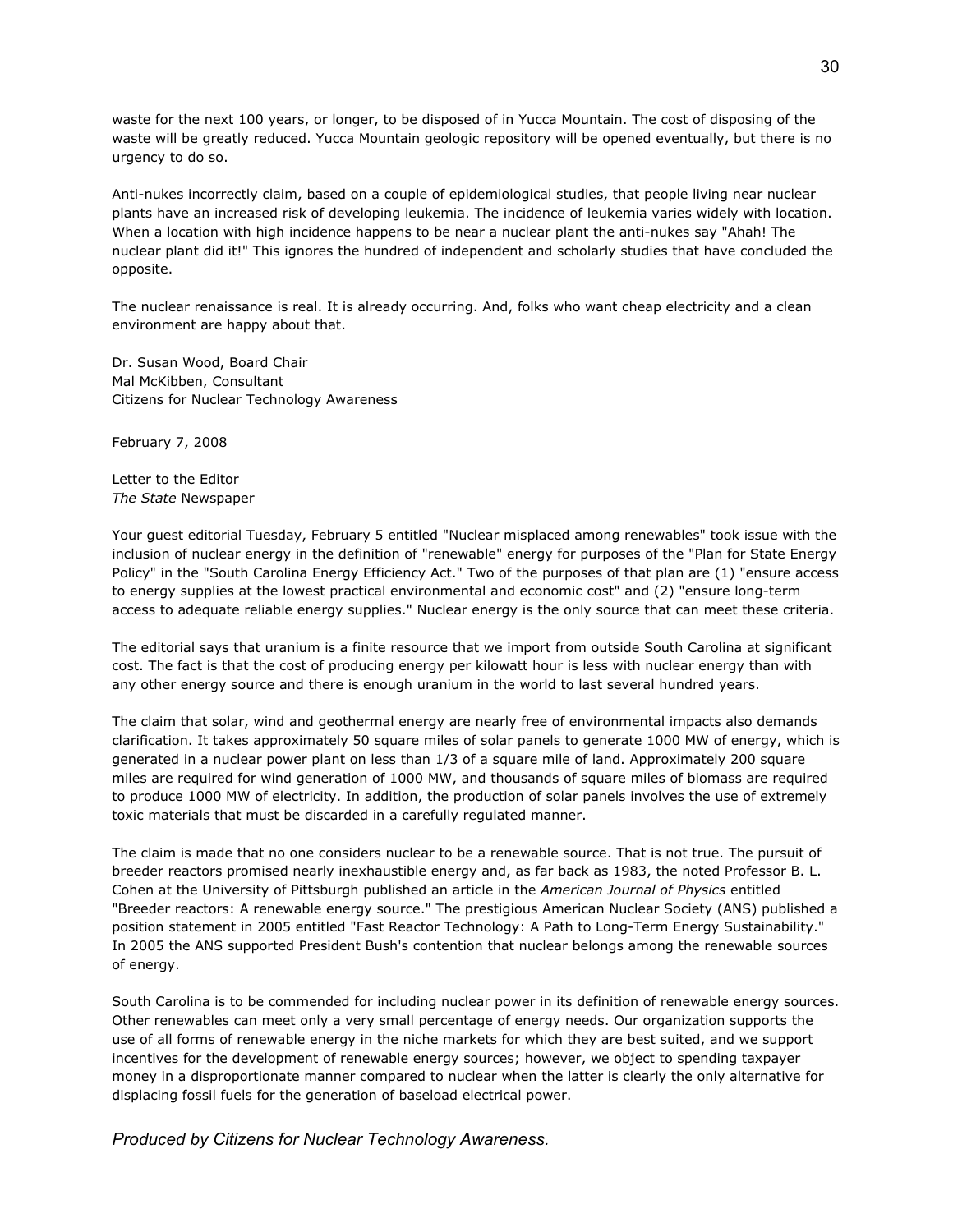waste for the next 100 years, or longer, to be disposed of in Yucca Mountain. The cost of disposing of the waste will be greatly reduced. Yucca Mountain geologic repository will be opened eventually, but there is no urgency to do so.

Anti-nukes incorrectly claim, based on a couple of epidemiological studies, that people living near nuclear plants have an increased risk of developing leukemia. The incidence of leukemia varies widely with location. When a location with high incidence happens to be near a nuclear plant the anti-nukes say "Ahah! The nuclear plant did it!" This ignores the hundred of independent and scholarly studies that have concluded the opposite.

The nuclear renaissance is real. It is already occurring. And, folks who want cheap electricity and a clean environment are happy about that.

Dr. Susan Wood, Board Chair
Mal McKibben, Consultant
Citizens for Nuclear Technology Awareness

---

February 7, 2008

Letter to the Editor
*The State* Newspaper

Your guest editorial Tuesday, February 5 entitled "Nuclear misplaced among renewables" took issue with the inclusion of nuclear energy in the definition of "renewable" energy for purposes of the "Plan for State Energy Policy" in the "South Carolina Energy Efficiency Act." Two of the purposes of that plan are (1) "ensure access to energy supplies at the lowest practical environmental and economic cost" and (2) "ensure long-term access to adequate reliable energy supplies." Nuclear energy is the only source that can meet these criteria.

The editorial says that uranium is a finite resource that we import from outside South Carolina at significant cost. The fact is that the cost of producing energy per kilowatt hour is less with nuclear energy than with any other energy source and there is enough uranium in the world to last several hundred years.

The claim that solar, wind and geothermal energy are nearly free of environmental impacts also demands clarification. It takes approximately 50 square miles of solar panels to generate 1000 MW of energy, which is generated in a nuclear power plant on less than 1/3 of a square mile of land. Approximately 200 square miles are required for wind generation of 1000 MW, and thousands of square miles of biomass are required to produce 1000 MW of electricity. In addition, the production of solar panels involves the use of extremely toxic materials that must be discarded in a carefully regulated manner.

The claim is made that no one considers nuclear to be a renewable source. That is not true. The pursuit of breeder reactors promised nearly inexhaustible energy and, as far back as 1983, the noted Professor B. L. Cohen at the University of Pittsburgh published an article in the *American Journal of Physics* entitled "Breeder reactors: A renewable energy source." The prestigious American Nuclear Society (ANS) published a position statement in 2005 entitled "Fast Reactor Technology: A Path to Long-Term Energy Sustainability." In 2005 the ANS supported President Bush's contention that nuclear belongs among the renewable sources of energy.

South Carolina is to be commended for including nuclear power in its definition of renewable energy sources. Other renewables can meet only a very small percentage of energy needs. Our organization supports the use of all forms of renewable energy in the niche markets for which they are best suited, and we support incentives for the development of renewable energy sources; however, we object to spending taxpayer money in a disproportionate manner compared to nuclear when the latter is clearly the only alternative for displacing fossil fuels for the generation of baseload electrical power.

*Produced by Citizens for Nuclear Technology Awareness.*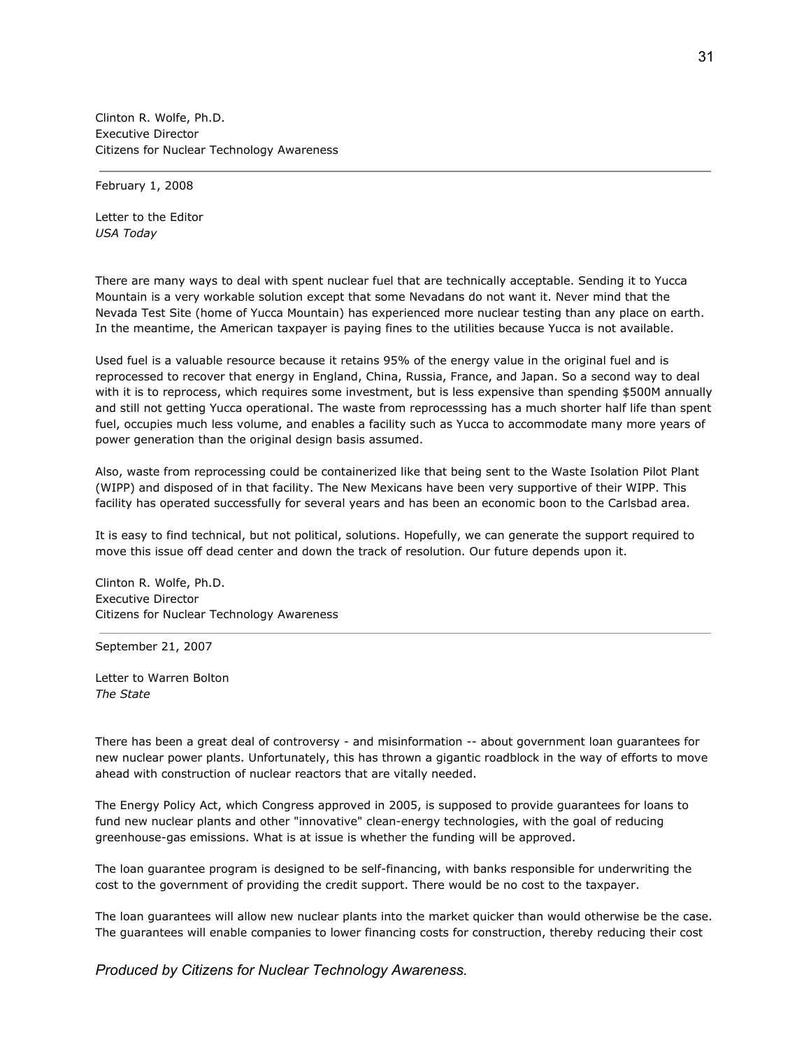Clinton R. Wolfe, Ph.D.
Executive Director
Citizens for Nuclear Technology Awareness

---

February 1, 2008

Letter to the Editor
*USA Today*

There are many ways to deal with spent nuclear fuel that are technically acceptable. Sending it to Yucca Mountain is a very workable solution except that some Nevadans do not want it. Never mind that the Nevada Test Site (home of Yucca Mountain) has experienced more nuclear testing than any place on earth. In the meantime, the American taxpayer is paying fines to the utilities because Yucca is not available.

Used fuel is a valuable resource because it retains 95% of the energy value in the original fuel and is reprocessed to recover that energy in England, China, Russia, France, and Japan. So a second way to deal with it is to reprocess, which requires some investment, but is less expensive than spending $500M annually and still not getting Yucca operational. The waste from reprocesssing has a much shorter half life than spent fuel, occupies much less volume, and enables a facility such as Yucca to accommodate many more years of power generation than the original design basis assumed.

Also, waste from reprocessing could be containerized like that being sent to the Waste Isolation Pilot Plant (WIPP) and disposed of in that facility. The New Mexicans have been very supportive of their WIPP. This facility has operated successfully for several years and has been an economic boon to the Carlsbad area.

It is easy to find technical, but not political, solutions. Hopefully, we can generate the support required to move this issue off dead center and down the track of resolution. Our future depends upon it.

Clinton R. Wolfe, Ph.D.
Executive Director
Citizens for Nuclear Technology Awareness

---

September 21, 2007

Letter to Warren Bolton
*The State*

There has been a great deal of controversy - and misinformation -- about government loan guarantees for new nuclear power plants. Unfortunately, this has thrown a gigantic roadblock in the way of efforts to move ahead with construction of nuclear reactors that are vitally needed.

The Energy Policy Act, which Congress approved in 2005, is supposed to provide guarantees for loans to fund new nuclear plants and other "innovative" clean-energy technologies, with the goal of reducing greenhouse-gas emissions. What is at issue is whether the funding will be approved.

The loan guarantee program is designed to be self-financing, with banks responsible for underwriting the cost to the government of providing the credit support. There would be no cost to the taxpayer.

The loan guarantees will allow new nuclear plants into the market quicker than would otherwise be the case. The guarantees will enable companies to lower financing costs for construction, thereby reducing their cost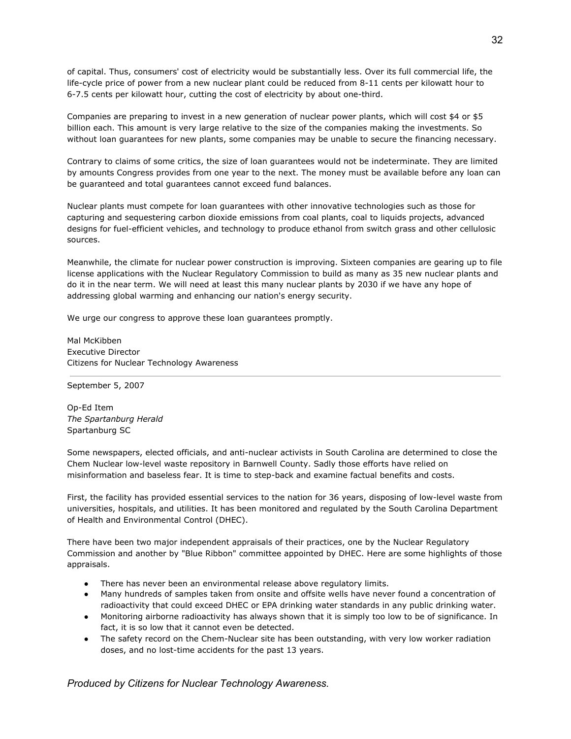of capital. Thus, consumers' cost of electricity would be substantially less. Over its full commercial life, the life-cycle price of power from a new nuclear plant could be reduced from 8-11 cents per kilowatt hour to 6-7.5 cents per kilowatt hour, cutting the cost of electricity by about one-third.

Companies are preparing to invest in a new generation of nuclear power plants, which will cost $4 or $5 billion each. This amount is very large relative to the size of the companies making the investments. So without loan guarantees for new plants, some companies may be unable to secure the financing necessary.

Contrary to claims of some critics, the size of loan guarantees would not be indeterminate. They are limited by amounts Congress provides from one year to the next. The money must be available before any loan can be guaranteed and total guarantees cannot exceed fund balances.

Nuclear plants must compete for loan guarantees with other innovative technologies such as those for capturing and sequestering carbon dioxide emissions from coal plants, coal to liquids projects, advanced designs for fuel-efficient vehicles, and technology to produce ethanol from switch grass and other cellulosic sources.

Meanwhile, the climate for nuclear power construction is improving. Sixteen companies are gearing up to file license applications with the Nuclear Regulatory Commission to build as many as 35 new nuclear plants and do it in the near term. We will need at least this many nuclear plants by 2030 if we have any hope of addressing global warming and enhancing our nation's energy security.

We urge our congress to approve these loan guarantees promptly.

Mal McKibben  
Executive Director  
Citizens for Nuclear Technology Awareness

---

September 5, 2007

Op-Ed Item  
*The Spartanburg Herald*  
Spartanburg SC

Some newspapers, elected officials, and anti-nuclear activists in South Carolina are determined to close the Chem Nuclear low-level waste repository in Barnwell County. Sadly those efforts have relied on misinformation and baseless fear. It is time to step-back and examine factual benefits and costs.

First, the facility has provided essential services to the nation for 36 years, disposing of low-level waste from universities, hospitals, and utilities. It has been monitored and regulated by the South Carolina Department of Health and Environmental Control (DHEC).

There have been two major independent appraisals of their practices, one by the Nuclear Regulatory Commission and another by "Blue Ribbon" committee appointed by DHEC. Here are some highlights of those appraisals.

- There has never been an environmental release above regulatory limits.
- Many hundreds of samples taken from onsite and offsite wells have never found a concentration of radioactivity that could exceed DHEC or EPA drinking water standards in any public drinking water.
- Monitoring airborne radioactivity has always shown that it is simply too low to be of significance. In fact, it is so low that it cannot even be detected.
- The safety record on the Chem-Nuclear site has been outstanding, with very low worker radiation doses, and no lost-time accidents for the past 13 years.

*Produced by Citizens for Nuclear Technology Awareness.*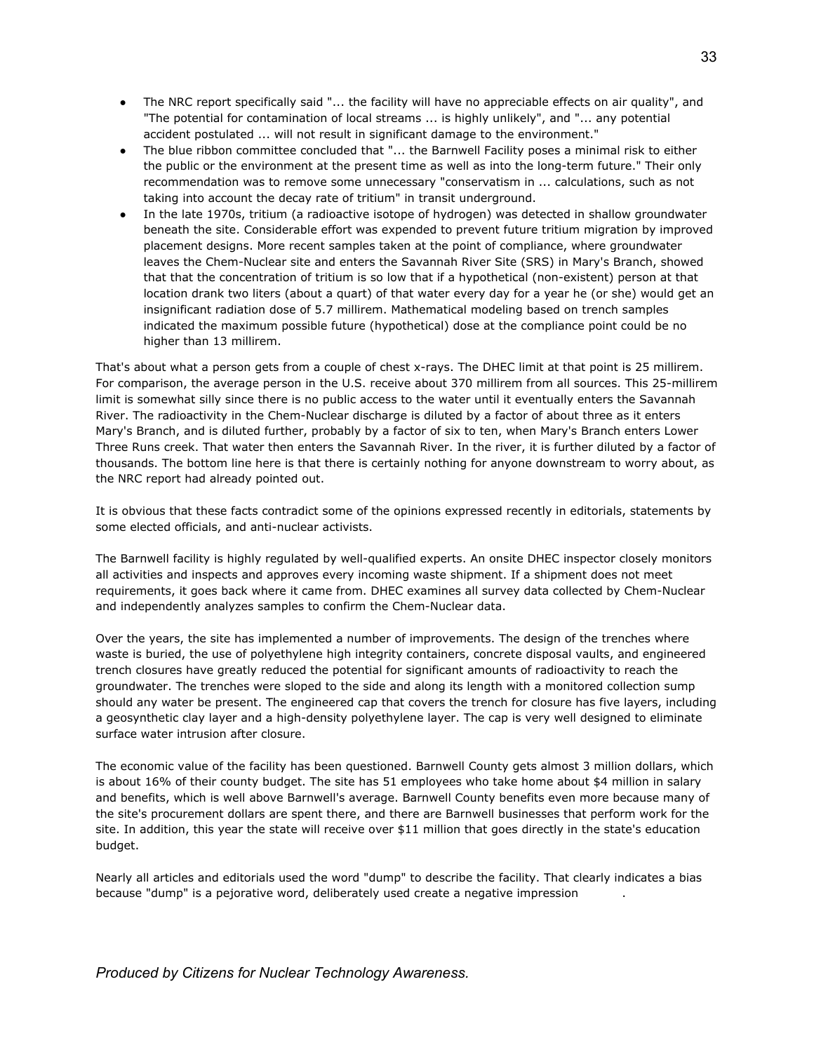- The NRC report specifically said "... the facility will have no appreciable effects on air quality", and "The potential for contamination of local streams ... is highly unlikely", and "... any potential accident postulated ... will not result in significant damage to the environment."
- The blue ribbon committee concluded that "... the Barnwell Facility poses a minimal risk to either the public or the environment at the present time as well as into the long-term future." Their only recommendation was to remove some unnecessary "conservatism in ... calculations, such as not taking into account the decay rate of tritium" in transit underground.
- In the late 1970s, tritium (a radioactive isotope of hydrogen) was detected in shallow groundwater beneath the site. Considerable effort was expended to prevent future tritium migration by improved placement designs. More recent samples taken at the point of compliance, where groundwater leaves the Chem-Nuclear site and enters the Savannah River Site (SRS) in Mary's Branch, showed that that the concentration of tritium is so low that if a hypothetical (non-existent) person at that location drank two liters (about a quart) of that water every day for a year he (or she) would get an insignificant radiation dose of 5.7 millirem. Mathematical modeling based on trench samples indicated the maximum possible future (hypothetical) dose at the compliance point could be no higher than 13 millirem.

That's about what a person gets from a couple of chest x-rays. The DHEC limit at that point is 25 millirem. For comparison, the average person in the U.S. receive about 370 millirem from all sources. This 25-millirem limit is somewhat silly since there is no public access to the water until it eventually enters the Savannah River. The radioactivity in the Chem-Nuclear discharge is diluted by a factor of about three as it enters Mary's Branch, and is diluted further, probably by a factor of six to ten, when Mary's Branch enters Lower Three Runs creek. That water then enters the Savannah River. In the river, it is further diluted by a factor of thousands. The bottom line here is that there is certainly nothing for anyone downstream to worry about, as the NRC report had already pointed out.

It is obvious that these facts contradict some of the opinions expressed recently in editorials, statements by some elected officials, and anti-nuclear activists.

The Barnwell facility is highly regulated by well-qualified experts. An onsite DHEC inspector closely monitors all activities and inspects and approves every incoming waste shipment. If a shipment does not meet requirements, it goes back where it came from. DHEC examines all survey data collected by Chem-Nuclear and independently analyzes samples to confirm the Chem-Nuclear data.

Over the years, the site has implemented a number of improvements. The design of the trenches where waste is buried, the use of polyethylene high integrity containers, concrete disposal vaults, and engineered trench closures have greatly reduced the potential for significant amounts of radioactivity to reach the groundwater. The trenches were sloped to the side and along its length with a monitored collection sump should any water be present. The engineered cap that covers the trench for closure has five layers, including a geosynthetic clay layer and a high-density polyethylene layer. The cap is very well designed to eliminate surface water intrusion after closure.

The economic value of the facility has been questioned. Barnwell County gets almost 3 million dollars, which is about 16% of their county budget. The site has 51 employees who take home about $4 million in salary and benefits, which is well above Barnwell's average. Barnwell County benefits even more because many of the site's procurement dollars are spent there, and there are Barnwell businesses that perform work for the site. In addition, this year the state will receive over $11 million that goes directly in the state's education budget.

Nearly all articles and editorials used the word "dump" to describe the facility. That clearly indicates a bias because "dump" is a pejorative word, deliberately used create a negative impression .

*Produced by Citizens for Nuclear Technology Awareness.*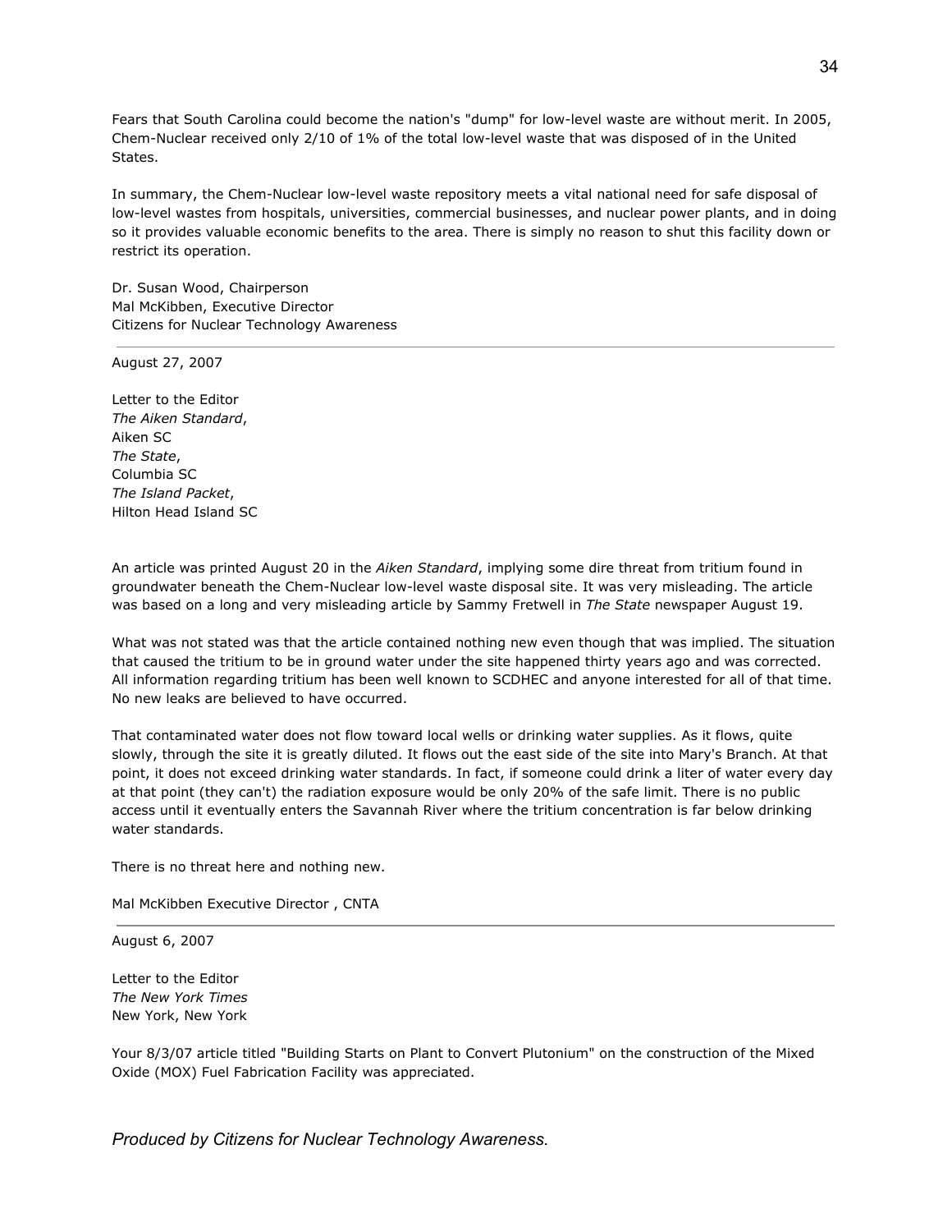Fears that South Carolina could become the nation's "dump" for low-level waste are without merit. In 2005, Chem-Nuclear received only 2/10 of 1% of the total low-level waste that was disposed of in the United States.

In summary, the Chem-Nuclear low-level waste repository meets a vital national need for safe disposal of low-level wastes from hospitals, universities, commercial businesses, and nuclear power plants, and in doing so it provides valuable economic benefits to the area. There is simply no reason to shut this facility down or restrict its operation.

Dr. Susan Wood, Chairperson
Mal McKibben, Executive Director
Citizens for Nuclear Technology Awareness

---

August 27, 2007

Letter to the Editor
*The Aiken Standard*,
Aiken SC
*The State*,
Columbia SC
*The Island Packet*,
Hilton Head Island SC

An article was printed August 20 in the *Aiken Standard*, implying some dire threat from tritium found in groundwater beneath the Chem-Nuclear low-level waste disposal site. It was very misleading. The article was based on a long and very misleading article by Sammy Fretwell in *The State* newspaper August 19.

What was not stated was that the article contained nothing new even though that was implied. The situation that caused the tritium to be in ground water under the site happened thirty years ago and was corrected. All information regarding tritium has been well known to SCDHEC and anyone interested for all of that time. No new leaks are believed to have occurred.

That contaminated water does not flow toward local wells or drinking water supplies. As it flows, quite slowly, through the site it is greatly diluted. It flows out the east side of the site into Mary's Branch. At that point, it does not exceed drinking water standards. In fact, if someone could drink a liter of water every day at that point (they can't) the radiation exposure would be only 20% of the safe limit. There is no public access until it eventually enters the Savannah River where the tritium concentration is far below drinking water standards.

There is no threat here and nothing new.

Mal McKibben Executive Director , CNTA

---

August 6, 2007

Letter to the Editor
*The New York Times*
New York, New York

Your 8/3/07 article titled "Building Starts on Plant to Convert Plutonium" on the construction of the Mixed Oxide (MOX) Fuel Fabrication Facility was appreciated.

*Produced by Citizens for Nuclear Technology Awareness.*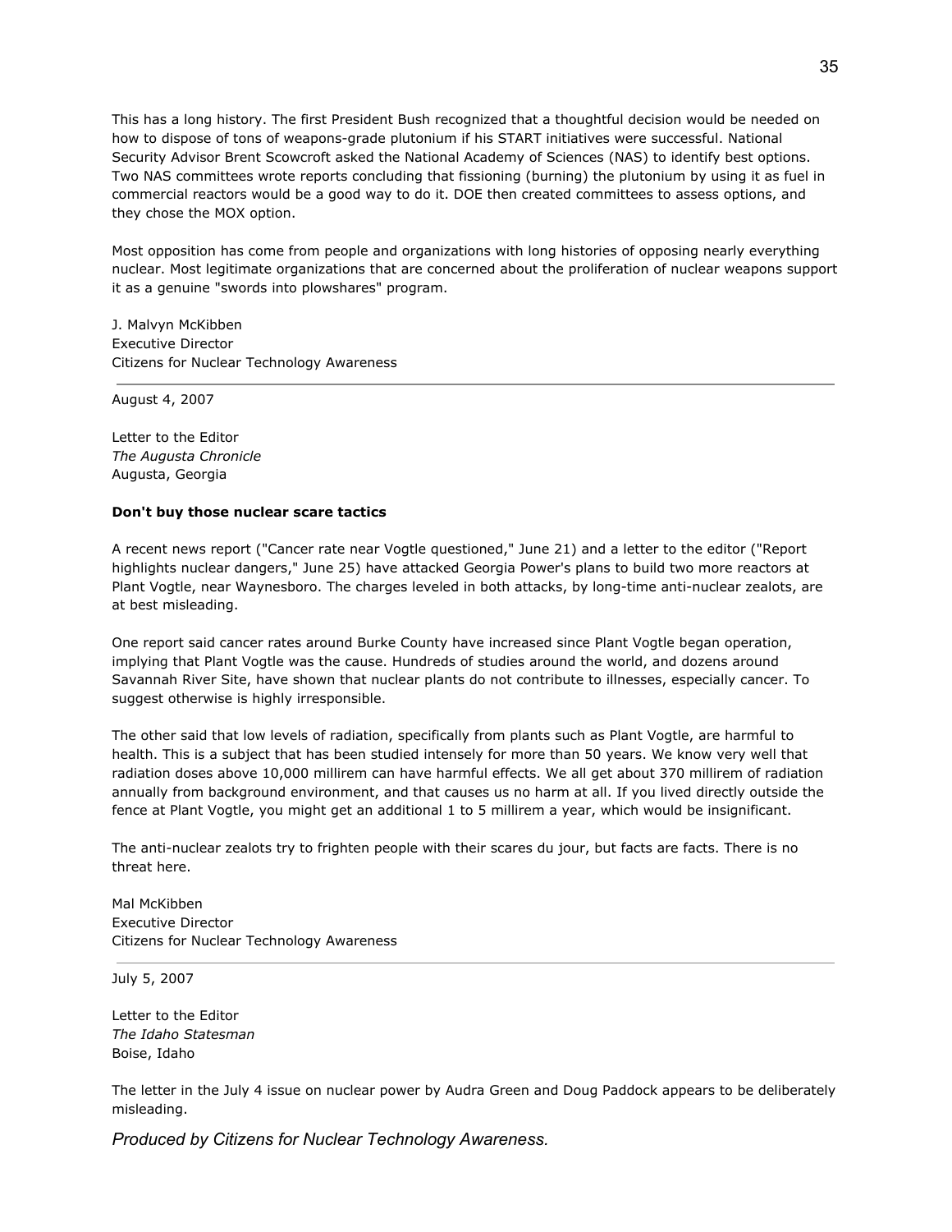This has a long history. The first President Bush recognized that a thoughtful decision would be needed on how to dispose of tons of weapons-grade plutonium if his START initiatives were successful. National Security Advisor Brent Scowcroft asked the National Academy of Sciences (NAS) to identify best options. Two NAS committees wrote reports concluding that fissioning (burning) the plutonium by using it as fuel in commercial reactors would be a good way to do it. DOE then created committees to assess options, and they chose the MOX option.

Most opposition has come from people and organizations with long histories of opposing nearly everything nuclear. Most legitimate organizations that are concerned about the proliferation of nuclear weapons support it as a genuine "swords into plowshares" program.

J. Malvyn McKibben
Executive Director
Citizens for Nuclear Technology Awareness

---

August 4, 2007

Letter to the Editor
*The Augusta Chronicle*
Augusta, Georgia

**Don't buy those nuclear scare tactics**

A recent news report ("Cancer rate near Vogtle questioned," June 21) and a letter to the editor ("Report highlights nuclear dangers," June 25) have attacked Georgia Power's plans to build two more reactors at Plant Vogtle, near Waynesboro. The charges leveled in both attacks, by long-time anti-nuclear zealots, are at best misleading.

One report said cancer rates around Burke County have increased since Plant Vogtle began operation, implying that Plant Vogtle was the cause. Hundreds of studies around the world, and dozens around Savannah River Site, have shown that nuclear plants do not contribute to illnesses, especially cancer. To suggest otherwise is highly irresponsible.

The other said that low levels of radiation, specifically from plants such as Plant Vogtle, are harmful to health. This is a subject that has been studied intensely for more than 50 years. We know very well that radiation doses above 10,000 millirem can have harmful effects. We all get about 370 millirem of radiation annually from background environment, and that causes us no harm at all. If you lived directly outside the fence at Plant Vogtle, you might get an additional 1 to 5 millirem a year, which would be insignificant.

The anti-nuclear zealots try to frighten people with their scares du jour, but facts are facts. There is no threat here.

Mal McKibben
Executive Director
Citizens for Nuclear Technology Awareness

---

July 5, 2007

Letter to the Editor
*The Idaho Statesman*
Boise, Idaho

The letter in the July 4 issue on nuclear power by Audra Green and Doug Paddock appears to be deliberately misleading.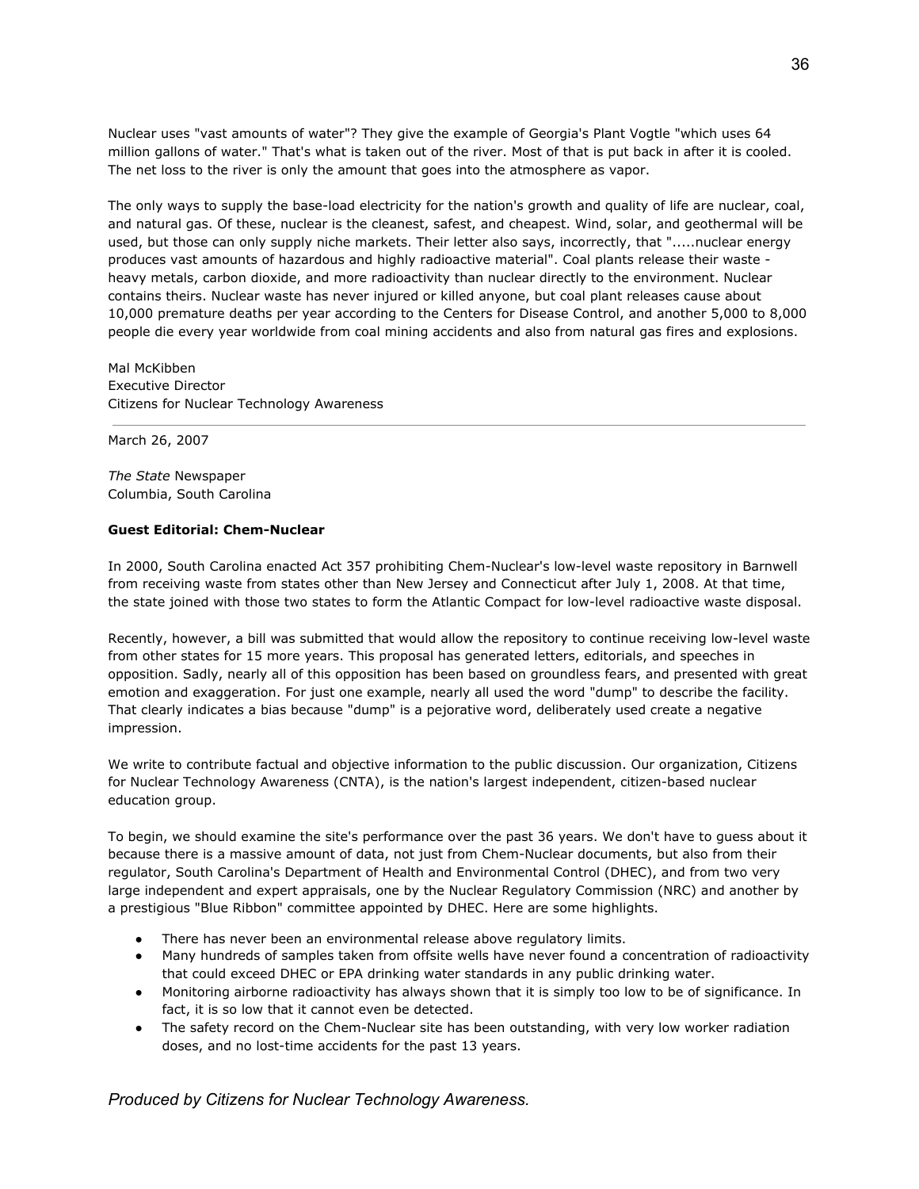Nuclear uses "vast amounts of water"? They give the example of Georgia's Plant Vogtle "which uses 64 million gallons of water." That's what is taken out of the river. Most of that is put back in after it is cooled. The net loss to the river is only the amount that goes into the atmosphere as vapor.

The only ways to supply the base-load electricity for the nation's growth and quality of life are nuclear, coal, and natural gas. Of these, nuclear is the cleanest, safest, and cheapest. Wind, solar, and geothermal will be used, but those can only supply niche markets. Their letter also says, incorrectly, that ".....nuclear energy produces vast amounts of hazardous and highly radioactive material". Coal plants release their waste - heavy metals, carbon dioxide, and more radioactivity than nuclear directly to the environment. Nuclear contains theirs. Nuclear waste has never injured or killed anyone, but coal plant releases cause about 10,000 premature deaths per year according to the Centers for Disease Control, and another 5,000 to 8,000 people die every year worldwide from coal mining accidents and also from natural gas fires and explosions.

Mal McKibben
Executive Director
Citizens for Nuclear Technology Awareness

---

March 26, 2007

*The State* Newspaper
Columbia, South Carolina

**Guest Editorial: Chem-Nuclear**

In 2000, South Carolina enacted Act 357 prohibiting Chem-Nuclear's low-level waste repository in Barnwell from receiving waste from states other than New Jersey and Connecticut after July 1, 2008. At that time, the state joined with those two states to form the Atlantic Compact for low-level radioactive waste disposal.

Recently, however, a bill was submitted that would allow the repository to continue receiving low-level waste from other states for 15 more years. This proposal has generated letters, editorials, and speeches in opposition. Sadly, nearly all of this opposition has been based on groundless fears, and presented with great emotion and exaggeration. For just one example, nearly all used the word "dump" to describe the facility. That clearly indicates a bias because "dump" is a pejorative word, deliberately used create a negative impression.

We write to contribute factual and objective information to the public discussion. Our organization, Citizens for Nuclear Technology Awareness (CNTA), is the nation's largest independent, citizen-based nuclear education group.

To begin, we should examine the site's performance over the past 36 years. We don't have to guess about it because there is a massive amount of data, not just from Chem-Nuclear documents, but also from their regulator, South Carolina's Department of Health and Environmental Control (DHEC), and from two very large independent and expert appraisals, one by the Nuclear Regulatory Commission (NRC) and another by a prestigious "Blue Ribbon" committee appointed by DHEC. Here are some highlights.

- There has never been an environmental release above regulatory limits.
- Many hundreds of samples taken from offsite wells have never found a concentration of radioactivity that could exceed DHEC or EPA drinking water standards in any public drinking water.
- Monitoring airborne radioactivity has always shown that it is simply too low to be of significance. In fact, it is so low that it cannot even be detected.
- The safety record on the Chem-Nuclear site has been outstanding, with very low worker radiation doses, and no lost-time accidents for the past 13 years.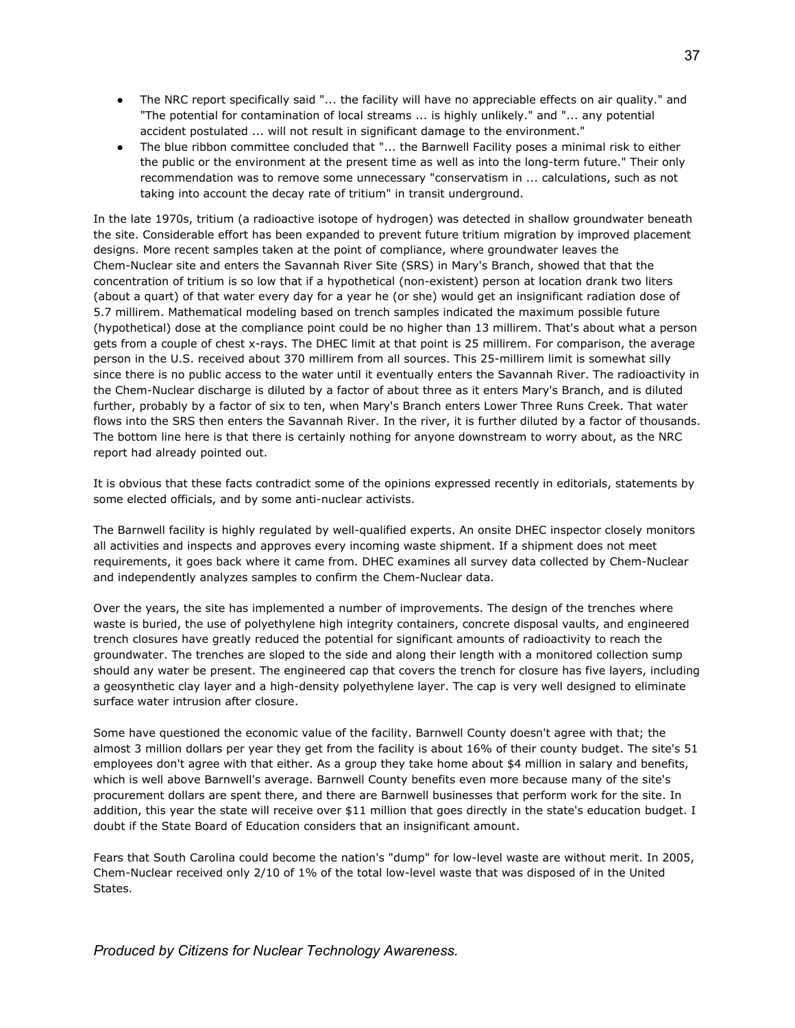- The NRC report specifically said "... the facility will have no appreciable effects on air quality." and "The potential for contamination of local streams ... is highly unlikely." and "... any potential accident postulated ... will not result in significant damage to the environment."
- The blue ribbon committee concluded that "... the Barnwell Facility poses a minimal risk to either the public or the environment at the present time as well as into the long-term future." Their only recommendation was to remove some unnecessary "conservatism in ... calculations, such as not taking into account the decay rate of tritium" in transit underground.

In the late 1970s, tritium (a radioactive isotope of hydrogen) was detected in shallow groundwater beneath the site. Considerable effort has been expanded to prevent future tritium migration by improved placement designs. More recent samples taken at the point of compliance, where groundwater leaves the Chem-Nuclear site and enters the Savannah River Site (SRS) in Mary's Branch, showed that that the concentration of tritium is so low that if a hypothetical (non-existent) person at location drank two liters (about a quart) of that water every day for a year he (or she) would get an insignificant radiation dose of 5.7 millirem. Mathematical modeling based on trench samples indicated the maximum possible future (hypothetical) dose at the compliance point could be no higher than 13 millirem. That's about what a person gets from a couple of chest x-rays. The DHEC limit at that point is 25 millirem. For comparison, the average person in the U.S. received about 370 millirem from all sources. This 25-millirem limit is somewhat silly since there is no public access to the water until it eventually enters the Savannah River. The radioactivity in the Chem-Nuclear discharge is diluted by a factor of about three as it enters Mary's Branch, and is diluted further, probably by a factor of six to ten, when Mary's Branch enters Lower Three Runs Creek. That water flows into the SRS then enters the Savannah River. In the river, it is further diluted by a factor of thousands. The bottom line here is that there is certainly nothing for anyone downstream to worry about, as the NRC report had already pointed out.

It is obvious that these facts contradict some of the opinions expressed recently in editorials, statements by some elected officials, and by some anti-nuclear activists.

The Barnwell facility is highly regulated by well-qualified experts. An onsite DHEC inspector closely monitors all activities and inspects and approves every incoming waste shipment. If a shipment does not meet requirements, it goes back where it came from. DHEC examines all survey data collected by Chem-Nuclear and independently analyzes samples to confirm the Chem-Nuclear data.

Over the years, the site has implemented a number of improvements. The design of the trenches where waste is buried, the use of polyethylene high integrity containers, concrete disposal vaults, and engineered trench closures have greatly reduced the potential for significant amounts of radioactivity to reach the groundwater. The trenches are sloped to the side and along their length with a monitored collection sump should any water be present. The engineered cap that covers the trench for closure has five layers, including a geosynthetic clay layer and a high-density polyethylene layer. The cap is very well designed to eliminate surface water intrusion after closure.

Some have questioned the economic value of the facility. Barnwell County doesn't agree with that; the almost 3 million dollars per year they get from the facility is about 16% of their county budget. The site's 51 employees don't agree with that either. As a group they take home about $4 million in salary and benefits, which is well above Barnwell's average. Barnwell County benefits even more because many of the site's procurement dollars are spent there, and there are Barnwell businesses that perform work for the site. In addition, this year the state will receive over $11 million that goes directly in the state's education budget. I doubt if the State Board of Education considers that an insignificant amount.

Fears that South Carolina could become the nation's "dump" for low-level waste are without merit. In 2005, Chem-Nuclear received only 2/10 of 1% of the total low-level waste that was disposed of in the United States.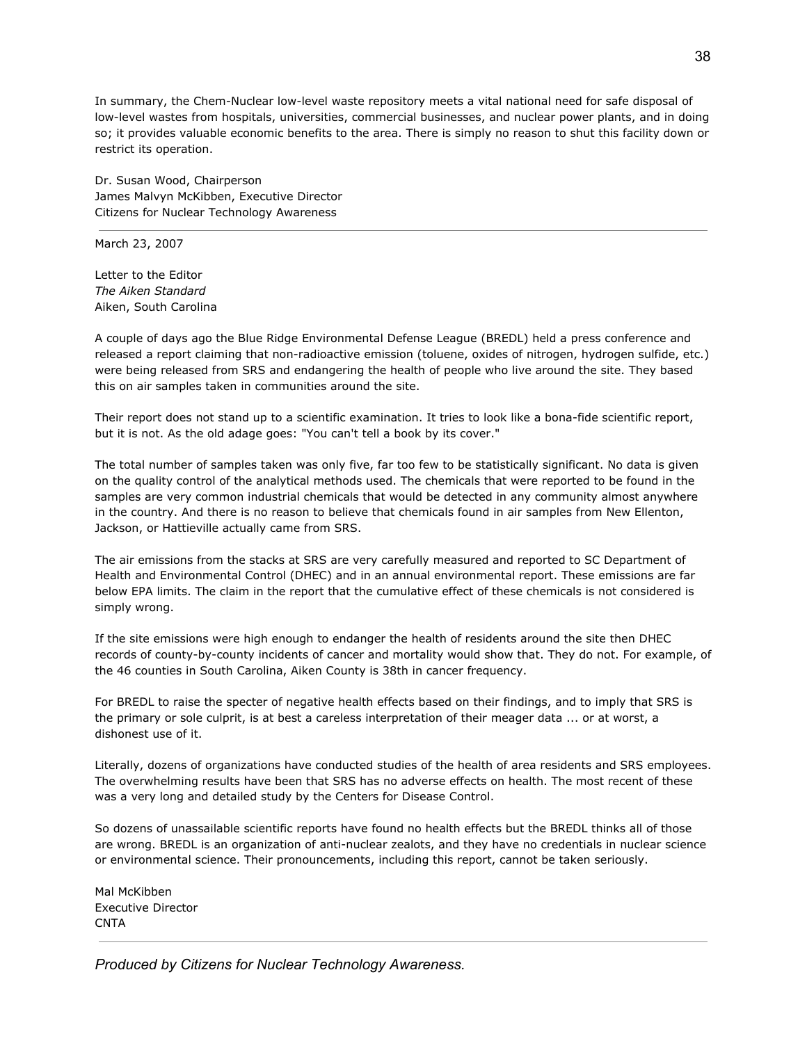In summary, the Chem-Nuclear low-level waste repository meets a vital national need for safe disposal of low-level wastes from hospitals, universities, commercial businesses, and nuclear power plants, and in doing so; it provides valuable economic benefits to the area. There is simply no reason to shut this facility down or restrict its operation.

Dr. Susan Wood, Chairperson
James Malvyn McKibben, Executive Director
Citizens for Nuclear Technology Awareness

---

March 23, 2007

Letter to the Editor
*The Aiken Standard*
Aiken, South Carolina

A couple of days ago the Blue Ridge Environmental Defense League (BREDL) held a press conference and released a report claiming that non-radioactive emission (toluene, oxides of nitrogen, hydrogen sulfide, etc.) were being released from SRS and endangering the health of people who live around the site. They based this on air samples taken in communities around the site.

Their report does not stand up to a scientific examination. It tries to look like a bona-fide scientific report, but it is not. As the old adage goes: "You can't tell a book by its cover."

The total number of samples taken was only five, far too few to be statistically significant. No data is given on the quality control of the analytical methods used. The chemicals that were reported to be found in the samples are very common industrial chemicals that would be detected in any community almost anywhere in the country. And there is no reason to believe that chemicals found in air samples from New Ellenton, Jackson, or Hattieville actually came from SRS.

The air emissions from the stacks at SRS are very carefully measured and reported to SC Department of Health and Environmental Control (DHEC) and in an annual environmental report. These emissions are far below EPA limits. The claim in the report that the cumulative effect of these chemicals is not considered is simply wrong.

If the site emissions were high enough to endanger the health of residents around the site then DHEC records of county-by-county incidents of cancer and mortality would show that. They do not. For example, of the 46 counties in South Carolina, Aiken County is 38th in cancer frequency.

For BREDL to raise the specter of negative health effects based on their findings, and to imply that SRS is the primary or sole culprit, is at best a careless interpretation of their meager data ... or at worst, a dishonest use of it.

Literally, dozens of organizations have conducted studies of the health of area residents and SRS employees. The overwhelming results have been that SRS has no adverse effects on health. The most recent of these was a very long and detailed study by the Centers for Disease Control.

So dozens of unassailable scientific reports have found no health effects but the BREDL thinks all of those are wrong. BREDL is an organization of anti-nuclear zealots, and they have no credentials in nuclear science or environmental science. Their pronouncements, including this report, cannot be taken seriously.

Mal McKibben
Executive Director
CNTA

---

*Produced by Citizens for Nuclear Technology Awareness.*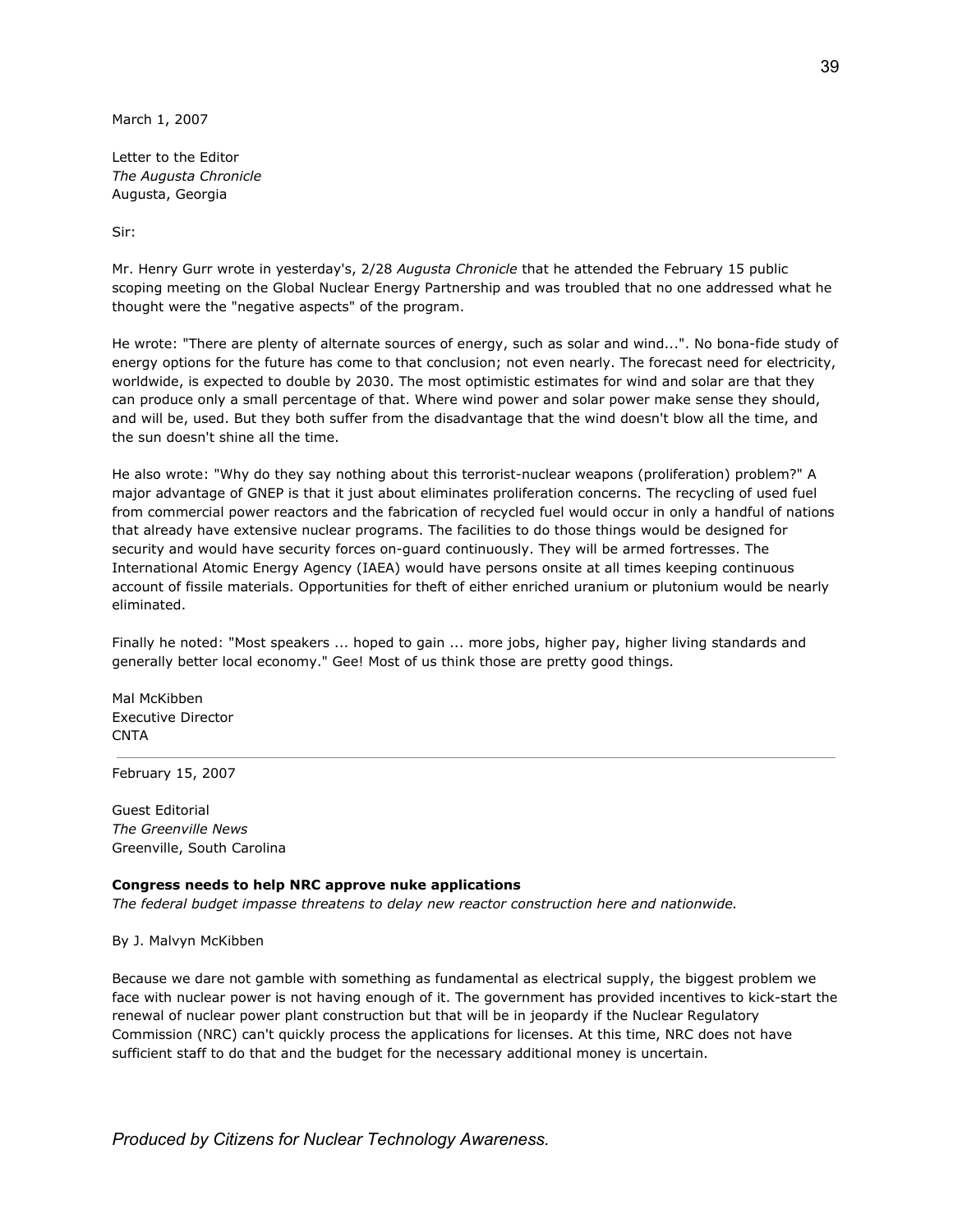March 1, 2007

Letter to the Editor
*The Augusta Chronicle*
Augusta, Georgia

Sir:

Mr. Henry Gurr wrote in yesterday's, 2/28 *Augusta Chronicle* that he attended the February 15 public scoping meeting on the Global Nuclear Energy Partnership and was troubled that no one addressed what he thought were the "negative aspects" of the program.

He wrote: "There are plenty of alternate sources of energy, such as solar and wind...". No bona-fide study of energy options for the future has come to that conclusion; not even nearly. The forecast need for electricity, worldwide, is expected to double by 2030. The most optimistic estimates for wind and solar are that they can produce only a small percentage of that. Where wind power and solar power make sense they should, and will be, used. But they both suffer from the disadvantage that the wind doesn't blow all the time, and the sun doesn't shine all the time.

He also wrote: "Why do they say nothing about this terrorist-nuclear weapons (proliferation) problem?" A major advantage of GNEP is that it just about eliminates proliferation concerns. The recycling of used fuel from commercial power reactors and the fabrication of recycled fuel would occur in only a handful of nations that already have extensive nuclear programs. The facilities to do those things would be designed for security and would have security forces on-guard continuously. They will be armed fortresses. The International Atomic Energy Agency (IAEA) would have persons onsite at all times keeping continuous account of fissile materials. Opportunities for theft of either enriched uranium or plutonium would be nearly eliminated.

Finally he noted: "Most speakers ... hoped to gain ... more jobs, higher pay, higher living standards and generally better local economy." Gee! Most of us think those are pretty good things.

Mal McKibben
Executive Director
CNTA

---

February 15, 2007

Guest Editorial
*The Greenville News*
Greenville, South Carolina

**Congress needs to help NRC approve nuke applications**
*The federal budget impasse threatens to delay new reactor construction here and nationwide.*

By J. Malvyn McKibben

Because we dare not gamble with something as fundamental as electrical supply, the biggest problem we face with nuclear power is not having enough of it. The government has provided incentives to kick-start the renewal of nuclear power plant construction but that will be in jeopardy if the Nuclear Regulatory Commission (NRC) can't quickly process the applications for licenses. At this time, NRC does not have sufficient staff to do that and the budget for the necessary additional money is uncertain.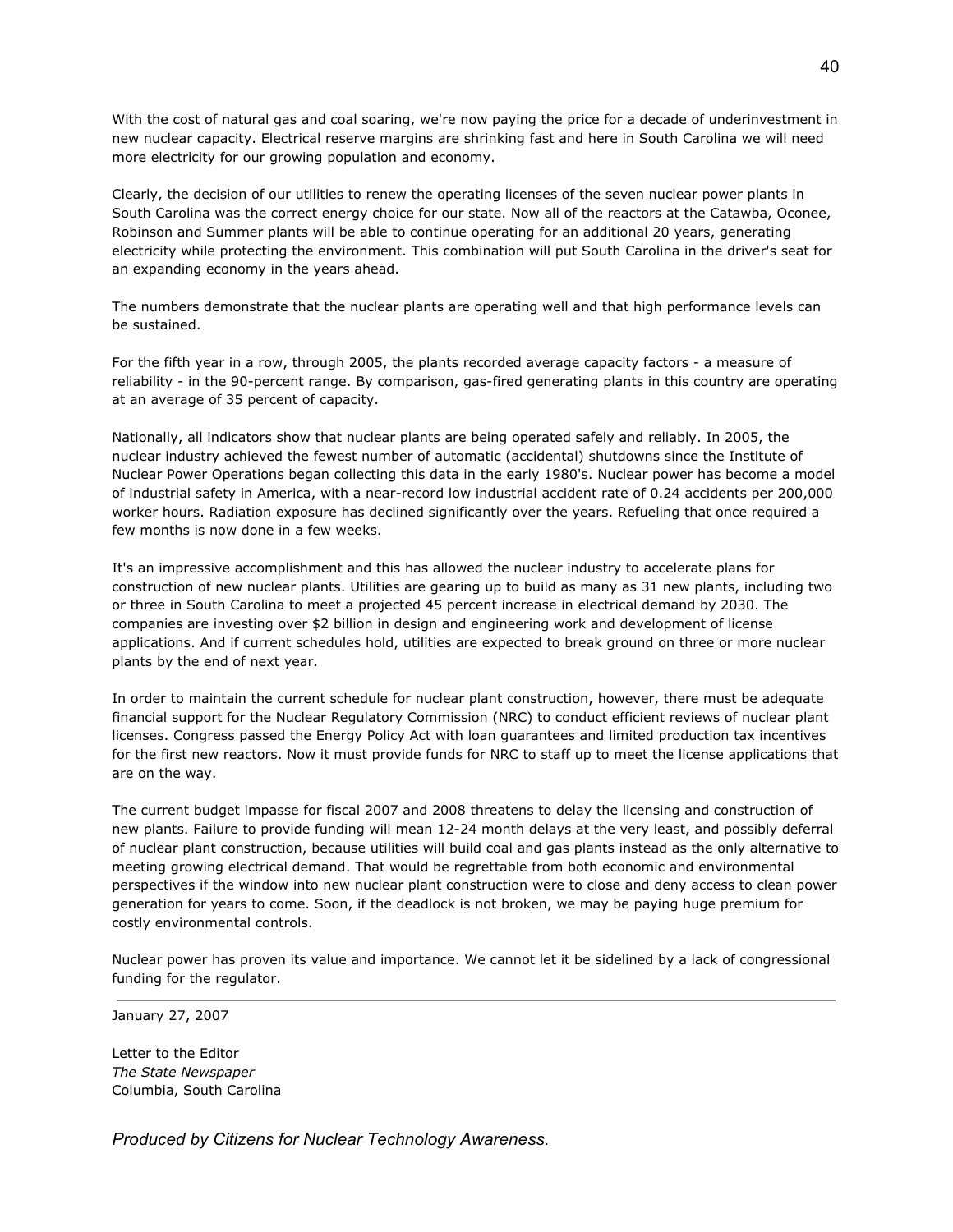With the cost of natural gas and coal soaring, we're now paying the price for a decade of underinvestment in new nuclear capacity. Electrical reserve margins are shrinking fast and here in South Carolina we will need more electricity for our growing population and economy.

Clearly, the decision of our utilities to renew the operating licenses of the seven nuclear power plants in South Carolina was the correct energy choice for our state. Now all of the reactors at the Catawba, Oconee, Robinson and Summer plants will be able to continue operating for an additional 20 years, generating electricity while protecting the environment. This combination will put South Carolina in the driver's seat for an expanding economy in the years ahead.

The numbers demonstrate that the nuclear plants are operating well and that high performance levels can be sustained.

For the fifth year in a row, through 2005, the plants recorded average capacity factors - a measure of reliability - in the 90-percent range. By comparison, gas-fired generating plants in this country are operating at an average of 35 percent of capacity.

Nationally, all indicators show that nuclear plants are being operated safely and reliably. In 2005, the nuclear industry achieved the fewest number of automatic (accidental) shutdowns since the Institute of Nuclear Power Operations began collecting this data in the early 1980's. Nuclear power has become a model of industrial safety in America, with a near-record low industrial accident rate of 0.24 accidents per 200,000 worker hours. Radiation exposure has declined significantly over the years. Refueling that once required a few months is now done in a few weeks.

It's an impressive accomplishment and this has allowed the nuclear industry to accelerate plans for construction of new nuclear plants. Utilities are gearing up to build as many as 31 new plants, including two or three in South Carolina to meet a projected 45 percent increase in electrical demand by 2030. The companies are investing over $2 billion in design and engineering work and development of license applications. And if current schedules hold, utilities are expected to break ground on three or more nuclear plants by the end of next year.

In order to maintain the current schedule for nuclear plant construction, however, there must be adequate financial support for the Nuclear Regulatory Commission (NRC) to conduct efficient reviews of nuclear plant licenses. Congress passed the Energy Policy Act with loan guarantees and limited production tax incentives for the first new reactors. Now it must provide funds for NRC to staff up to meet the license applications that are on the way.

The current budget impasse for fiscal 2007 and 2008 threatens to delay the licensing and construction of new plants. Failure to provide funding will mean 12-24 month delays at the very least, and possibly deferral of nuclear plant construction, because utilities will build coal and gas plants instead as the only alternative to meeting growing electrical demand. That would be regrettable from both economic and environmental perspectives if the window into new nuclear plant construction were to close and deny access to clean power generation for years to come. Soon, if the deadlock is not broken, we may be paying huge premium for costly environmental controls.

Nuclear power has proven its value and importance. We cannot let it be sidelined by a lack of congressional funding for the regulator.

---

January 27, 2007

Letter to the Editor
*The State Newspaper*
Columbia, South Carolina

*Produced by Citizens for Nuclear Technology Awareness.*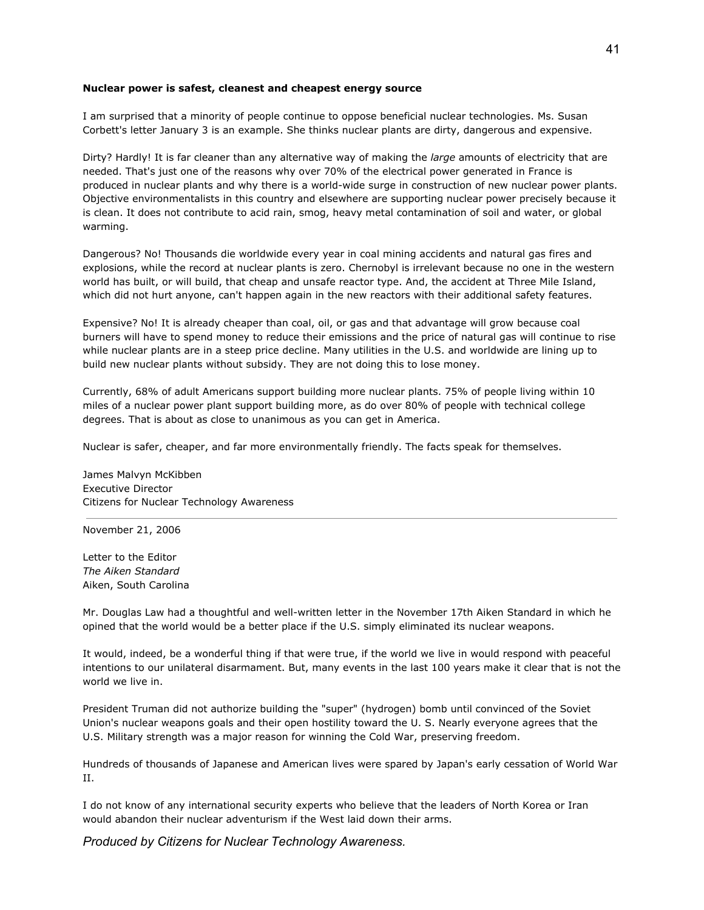**Nuclear power is safest, cleanest and cheapest energy source**

I am surprised that a minority of people continue to oppose beneficial nuclear technologies. Ms. Susan Corbett's letter January 3 is an example. She thinks nuclear plants are dirty, dangerous and expensive.

Dirty? Hardly! It is far cleaner than any alternative way of making the *large* amounts of electricity that are needed. That's just one of the reasons why over 70% of the electrical power generated in France is produced in nuclear plants and why there is a world-wide surge in construction of new nuclear power plants. Objective environmentalists in this country and elsewhere are supporting nuclear power precisely because it is clean. It does not contribute to acid rain, smog, heavy metal contamination of soil and water, or global warming.

Dangerous? No! Thousands die worldwide every year in coal mining accidents and natural gas fires and explosions, while the record at nuclear plants is zero. Chernobyl is irrelevant because no one in the western world has built, or will build, that cheap and unsafe reactor type. And, the accident at Three Mile Island, which did not hurt anyone, can't happen again in the new reactors with their additional safety features.

Expensive? No! It is already cheaper than coal, oil, or gas and that advantage will grow because coal burners will have to spend money to reduce their emissions and the price of natural gas will continue to rise while nuclear plants are in a steep price decline. Many utilities in the U.S. and worldwide are lining up to build new nuclear plants without subsidy. They are not doing this to lose money.

Currently, 68% of adult Americans support building more nuclear plants. 75% of people living within 10 miles of a nuclear power plant support building more, as do over 80% of people with technical college degrees. That is about as close to unanimous as you can get in America.

Nuclear is safer, cheaper, and far more environmentally friendly. The facts speak for themselves.

James Malvyn McKibben
Executive Director
Citizens for Nuclear Technology Awareness

---

November 21, 2006

Letter to the Editor
*The Aiken Standard*
Aiken, South Carolina

Mr. Douglas Law had a thoughtful and well-written letter in the November 17th Aiken Standard in which he opined that the world would be a better place if the U.S. simply eliminated its nuclear weapons.

It would, indeed, be a wonderful thing if that were true, if the world we live in would respond with peaceful intentions to our unilateral disarmament. But, many events in the last 100 years make it clear that is not the world we live in.

President Truman did not authorize building the "super" (hydrogen) bomb until convinced of the Soviet Union's nuclear weapons goals and their open hostility toward the U. S. Nearly everyone agrees that the U.S. Military strength was a major reason for winning the Cold War, preserving freedom.

Hundreds of thousands of Japanese and American lives were spared by Japan's early cessation of World War II.

I do not know of any international security experts who believe that the leaders of North Korea or Iran would abandon their nuclear adventurism if the West laid down their arms.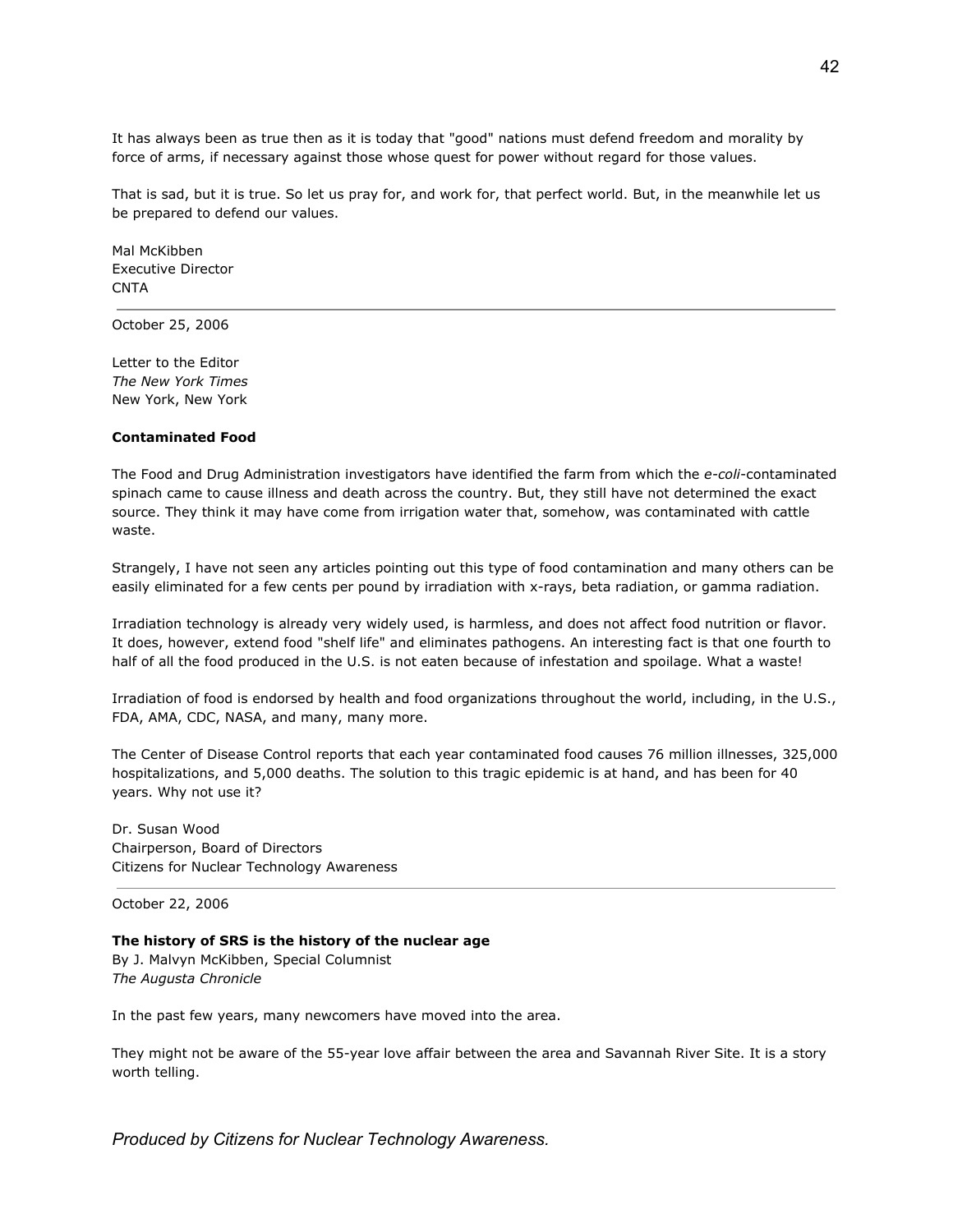It has always been as true then as it is today that "good" nations must defend freedom and morality by force of arms, if necessary against those whose quest for power without regard for those values.

That is sad, but it is true. So let us pray for, and work for, that perfect world. But, in the meanwhile let us be prepared to defend our values.

Mal McKibben
Executive Director
CNTA

---

October 25, 2006

Letter to the Editor
*The New York Times*
New York, New York

**Contaminated Food**

The Food and Drug Administration investigators have identified the farm from which the *e-coli*-contaminated spinach came to cause illness and death across the country. But, they still have not determined the exact source. They think it may have come from irrigation water that, somehow, was contaminated with cattle waste.

Strangely, I have not seen any articles pointing out this type of food contamination and many others can be easily eliminated for a few cents per pound by irradiation with x-rays, beta radiation, or gamma radiation.

Irradiation technology is already very widely used, is harmless, and does not affect food nutrition or flavor. It does, however, extend food "shelf life" and eliminates pathogens. An interesting fact is that one fourth to half of all the food produced in the U.S. is not eaten because of infestation and spoilage. What a waste!

Irradiation of food is endorsed by health and food organizations throughout the world, including, in the U.S., FDA, AMA, CDC, NASA, and many, many more.

The Center of Disease Control reports that each year contaminated food causes 76 million illnesses, 325,000 hospitalizations, and 5,000 deaths. The solution to this tragic epidemic is at hand, and has been for 40 years. Why not use it?

Dr. Susan Wood
Chairperson, Board of Directors
Citizens for Nuclear Technology Awareness

---

October 22, 2006

**The history of SRS is the history of the nuclear age**
By J. Malvyn McKibben, Special Columnist
*The Augusta Chronicle*

In the past few years, many newcomers have moved into the area.

They might not be aware of the 55-year love affair between the area and Savannah River Site. It is a story worth telling.

*Produced by Citizens for Nuclear Technology Awareness.*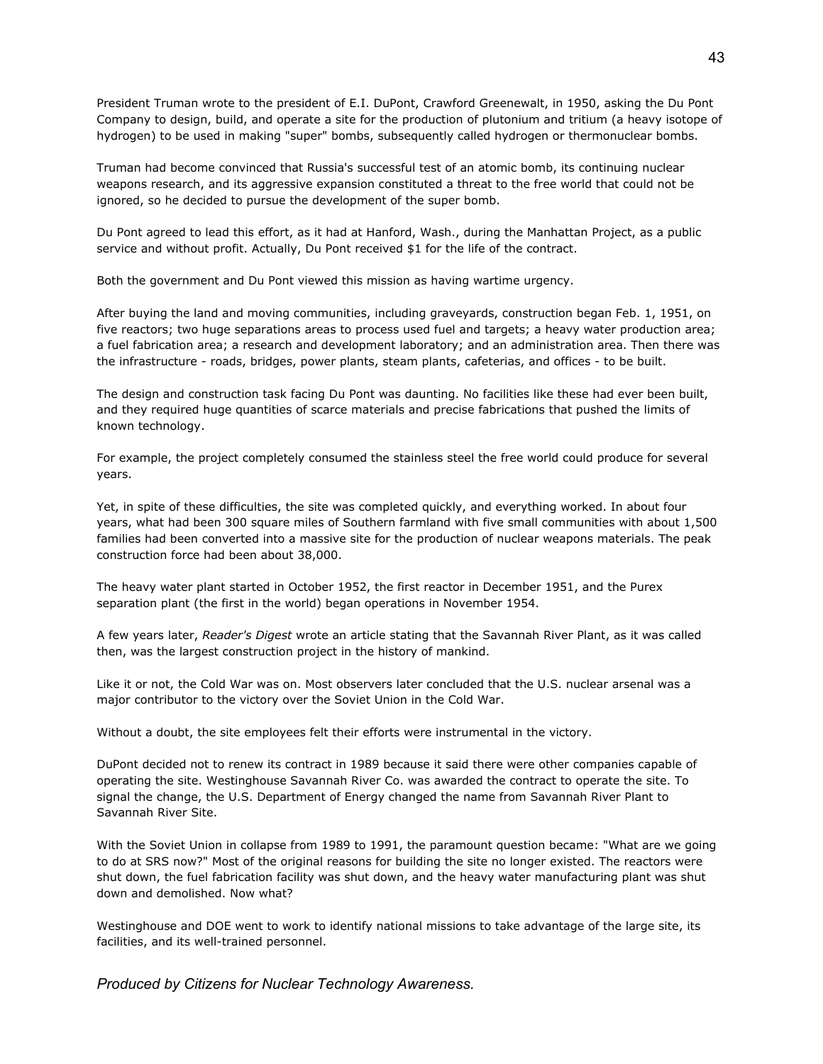President Truman wrote to the president of E.I. DuPont, Crawford Greenewalt, in 1950, asking the Du Pont Company to design, build, and operate a site for the production of plutonium and tritium (a heavy isotope of hydrogen) to be used in making "super" bombs, subsequently called hydrogen or thermonuclear bombs.

Truman had become convinced that Russia's successful test of an atomic bomb, its continuing nuclear weapons research, and its aggressive expansion constituted a threat to the free world that could not be ignored, so he decided to pursue the development of the super bomb.

Du Pont agreed to lead this effort, as it had at Hanford, Wash., during the Manhattan Project, as a public service and without profit. Actually, Du Pont received $1 for the life of the contract.

Both the government and Du Pont viewed this mission as having wartime urgency.

After buying the land and moving communities, including graveyards, construction began Feb. 1, 1951, on five reactors; two huge separations areas to process used fuel and targets; a heavy water production area; a fuel fabrication area; a research and development laboratory; and an administration area. Then there was the infrastructure - roads, bridges, power plants, steam plants, cafeterias, and offices - to be built.

The design and construction task facing Du Pont was daunting. No facilities like these had ever been built, and they required huge quantities of scarce materials and precise fabrications that pushed the limits of known technology.

For example, the project completely consumed the stainless steel the free world could produce for several years.

Yet, in spite of these difficulties, the site was completed quickly, and everything worked. In about four years, what had been 300 square miles of Southern farmland with five small communities with about 1,500 families had been converted into a massive site for the production of nuclear weapons materials. The peak construction force had been about 38,000.

The heavy water plant started in October 1952, the first reactor in December 1951, and the Purex separation plant (the first in the world) began operations in November 1954.

A few years later, *Reader's Digest* wrote an article stating that the Savannah River Plant, as it was called then, was the largest construction project in the history of mankind.

Like it or not, the Cold War was on. Most observers later concluded that the U.S. nuclear arsenal was a major contributor to the victory over the Soviet Union in the Cold War.

Without a doubt, the site employees felt their efforts were instrumental in the victory.

DuPont decided not to renew its contract in 1989 because it said there were other companies capable of operating the site. Westinghouse Savannah River Co. was awarded the contract to operate the site. To signal the change, the U.S. Department of Energy changed the name from Savannah River Plant to Savannah River Site.

With the Soviet Union in collapse from 1989 to 1991, the paramount question became: "What are we going to do at SRS now?" Most of the original reasons for building the site no longer existed. The reactors were shut down, the fuel fabrication facility was shut down, and the heavy water manufacturing plant was shut down and demolished. Now what?

Westinghouse and DOE went to work to identify national missions to take advantage of the large site, its facilities, and its well-trained personnel.

*Produced by Citizens for Nuclear Technology Awareness.*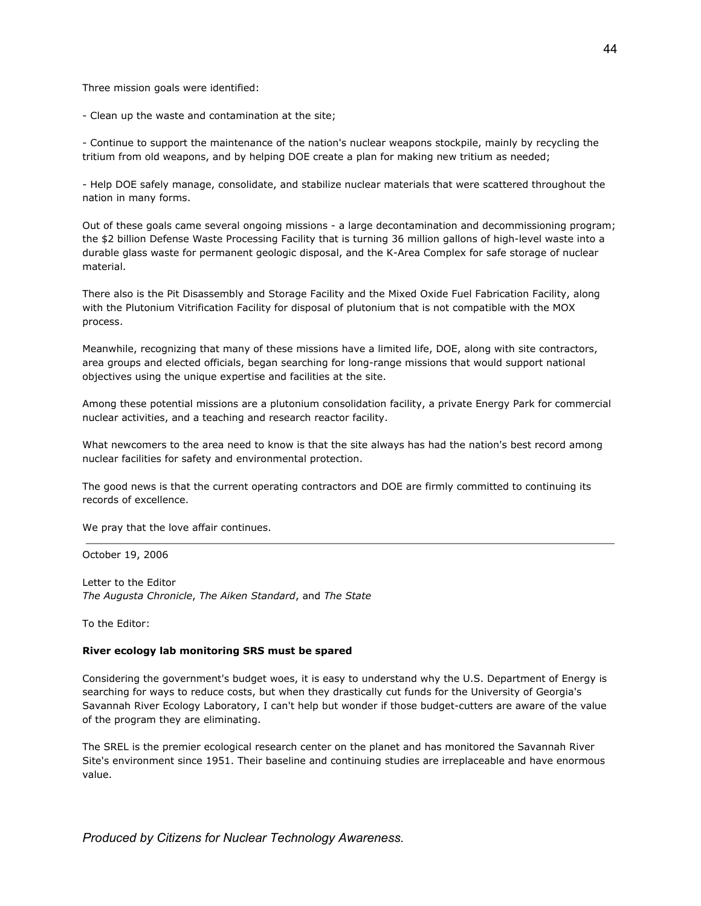Three mission goals were identified:

- Clean up the waste and contamination at the site;

- Continue to support the maintenance of the nation's nuclear weapons stockpile, mainly by recycling the tritium from old weapons, and by helping DOE create a plan for making new tritium as needed;

- Help DOE safely manage, consolidate, and stabilize nuclear materials that were scattered throughout the nation in many forms.

Out of these goals came several ongoing missions - a large decontamination and decommissioning program; the $2 billion Defense Waste Processing Facility that is turning 36 million gallons of high-level waste into a durable glass waste for permanent geologic disposal, and the K-Area Complex for safe storage of nuclear material.

There also is the Pit Disassembly and Storage Facility and the Mixed Oxide Fuel Fabrication Facility, along with the Plutonium Vitrification Facility for disposal of plutonium that is not compatible with the MOX process.

Meanwhile, recognizing that many of these missions have a limited life, DOE, along with site contractors, area groups and elected officials, began searching for long-range missions that would support national objectives using the unique expertise and facilities at the site.

Among these potential missions are a plutonium consolidation facility, a private Energy Park for commercial nuclear activities, and a teaching and research reactor facility.

What newcomers to the area need to know is that the site always has had the nation's best record among nuclear facilities for safety and environmental protection.

The good news is that the current operating contractors and DOE are firmly committed to continuing its records of excellence.

We pray that the love affair continues.

---

October 19, 2006

Letter to the Editor
*The Augusta Chronicle*, *The Aiken Standard*, and *The State*

To the Editor:

**River ecology lab monitoring SRS must be spared**

Considering the government's budget woes, it is easy to understand why the U.S. Department of Energy is searching for ways to reduce costs, but when they drastically cut funds for the University of Georgia's Savannah River Ecology Laboratory, I can't help but wonder if those budget-cutters are aware of the value of the program they are eliminating.

The SREL is the premier ecological research center on the planet and has monitored the Savannah River Site's environment since 1951. Their baseline and continuing studies are irreplaceable and have enormous value.

*Produced by Citizens for Nuclear Technology Awareness.*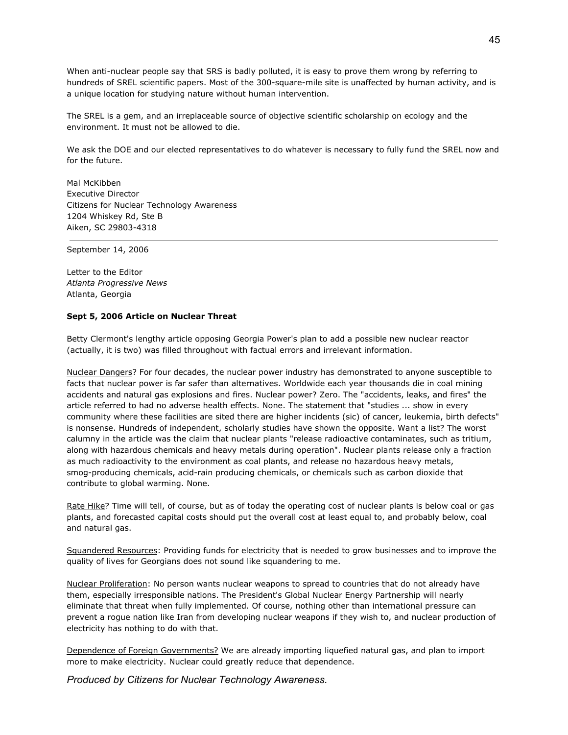When anti-nuclear people say that SRS is badly polluted, it is easy to prove them wrong by referring to hundreds of SREL scientific papers. Most of the 300-square-mile site is unaffected by human activity, and is a unique location for studying nature without human intervention.

The SREL is a gem, and an irreplaceable source of objective scientific scholarship on ecology and the environment. It must not be allowed to die.

We ask the DOE and our elected representatives to do whatever is necessary to fully fund the SREL now and for the future.

Mal McKibben  
Executive Director  
Citizens for Nuclear Technology Awareness  
1204 Whiskey Rd, Ste B  
Aiken, SC 29803-4318

---

September 14, 2006

Letter to the Editor  
*Atlanta Progressive News*  
Atlanta, Georgia

**Sept 5, 2006 Article on Nuclear Threat**

Betty Clermont's lengthy article opposing Georgia Power's plan to add a possible new nuclear reactor (actually, it is two) was filled throughout with factual errors and irrelevant information.

<u>Nuclear Dangers</u>? For four decades, the nuclear power industry has demonstrated to anyone susceptible to facts that nuclear power is far safer than alternatives. Worldwide each year thousands die in coal mining accidents and natural gas explosions and fires. Nuclear power? Zero. The "accidents, leaks, and fires" the article referred to had no adverse health effects. None. The statement that "studies ... show in every community where these facilities are sited there are higher incidents (sic) of cancer, leukemia, birth defects" is nonsense. Hundreds of independent, scholarly studies have shown the opposite. Want a list? The worst calumny in the article was the claim that nuclear plants "release radioactive contaminates, such as tritium, along with hazardous chemicals and heavy metals during operation". Nuclear plants release only a fraction as much radioactivity to the environment as coal plants, and release no hazardous heavy metals, smog-producing chemicals, acid-rain producing chemicals, or chemicals such as carbon dioxide that contribute to global warming. None.

<u>Rate Hike</u>? Time will tell, of course, but as of today the operating cost of nuclear plants is below coal or gas plants, and forecasted capital costs should put the overall cost at least equal to, and probably below, coal and natural gas.

<u>Squandered Resources</u>: Providing funds for electricity that is needed to grow businesses and to improve the quality of lives for Georgians does not sound like squandering to me.

<u>Nuclear Proliferation</u>: No person wants nuclear weapons to spread to countries that do not already have them, especially irresponsible nations. The President's Global Nuclear Energy Partnership will nearly eliminate that threat when fully implemented. Of course, nothing other than international pressure can prevent a rogue nation like Iran from developing nuclear weapons if they wish to, and nuclear production of electricity has nothing to do with that.

<u>Dependence of Foreign Governments?</u> We are already importing liquefied natural gas, and plan to import more to make electricity. Nuclear could greatly reduce that dependence.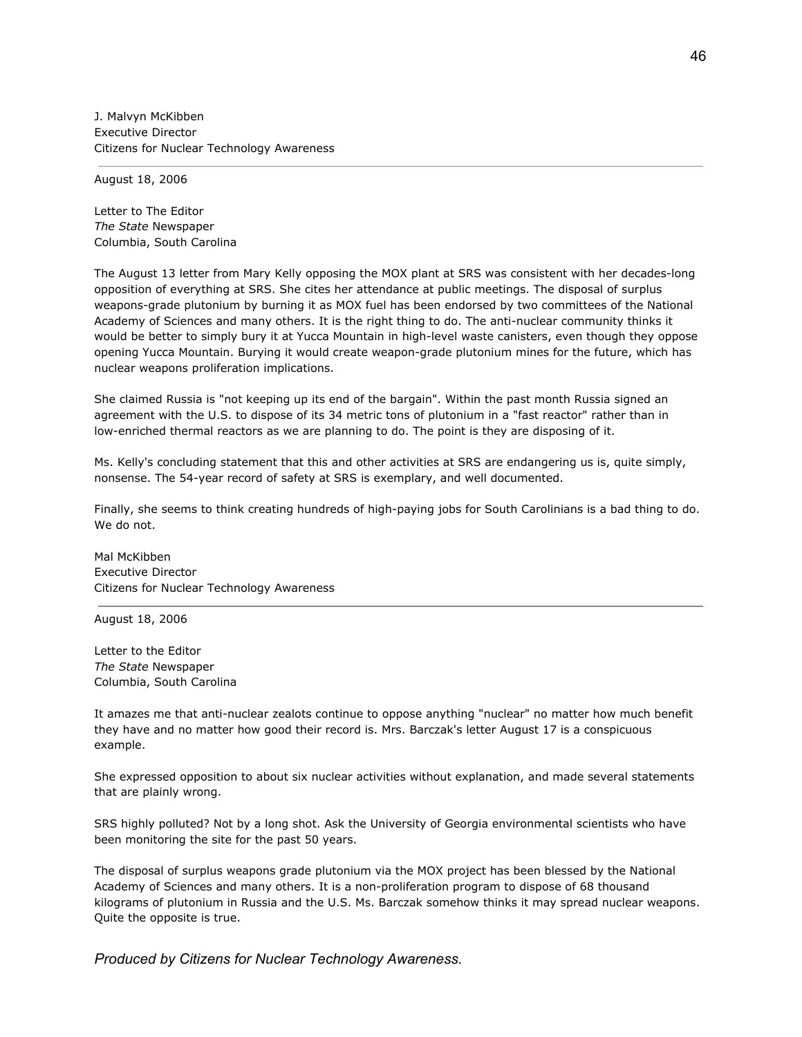J. Malvyn McKibben
Executive Director
Citizens for Nuclear Technology Awareness

---

August 18, 2006

Letter to The Editor
*The State* Newspaper
Columbia, South Carolina

The August 13 letter from Mary Kelly opposing the MOX plant at SRS was consistent with her decades-long opposition of everything at SRS. She cites her attendance at public meetings. The disposal of surplus weapons-grade plutonium by burning it as MOX fuel has been endorsed by two committees of the National Academy of Sciences and many others. It is the right thing to do. The anti-nuclear community thinks it would be better to simply bury it at Yucca Mountain in high-level waste canisters, even though they oppose opening Yucca Mountain. Burying it would create weapon-grade plutonium mines for the future, which has nuclear weapons proliferation implications.

She claimed Russia is "not keeping up its end of the bargain". Within the past month Russia signed an agreement with the U.S. to dispose of its 34 metric tons of plutonium in a "fast reactor" rather than in low-enriched thermal reactors as we are planning to do. The point is they are disposing of it.

Ms. Kelly's concluding statement that this and other activities at SRS are endangering us is, quite simply, nonsense. The 54-year record of safety at SRS is exemplary, and well documented.

Finally, she seems to think creating hundreds of high-paying jobs for South Carolinians is a bad thing to do. We do not.

Mal McKibben
Executive Director
Citizens for Nuclear Technology Awareness

---

August 18, 2006

Letter to the Editor
*The State* Newspaper
Columbia, South Carolina

It amazes me that anti-nuclear zealots continue to oppose anything "nuclear" no matter how much benefit they have and no matter how good their record is. Mrs. Barczak's letter August 17 is a conspicuous example.

She expressed opposition to about six nuclear activities without explanation, and made several statements that are plainly wrong.

SRS highly polluted? Not by a long shot. Ask the University of Georgia environmental scientists who have been monitoring the site for the past 50 years.

The disposal of surplus weapons grade plutonium via the MOX project has been blessed by the National Academy of Sciences and many others. It is a non-proliferation program to dispose of 68 thousand kilograms of plutonium in Russia and the U.S. Ms. Barczak somehow thinks it may spread nuclear weapons. Quite the opposite is true.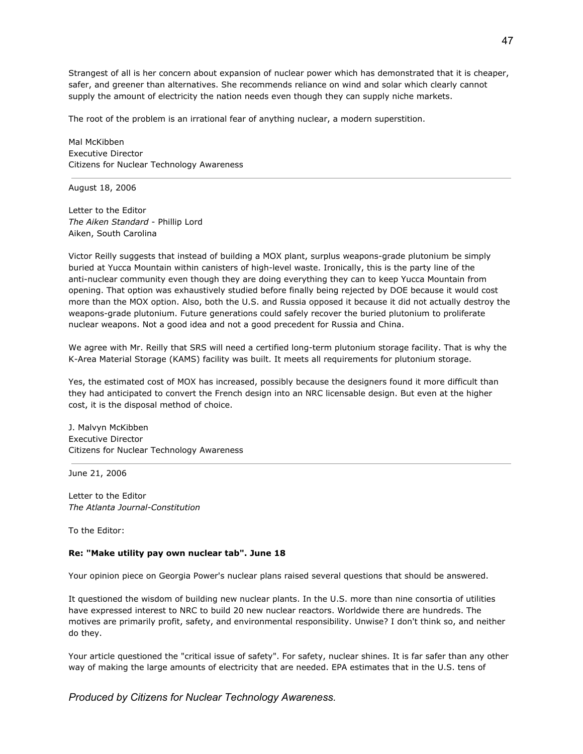Strangest of all is her concern about expansion of nuclear power which has demonstrated that it is cheaper, safer, and greener than alternatives. She recommends reliance on wind and solar which clearly cannot supply the amount of electricity the nation needs even though they can supply niche markets.

The root of the problem is an irrational fear of anything nuclear, a modern superstition.

Mal McKibben
Executive Director
Citizens for Nuclear Technology Awareness

---

August 18, 2006

Letter to the Editor
*The Aiken Standard* - Phillip Lord
Aiken, South Carolina

Victor Reilly suggests that instead of building a MOX plant, surplus weapons-grade plutonium be simply buried at Yucca Mountain within canisters of high-level waste. Ironically, this is the party line of the anti-nuclear community even though they are doing everything they can to keep Yucca Mountain from opening. That option was exhaustively studied before finally being rejected by DOE because it would cost more than the MOX option. Also, both the U.S. and Russia opposed it because it did not actually destroy the weapons-grade plutonium. Future generations could safely recover the buried plutonium to proliferate nuclear weapons. Not a good idea and not a good precedent for Russia and China.

We agree with Mr. Reilly that SRS will need a certified long-term plutonium storage facility. That is why the K-Area Material Storage (KAMS) facility was built. It meets all requirements for plutonium storage.

Yes, the estimated cost of MOX has increased, possibly because the designers found it more difficult than they had anticipated to convert the French design into an NRC licensable design. But even at the higher cost, it is the disposal method of choice.

J. Malvyn McKibben
Executive Director
Citizens for Nuclear Technology Awareness

---

June 21, 2006

Letter to the Editor
*The Atlanta Journal-Constitution*

To the Editor:

**Re: "Make utility pay own nuclear tab". June 18**

Your opinion piece on Georgia Power's nuclear plans raised several questions that should be answered.

It questioned the wisdom of building new nuclear plants. In the U.S. more than nine consortia of utilities have expressed interest to NRC to build 20 new nuclear reactors. Worldwide there are hundreds. The motives are primarily profit, safety, and environmental responsibility. Unwise? I don't think so, and neither do they.

Your article questioned the "critical issue of safety". For safety, nuclear shines. It is far safer than any other way of making the large amounts of electricity that are needed. EPA estimates that in the U.S. tens of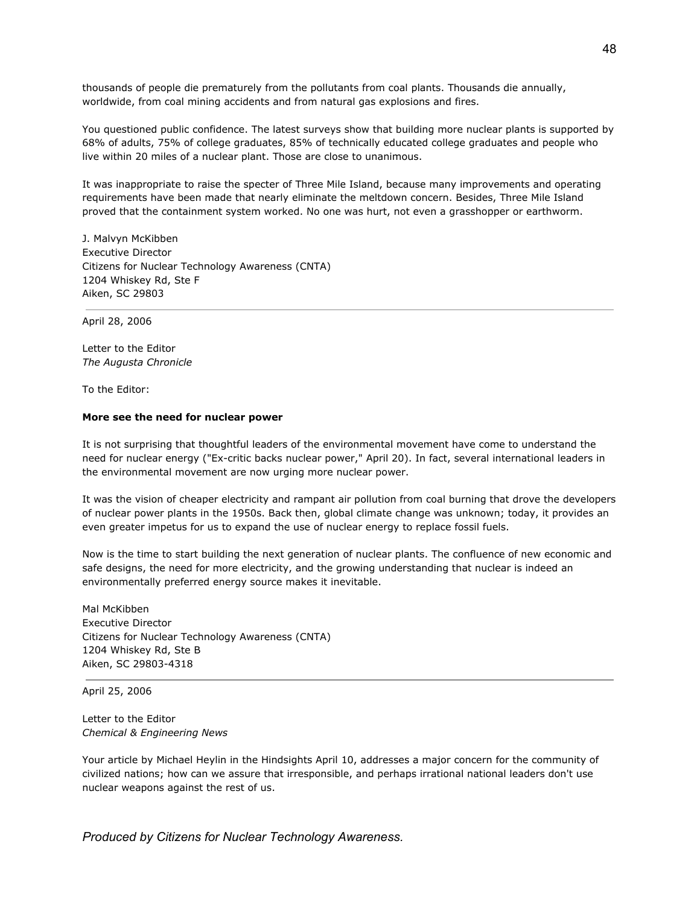thousands of people die prematurely from the pollutants from coal plants. Thousands die annually, worldwide, from coal mining accidents and from natural gas explosions and fires.

You questioned public confidence. The latest surveys show that building more nuclear plants is supported by 68% of adults, 75% of college graduates, 85% of technically educated college graduates and people who live within 20 miles of a nuclear plant. Those are close to unanimous.

It was inappropriate to raise the specter of Three Mile Island, because many improvements and operating requirements have been made that nearly eliminate the meltdown concern. Besides, Three Mile Island proved that the containment system worked. No one was hurt, not even a grasshopper or earthworm.

J. Malvyn McKibben
Executive Director
Citizens for Nuclear Technology Awareness (CNTA)
1204 Whiskey Rd, Ste F
Aiken, SC 29803

---

April 28, 2006

Letter to the Editor
*The Augusta Chronicle*

To the Editor:

**More see the need for nuclear power**

It is not surprising that thoughtful leaders of the environmental movement have come to understand the need for nuclear energy ("Ex-critic backs nuclear power," April 20). In fact, several international leaders in the environmental movement are now urging more nuclear power.

It was the vision of cheaper electricity and rampant air pollution from coal burning that drove the developers of nuclear power plants in the 1950s. Back then, global climate change was unknown; today, it provides an even greater impetus for us to expand the use of nuclear energy to replace fossil fuels.

Now is the time to start building the next generation of nuclear plants. The confluence of new economic and safe designs, the need for more electricity, and the growing understanding that nuclear is indeed an environmentally preferred energy source makes it inevitable.

Mal McKibben
Executive Director
Citizens for Nuclear Technology Awareness (CNTA)
1204 Whiskey Rd, Ste B
Aiken, SC 29803-4318

---

April 25, 2006

Letter to the Editor
*Chemical & Engineering News*

Your article by Michael Heylin in the Hindsights April 10, addresses a major concern for the community of civilized nations; how can we assure that irresponsible, and perhaps irrational national leaders don't use nuclear weapons against the rest of us.

*Produced by Citizens for Nuclear Technology Awareness.*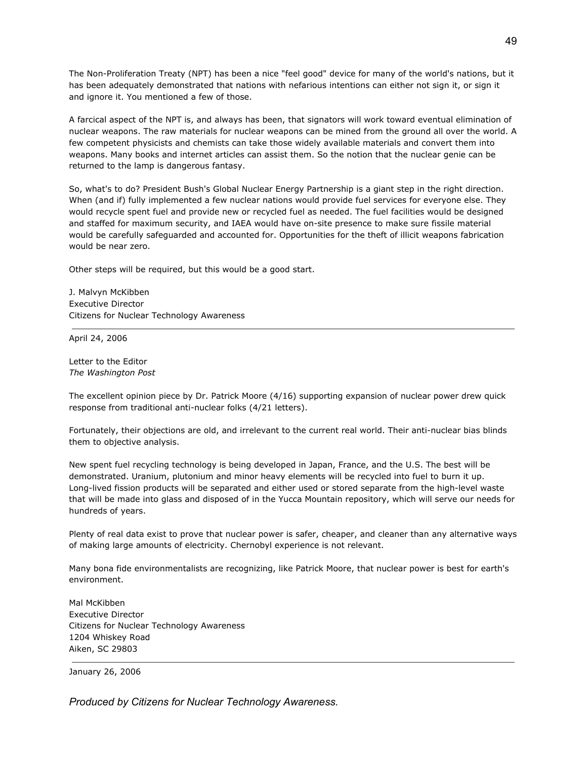The Non-Proliferation Treaty (NPT) has been a nice "feel good" device for many of the world's nations, but it has been adequately demonstrated that nations with nefarious intentions can either not sign it, or sign it and ignore it. You mentioned a few of those.

A farcical aspect of the NPT is, and always has been, that signators will work toward eventual elimination of nuclear weapons. The raw materials for nuclear weapons can be mined from the ground all over the world. A few competent physicists and chemists can take those widely available materials and convert them into weapons. Many books and internet articles can assist them. So the notion that the nuclear genie can be returned to the lamp is dangerous fantasy.

So, what's to do? President Bush's Global Nuclear Energy Partnership is a giant step in the right direction. When (and if) fully implemented a few nuclear nations would provide fuel services for everyone else. They would recycle spent fuel and provide new or recycled fuel as needed. The fuel facilities would be designed and staffed for maximum security, and IAEA would have on-site presence to make sure fissile material would be carefully safeguarded and accounted for. Opportunities for the theft of illicit weapons fabrication would be near zero.

Other steps will be required, but this would be a good start.

J. Malvyn McKibben
Executive Director
Citizens for Nuclear Technology Awareness

---

April 24, 2006

Letter to the Editor
*The Washington Post*

The excellent opinion piece by Dr. Patrick Moore (4/16) supporting expansion of nuclear power drew quick response from traditional anti-nuclear folks (4/21 letters).

Fortunately, their objections are old, and irrelevant to the current real world. Their anti-nuclear bias blinds them to objective analysis.

New spent fuel recycling technology is being developed in Japan, France, and the U.S. The best will be demonstrated. Uranium, plutonium and minor heavy elements will be recycled into fuel to burn it up. Long-lived fission products will be separated and either used or stored separate from the high-level waste that will be made into glass and disposed of in the Yucca Mountain repository, which will serve our needs for hundreds of years.

Plenty of real data exist to prove that nuclear power is safer, cheaper, and cleaner than any alternative ways of making large amounts of electricity. Chernobyl experience is not relevant.

Many bona fide environmentalists are recognizing, like Patrick Moore, that nuclear power is best for earth's environment.

Mal McKibben
Executive Director
Citizens for Nuclear Technology Awareness
1204 Whiskey Road
Aiken, SC 29803

---

January 26, 2006

*Produced by Citizens for Nuclear Technology Awareness.*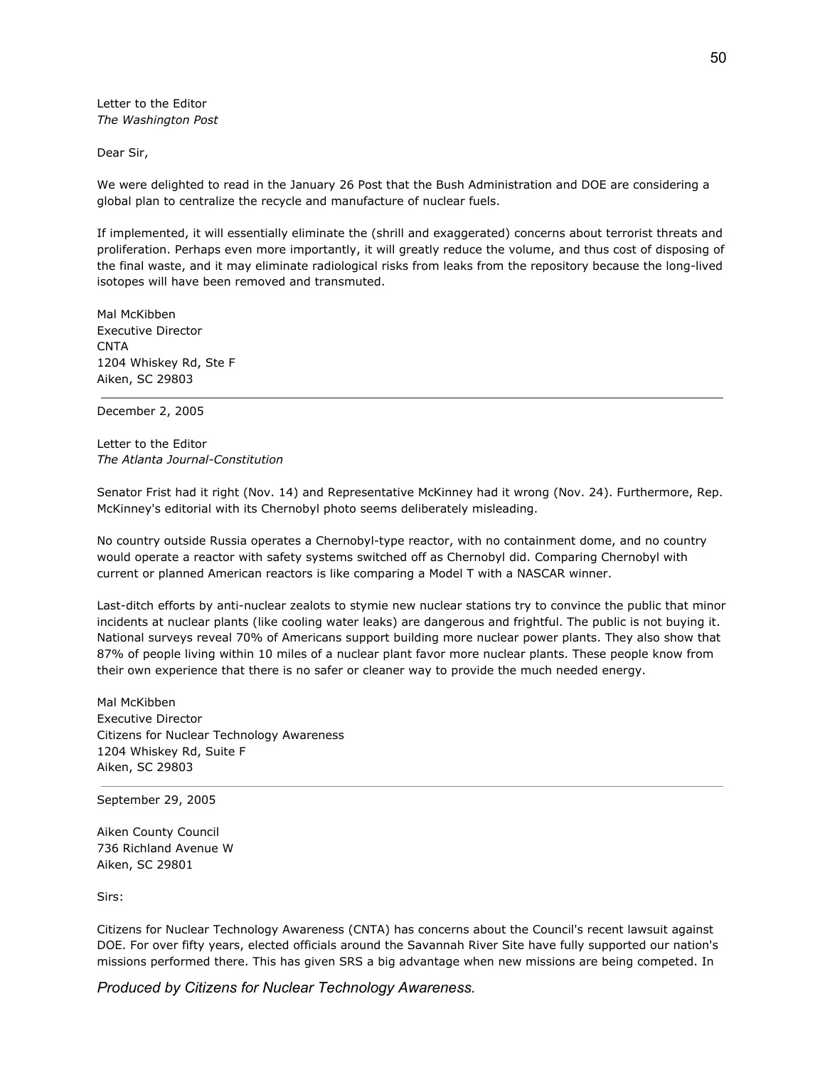Letter to the Editor
*The Washington Post*

Dear Sir,

We were delighted to read in the January 26 Post that the Bush Administration and DOE are considering a global plan to centralize the recycle and manufacture of nuclear fuels.

If implemented, it will essentially eliminate the (shrill and exaggerated) concerns about terrorist threats and proliferation. Perhaps even more importantly, it will greatly reduce the volume, and thus cost of disposing of the final waste, and it may eliminate radiological risks from leaks from the repository because the long-lived isotopes will have been removed and transmuted.

Mal McKibben
Executive Director
CNTA
1204 Whiskey Rd, Ste F
Aiken, SC 29803

---

December 2, 2005

Letter to the Editor
*The Atlanta Journal-Constitution*

Senator Frist had it right (Nov. 14) and Representative McKinney had it wrong (Nov. 24). Furthermore, Rep. McKinney's editorial with its Chernobyl photo seems deliberately misleading.

No country outside Russia operates a Chernobyl-type reactor, with no containment dome, and no country would operate a reactor with safety systems switched off as Chernobyl did. Comparing Chernobyl with current or planned American reactors is like comparing a Model T with a NASCAR winner.

Last-ditch efforts by anti-nuclear zealots to stymie new nuclear stations try to convince the public that minor incidents at nuclear plants (like cooling water leaks) are dangerous and frightful. The public is not buying it. National surveys reveal 70% of Americans support building more nuclear power plants. They also show that 87% of people living within 10 miles of a nuclear plant favor more nuclear plants. These people know from their own experience that there is no safer or cleaner way to provide the much needed energy.

Mal McKibben
Executive Director
Citizens for Nuclear Technology Awareness
1204 Whiskey Rd, Suite F
Aiken, SC 29803

---

September 29, 2005

Aiken County Council
736 Richland Avenue W
Aiken, SC 29801

Sirs:

Citizens for Nuclear Technology Awareness (CNTA) has concerns about the Council's recent lawsuit against DOE. For over fifty years, elected officials around the Savannah River Site have fully supported our nation's missions performed there. This has given SRS a big advantage when new missions are being competed. In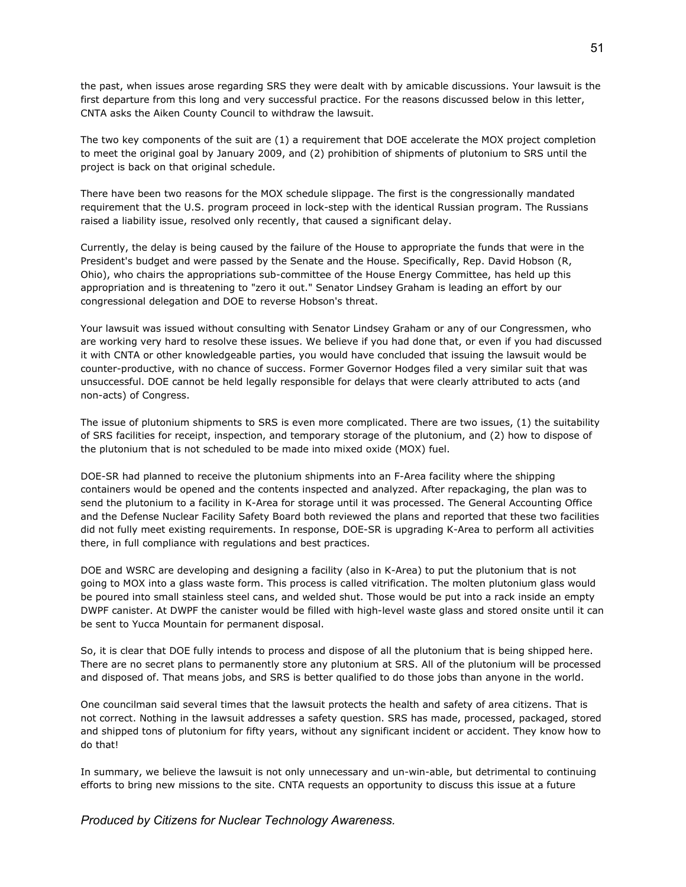the past, when issues arose regarding SRS they were dealt with by amicable discussions. Your lawsuit is the first departure from this long and very successful practice. For the reasons discussed below in this letter, CNTA asks the Aiken County Council to withdraw the lawsuit.

The two key components of the suit are (1) a requirement that DOE accelerate the MOX project completion to meet the original goal by January 2009, and (2) prohibition of shipments of plutonium to SRS until the project is back on that original schedule.

There have been two reasons for the MOX schedule slippage. The first is the congressionally mandated requirement that the U.S. program proceed in lock-step with the identical Russian program. The Russians raised a liability issue, resolved only recently, that caused a significant delay.

Currently, the delay is being caused by the failure of the House to appropriate the funds that were in the President's budget and were passed by the Senate and the House. Specifically, Rep. David Hobson (R, Ohio), who chairs the appropriations sub-committee of the House Energy Committee, has held up this appropriation and is threatening to "zero it out." Senator Lindsey Graham is leading an effort by our congressional delegation and DOE to reverse Hobson's threat.

Your lawsuit was issued without consulting with Senator Lindsey Graham or any of our Congressmen, who are working very hard to resolve these issues. We believe if you had done that, or even if you had discussed it with CNTA or other knowledgeable parties, you would have concluded that issuing the lawsuit would be counter-productive, with no chance of success. Former Governor Hodges filed a very similar suit that was unsuccessful. DOE cannot be held legally responsible for delays that were clearly attributed to acts (and non-acts) of Congress.

The issue of plutonium shipments to SRS is even more complicated. There are two issues, (1) the suitability of SRS facilities for receipt, inspection, and temporary storage of the plutonium, and (2) how to dispose of the plutonium that is not scheduled to be made into mixed oxide (MOX) fuel.

DOE-SR had planned to receive the plutonium shipments into an F-Area facility where the shipping containers would be opened and the contents inspected and analyzed. After repackaging, the plan was to send the plutonium to a facility in K-Area for storage until it was processed. The General Accounting Office and the Defense Nuclear Facility Safety Board both reviewed the plans and reported that these two facilities did not fully meet existing requirements. In response, DOE-SR is upgrading K-Area to perform all activities there, in full compliance with regulations and best practices.

DOE and WSRC are developing and designing a facility (also in K-Area) to put the plutonium that is not going to MOX into a glass waste form. This process is called vitrification. The molten plutonium glass would be poured into small stainless steel cans, and welded shut. Those would be put into a rack inside an empty DWPF canister. At DWPF the canister would be filled with high-level waste glass and stored onsite until it can be sent to Yucca Mountain for permanent disposal.

So, it is clear that DOE fully intends to process and dispose of all the plutonium that is being shipped here. There are no secret plans to permanently store any plutonium at SRS. All of the plutonium will be processed and disposed of. That means jobs, and SRS is better qualified to do those jobs than anyone in the world.

One councilman said several times that the lawsuit protects the health and safety of area citizens. That is not correct. Nothing in the lawsuit addresses a safety question. SRS has made, processed, packaged, stored and shipped tons of plutonium for fifty years, without any significant incident or accident. They know how to do that!

In summary, we believe the lawsuit is not only unnecessary and un-win-able, but detrimental to continuing efforts to bring new missions to the site. CNTA requests an opportunity to discuss this issue at a future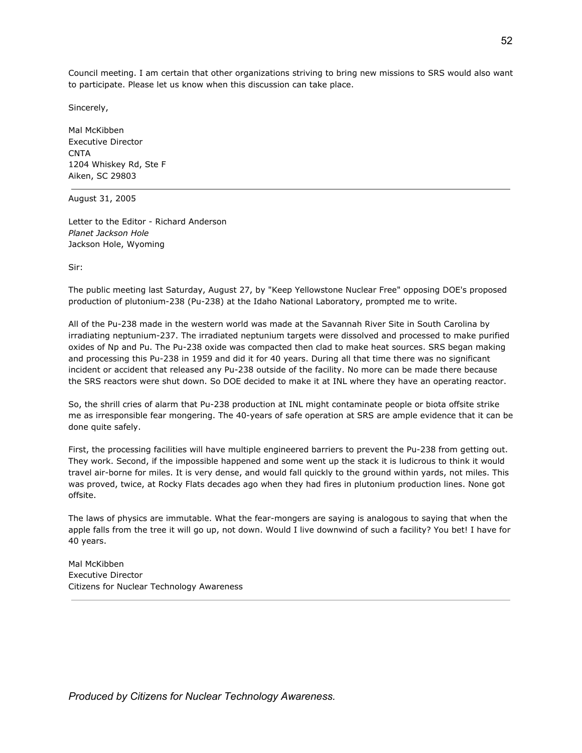Council meeting. I am certain that other organizations striving to bring new missions to SRS would also want to participate. Please let us know when this discussion can take place.

Sincerely,

Mal McKibben  
Executive Director  
CNTA  
1204 Whiskey Rd, Ste F  
Aiken, SC 29803

---

August 31, 2005

Letter to the Editor - Richard Anderson  
*Planet Jackson Hole*  
Jackson Hole, Wyoming

Sir:

The public meeting last Saturday, August 27, by "Keep Yellowstone Nuclear Free" opposing DOE's proposed production of plutonium-238 (Pu-238) at the Idaho National Laboratory, prompted me to write.

All of the Pu-238 made in the western world was made at the Savannah River Site in South Carolina by irradiating neptunium-237. The irradiated neptunium targets were dissolved and processed to make purified oxides of Np and Pu. The Pu-238 oxide was compacted then clad to make heat sources. SRS began making and processing this Pu-238 in 1959 and did it for 40 years. During all that time there was no significant incident or accident that released any Pu-238 outside of the facility. No more can be made there because the SRS reactors were shut down. So DOE decided to make it at INL where they have an operating reactor.

So, the shrill cries of alarm that Pu-238 production at INL might contaminate people or biota offsite strike me as irresponsible fear mongering. The 40-years of safe operation at SRS are ample evidence that it can be done quite safely.

First, the processing facilities will have multiple engineered barriers to prevent the Pu-238 from getting out. They work. Second, if the impossible happened and some went up the stack it is ludicrous to think it would travel air-borne for miles. It is very dense, and would fall quickly to the ground within yards, not miles. This was proved, twice, at Rocky Flats decades ago when they had fires in plutonium production lines. None got offsite.

The laws of physics are immutable. What the fear-mongers are saying is analogous to saying that when the apple falls from the tree it will go up, not down. Would I live downwind of such a facility? You bet! I have for 40 years.

Mal McKibben  
Executive Director  
Citizens for Nuclear Technology Awareness

---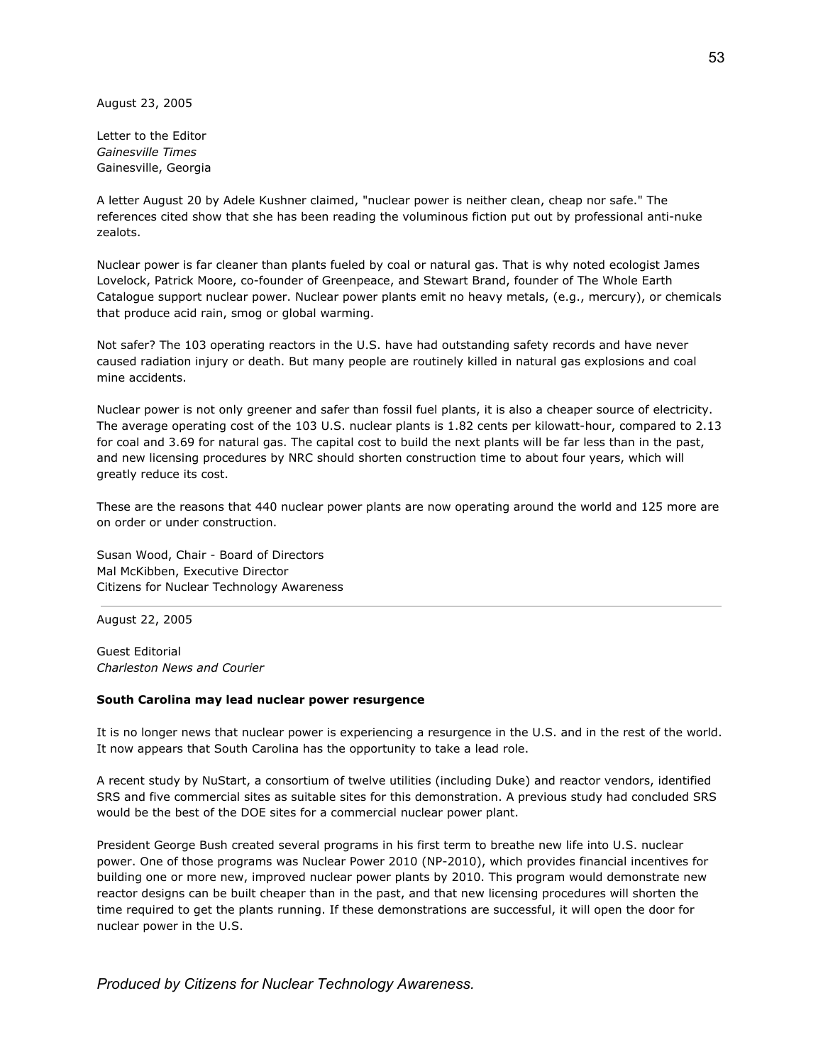August 23, 2005

Letter to the Editor
*Gainesville Times*
Gainesville, Georgia

A letter August 20 by Adele Kushner claimed, "nuclear power is neither clean, cheap nor safe." The references cited show that she has been reading the voluminous fiction put out by professional anti-nuke zealots.

Nuclear power is far cleaner than plants fueled by coal or natural gas. That is why noted ecologist James Lovelock, Patrick Moore, co-founder of Greenpeace, and Stewart Brand, founder of The Whole Earth Catalogue support nuclear power. Nuclear power plants emit no heavy metals, (e.g., mercury), or chemicals that produce acid rain, smog or global warming.

Not safer? The 103 operating reactors in the U.S. have had outstanding safety records and have never caused radiation injury or death. But many people are routinely killed in natural gas explosions and coal mine accidents.

Nuclear power is not only greener and safer than fossil fuel plants, it is also a cheaper source of electricity. The average operating cost of the 103 U.S. nuclear plants is 1.82 cents per kilowatt-hour, compared to 2.13 for coal and 3.69 for natural gas. The capital cost to build the next plants will be far less than in the past, and new licensing procedures by NRC should shorten construction time to about four years, which will greatly reduce its cost.

These are the reasons that 440 nuclear power plants are now operating around the world and 125 more are on order or under construction.

Susan Wood, Chair - Board of Directors
Mal McKibben, Executive Director
Citizens for Nuclear Technology Awareness

---

August 22, 2005

Guest Editorial
*Charleston News and Courier*

**South Carolina may lead nuclear power resurgence**

It is no longer news that nuclear power is experiencing a resurgence in the U.S. and in the rest of the world. It now appears that South Carolina has the opportunity to take a lead role.

A recent study by NuStart, a consortium of twelve utilities (including Duke) and reactor vendors, identified SRS and five commercial sites as suitable sites for this demonstration. A previous study had concluded SRS would be the best of the DOE sites for a commercial nuclear power plant.

President George Bush created several programs in his first term to breathe new life into U.S. nuclear power. One of those programs was Nuclear Power 2010 (NP-2010), which provides financial incentives for building one or more new, improved nuclear power plants by 2010. This program would demonstrate new reactor designs can be built cheaper than in the past, and that new licensing procedures will shorten the time required to get the plants running. If these demonstrations are successful, it will open the door for nuclear power in the U.S.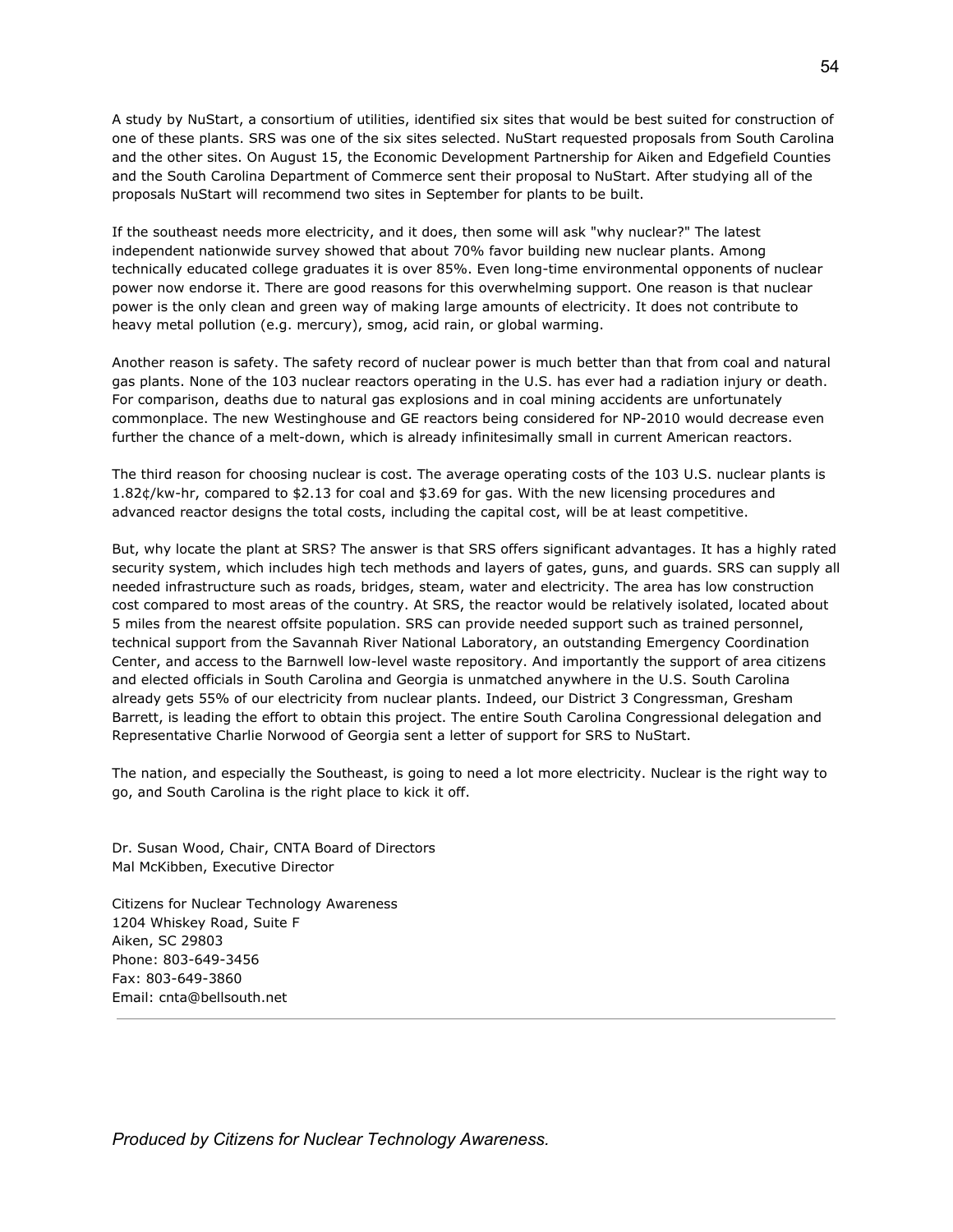A study by NuStart, a consortium of utilities, identified six sites that would be best suited for construction of one of these plants. SRS was one of the six sites selected. NuStart requested proposals from South Carolina and the other sites. On August 15, the Economic Development Partnership for Aiken and Edgefield Counties and the South Carolina Department of Commerce sent their proposal to NuStart. After studying all of the proposals NuStart will recommend two sites in September for plants to be built.

If the southeast needs more electricity, and it does, then some will ask "why nuclear?" The latest independent nationwide survey showed that about 70% favor building new nuclear plants. Among technically educated college graduates it is over 85%. Even long-time environmental opponents of nuclear power now endorse it. There are good reasons for this overwhelming support. One reason is that nuclear power is the only clean and green way of making large amounts of electricity. It does not contribute to heavy metal pollution (e.g. mercury), smog, acid rain, or global warming.

Another reason is safety. The safety record of nuclear power is much better than that from coal and natural gas plants. None of the 103 nuclear reactors operating in the U.S. has ever had a radiation injury or death. For comparison, deaths due to natural gas explosions and in coal mining accidents are unfortunately commonplace. The new Westinghouse and GE reactors being considered for NP-2010 would decrease even further the chance of a melt-down, which is already infinitesimally small in current American reactors.

The third reason for choosing nuclear is cost. The average operating costs of the 103 U.S. nuclear plants is 1.82¢/kw-hr, compared to $2.13 for coal and $3.69 for gas. With the new licensing procedures and advanced reactor designs the total costs, including the capital cost, will be at least competitive.

But, why locate the plant at SRS? The answer is that SRS offers significant advantages. It has a highly rated security system, which includes high tech methods and layers of gates, guns, and guards. SRS can supply all needed infrastructure such as roads, bridges, steam, water and electricity. The area has low construction cost compared to most areas of the country. At SRS, the reactor would be relatively isolated, located about 5 miles from the nearest offsite population. SRS can provide needed support such as trained personnel, technical support from the Savannah River National Laboratory, an outstanding Emergency Coordination Center, and access to the Barnwell low-level waste repository. And importantly the support of area citizens and elected officials in South Carolina and Georgia is unmatched anywhere in the U.S. South Carolina already gets 55% of our electricity from nuclear plants. Indeed, our District 3 Congressman, Gresham Barrett, is leading the effort to obtain this project. The entire South Carolina Congressional delegation and Representative Charlie Norwood of Georgia sent a letter of support for SRS to NuStart.

The nation, and especially the Southeast, is going to need a lot more electricity. Nuclear is the right way to go, and South Carolina is the right place to kick it off.

Dr. Susan Wood, Chair, CNTA Board of Directors
Mal McKibben, Executive Director

Citizens for Nuclear Technology Awareness
1204 Whiskey Road, Suite F
Aiken, SC 29803
Phone: 803-649-3456
Fax: 803-649-3860
Email: cnta@bellsouth.net

---

*Produced by Citizens for Nuclear Technology Awareness.*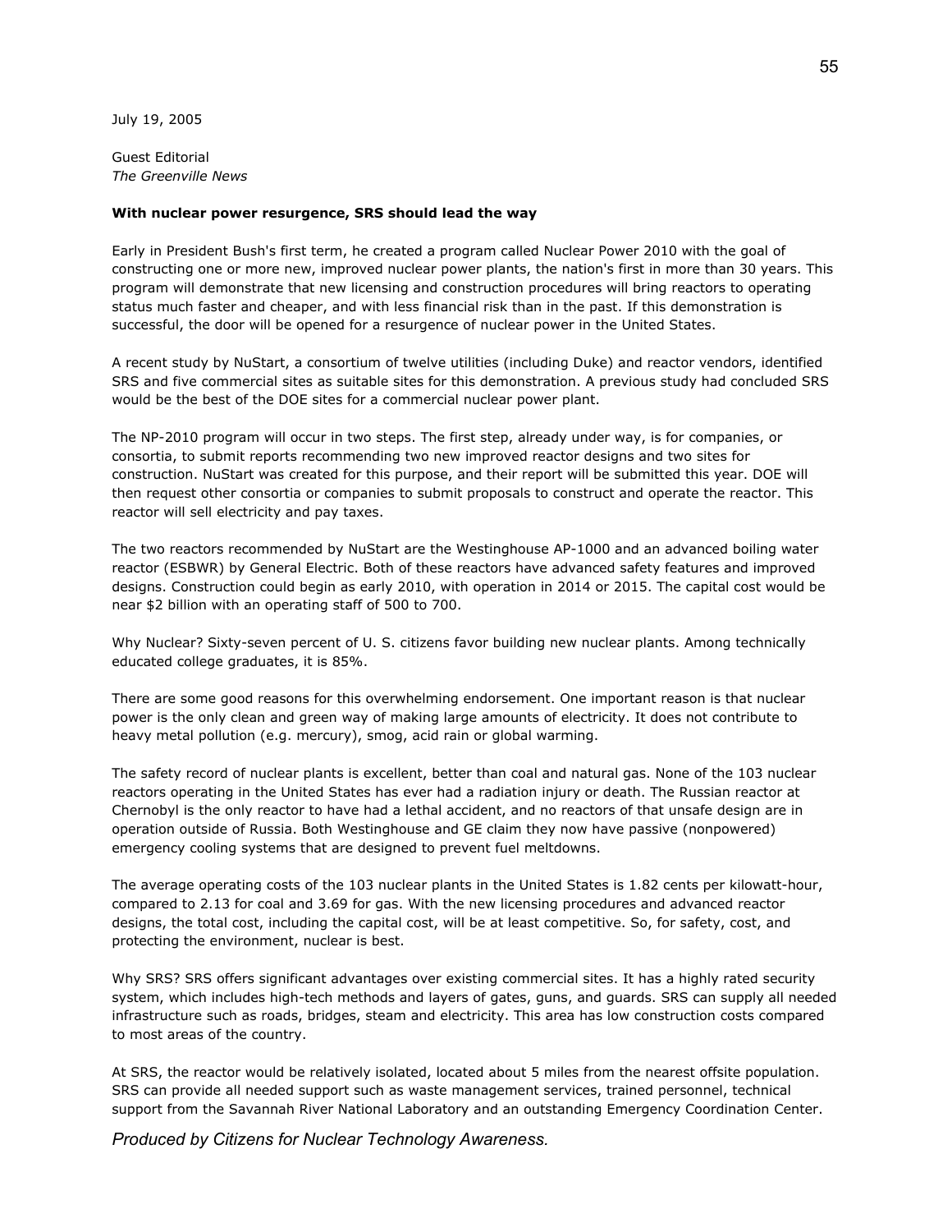July 19, 2005

Guest Editorial
*The Greenville News*

**With nuclear power resurgence, SRS should lead the way**

Early in President Bush's first term, he created a program called Nuclear Power 2010 with the goal of constructing one or more new, improved nuclear power plants, the nation's first in more than 30 years. This program will demonstrate that new licensing and construction procedures will bring reactors to operating status much faster and cheaper, and with less financial risk than in the past. If this demonstration is successful, the door will be opened for a resurgence of nuclear power in the United States.

A recent study by NuStart, a consortium of twelve utilities (including Duke) and reactor vendors, identified SRS and five commercial sites as suitable sites for this demonstration. A previous study had concluded SRS would be the best of the DOE sites for a commercial nuclear power plant.

The NP-2010 program will occur in two steps. The first step, already under way, is for companies, or consortia, to submit reports recommending two new improved reactor designs and two sites for construction. NuStart was created for this purpose, and their report will be submitted this year. DOE will then request other consortia or companies to submit proposals to construct and operate the reactor. This reactor will sell electricity and pay taxes.

The two reactors recommended by NuStart are the Westinghouse AP-1000 and an advanced boiling water reactor (ESBWR) by General Electric. Both of these reactors have advanced safety features and improved designs. Construction could begin as early 2010, with operation in 2014 or 2015. The capital cost would be near $2 billion with an operating staff of 500 to 700.

Why Nuclear? Sixty-seven percent of U. S. citizens favor building new nuclear plants. Among technically educated college graduates, it is 85%.

There are some good reasons for this overwhelming endorsement. One important reason is that nuclear power is the only clean and green way of making large amounts of electricity. It does not contribute to heavy metal pollution (e.g. mercury), smog, acid rain or global warming.

The safety record of nuclear plants is excellent, better than coal and natural gas. None of the 103 nuclear reactors operating in the United States has ever had a radiation injury or death. The Russian reactor at Chernobyl is the only reactor to have had a lethal accident, and no reactors of that unsafe design are in operation outside of Russia. Both Westinghouse and GE claim they now have passive (nonpowered) emergency cooling systems that are designed to prevent fuel meltdowns.

The average operating costs of the 103 nuclear plants in the United States is 1.82 cents per kilowatt-hour, compared to 2.13 for coal and 3.69 for gas. With the new licensing procedures and advanced reactor designs, the total cost, including the capital cost, will be at least competitive. So, for safety, cost, and protecting the environment, nuclear is best.

Why SRS? SRS offers significant advantages over existing commercial sites. It has a highly rated security system, which includes high-tech methods and layers of gates, guns, and guards. SRS can supply all needed infrastructure such as roads, bridges, steam and electricity. This area has low construction costs compared to most areas of the country.

At SRS, the reactor would be relatively isolated, located about 5 miles from the nearest offsite population. SRS can provide all needed support such as waste management services, trained personnel, technical support from the Savannah River National Laboratory and an outstanding Emergency Coordination Center.

*Produced by Citizens for Nuclear Technology Awareness.*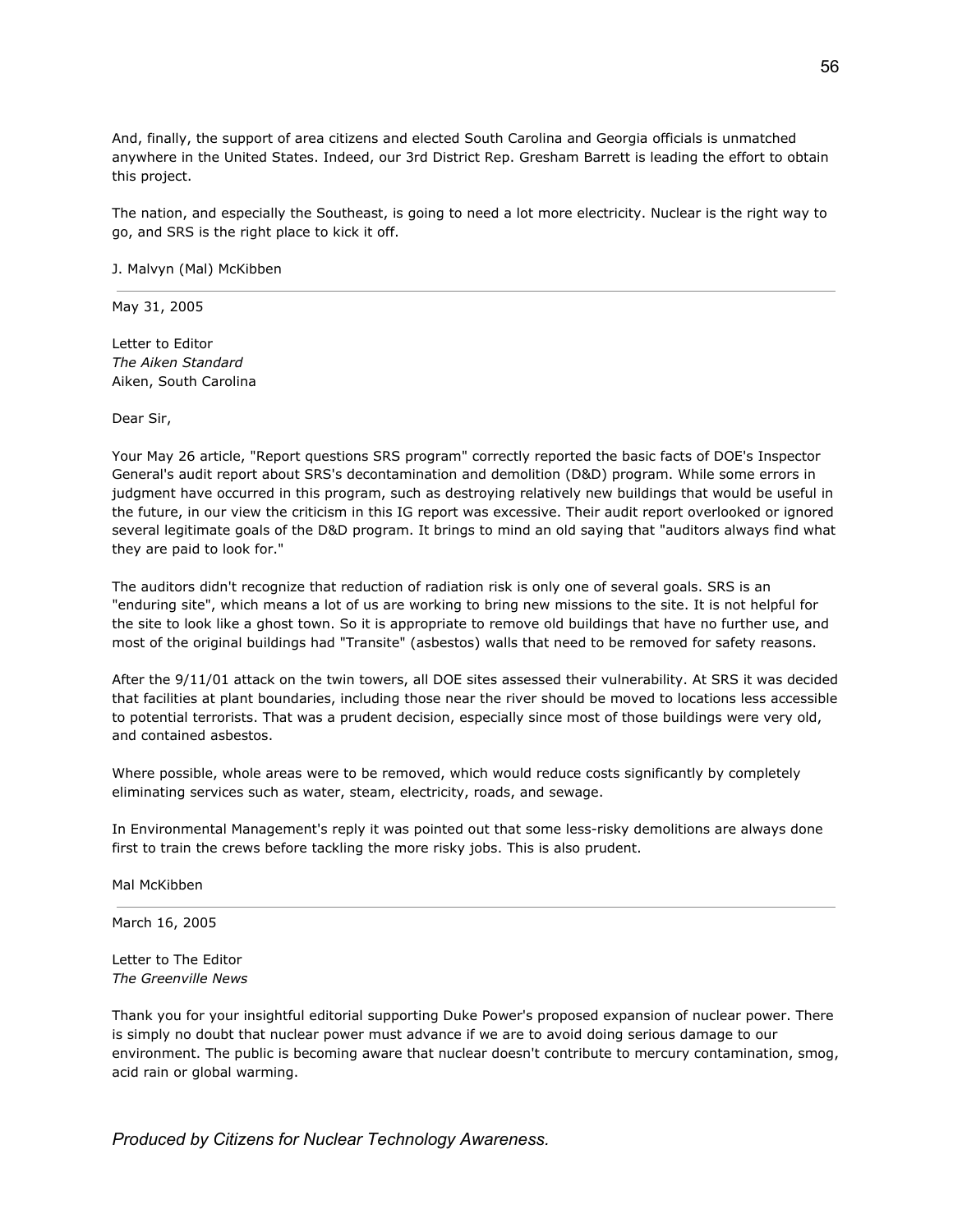And, finally, the support of area citizens and elected South Carolina and Georgia officials is unmatched anywhere in the United States. Indeed, our 3rd District Rep. Gresham Barrett is leading the effort to obtain this project.

The nation, and especially the Southeast, is going to need a lot more electricity. Nuclear is the right way to go, and SRS is the right place to kick it off.

J. Malvyn (Mal) McKibben

---

May 31, 2005

Letter to Editor
*The Aiken Standard*
Aiken, South Carolina

Dear Sir,

Your May 26 article, "Report questions SRS program" correctly reported the basic facts of DOE's Inspector General's audit report about SRS's decontamination and demolition (D&D) program. While some errors in judgment have occurred in this program, such as destroying relatively new buildings that would be useful in the future, in our view the criticism in this IG report was excessive. Their audit report overlooked or ignored several legitimate goals of the D&D program. It brings to mind an old saying that "auditors always find what they are paid to look for."

The auditors didn't recognize that reduction of radiation risk is only one of several goals. SRS is an "enduring site", which means a lot of us are working to bring new missions to the site. It is not helpful for the site to look like a ghost town. So it is appropriate to remove old buildings that have no further use, and most of the original buildings had "Transite" (asbestos) walls that need to be removed for safety reasons.

After the 9/11/01 attack on the twin towers, all DOE sites assessed their vulnerability. At SRS it was decided that facilities at plant boundaries, including those near the river should be moved to locations less accessible to potential terrorists. That was a prudent decision, especially since most of those buildings were very old, and contained asbestos.

Where possible, whole areas were to be removed, which would reduce costs significantly by completely eliminating services such as water, steam, electricity, roads, and sewage.

In Environmental Management's reply it was pointed out that some less-risky demolitions are always done first to train the crews before tackling the more risky jobs. This is also prudent.

Mal McKibben

---

March 16, 2005

Letter to The Editor
*The Greenville News*

Thank you for your insightful editorial supporting Duke Power's proposed expansion of nuclear power. There is simply no doubt that nuclear power must advance if we are to avoid doing serious damage to our environment. The public is becoming aware that nuclear doesn't contribute to mercury contamination, smog, acid rain or global warming.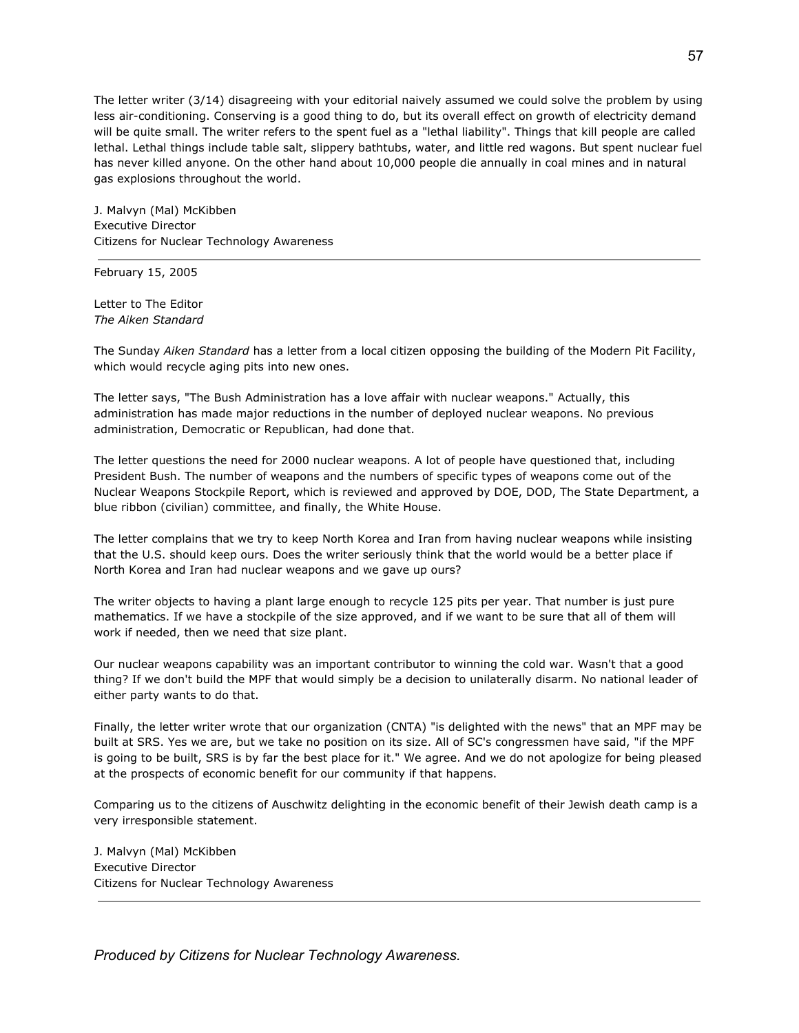The letter writer (3/14) disagreeing with your editorial naively assumed we could solve the problem by using less air-conditioning. Conserving is a good thing to do, but its overall effect on growth of electricity demand will be quite small. The writer refers to the spent fuel as a "lethal liability". Things that kill people are called lethal. Lethal things include table salt, slippery bathtubs, water, and little red wagons. But spent nuclear fuel has never killed anyone. On the other hand about 10,000 people die annually in coal mines and in natural gas explosions throughout the world.

J. Malvyn (Mal) McKibben
Executive Director
Citizens for Nuclear Technology Awareness

---

February 15, 2005

Letter to The Editor
*The Aiken Standard*

The Sunday *Aiken Standard* has a letter from a local citizen opposing the building of the Modern Pit Facility, which would recycle aging pits into new ones.

The letter says, "The Bush Administration has a love affair with nuclear weapons." Actually, this administration has made major reductions in the number of deployed nuclear weapons. No previous administration, Democratic or Republican, had done that.

The letter questions the need for 2000 nuclear weapons. A lot of people have questioned that, including President Bush. The number of weapons and the numbers of specific types of weapons come out of the Nuclear Weapons Stockpile Report, which is reviewed and approved by DOE, DOD, The State Department, a blue ribbon (civilian) committee, and finally, the White House.

The letter complains that we try to keep North Korea and Iran from having nuclear weapons while insisting that the U.S. should keep ours. Does the writer seriously think that the world would be a better place if North Korea and Iran had nuclear weapons and we gave up ours?

The writer objects to having a plant large enough to recycle 125 pits per year. That number is just pure mathematics. If we have a stockpile of the size approved, and if we want to be sure that all of them will work if needed, then we need that size plant.

Our nuclear weapons capability was an important contributor to winning the cold war. Wasn't that a good thing? If we don't build the MPF that would simply be a decision to unilaterally disarm. No national leader of either party wants to do that.

Finally, the letter writer wrote that our organization (CNTA) "is delighted with the news" that an MPF may be built at SRS. Yes we are, but we take no position on its size. All of SC's congressmen have said, "if the MPF is going to be built, SRS is by far the best place for it." We agree. And we do not apologize for being pleased at the prospects of economic benefit for our community if that happens.

Comparing us to the citizens of Auschwitz delighting in the economic benefit of their Jewish death camp is a very irresponsible statement.

J. Malvyn (Mal) McKibben
Executive Director
Citizens for Nuclear Technology Awareness

---

*Produced by Citizens for Nuclear Technology Awareness.*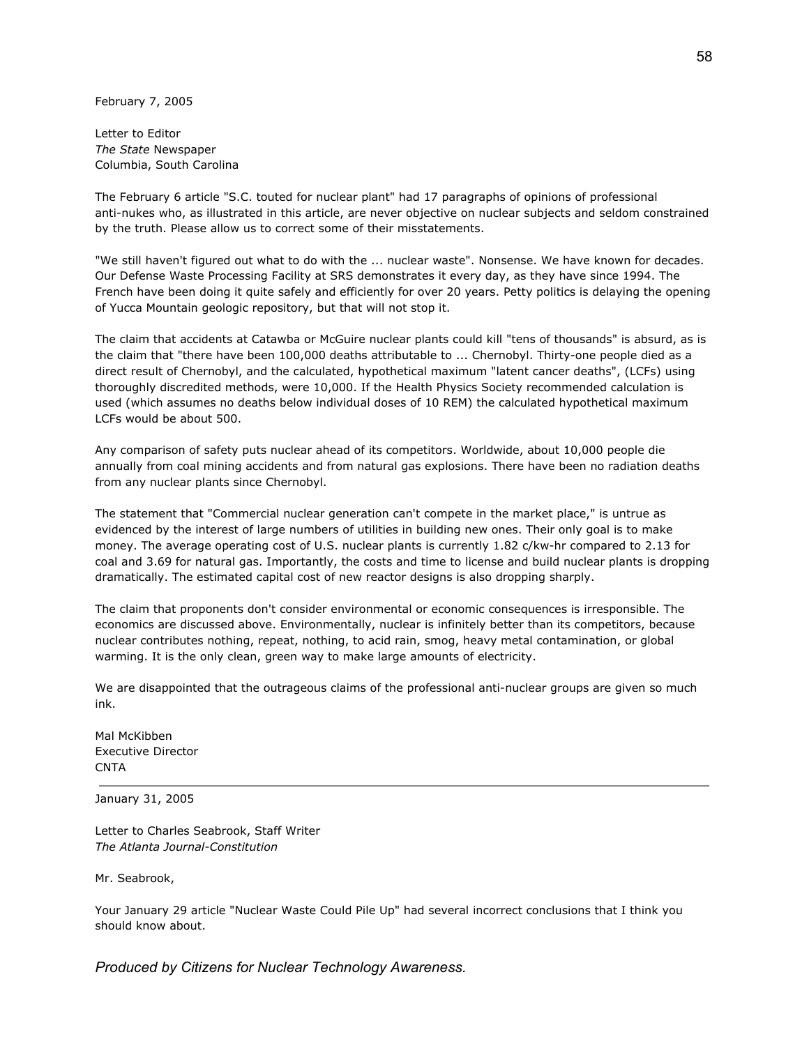February 7, 2005

Letter to Editor
*The State* Newspaper
Columbia, South Carolina

The February 6 article "S.C. touted for nuclear plant" had 17 paragraphs of opinions of professional anti-nukes who, as illustrated in this article, are never objective on nuclear subjects and seldom constrained by the truth. Please allow us to correct some of their misstatements.

"We still haven't figured out what to do with the ... nuclear waste". Nonsense. We have known for decades. Our Defense Waste Processing Facility at SRS demonstrates it every day, as they have since 1994. The French have been doing it quite safely and efficiently for over 20 years. Petty politics is delaying the opening of Yucca Mountain geologic repository, but that will not stop it.

The claim that accidents at Catawba or McGuire nuclear plants could kill "tens of thousands" is absurd, as is the claim that "there have been 100,000 deaths attributable to ... Chernobyl. Thirty-one people died as a direct result of Chernobyl, and the calculated, hypothetical maximum "latent cancer deaths", (LCFs) using thoroughly discredited methods, were 10,000. If the Health Physics Society recommended calculation is used (which assumes no deaths below individual doses of 10 REM) the calculated hypothetical maximum LCFs would be about 500.

Any comparison of safety puts nuclear ahead of its competitors. Worldwide, about 10,000 people die annually from coal mining accidents and from natural gas explosions. There have been no radiation deaths from any nuclear plants since Chernobyl.

The statement that "Commercial nuclear generation can't compete in the market place," is untrue as evidenced by the interest of large numbers of utilities in building new ones. Their only goal is to make money. The average operating cost of U.S. nuclear plants is currently 1.82 c/kw-hr compared to 2.13 for coal and 3.69 for natural gas. Importantly, the costs and time to license and build nuclear plants is dropping dramatically. The estimated capital cost of new reactor designs is also dropping sharply.

The claim that proponents don't consider environmental or economic consequences is irresponsible. The economics are discussed above. Environmentally, nuclear is infinitely better than its competitors, because nuclear contributes nothing, repeat, nothing, to acid rain, smog, heavy metal contamination, or global warming. It is the only clean, green way to make large amounts of electricity.

We are disappointed that the outrageous claims of the professional anti-nuclear groups are given so much ink.

Mal McKibben
Executive Director
CNTA

---

January 31, 2005

Letter to Charles Seabrook, Staff Writer
*The Atlanta Journal-Constitution*

Mr. Seabrook,

Your January 29 article "Nuclear Waste Could Pile Up" had several incorrect conclusions that I think you should know about.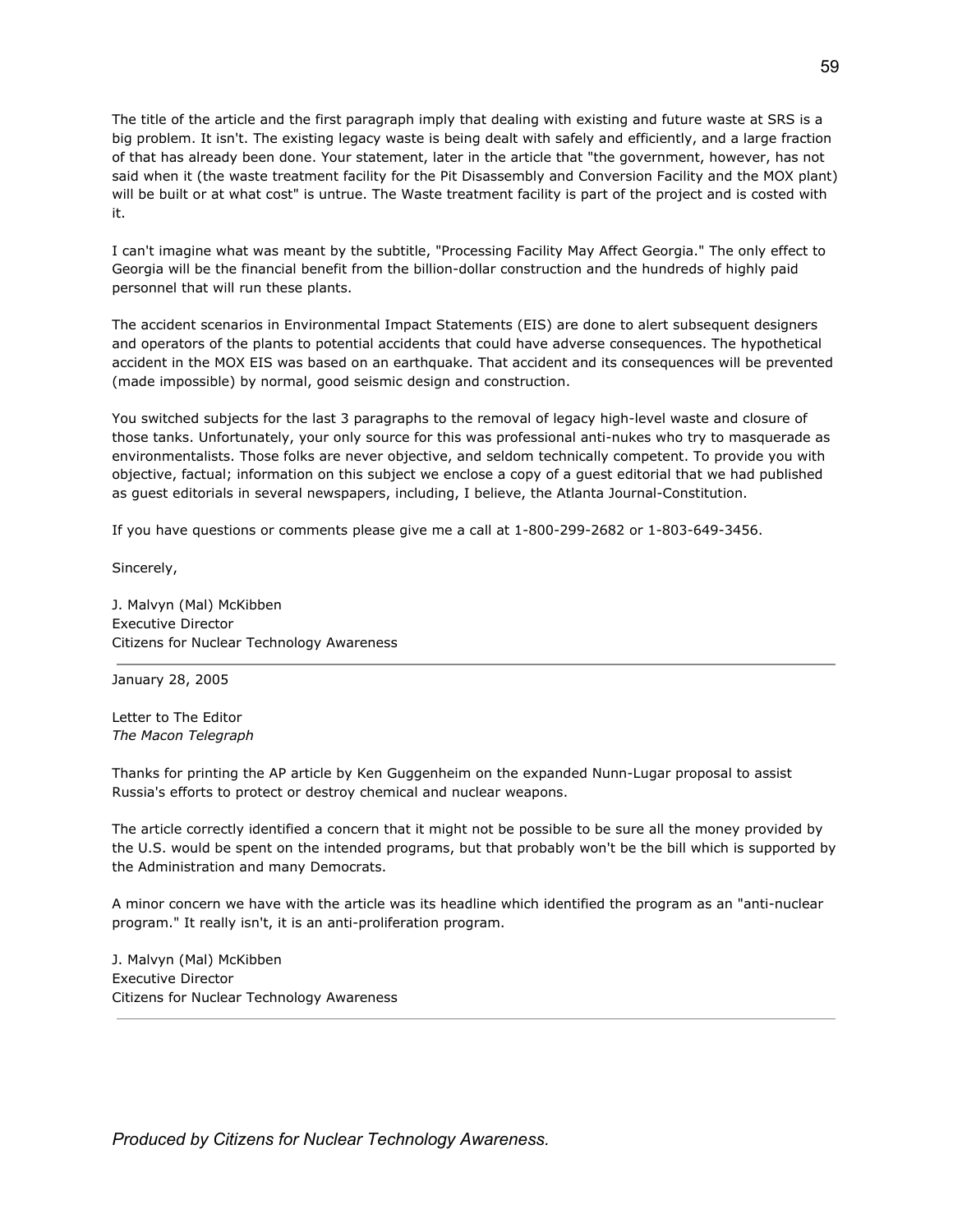The title of the article and the first paragraph imply that dealing with existing and future waste at SRS is a big problem. It isn't. The existing legacy waste is being dealt with safely and efficiently, and a large fraction of that has already been done. Your statement, later in the article that "the government, however, has not said when it (the waste treatment facility for the Pit Disassembly and Conversion Facility and the MOX plant) will be built or at what cost" is untrue. The Waste treatment facility is part of the project and is costed with it.

I can't imagine what was meant by the subtitle, "Processing Facility May Affect Georgia." The only effect to Georgia will be the financial benefit from the billion-dollar construction and the hundreds of highly paid personnel that will run these plants.

The accident scenarios in Environmental Impact Statements (EIS) are done to alert subsequent designers and operators of the plants to potential accidents that could have adverse consequences. The hypothetical accident in the MOX EIS was based on an earthquake. That accident and its consequences will be prevented (made impossible) by normal, good seismic design and construction.

You switched subjects for the last 3 paragraphs to the removal of legacy high-level waste and closure of those tanks. Unfortunately, your only source for this was professional anti-nukes who try to masquerade as environmentalists. Those folks are never objective, and seldom technically competent. To provide you with objective, factual; information on this subject we enclose a copy of a guest editorial that we had published as guest editorials in several newspapers, including, I believe, the Atlanta Journal-Constitution.

If you have questions or comments please give me a call at 1-800-299-2682 or 1-803-649-3456.

Sincerely,

J. Malvyn (Mal) McKibben  
Executive Director  
Citizens for Nuclear Technology Awareness

---

January 28, 2005

Letter to The Editor  
*The Macon Telegraph*

Thanks for printing the AP article by Ken Guggenheim on the expanded Nunn-Lugar proposal to assist Russia's efforts to protect or destroy chemical and nuclear weapons.

The article correctly identified a concern that it might not be possible to be sure all the money provided by the U.S. would be spent on the intended programs, but that probably won't be the bill which is supported by the Administration and many Democrats.

A minor concern we have with the article was its headline which identified the program as an "anti-nuclear program." It really isn't, it is an anti-proliferation program.

J. Malvyn (Mal) McKibben  
Executive Director  
Citizens for Nuclear Technology Awareness

---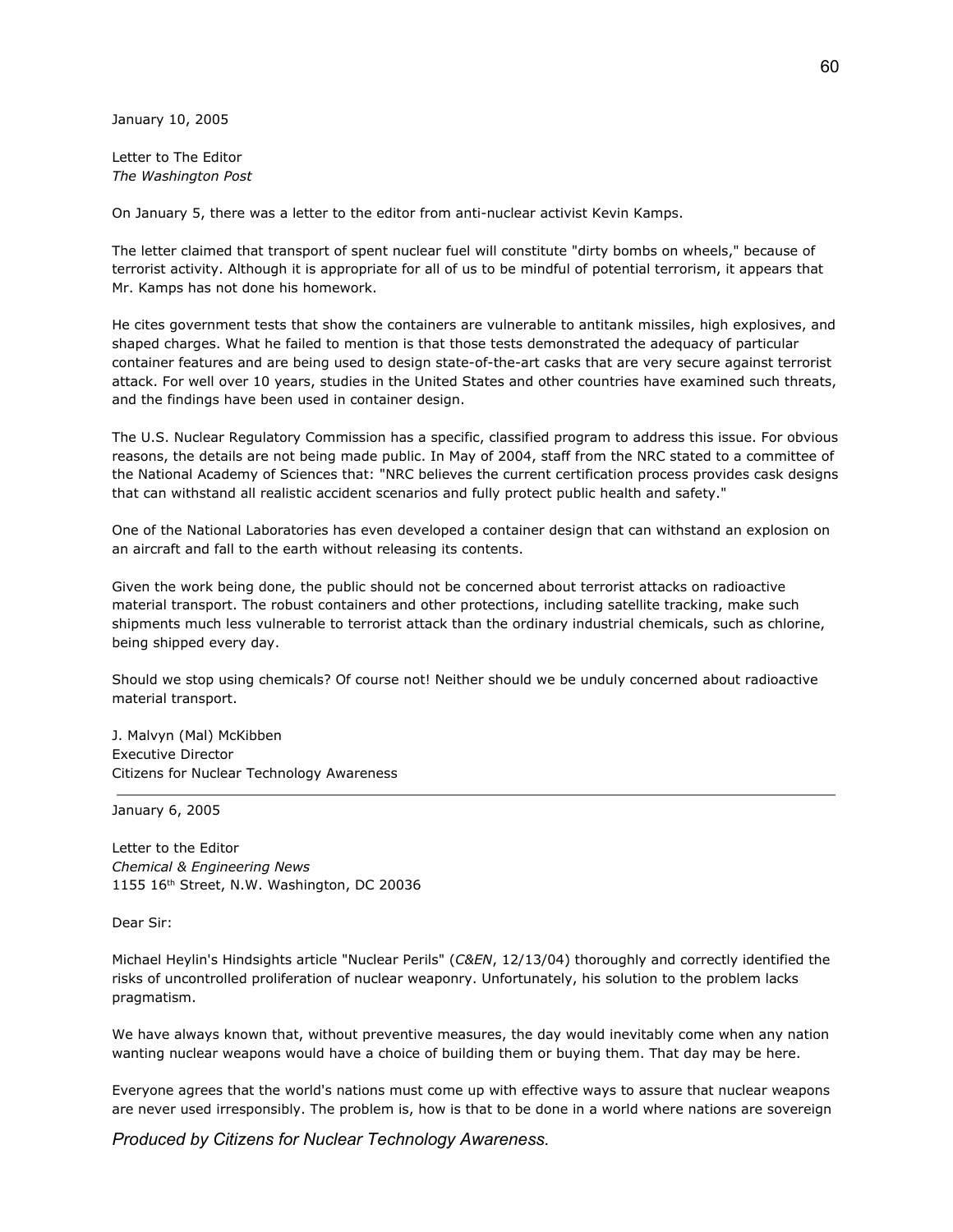January 10, 2005

Letter to The Editor
*The Washington Post*

On January 5, there was a letter to the editor from anti-nuclear activist Kevin Kamps.

The letter claimed that transport of spent nuclear fuel will constitute "dirty bombs on wheels," because of terrorist activity. Although it is appropriate for all of us to be mindful of potential terrorism, it appears that Mr. Kamps has not done his homework.

He cites government tests that show the containers are vulnerable to antitank missiles, high explosives, and shaped charges. What he failed to mention is that those tests demonstrated the adequacy of particular container features and are being used to design state-of-the-art casks that are very secure against terrorist attack. For well over 10 years, studies in the United States and other countries have examined such threats, and the findings have been used in container design.

The U.S. Nuclear Regulatory Commission has a specific, classified program to address this issue. For obvious reasons, the details are not being made public. In May of 2004, staff from the NRC stated to a committee of the National Academy of Sciences that: "NRC believes the current certification process provides cask designs that can withstand all realistic accident scenarios and fully protect public health and safety."

One of the National Laboratories has even developed a container design that can withstand an explosion on an aircraft and fall to the earth without releasing its contents.

Given the work being done, the public should not be concerned about terrorist attacks on radioactive material transport. The robust containers and other protections, including satellite tracking, make such shipments much less vulnerable to terrorist attack than the ordinary industrial chemicals, such as chlorine, being shipped every day.

Should we stop using chemicals? Of course not! Neither should we be unduly concerned about radioactive material transport.

J. Malvyn (Mal) McKibben
Executive Director
Citizens for Nuclear Technology Awareness

---

January 6, 2005

Letter to the Editor
*Chemical & Engineering News*
1155 16th Street, N.W. Washington, DC 20036

Dear Sir:

Michael Heylin's Hindsights article "Nuclear Perils" (*C&EN*, 12/13/04) thoroughly and correctly identified the risks of uncontrolled proliferation of nuclear weaponry. Unfortunately, his solution to the problem lacks pragmatism.

We have always known that, without preventive measures, the day would inevitably come when any nation wanting nuclear weapons would have a choice of building them or buying them. That day may be here.

Everyone agrees that the world's nations must come up with effective ways to assure that nuclear weapons are never used irresponsibly. The problem is, how is that to be done in a world where nations are sovereign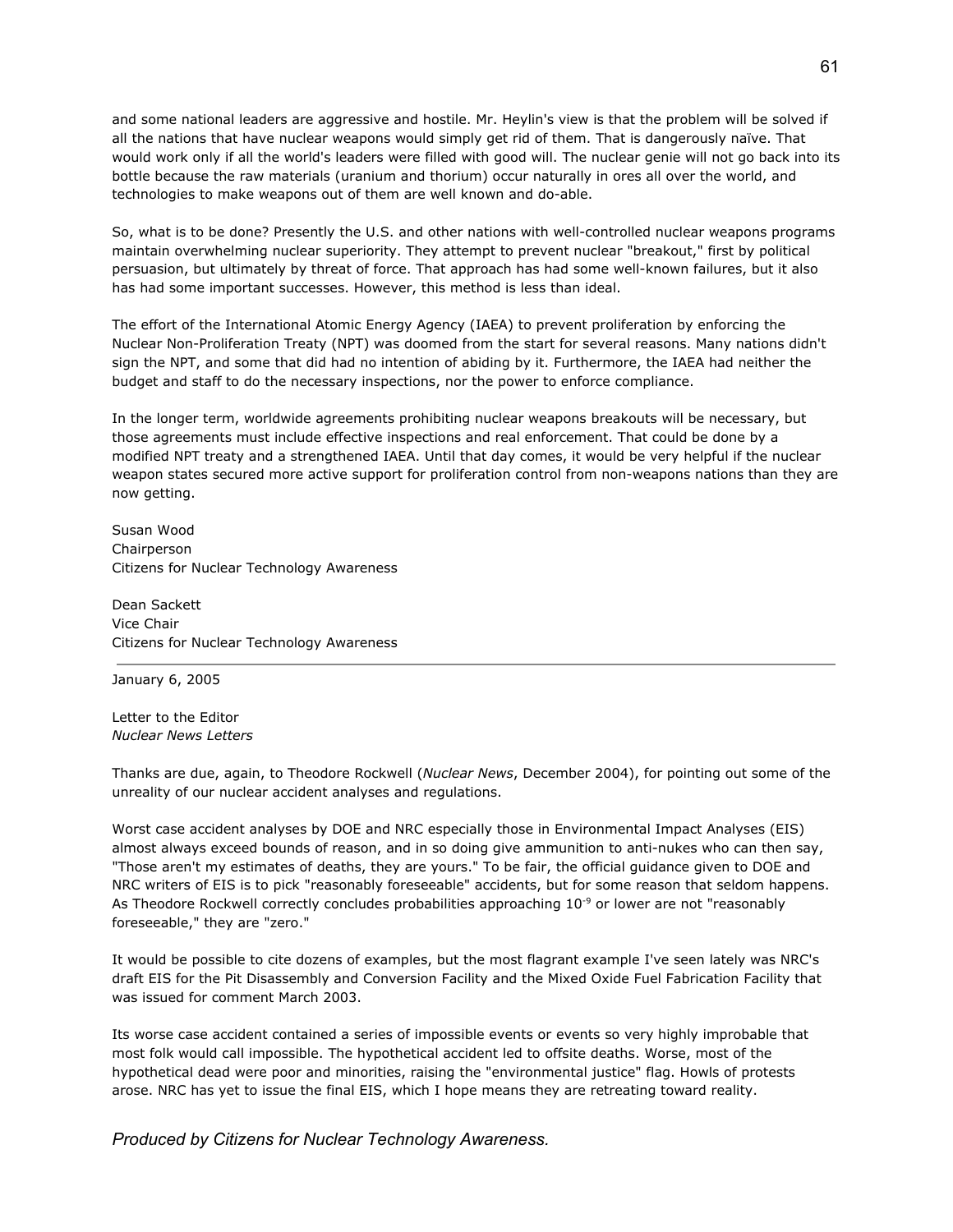and some national leaders are aggressive and hostile. Mr. Heylin's view is that the problem will be solved if all the nations that have nuclear weapons would simply get rid of them. That is dangerously naïve. That would work only if all the world's leaders were filled with good will. The nuclear genie will not go back into its bottle because the raw materials (uranium and thorium) occur naturally in ores all over the world, and technologies to make weapons out of them are well known and do-able.

So, what is to be done? Presently the U.S. and other nations with well-controlled nuclear weapons programs maintain overwhelming nuclear superiority. They attempt to prevent nuclear "breakout," first by political persuasion, but ultimately by threat of force. That approach has had some well-known failures, but it also has had some important successes. However, this method is less than ideal.

The effort of the International Atomic Energy Agency (IAEA) to prevent proliferation by enforcing the Nuclear Non-Proliferation Treaty (NPT) was doomed from the start for several reasons. Many nations didn't sign the NPT, and some that did had no intention of abiding by it. Furthermore, the IAEA had neither the budget and staff to do the necessary inspections, nor the power to enforce compliance.

In the longer term, worldwide agreements prohibiting nuclear weapons breakouts will be necessary, but those agreements must include effective inspections and real enforcement. That could be done by a modified NPT treaty and a strengthened IAEA. Until that day comes, it would be very helpful if the nuclear weapon states secured more active support for proliferation control from non-weapons nations than they are now getting.

Susan Wood  
Chairperson  
Citizens for Nuclear Technology Awareness

Dean Sackett  
Vice Chair  
Citizens for Nuclear Technology Awareness

---

January 6, 2005

Letter to the Editor  
*Nuclear News Letters*

Thanks are due, again, to Theodore Rockwell (*Nuclear News*, December 2004), for pointing out some of the unreality of our nuclear accident analyses and regulations.

Worst case accident analyses by DOE and NRC especially those in Environmental Impact Analyses (EIS) almost always exceed bounds of reason, and in so doing give ammunition to anti-nukes who can then say, "Those aren't my estimates of deaths, they are yours." To be fair, the official guidance given to DOE and NRC writers of EIS is to pick "reasonably foreseeable" accidents, but for some reason that seldom happens. As Theodore Rockwell correctly concludes probabilities approaching $10^{-9}$ or lower are not "reasonably foreseeable," they are "zero."

It would be possible to cite dozens of examples, but the most flagrant example I've seen lately was NRC's draft EIS for the Pit Disassembly and Conversion Facility and the Mixed Oxide Fuel Fabrication Facility that was issued for comment March 2003.

Its worse case accident contained a series of impossible events or events so very highly improbable that most folk would call impossible. The hypothetical accident led to offsite deaths. Worse, most of the hypothetical dead were poor and minorities, raising the "environmental justice" flag. Howls of protests arose. NRC has yet to issue the final EIS, which I hope means they are retreating toward reality.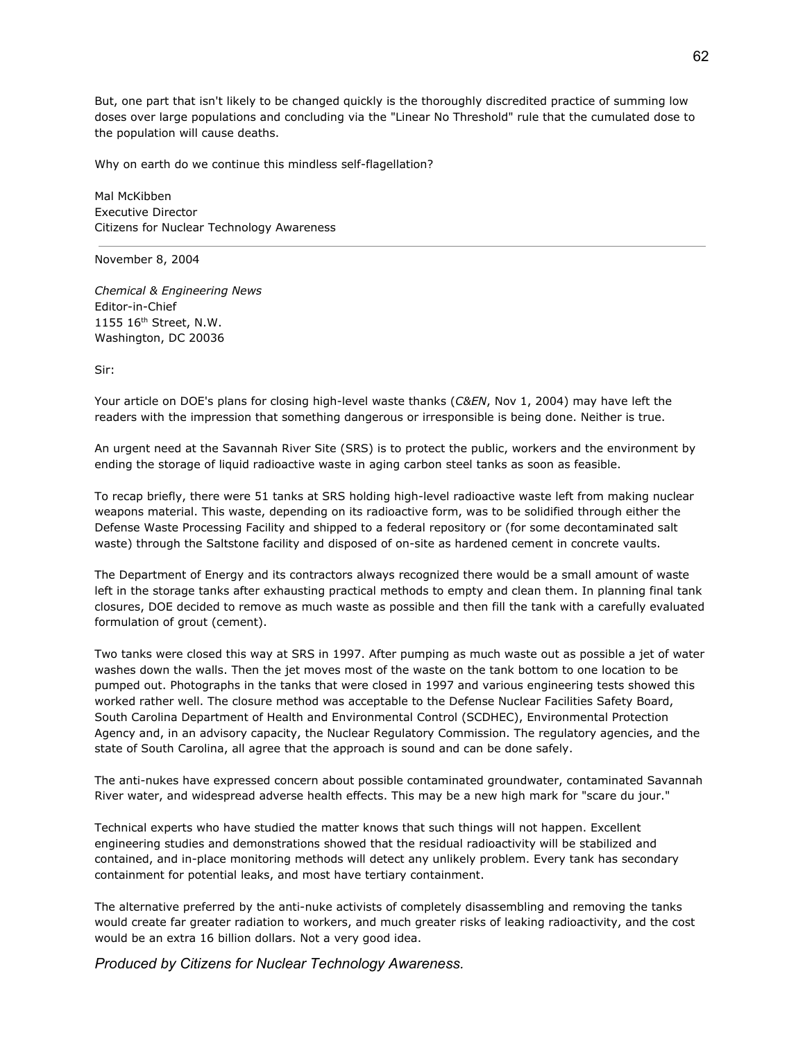But, one part that isn't likely to be changed quickly is the thoroughly discredited practice of summing low doses over large populations and concluding via the "Linear No Threshold" rule that the cumulated dose to the population will cause deaths.

Why on earth do we continue this mindless self-flagellation?

Mal McKibben
Executive Director
Citizens for Nuclear Technology Awareness

---

November 8, 2004

*Chemical & Engineering News*
Editor-in-Chief
1155 16th Street, N.W.
Washington, DC 20036

Sir:

Your article on DOE's plans for closing high-level waste thanks (*C&EN*, Nov 1, 2004) may have left the readers with the impression that something dangerous or irresponsible is being done. Neither is true.

An urgent need at the Savannah River Site (SRS) is to protect the public, workers and the environment by ending the storage of liquid radioactive waste in aging carbon steel tanks as soon as feasible.

To recap briefly, there were 51 tanks at SRS holding high-level radioactive waste left from making nuclear weapons material. This waste, depending on its radioactive form, was to be solidified through either the Defense Waste Processing Facility and shipped to a federal repository or (for some decontaminated salt waste) through the Saltstone facility and disposed of on-site as hardened cement in concrete vaults.

The Department of Energy and its contractors always recognized there would be a small amount of waste left in the storage tanks after exhausting practical methods to empty and clean them. In planning final tank closures, DOE decided to remove as much waste as possible and then fill the tank with a carefully evaluated formulation of grout (cement).

Two tanks were closed this way at SRS in 1997. After pumping as much waste out as possible a jet of water washes down the walls. Then the jet moves most of the waste on the tank bottom to one location to be pumped out. Photographs in the tanks that were closed in 1997 and various engineering tests showed this worked rather well. The closure method was acceptable to the Defense Nuclear Facilities Safety Board, South Carolina Department of Health and Environmental Control (SCDHEC), Environmental Protection Agency and, in an advisory capacity, the Nuclear Regulatory Commission. The regulatory agencies, and the state of South Carolina, all agree that the approach is sound and can be done safely.

The anti-nukes have expressed concern about possible contaminated groundwater, contaminated Savannah River water, and widespread adverse health effects. This may be a new high mark for "scare du jour."

Technical experts who have studied the matter knows that such things will not happen. Excellent engineering studies and demonstrations showed that the residual radioactivity will be stabilized and contained, and in-place monitoring methods will detect any unlikely problem. Every tank has secondary containment for potential leaks, and most have tertiary containment.

The alternative preferred by the anti-nuke activists of completely disassembling and removing the tanks would create far greater radiation to workers, and much greater risks of leaking radioactivity, and the cost would be an extra 16 billion dollars. Not a very good idea.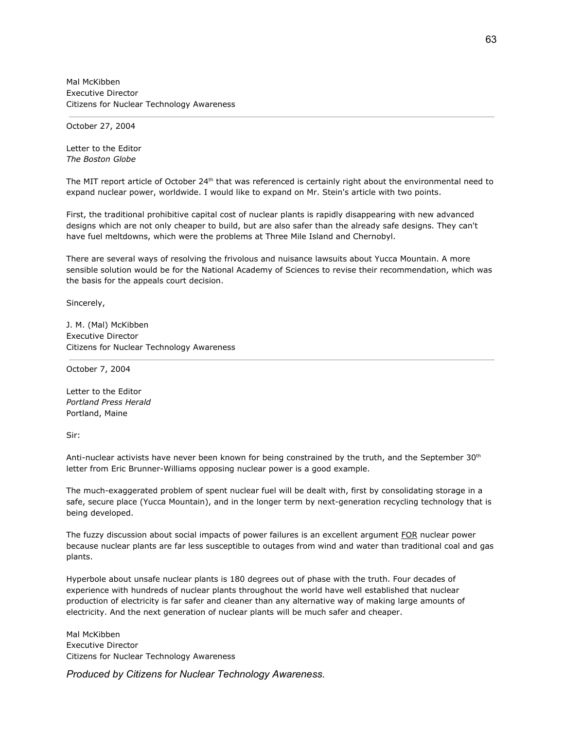Mal McKibben
Executive Director
Citizens for Nuclear Technology Awareness

---

October 27, 2004

Letter to the Editor
*The Boston Globe*

The MIT report article of October 24th that was referenced is certainly right about the environmental need to expand nuclear power, worldwide. I would like to expand on Mr. Stein's article with two points.

First, the traditional prohibitive capital cost of nuclear plants is rapidly disappearing with new advanced designs which are not only cheaper to build, but are also safer than the already safe designs. They can't have fuel meltdowns, which were the problems at Three Mile Island and Chernobyl.

There are several ways of resolving the frivolous and nuisance lawsuits about Yucca Mountain. A more sensible solution would be for the National Academy of Sciences to revise their recommendation, which was the basis for the appeals court decision.

Sincerely,

J. M. (Mal) McKibben
Executive Director
Citizens for Nuclear Technology Awareness

---

October 7, 2004

Letter to the Editor
*Portland Press Herald*
Portland, Maine

Sir:

Anti-nuclear activists have never been known for being constrained by the truth, and the September 30th letter from Eric Brunner-Williams opposing nuclear power is a good example.

The much-exaggerated problem of spent nuclear fuel will be dealt with, first by consolidating storage in a safe, secure place (Yucca Mountain), and in the longer term by next-generation recycling technology that is being developed.

The fuzzy discussion about social impacts of power failures is an excellent argument FOR nuclear power because nuclear plants are far less susceptible to outages from wind and water than traditional coal and gas plants.

Hyperbole about unsafe nuclear plants is 180 degrees out of phase with the truth. Four decades of experience with hundreds of nuclear plants throughout the world have well established that nuclear production of electricity is far safer and cleaner than any alternative way of making large amounts of electricity. And the next generation of nuclear plants will be much safer and cheaper.

Mal McKibben
Executive Director
Citizens for Nuclear Technology Awareness

*Produced by Citizens for Nuclear Technology Awareness.*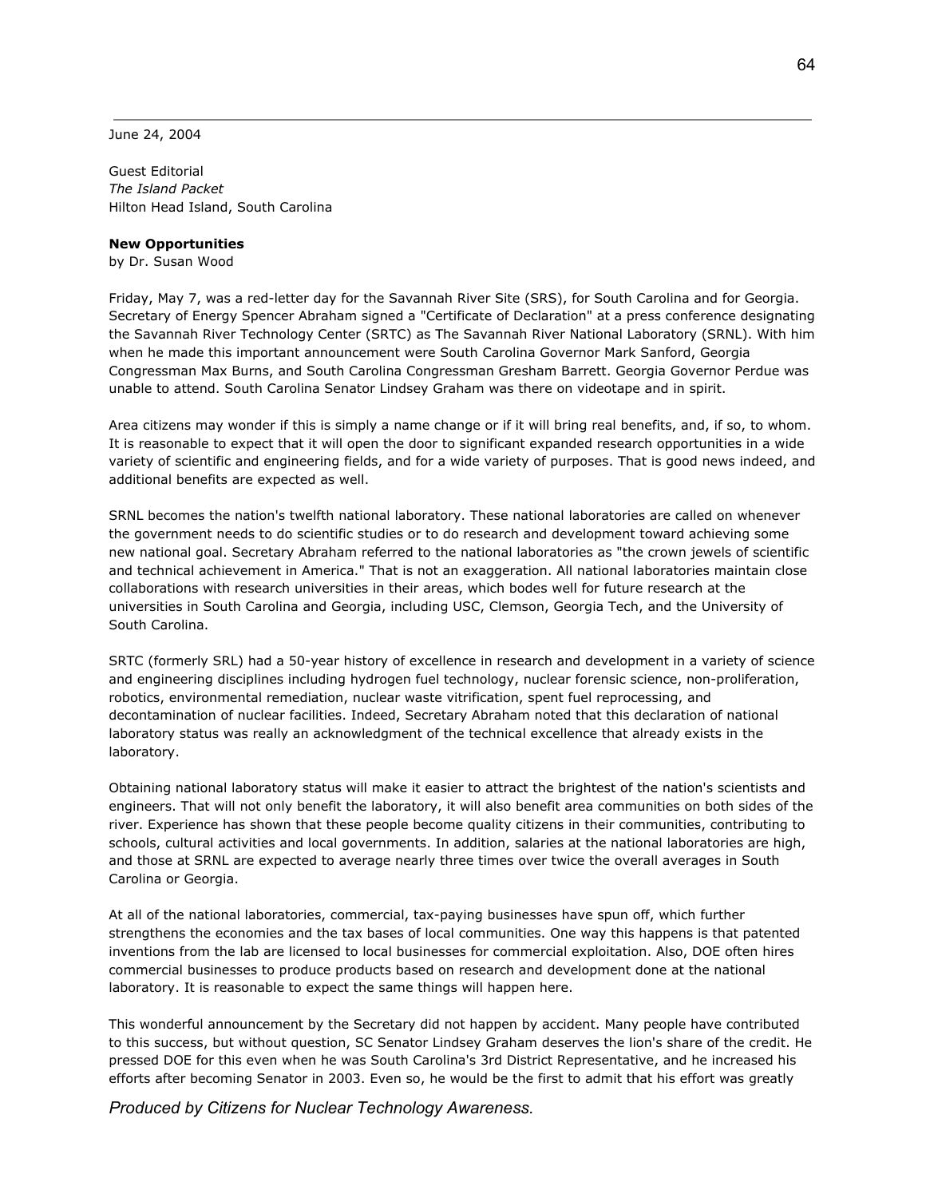June 24, 2004

Guest Editorial
*The Island Packet*
Hilton Head Island, South Carolina

**New Opportunities**
by Dr. Susan Wood

Friday, May 7, was a red-letter day for the Savannah River Site (SRS), for South Carolina and for Georgia. Secretary of Energy Spencer Abraham signed a "Certificate of Declaration" at a press conference designating the Savannah River Technology Center (SRTC) as The Savannah River National Laboratory (SRNL). With him when he made this important announcement were South Carolina Governor Mark Sanford, Georgia Congressman Max Burns, and South Carolina Congressman Gresham Barrett. Georgia Governor Perdue was unable to attend. South Carolina Senator Lindsey Graham was there on videotape and in spirit.

Area citizens may wonder if this is simply a name change or if it will bring real benefits, and, if so, to whom. It is reasonable to expect that it will open the door to significant expanded research opportunities in a wide variety of scientific and engineering fields, and for a wide variety of purposes. That is good news indeed, and additional benefits are expected as well.

SRNL becomes the nation's twelfth national laboratory. These national laboratories are called on whenever the government needs to do scientific studies or to do research and development toward achieving some new national goal. Secretary Abraham referred to the national laboratories as "the crown jewels of scientific and technical achievement in America." That is not an exaggeration. All national laboratories maintain close collaborations with research universities in their areas, which bodes well for future research at the universities in South Carolina and Georgia, including USC, Clemson, Georgia Tech, and the University of South Carolina.

SRTC (formerly SRL) had a 50-year history of excellence in research and development in a variety of science and engineering disciplines including hydrogen fuel technology, nuclear forensic science, non-proliferation, robotics, environmental remediation, nuclear waste vitrification, spent fuel reprocessing, and decontamination of nuclear facilities. Indeed, Secretary Abraham noted that this declaration of national laboratory status was really an acknowledgment of the technical excellence that already exists in the laboratory.

Obtaining national laboratory status will make it easier to attract the brightest of the nation's scientists and engineers. That will not only benefit the laboratory, it will also benefit area communities on both sides of the river. Experience has shown that these people become quality citizens in their communities, contributing to schools, cultural activities and local governments. In addition, salaries at the national laboratories are high, and those at SRNL are expected to average nearly three times over twice the overall averages in South Carolina or Georgia.

At all of the national laboratories, commercial, tax-paying businesses have spun off, which further strengthens the economies and the tax bases of local communities. One way this happens is that patented inventions from the lab are licensed to local businesses for commercial exploitation. Also, DOE often hires commercial businesses to produce products based on research and development done at the national laboratory. It is reasonable to expect the same things will happen here.

This wonderful announcement by the Secretary did not happen by accident. Many people have contributed to this success, but without question, SC Senator Lindsey Graham deserves the lion's share of the credit. He pressed DOE for this even when he was South Carolina's 3rd District Representative, and he increased his efforts after becoming Senator in 2003. Even so, he would be the first to admit that his effort was greatly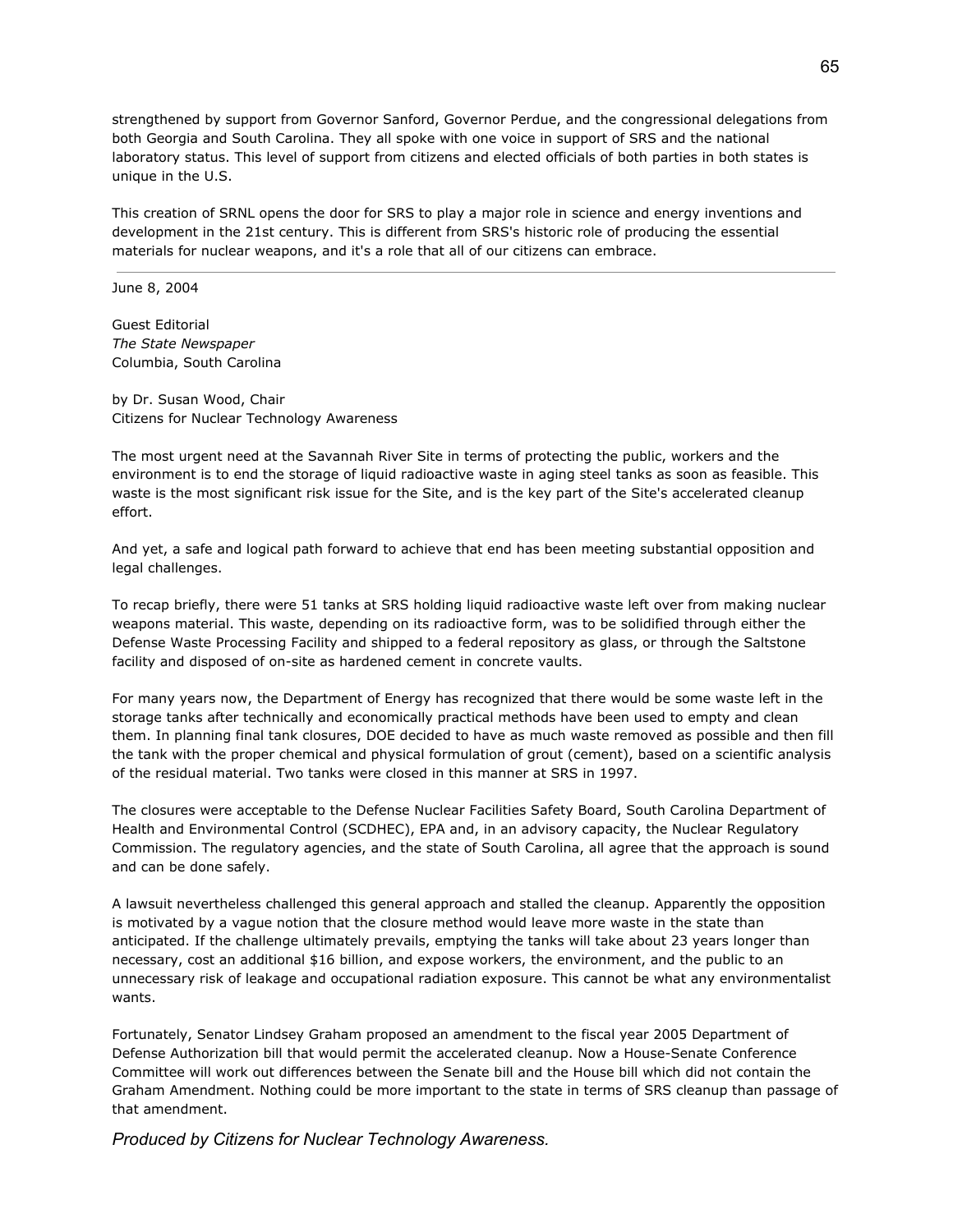strengthened by support from Governor Sanford, Governor Perdue, and the congressional delegations from both Georgia and South Carolina. They all spoke with one voice in support of SRS and the national laboratory status. This level of support from citizens and elected officials of both parties in both states is unique in the U.S.

This creation of SRNL opens the door for SRS to play a major role in science and energy inventions and development in the 21st century. This is different from SRS's historic role of producing the essential materials for nuclear weapons, and it's a role that all of our citizens can embrace.

---

June 8, 2004

Guest Editorial
*The State Newspaper*
Columbia, South Carolina

by Dr. Susan Wood, Chair
Citizens for Nuclear Technology Awareness

The most urgent need at the Savannah River Site in terms of protecting the public, workers and the environment is to end the storage of liquid radioactive waste in aging steel tanks as soon as feasible. This waste is the most significant risk issue for the Site, and is the key part of the Site's accelerated cleanup effort.

And yet, a safe and logical path forward to achieve that end has been meeting substantial opposition and legal challenges.

To recap briefly, there were 51 tanks at SRS holding liquid radioactive waste left over from making nuclear weapons material. This waste, depending on its radioactive form, was to be solidified through either the Defense Waste Processing Facility and shipped to a federal repository as glass, or through the Saltstone facility and disposed of on-site as hardened cement in concrete vaults.

For many years now, the Department of Energy has recognized that there would be some waste left in the storage tanks after technically and economically practical methods have been used to empty and clean them. In planning final tank closures, DOE decided to have as much waste removed as possible and then fill the tank with the proper chemical and physical formulation of grout (cement), based on a scientific analysis of the residual material. Two tanks were closed in this manner at SRS in 1997.

The closures were acceptable to the Defense Nuclear Facilities Safety Board, South Carolina Department of Health and Environmental Control (SCDHEC), EPA and, in an advisory capacity, the Nuclear Regulatory Commission. The regulatory agencies, and the state of South Carolina, all agree that the approach is sound and can be done safely.

A lawsuit nevertheless challenged this general approach and stalled the cleanup. Apparently the opposition is motivated by a vague notion that the closure method would leave more waste in the state than anticipated. If the challenge ultimately prevails, emptying the tanks will take about 23 years longer than necessary, cost an additional $16 billion, and expose workers, the environment, and the public to an unnecessary risk of leakage and occupational radiation exposure. This cannot be what any environmentalist wants.

Fortunately, Senator Lindsey Graham proposed an amendment to the fiscal year 2005 Department of Defense Authorization bill that would permit the accelerated cleanup. Now a House-Senate Conference Committee will work out differences between the Senate bill and the House bill which did not contain the Graham Amendment. Nothing could be more important to the state in terms of SRS cleanup than passage of that amendment.

*Produced by Citizens for Nuclear Technology Awareness.*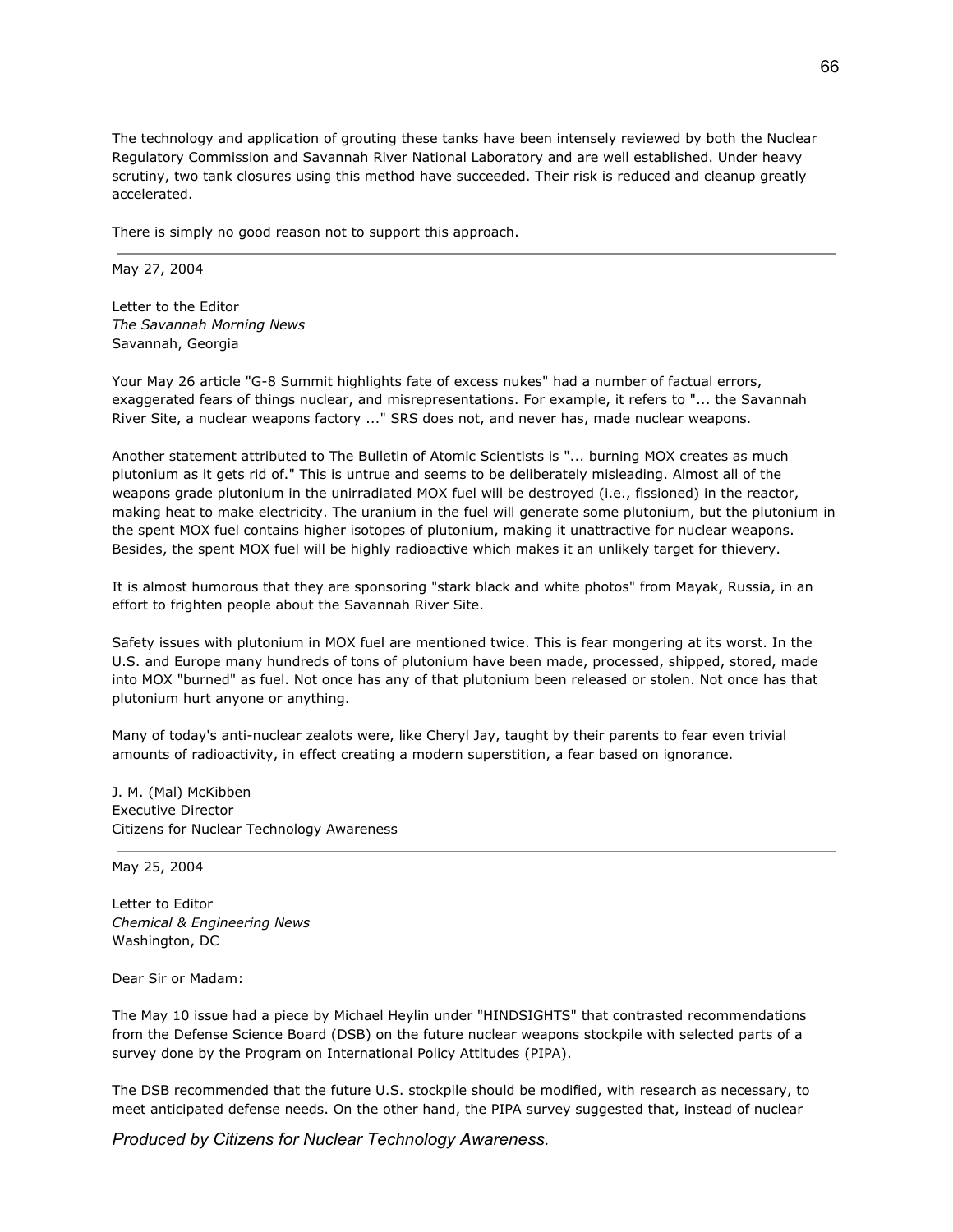The technology and application of grouting these tanks have been intensely reviewed by both the Nuclear Regulatory Commission and Savannah River National Laboratory and are well established. Under heavy scrutiny, two tank closures using this method have succeeded. Their risk is reduced and cleanup greatly accelerated.

There is simply no good reason not to support this approach.

---

May 27, 2004

Letter to the Editor
*The Savannah Morning News*
Savannah, Georgia

Your May 26 article "G-8 Summit highlights fate of excess nukes" had a number of factual errors, exaggerated fears of things nuclear, and misrepresentations. For example, it refers to "... the Savannah River Site, a nuclear weapons factory ..." SRS does not, and never has, made nuclear weapons.

Another statement attributed to The Bulletin of Atomic Scientists is "... burning MOX creates as much plutonium as it gets rid of." This is untrue and seems to be deliberately misleading. Almost all of the weapons grade plutonium in the unirradiated MOX fuel will be destroyed (i.e., fissioned) in the reactor, making heat to make electricity. The uranium in the fuel will generate some plutonium, but the plutonium in the spent MOX fuel contains higher isotopes of plutonium, making it unattractive for nuclear weapons. Besides, the spent MOX fuel will be highly radioactive which makes it an unlikely target for thievery.

It is almost humorous that they are sponsoring "stark black and white photos" from Mayak, Russia, in an effort to frighten people about the Savannah River Site.

Safety issues with plutonium in MOX fuel are mentioned twice. This is fear mongering at its worst. In the U.S. and Europe many hundreds of tons of plutonium have been made, processed, shipped, stored, made into MOX "burned" as fuel. Not once has any of that plutonium been released or stolen. Not once has that plutonium hurt anyone or anything.

Many of today's anti-nuclear zealots were, like Cheryl Jay, taught by their parents to fear even trivial amounts of radioactivity, in effect creating a modern superstition, a fear based on ignorance.

J. M. (Mal) McKibben
Executive Director
Citizens for Nuclear Technology Awareness

---

May 25, 2004

Letter to Editor
*Chemical & Engineering News*
Washington, DC

Dear Sir or Madam:

The May 10 issue had a piece by Michael Heylin under "HINDSIGHTS" that contrasted recommendations from the Defense Science Board (DSB) on the future nuclear weapons stockpile with selected parts of a survey done by the Program on International Policy Attitudes (PIPA).

The DSB recommended that the future U.S. stockpile should be modified, with research as necessary, to meet anticipated defense needs. On the other hand, the PIPA survey suggested that, instead of nuclear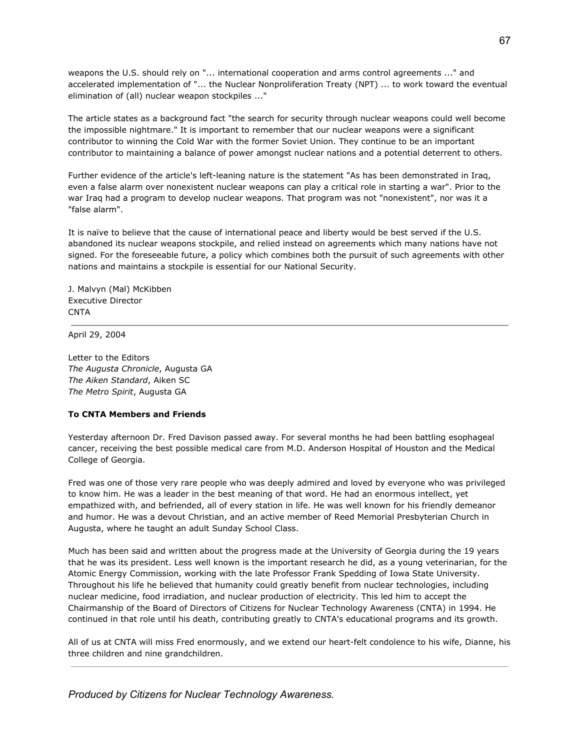weapons the U.S. should rely on "... international cooperation and arms control agreements ..." and accelerated implementation of "... the Nuclear Nonproliferation Treaty (NPT) ... to work toward the eventual elimination of (all) nuclear weapon stockpiles ..."

The article states as a background fact "the search for security through nuclear weapons could well become the impossible nightmare." It is important to remember that our nuclear weapons were a significant contributor to winning the Cold War with the former Soviet Union. They continue to be an important contributor to maintaining a balance of power amongst nuclear nations and a potential deterrent to others.

Further evidence of the article's left-leaning nature is the statement "As has been demonstrated in Iraq, even a false alarm over nonexistent nuclear weapons can play a critical role in starting a war". Prior to the war Iraq had a program to develop nuclear weapons. That program was not "nonexistent", nor was it a "false alarm".

It is naïve to believe that the cause of international peace and liberty would be best served if the U.S. abandoned its nuclear weapons stockpile, and relied instead on agreements which many nations have not signed. For the foreseeable future, a policy which combines both the pursuit of such agreements with other nations and maintains a stockpile is essential for our National Security.

J. Malvyn (Mal) McKibben
Executive Director
CNTA

---

April 29, 2004

Letter to the Editors
*The Augusta Chronicle*, Augusta GA
*The Aiken Standard*, Aiken SC
*The Metro Spirit*, Augusta GA

**To CNTA Members and Friends**

Yesterday afternoon Dr. Fred Davison passed away. For several months he had been battling esophageal cancer, receiving the best possible medical care from M.D. Anderson Hospital of Houston and the Medical College of Georgia.

Fred was one of those very rare people who was deeply admired and loved by everyone who was privileged to know him. He was a leader in the best meaning of that word. He had an enormous intellect, yet empathized with, and befriended, all of every station in life. He was well known for his friendly demeanor and humor. He was a devout Christian, and an active member of Reed Memorial Presbyterian Church in Augusta, where he taught an adult Sunday School Class.

Much has been said and written about the progress made at the University of Georgia during the 19 years that he was its president. Less well known is the important research he did, as a young veterinarian, for the Atomic Energy Commission, working with the late Professor Frank Spedding of Iowa State University. Throughout his life he believed that humanity could greatly benefit from nuclear technologies, including nuclear medicine, food irradiation, and nuclear production of electricity. This led him to accept the Chairmanship of the Board of Directors of Citizens for Nuclear Technology Awareness (CNTA) in 1994. He continued in that role until his death, contributing greatly to CNTA's educational programs and its growth.

All of us at CNTA will miss Fred enormously, and we extend our heart-felt condolence to his wife, Dianne, his three children and nine grandchildren.

---

*Produced by Citizens for Nuclear Technology Awareness.*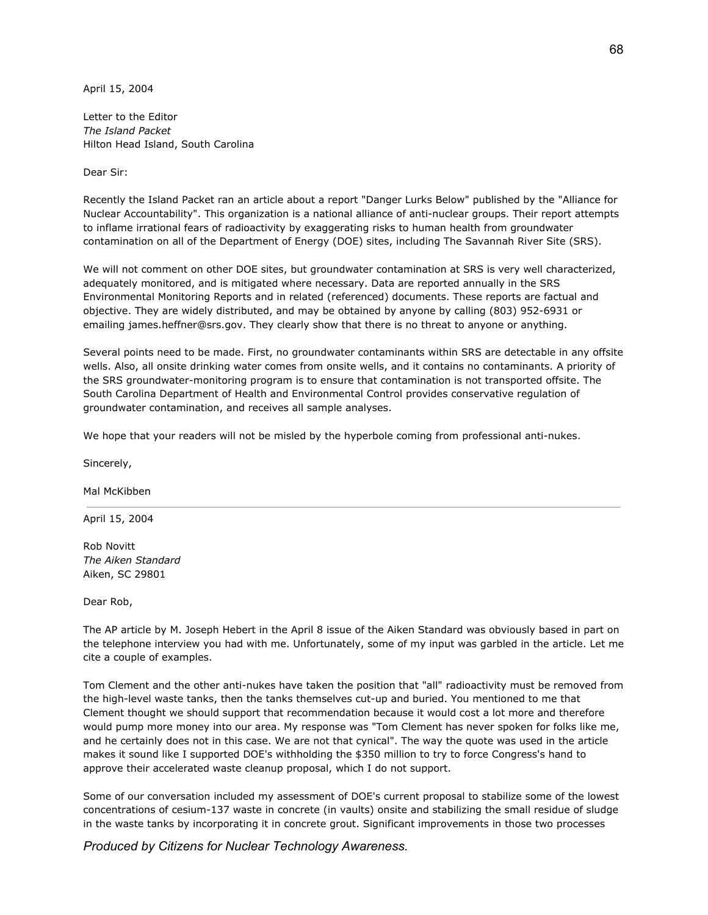April 15, 2004

Letter to the Editor
*The Island Packet*
Hilton Head Island, South Carolina

Dear Sir:

Recently the Island Packet ran an article about a report "Danger Lurks Below" published by the "Alliance for Nuclear Accountability". This organization is a national alliance of anti-nuclear groups. Their report attempts to inflame irrational fears of radioactivity by exaggerating risks to human health from groundwater contamination on all of the Department of Energy (DOE) sites, including The Savannah River Site (SRS).

We will not comment on other DOE sites, but groundwater contamination at SRS is very well characterized, adequately monitored, and is mitigated where necessary. Data are reported annually in the SRS Environmental Monitoring Reports and in related (referenced) documents. These reports are factual and objective. They are widely distributed, and may be obtained by anyone by calling (803) 952-6931 or emailing james.heffner@srs.gov. They clearly show that there is no threat to anyone or anything.

Several points need to be made. First, no groundwater contaminants within SRS are detectable in any offsite wells. Also, all onsite drinking water comes from onsite wells, and it contains no contaminants. A priority of the SRS groundwater-monitoring program is to ensure that contamination is not transported offsite. The South Carolina Department of Health and Environmental Control provides conservative regulation of groundwater contamination, and receives all sample analyses.

We hope that your readers will not be misled by the hyperbole coming from professional anti-nukes.

Sincerely,

Mal McKibben

---

April 15, 2004

Rob Novitt
*The Aiken Standard*
Aiken, SC 29801

Dear Rob,

The AP article by M. Joseph Hebert in the April 8 issue of the Aiken Standard was obviously based in part on the telephone interview you had with me. Unfortunately, some of my input was garbled in the article. Let me cite a couple of examples.

Tom Clement and the other anti-nukes have taken the position that "all" radioactivity must be removed from the high-level waste tanks, then the tanks themselves cut-up and buried. You mentioned to me that Clement thought we should support that recommendation because it would cost a lot more and therefore would pump more money into our area. My response was "Tom Clement has never spoken for folks like me, and he certainly does not in this case. We are not that cynical". The way the quote was used in the article makes it sound like I supported DOE's withholding the $350 million to try to force Congress's hand to approve their accelerated waste cleanup proposal, which I do not support.

Some of our conversation included my assessment of DOE's current proposal to stabilize some of the lowest concentrations of cesium-137 waste in concrete (in vaults) onsite and stabilizing the small residue of sludge in the waste tanks by incorporating it in concrete grout. Significant improvements in those two processes

*Produced by Citizens for Nuclear Technology Awareness.*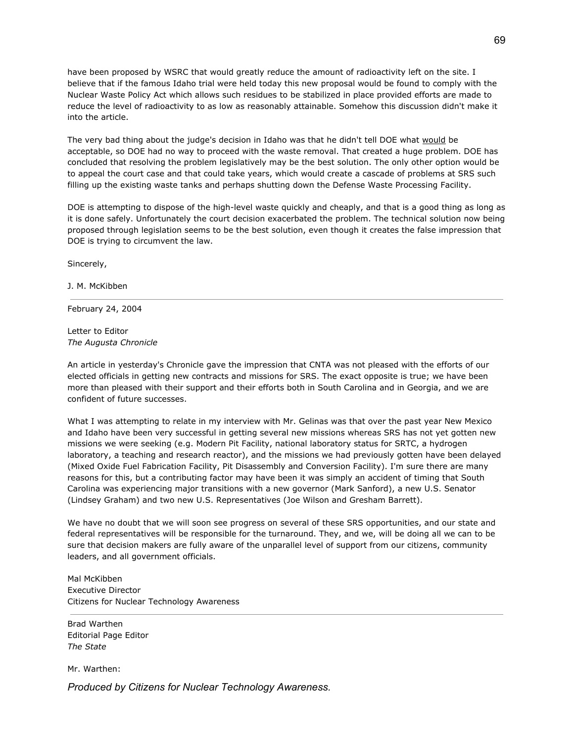have been proposed by WSRC that would greatly reduce the amount of radioactivity left on the site. I believe that if the famous Idaho trial were held today this new proposal would be found to comply with the Nuclear Waste Policy Act which allows such residues to be stabilized in place provided efforts are made to reduce the level of radioactivity to as low as reasonably attainable. Somehow this discussion didn't make it into the article.

The very bad thing about the judge's decision in Idaho was that he didn't tell DOE what would be acceptable, so DOE had no way to proceed with the waste removal. That created a huge problem. DOE has concluded that resolving the problem legislatively may be the best solution. The only other option would be to appeal the court case and that could take years, which would create a cascade of problems at SRS such filling up the existing waste tanks and perhaps shutting down the Defense Waste Processing Facility.

DOE is attempting to dispose of the high-level waste quickly and cheaply, and that is a good thing as long as it is done safely. Unfortunately the court decision exacerbated the problem. The technical solution now being proposed through legislation seems to be the best solution, even though it creates the false impression that DOE is trying to circumvent the law.

Sincerely,

J. M. McKibben

---

February 24, 2004

Letter to Editor
*The Augusta Chronicle*

An article in yesterday's Chronicle gave the impression that CNTA was not pleased with the efforts of our elected officials in getting new contracts and missions for SRS. The exact opposite is true; we have been more than pleased with their support and their efforts both in South Carolina and in Georgia, and we are confident of future successes.

What I was attempting to relate in my interview with Mr. Gelinas was that over the past year New Mexico and Idaho have been very successful in getting several new missions whereas SRS has not yet gotten new missions we were seeking (e.g. Modern Pit Facility, national laboratory status for SRTC, a hydrogen laboratory, a teaching and research reactor), and the missions we had previously gotten have been delayed (Mixed Oxide Fuel Fabrication Facility, Pit Disassembly and Conversion Facility). I'm sure there are many reasons for this, but a contributing factor may have been it was simply an accident of timing that South Carolina was experiencing major transitions with a new governor (Mark Sanford), a new U.S. Senator (Lindsey Graham) and two new U.S. Representatives (Joe Wilson and Gresham Barrett).

We have no doubt that we will soon see progress on several of these SRS opportunities, and our state and federal representatives will be responsible for the turnaround. They, and we, will be doing all we can to be sure that decision makers are fully aware of the unparallel level of support from our citizens, community leaders, and all government officials.

Mal McKibben
Executive Director
Citizens for Nuclear Technology Awareness

---

Brad Warthen
Editorial Page Editor
*The State*

Mr. Warthen: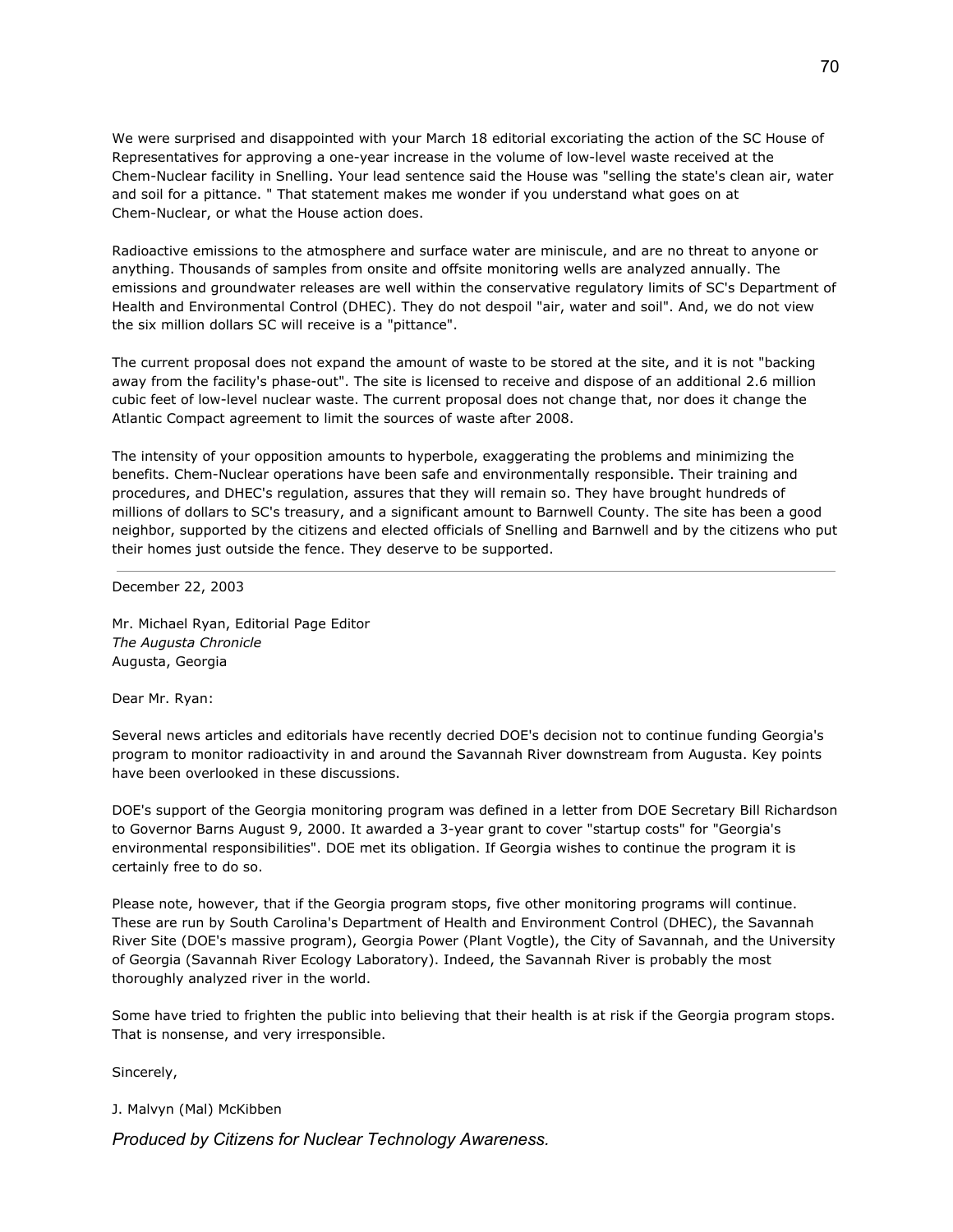We were surprised and disappointed with your March 18 editorial excoriating the action of the SC House of Representatives for approving a one-year increase in the volume of low-level waste received at the Chem-Nuclear facility in Snelling. Your lead sentence said the House was "selling the state's clean air, water and soil for a pittance. " That statement makes me wonder if you understand what goes on at Chem-Nuclear, or what the House action does.

Radioactive emissions to the atmosphere and surface water are miniscule, and are no threat to anyone or anything. Thousands of samples from onsite and offsite monitoring wells are analyzed annually. The emissions and groundwater releases are well within the conservative regulatory limits of SC's Department of Health and Environmental Control (DHEC). They do not despoil "air, water and soil". And, we do not view the six million dollars SC will receive is a "pittance".

The current proposal does not expand the amount of waste to be stored at the site, and it is not "backing away from the facility's phase-out". The site is licensed to receive and dispose of an additional 2.6 million cubic feet of low-level nuclear waste. The current proposal does not change that, nor does it change the Atlantic Compact agreement to limit the sources of waste after 2008.

The intensity of your opposition amounts to hyperbole, exaggerating the problems and minimizing the benefits. Chem-Nuclear operations have been safe and environmentally responsible. Their training and procedures, and DHEC's regulation, assures that they will remain so. They have brought hundreds of millions of dollars to SC's treasury, and a significant amount to Barnwell County. The site has been a good neighbor, supported by the citizens and elected officials of Snelling and Barnwell and by the citizens who put their homes just outside the fence. They deserve to be supported.

---

December 22, 2003

Mr. Michael Ryan, Editorial Page Editor
*The Augusta Chronicle*
Augusta, Georgia

Dear Mr. Ryan:

Several news articles and editorials have recently decried DOE's decision not to continue funding Georgia's program to monitor radioactivity in and around the Savannah River downstream from Augusta. Key points have been overlooked in these discussions.

DOE's support of the Georgia monitoring program was defined in a letter from DOE Secretary Bill Richardson to Governor Barns August 9, 2000. It awarded a 3-year grant to cover "startup costs" for "Georgia's environmental responsibilities". DOE met its obligation. If Georgia wishes to continue the program it is certainly free to do so.

Please note, however, that if the Georgia program stops, five other monitoring programs will continue. These are run by South Carolina's Department of Health and Environment Control (DHEC), the Savannah River Site (DOE's massive program), Georgia Power (Plant Vogtle), the City of Savannah, and the University of Georgia (Savannah River Ecology Laboratory). Indeed, the Savannah River is probably the most thoroughly analyzed river in the world.

Some have tried to frighten the public into believing that their health is at risk if the Georgia program stops. That is nonsense, and very irresponsible.

Sincerely,

J. Malvyn (Mal) McKibben

*Produced by Citizens for Nuclear Technology Awareness.*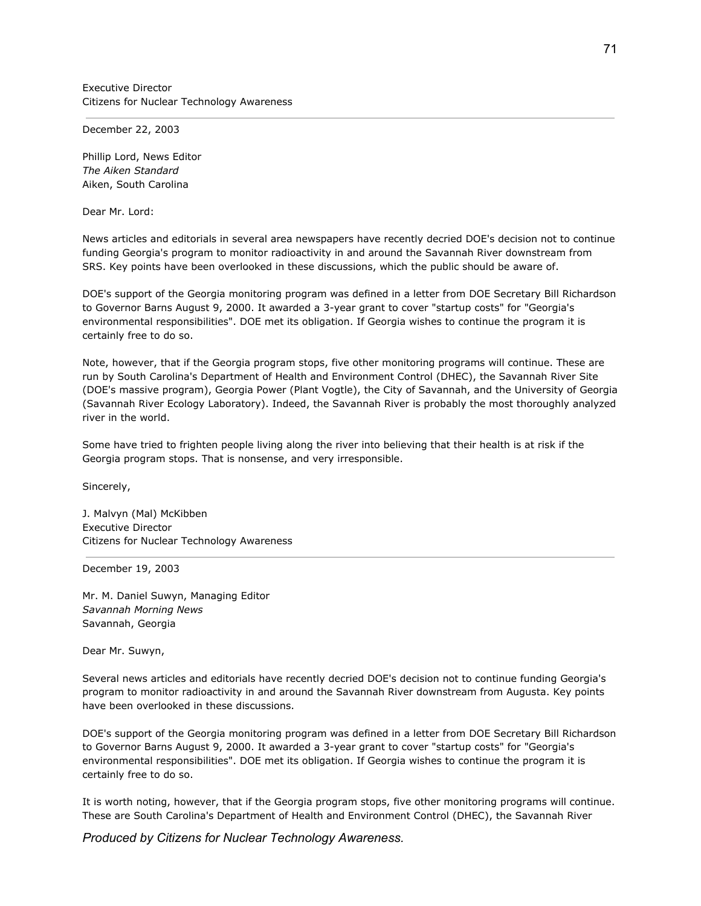Executive Director
Citizens for Nuclear Technology Awareness

---

December 22, 2003

Phillip Lord, News Editor
*The Aiken Standard*
Aiken, South Carolina

Dear Mr. Lord:

News articles and editorials in several area newspapers have recently decried DOE's decision not to continue funding Georgia's program to monitor radioactivity in and around the Savannah River downstream from SRS. Key points have been overlooked in these discussions, which the public should be aware of.

DOE's support of the Georgia monitoring program was defined in a letter from DOE Secretary Bill Richardson to Governor Barns August 9, 2000. It awarded a 3-year grant to cover "startup costs" for "Georgia's environmental responsibilities". DOE met its obligation. If Georgia wishes to continue the program it is certainly free to do so.

Note, however, that if the Georgia program stops, five other monitoring programs will continue. These are run by South Carolina's Department of Health and Environment Control (DHEC), the Savannah River Site (DOE's massive program), Georgia Power (Plant Vogtle), the City of Savannah, and the University of Georgia (Savannah River Ecology Laboratory). Indeed, the Savannah River is probably the most thoroughly analyzed river in the world.

Some have tried to frighten people living along the river into believing that their health is at risk if the Georgia program stops. That is nonsense, and very irresponsible.

Sincerely,

J. Malvyn (Mal) McKibben
Executive Director
Citizens for Nuclear Technology Awareness

---

December 19, 2003

Mr. M. Daniel Suwyn, Managing Editor
*Savannah Morning News*
Savannah, Georgia

Dear Mr. Suwyn,

Several news articles and editorials have recently decried DOE's decision not to continue funding Georgia's program to monitor radioactivity in and around the Savannah River downstream from Augusta. Key points have been overlooked in these discussions.

DOE's support of the Georgia monitoring program was defined in a letter from DOE Secretary Bill Richardson to Governor Barns August 9, 2000. It awarded a 3-year grant to cover "startup costs" for "Georgia's environmental responsibilities". DOE met its obligation. If Georgia wishes to continue the program it is certainly free to do so.

It is worth noting, however, that if the Georgia program stops, five other monitoring programs will continue. These are South Carolina's Department of Health and Environment Control (DHEC), the Savannah River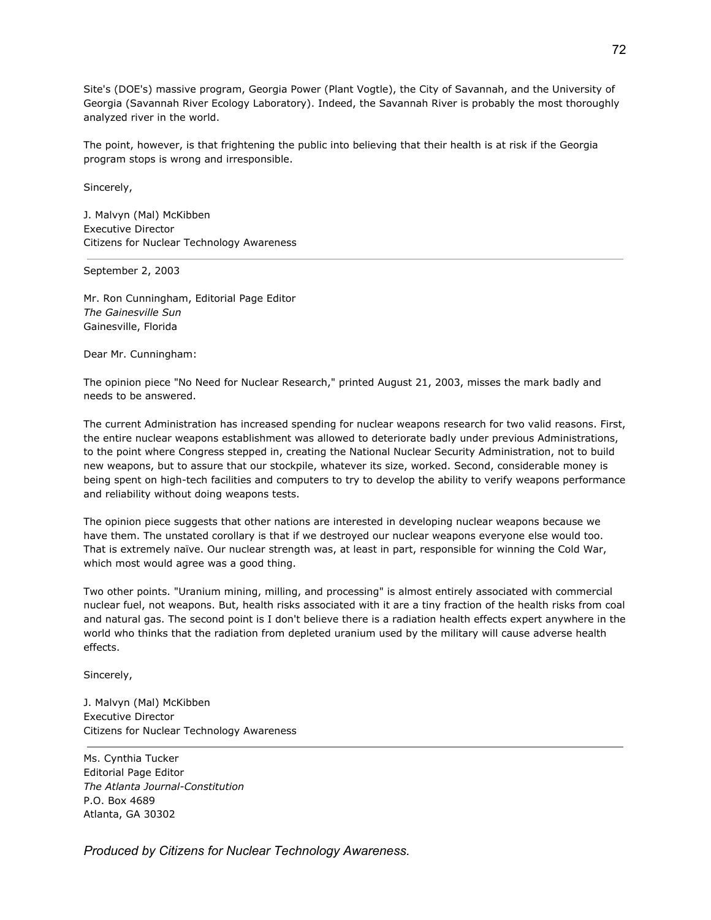Site's (DOE's) massive program, Georgia Power (Plant Vogtle), the City of Savannah, and the University of Georgia (Savannah River Ecology Laboratory). Indeed, the Savannah River is probably the most thoroughly analyzed river in the world.

The point, however, is that frightening the public into believing that their health is at risk if the Georgia program stops is wrong and irresponsible.

Sincerely,

J. Malvyn (Mal) McKibben  
Executive Director  
Citizens for Nuclear Technology Awareness

---

September 2, 2003

Mr. Ron Cunningham, Editorial Page Editor  
*The Gainesville Sun*  
Gainesville, Florida

Dear Mr. Cunningham:

The opinion piece "No Need for Nuclear Research," printed August 21, 2003, misses the mark badly and needs to be answered.

The current Administration has increased spending for nuclear weapons research for two valid reasons. First, the entire nuclear weapons establishment was allowed to deteriorate badly under previous Administrations, to the point where Congress stepped in, creating the National Nuclear Security Administration, not to build new weapons, but to assure that our stockpile, whatever its size, worked. Second, considerable money is being spent on high-tech facilities and computers to try to develop the ability to verify weapons performance and reliability without doing weapons tests.

The opinion piece suggests that other nations are interested in developing nuclear weapons because we have them. The unstated corollary is that if we destroyed our nuclear weapons everyone else would too. That is extremely naïve. Our nuclear strength was, at least in part, responsible for winning the Cold War, which most would agree was a good thing.

Two other points. "Uranium mining, milling, and processing" is almost entirely associated with commercial nuclear fuel, not weapons. But, health risks associated with it are a tiny fraction of the health risks from coal and natural gas. The second point is I don't believe there is a radiation health effects expert anywhere in the world who thinks that the radiation from depleted uranium used by the military will cause adverse health effects.

Sincerely,

J. Malvyn (Mal) McKibben  
Executive Director  
Citizens for Nuclear Technology Awareness

---

Ms. Cynthia Tucker  
Editorial Page Editor  
*The Atlanta Journal-Constitution*  
P.O. Box 4689  
Atlanta, GA 30302

*Produced by Citizens for Nuclear Technology Awareness.*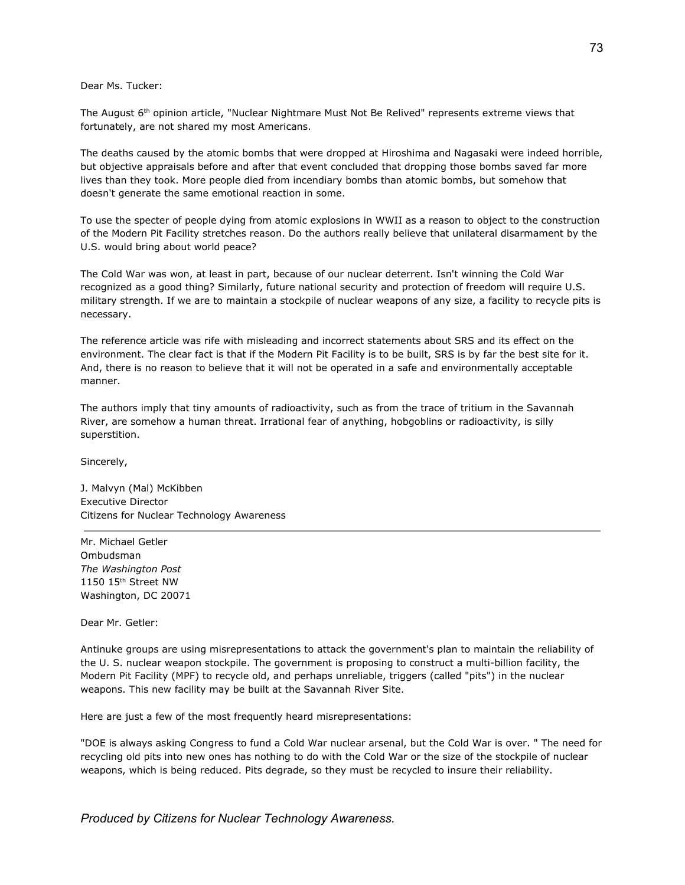Dear Ms. Tucker:

The August 6th opinion article, "Nuclear Nightmare Must Not Be Relived" represents extreme views that fortunately, are not shared my most Americans.

The deaths caused by the atomic bombs that were dropped at Hiroshima and Nagasaki were indeed horrible, but objective appraisals before and after that event concluded that dropping those bombs saved far more lives than they took. More people died from incendiary bombs than atomic bombs, but somehow that doesn't generate the same emotional reaction in some.

To use the specter of people dying from atomic explosions in WWII as a reason to object to the construction of the Modern Pit Facility stretches reason. Do the authors really believe that unilateral disarmament by the U.S. would bring about world peace?

The Cold War was won, at least in part, because of our nuclear deterrent. Isn't winning the Cold War recognized as a good thing? Similarly, future national security and protection of freedom will require U.S. military strength. If we are to maintain a stockpile of nuclear weapons of any size, a facility to recycle pits is necessary.

The reference article was rife with misleading and incorrect statements about SRS and its effect on the environment. The clear fact is that if the Modern Pit Facility is to be built, SRS is by far the best site for it. And, there is no reason to believe that it will not be operated in a safe and environmentally acceptable manner.

The authors imply that tiny amounts of radioactivity, such as from the trace of tritium in the Savannah River, are somehow a human threat. Irrational fear of anything, hobgoblins or radioactivity, is silly superstition.

Sincerely,

J. Malvyn (Mal) McKibben  
Executive Director  
Citizens for Nuclear Technology Awareness

---

Mr. Michael Getler  
Ombudsman  
*The Washington Post*  
1150 15th Street NW  
Washington, DC 20071

Dear Mr. Getler:

Antinuke groups are using misrepresentations to attack the government's plan to maintain the reliability of the U. S. nuclear weapon stockpile. The government is proposing to construct a multi-billion facility, the Modern Pit Facility (MPF) to recycle old, and perhaps unreliable, triggers (called "pits") in the nuclear weapons. This new facility may be built at the Savannah River Site.

Here are just a few of the most frequently heard misrepresentations:

"DOE is always asking Congress to fund a Cold War nuclear arsenal, but the Cold War is over. " The need for recycling old pits into new ones has nothing to do with the Cold War or the size of the stockpile of nuclear weapons, which is being reduced. Pits degrade, so they must be recycled to insure their reliability.

*Produced by Citizens for Nuclear Technology Awareness.*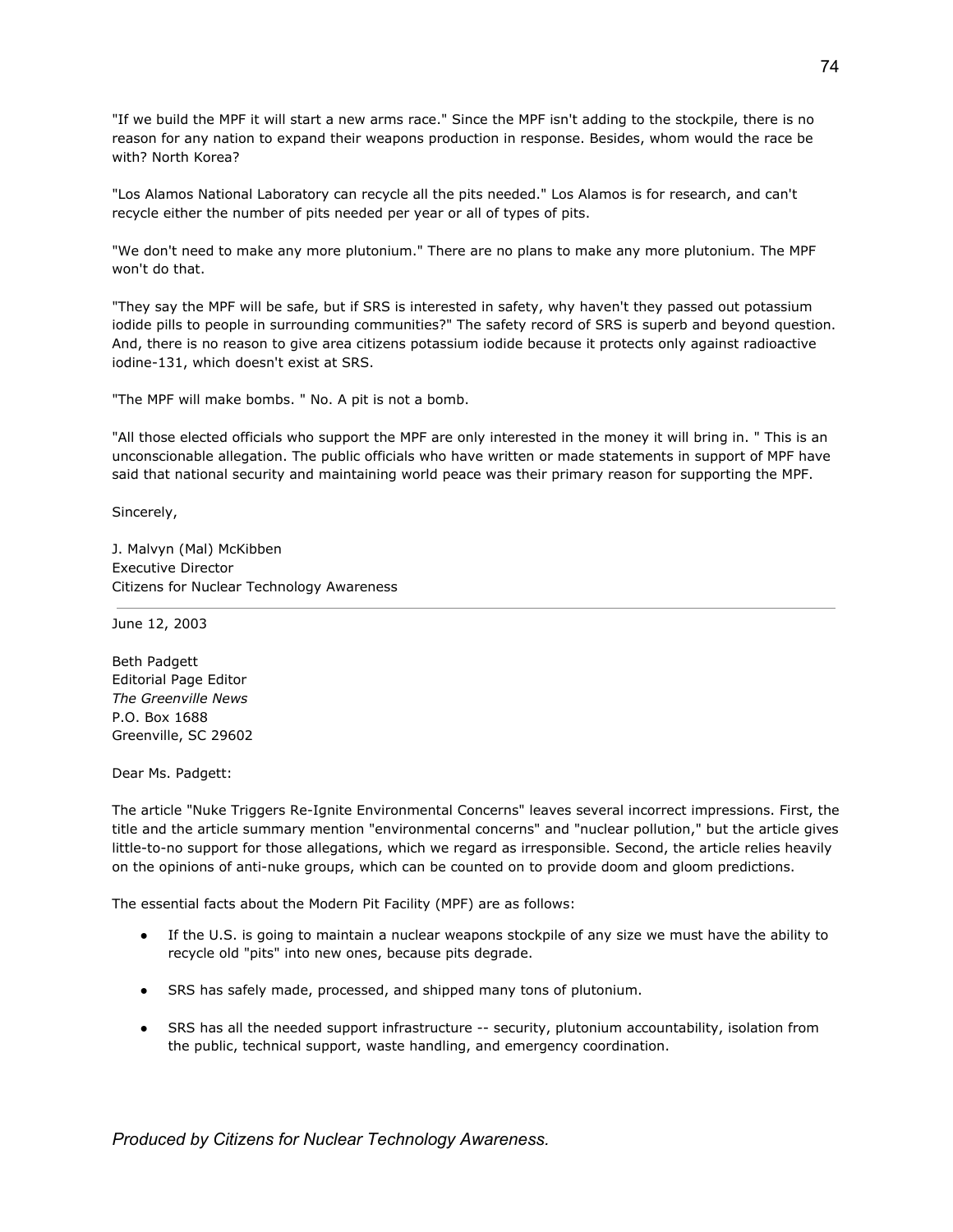"If we build the MPF it will start a new arms race." Since the MPF isn't adding to the stockpile, there is no reason for any nation to expand their weapons production in response. Besides, whom would the race be with? North Korea?

"Los Alamos National Laboratory can recycle all the pits needed." Los Alamos is for research, and can't recycle either the number of pits needed per year or all of types of pits.

"We don't need to make any more plutonium." There are no plans to make any more plutonium. The MPF won't do that.

"They say the MPF will be safe, but if SRS is interested in safety, why haven't they passed out potassium iodide pills to people in surrounding communities?" The safety record of SRS is superb and beyond question. And, there is no reason to give area citizens potassium iodide because it protects only against radioactive iodine-131, which doesn't exist at SRS.

"The MPF will make bombs. " No. A pit is not a bomb.

"All those elected officials who support the MPF are only interested in the money it will bring in. " This is an unconscionable allegation. The public officials who have written or made statements in support of MPF have said that national security and maintaining world peace was their primary reason for supporting the MPF.

Sincerely,

J. Malvyn (Mal) McKibben
Executive Director
Citizens for Nuclear Technology Awareness

---

June 12, 2003

Beth Padgett
Editorial Page Editor
*The Greenville News*
P.O. Box 1688
Greenville, SC 29602

Dear Ms. Padgett:

The article "Nuke Triggers Re-Ignite Environmental Concerns" leaves several incorrect impressions. First, the title and the article summary mention "environmental concerns" and "nuclear pollution," but the article gives little-to-no support for those allegations, which we regard as irresponsible. Second, the article relies heavily on the opinions of anti-nuke groups, which can be counted on to provide doom and gloom predictions.

The essential facts about the Modern Pit Facility (MPF) are as follows:

- If the U.S. is going to maintain a nuclear weapons stockpile of any size we must have the ability to recycle old "pits" into new ones, because pits degrade.
- SRS has safely made, processed, and shipped many tons of plutonium.
- SRS has all the needed support infrastructure -- security, plutonium accountability, isolation from the public, technical support, waste handling, and emergency coordination.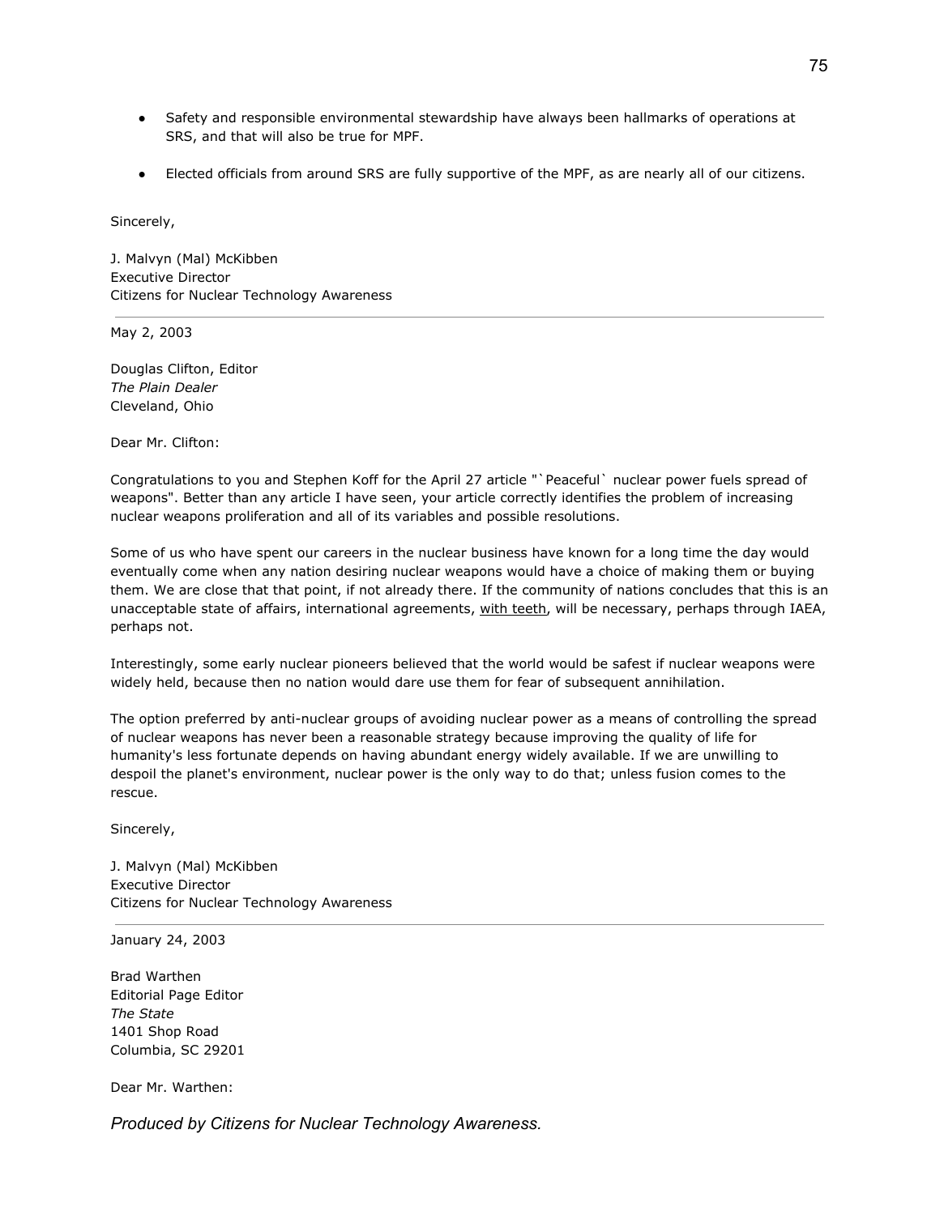- Safety and responsible environmental stewardship have always been hallmarks of operations at SRS, and that will also be true for MPF.
- Elected officials from around SRS are fully supportive of the MPF, as are nearly all of our citizens.

Sincerely,

J. Malvyn (Mal) McKibben
Executive Director
Citizens for Nuclear Technology Awareness

---

May 2, 2003

Douglas Clifton, Editor
*The Plain Dealer*
Cleveland, Ohio

Dear Mr. Clifton:

Congratulations to you and Stephen Koff for the April 27 article "`Peaceful` nuclear power fuels spread of weapons". Better than any article I have seen, your article correctly identifies the problem of increasing nuclear weapons proliferation and all of its variables and possible resolutions.

Some of us who have spent our careers in the nuclear business have known for a long time the day would eventually come when any nation desiring nuclear weapons would have a choice of making them or buying them. We are close that that point, if not already there. If the community of nations concludes that this is an unacceptable state of affairs, international agreements, <u>with teeth</u>, will be necessary, perhaps through IAEA, perhaps not.

Interestingly, some early nuclear pioneers believed that the world would be safest if nuclear weapons were widely held, because then no nation would dare use them for fear of subsequent annihilation.

The option preferred by anti-nuclear groups of avoiding nuclear power as a means of controlling the spread of nuclear weapons has never been a reasonable strategy because improving the quality of life for humanity's less fortunate depends on having abundant energy widely available. If we are unwilling to despoil the planet's environment, nuclear power is the only way to do that; unless fusion comes to the rescue.

Sincerely,

J. Malvyn (Mal) McKibben
Executive Director
Citizens for Nuclear Technology Awareness

---

January 24, 2003

Brad Warthen
Editorial Page Editor
*The State*
1401 Shop Road
Columbia, SC 29201

Dear Mr. Warthen: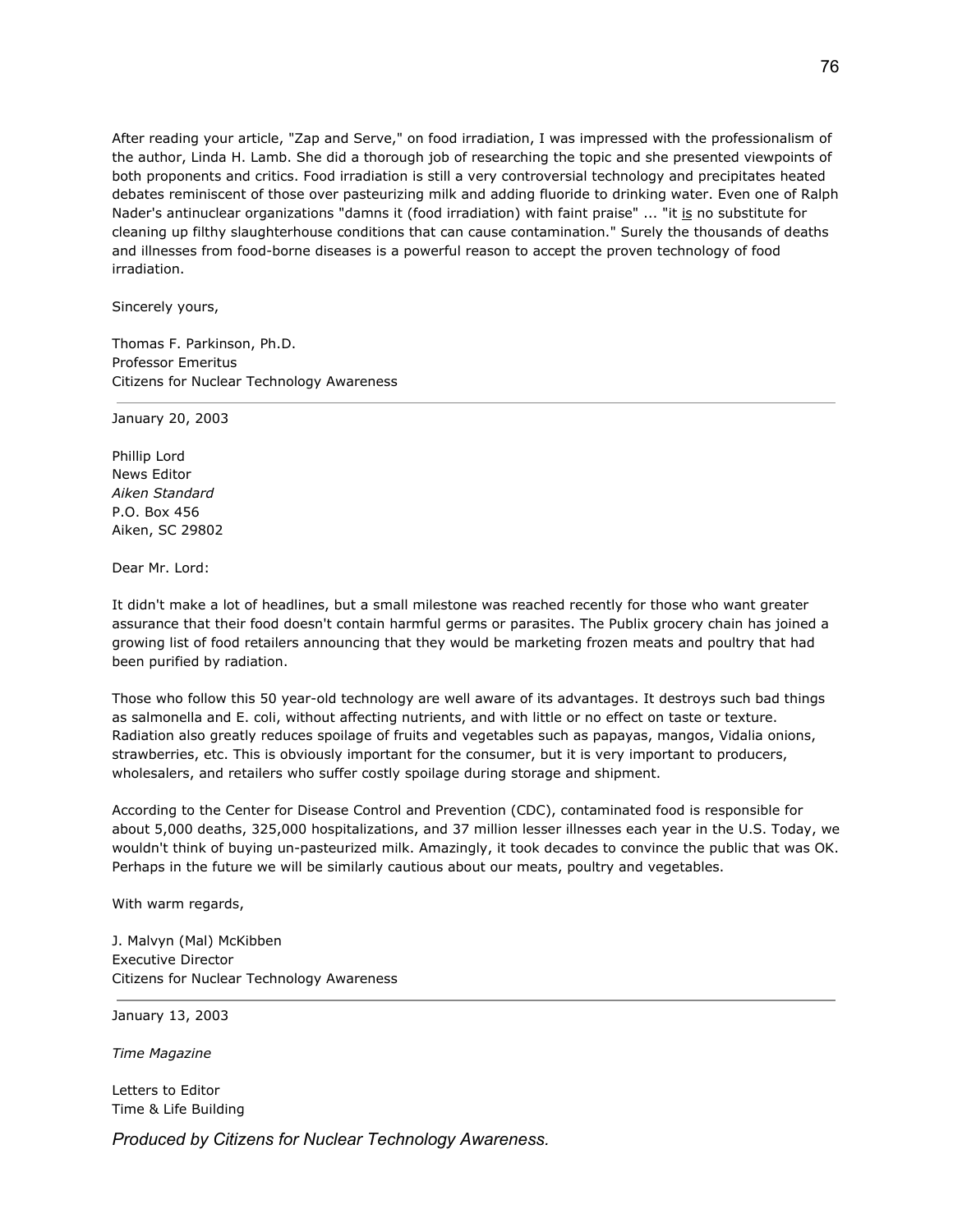After reading your article, "Zap and Serve," on food irradiation, I was impressed with the professionalism of the author, Linda H. Lamb. She did a thorough job of researching the topic and she presented viewpoints of both proponents and critics. Food irradiation is still a very controversial technology and precipitates heated debates reminiscent of those over pasteurizing milk and adding fluoride to drinking water. Even one of Ralph Nader's antinuclear organizations "damns it (food irradiation) with faint praise" ... "it is no substitute for cleaning up filthy slaughterhouse conditions that can cause contamination." Surely the thousands of deaths and illnesses from food-borne diseases is a powerful reason to accept the proven technology of food irradiation.

Sincerely yours,

Thomas F. Parkinson, Ph.D.
Professor Emeritus
Citizens for Nuclear Technology Awareness

---

January 20, 2003

Phillip Lord
News Editor
*Aiken Standard*
P.O. Box 456
Aiken, SC 29802

Dear Mr. Lord:

It didn't make a lot of headlines, but a small milestone was reached recently for those who want greater assurance that their food doesn't contain harmful germs or parasites. The Publix grocery chain has joined a growing list of food retailers announcing that they would be marketing frozen meats and poultry that had been purified by radiation.

Those who follow this 50 year-old technology are well aware of its advantages. It destroys such bad things as salmonella and E. coli, without affecting nutrients, and with little or no effect on taste or texture. Radiation also greatly reduces spoilage of fruits and vegetables such as papayas, mangos, Vidalia onions, strawberries, etc. This is obviously important for the consumer, but it is very important to producers, wholesalers, and retailers who suffer costly spoilage during storage and shipment.

According to the Center for Disease Control and Prevention (CDC), contaminated food is responsible for about 5,000 deaths, 325,000 hospitalizations, and 37 million lesser illnesses each year in the U.S. Today, we wouldn't think of buying un-pasteurized milk. Amazingly, it took decades to convince the public that was OK. Perhaps in the future we will be similarly cautious about our meats, poultry and vegetables.

With warm regards,

J. Malvyn (Mal) McKibben
Executive Director
Citizens for Nuclear Technology Awareness

---

January 13, 2003

*Time Magazine*

Letters to Editor
Time & Life Building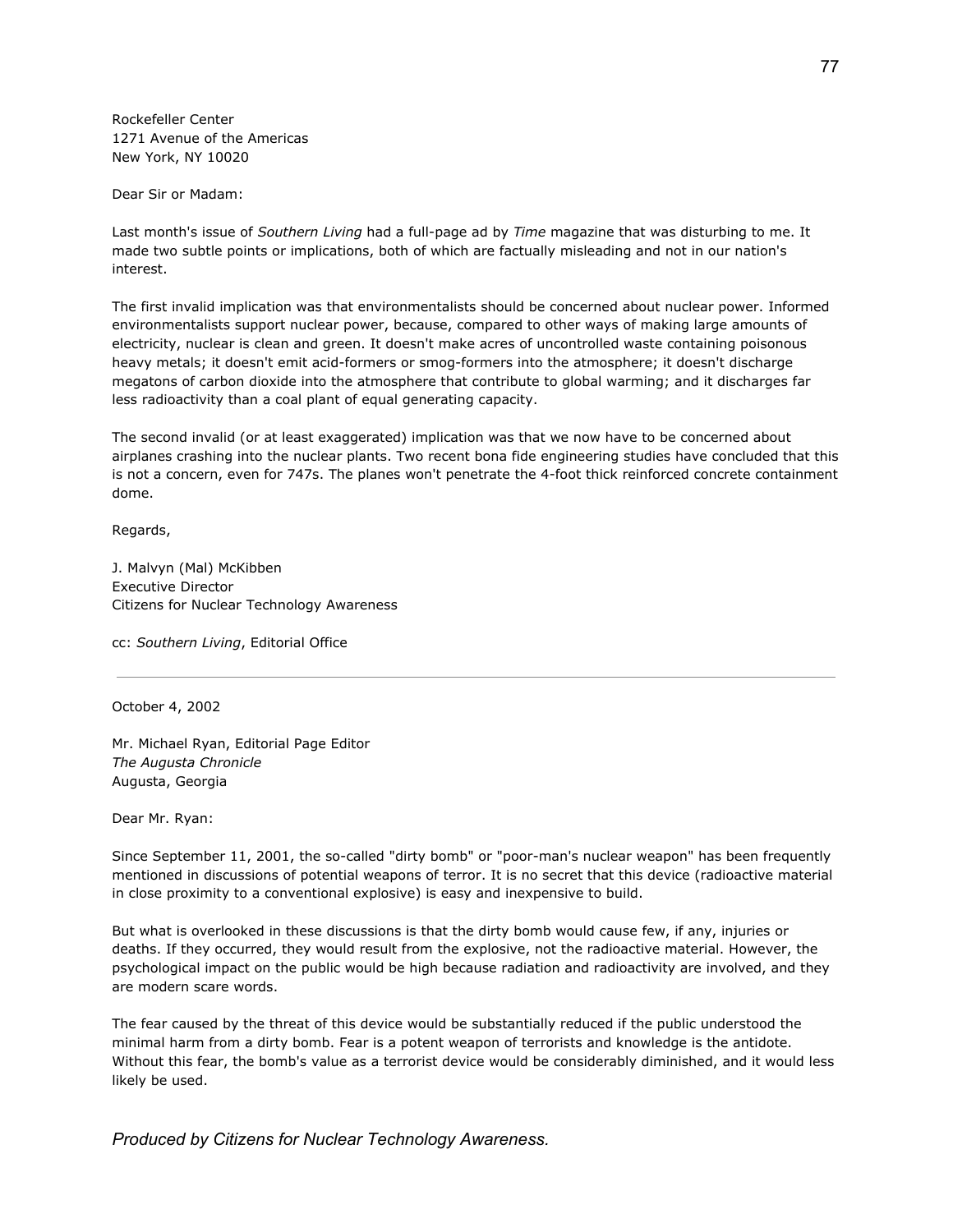Rockefeller Center
1271 Avenue of the Americas
New York, NY 10020

Dear Sir or Madam:

Last month's issue of *Southern Living* had a full-page ad by *Time* magazine that was disturbing to me. It made two subtle points or implications, both of which are factually misleading and not in our nation's interest.

The first invalid implication was that environmentalists should be concerned about nuclear power. Informed environmentalists support nuclear power, because, compared to other ways of making large amounts of electricity, nuclear is clean and green. It doesn't make acres of uncontrolled waste containing poisonous heavy metals; it doesn't emit acid-formers or smog-formers into the atmosphere; it doesn't discharge megatons of carbon dioxide into the atmosphere that contribute to global warming; and it discharges far less radioactivity than a coal plant of equal generating capacity.

The second invalid (or at least exaggerated) implication was that we now have to be concerned about airplanes crashing into the nuclear plants. Two recent bona fide engineering studies have concluded that this is not a concern, even for 747s. The planes won't penetrate the 4-foot thick reinforced concrete containment dome.

Regards,

J. Malvyn (Mal) McKibben
Executive Director
Citizens for Nuclear Technology Awareness

cc: *Southern Living*, Editorial Office

---

October 4, 2002

Mr. Michael Ryan, Editorial Page Editor
*The Augusta Chronicle*
Augusta, Georgia

Dear Mr. Ryan:

Since September 11, 2001, the so-called "dirty bomb" or "poor-man's nuclear weapon" has been frequently mentioned in discussions of potential weapons of terror. It is no secret that this device (radioactive material in close proximity to a conventional explosive) is easy and inexpensive to build.

But what is overlooked in these discussions is that the dirty bomb would cause few, if any, injuries or deaths. If they occurred, they would result from the explosive, not the radioactive material. However, the psychological impact on the public would be high because radiation and radioactivity are involved, and they are modern scare words.

The fear caused by the threat of this device would be substantially reduced if the public understood the minimal harm from a dirty bomb. Fear is a potent weapon of terrorists and knowledge is the antidote. Without this fear, the bomb's value as a terrorist device would be considerably diminished, and it would less likely be used.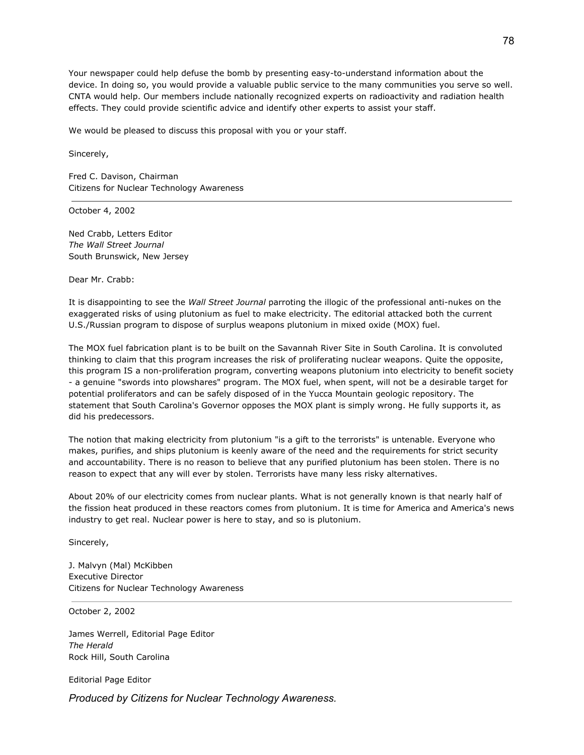Your newspaper could help defuse the bomb by presenting easy-to-understand information about the device. In doing so, you would provide a valuable public service to the many communities you serve so well. CNTA would help. Our members include nationally recognized experts on radioactivity and radiation health effects. They could provide scientific advice and identify other experts to assist your staff.

We would be pleased to discuss this proposal with you or your staff.

Sincerely,

Fred C. Davison, Chairman
Citizens for Nuclear Technology Awareness

---

October 4, 2002

Ned Crabb, Letters Editor
*The Wall Street Journal*
South Brunswick, New Jersey

Dear Mr. Crabb:

It is disappointing to see the *Wall Street Journal* parroting the illogic of the professional anti-nukes on the exaggerated risks of using plutonium as fuel to make electricity. The editorial attacked both the current U.S./Russian program to dispose of surplus weapons plutonium in mixed oxide (MOX) fuel.

The MOX fuel fabrication plant is to be built on the Savannah River Site in South Carolina. It is convoluted thinking to claim that this program increases the risk of proliferating nuclear weapons. Quite the opposite, this program IS a non-proliferation program, converting weapons plutonium into electricity to benefit society - a genuine "swords into plowshares" program. The MOX fuel, when spent, will not be a desirable target for potential proliferators and can be safely disposed of in the Yucca Mountain geologic repository. The statement that South Carolina's Governor opposes the MOX plant is simply wrong. He fully supports it, as did his predecessors.

The notion that making electricity from plutonium "is a gift to the terrorists" is untenable. Everyone who makes, purifies, and ships plutonium is keenly aware of the need and the requirements for strict security and accountability. There is no reason to believe that any purified plutonium has been stolen. There is no reason to expect that any will ever by stolen. Terrorists have many less risky alternatives.

About 20% of our electricity comes from nuclear plants. What is not generally known is that nearly half of the fission heat produced in these reactors comes from plutonium. It is time for America and America's news industry to get real. Nuclear power is here to stay, and so is plutonium.

Sincerely,

J. Malvyn (Mal) McKibben
Executive Director
Citizens for Nuclear Technology Awareness

---

October 2, 2002

James Werrell, Editorial Page Editor
*The Herald*
Rock Hill, South Carolina

Editorial Page Editor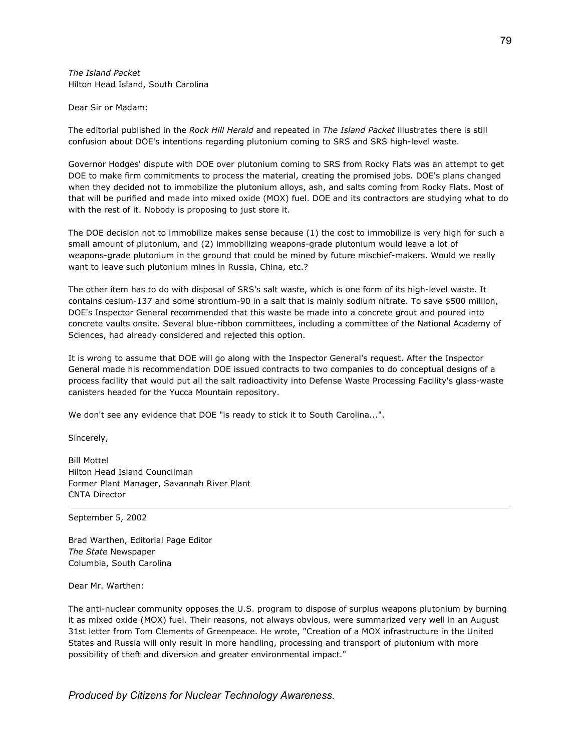*The Island Packet*
Hilton Head Island, South Carolina

Dear Sir or Madam:

The editorial published in the *Rock Hill Herald* and repeated in *The Island Packet* illustrates there is still confusion about DOE's intentions regarding plutonium coming to SRS and SRS high-level waste.

Governor Hodges' dispute with DOE over plutonium coming to SRS from Rocky Flats was an attempt to get DOE to make firm commitments to process the material, creating the promised jobs. DOE's plans changed when they decided not to immobilize the plutonium alloys, ash, and salts coming from Rocky Flats. Most of that will be purified and made into mixed oxide (MOX) fuel. DOE and its contractors are studying what to do with the rest of it. Nobody is proposing to just store it.

The DOE decision not to immobilize makes sense because (1) the cost to immobilize is very high for such a small amount of plutonium, and (2) immobilizing weapons-grade plutonium would leave a lot of weapons-grade plutonium in the ground that could be mined by future mischief-makers. Would we really want to leave such plutonium mines in Russia, China, etc.?

The other item has to do with disposal of SRS's salt waste, which is one form of its high-level waste. It contains cesium-137 and some strontium-90 in a salt that is mainly sodium nitrate. To save $500 million, DOE's Inspector General recommended that this waste be made into a concrete grout and poured into concrete vaults onsite. Several blue-ribbon committees, including a committee of the National Academy of Sciences, had already considered and rejected this option.

It is wrong to assume that DOE will go along with the Inspector General's request. After the Inspector General made his recommendation DOE issued contracts to two companies to do conceptual designs of a process facility that would put all the salt radioactivity into Defense Waste Processing Facility's glass-waste canisters headed for the Yucca Mountain repository.

We don't see any evidence that DOE "is ready to stick it to South Carolina...".

Sincerely,

Bill Mottel
Hilton Head Island Councilman
Former Plant Manager, Savannah River Plant
CNTA Director

---

September 5, 2002

Brad Warthen, Editorial Page Editor
*The State* Newspaper
Columbia, South Carolina

Dear Mr. Warthen:

The anti-nuclear community opposes the U.S. program to dispose of surplus weapons plutonium by burning it as mixed oxide (MOX) fuel. Their reasons, not always obvious, were summarized very well in an August 31st letter from Tom Clements of Greenpeace. He wrote, "Creation of a MOX infrastructure in the United States and Russia will only result in more handling, processing and transport of plutonium with more possibility of theft and diversion and greater environmental impact."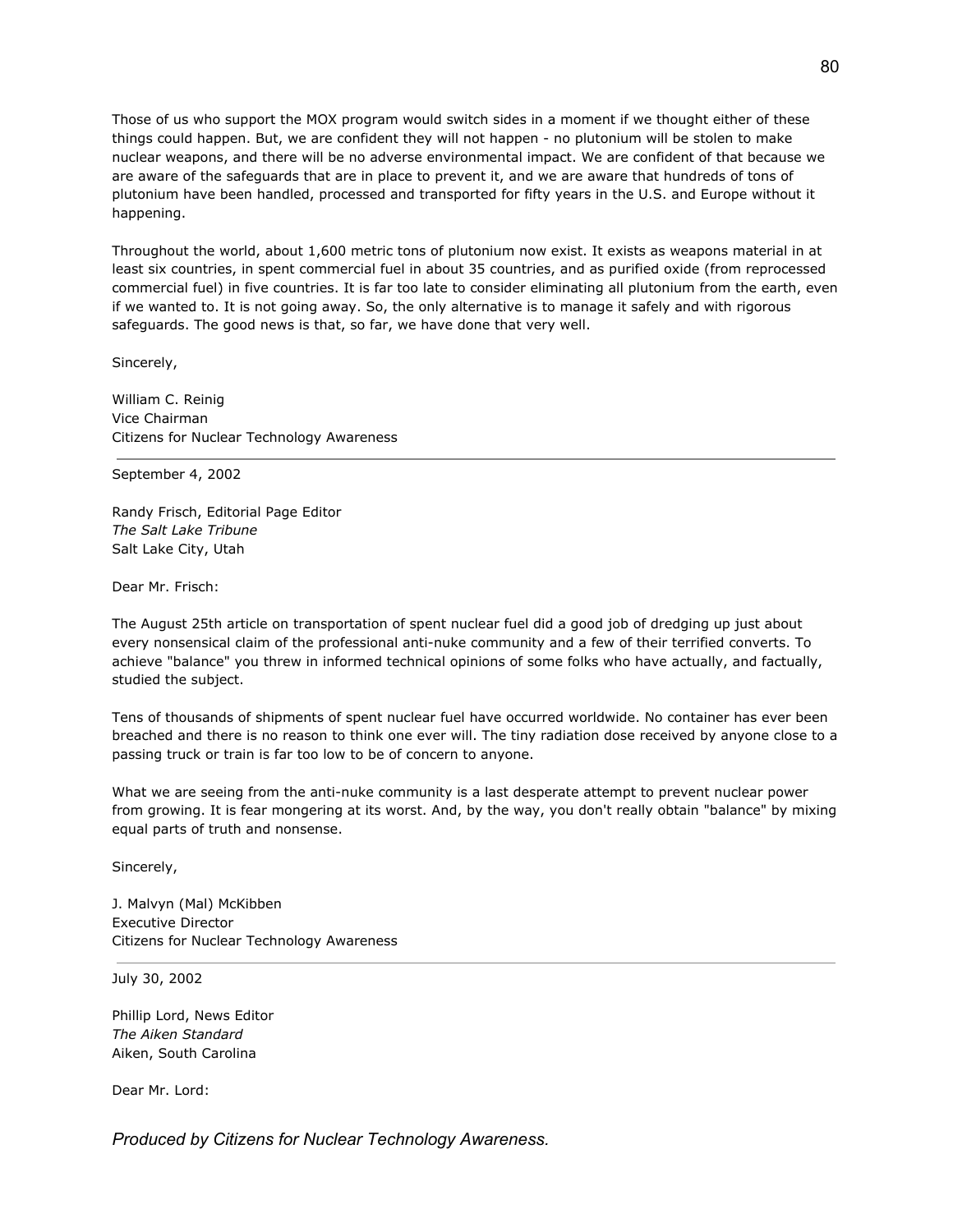Those of us who support the MOX program would switch sides in a moment if we thought either of these things could happen. But, we are confident they will not happen - no plutonium will be stolen to make nuclear weapons, and there will be no adverse environmental impact. We are confident of that because we are aware of the safeguards that are in place to prevent it, and we are aware that hundreds of tons of plutonium have been handled, processed and transported for fifty years in the U.S. and Europe without it happening.

Throughout the world, about 1,600 metric tons of plutonium now exist. It exists as weapons material in at least six countries, in spent commercial fuel in about 35 countries, and as purified oxide (from reprocessed commercial fuel) in five countries. It is far too late to consider eliminating all plutonium from the earth, even if we wanted to. It is not going away. So, the only alternative is to manage it safely and with rigorous safeguards. The good news is that, so far, we have done that very well.

Sincerely,

William C. Reinig  
Vice Chairman  
Citizens for Nuclear Technology Awareness

---

September 4, 2002

Randy Frisch, Editorial Page Editor  
*The Salt Lake Tribune*  
Salt Lake City, Utah

Dear Mr. Frisch:

The August 25th article on transportation of spent nuclear fuel did a good job of dredging up just about every nonsensical claim of the professional anti-nuke community and a few of their terrified converts. To achieve "balance" you threw in informed technical opinions of some folks who have actually, and factually, studied the subject.

Tens of thousands of shipments of spent nuclear fuel have occurred worldwide. No container has ever been breached and there is no reason to think one ever will. The tiny radiation dose received by anyone close to a passing truck or train is far too low to be of concern to anyone.

What we are seeing from the anti-nuke community is a last desperate attempt to prevent nuclear power from growing. It is fear mongering at its worst. And, by the way, you don't really obtain "balance" by mixing equal parts of truth and nonsense.

Sincerely,

J. Malvyn (Mal) McKibben  
Executive Director  
Citizens for Nuclear Technology Awareness

---

July 30, 2002

Phillip Lord, News Editor  
*The Aiken Standard*  
Aiken, South Carolina

Dear Mr. Lord: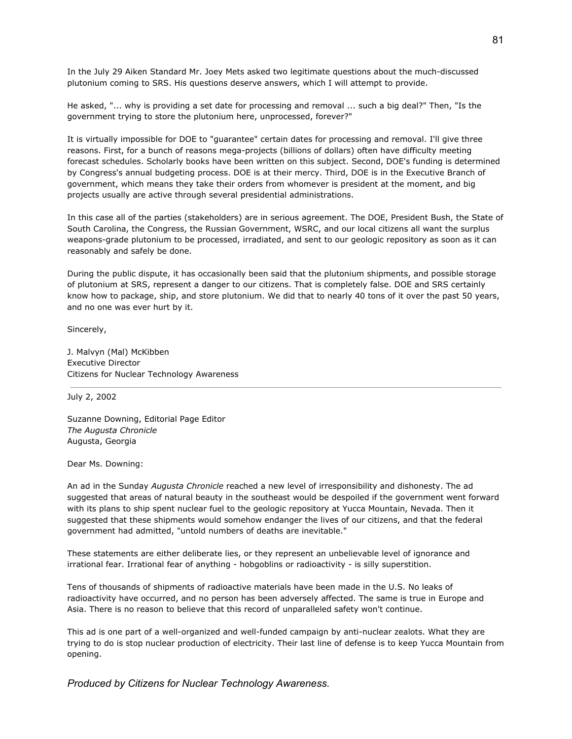In the July 29 Aiken Standard Mr. Joey Mets asked two legitimate questions about the much-discussed plutonium coming to SRS. His questions deserve answers, which I will attempt to provide.

He asked, "... why is providing a set date for processing and removal ... such a big deal?" Then, "Is the government trying to store the plutonium here, unprocessed, forever?"

It is virtually impossible for DOE to "guarantee" certain dates for processing and removal. I'll give three reasons. First, for a bunch of reasons mega-projects (billions of dollars) often have difficulty meeting forecast schedules. Scholarly books have been written on this subject. Second, DOE's funding is determined by Congress's annual budgeting process. DOE is at their mercy. Third, DOE is in the Executive Branch of government, which means they take their orders from whomever is president at the moment, and big projects usually are active through several presidential administrations.

In this case all of the parties (stakeholders) are in serious agreement. The DOE, President Bush, the State of South Carolina, the Congress, the Russian Government, WSRC, and our local citizens all want the surplus weapons-grade plutonium to be processed, irradiated, and sent to our geologic repository as soon as it can reasonably and safely be done.

During the public dispute, it has occasionally been said that the plutonium shipments, and possible storage of plutonium at SRS, represent a danger to our citizens. That is completely false. DOE and SRS certainly know how to package, ship, and store plutonium. We did that to nearly 40 tons of it over the past 50 years, and no one was ever hurt by it.

Sincerely,

J. Malvyn (Mal) McKibben
Executive Director
Citizens for Nuclear Technology Awareness

---

July 2, 2002

Suzanne Downing, Editorial Page Editor
*The Augusta Chronicle*
Augusta, Georgia

Dear Ms. Downing:

An ad in the Sunday *Augusta Chronicle* reached a new level of irresponsibility and dishonesty. The ad suggested that areas of natural beauty in the southeast would be despoiled if the government went forward with its plans to ship spent nuclear fuel to the geologic repository at Yucca Mountain, Nevada. Then it suggested that these shipments would somehow endanger the lives of our citizens, and that the federal government had admitted, "untold numbers of deaths are inevitable."

These statements are either deliberate lies, or they represent an unbelievable level of ignorance and irrational fear. Irrational fear of anything - hobgoblins or radioactivity - is silly superstition.

Tens of thousands of shipments of radioactive materials have been made in the U.S. No leaks of radioactivity have occurred, and no person has been adversely affected. The same is true in Europe and Asia. There is no reason to believe that this record of unparalleled safety won't continue.

This ad is one part of a well-organized and well-funded campaign by anti-nuclear zealots. What they are trying to do is stop nuclear production of electricity. Their last line of defense is to keep Yucca Mountain from opening.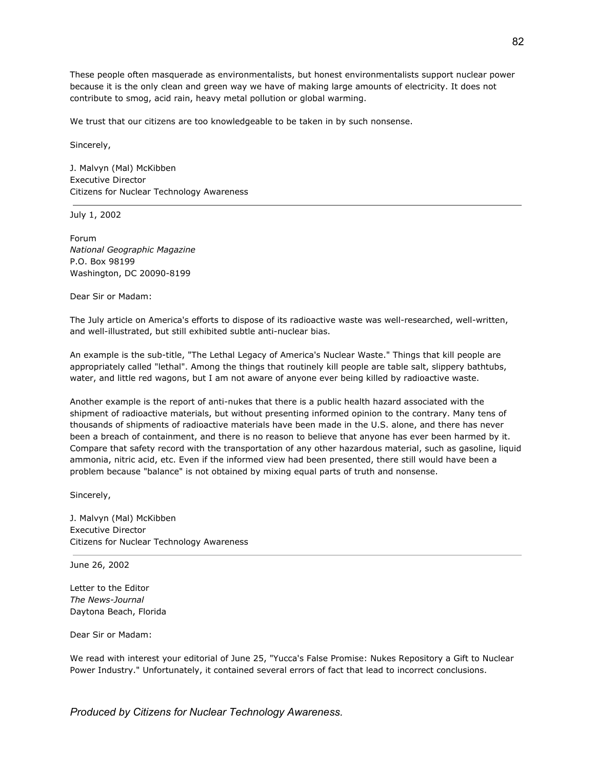These people often masquerade as environmentalists, but honest environmentalists support nuclear power because it is the only clean and green way we have of making large amounts of electricity. It does not contribute to smog, acid rain, heavy metal pollution or global warming.

We trust that our citizens are too knowledgeable to be taken in by such nonsense.

Sincerely,

J. Malvyn (Mal) McKibben  
Executive Director  
Citizens for Nuclear Technology Awareness

---

July 1, 2002

Forum  
*National Geographic Magazine*  
P.O. Box 98199  
Washington, DC 20090-8199

Dear Sir or Madam:

The July article on America's efforts to dispose of its radioactive waste was well-researched, well-written, and well-illustrated, but still exhibited subtle anti-nuclear bias.

An example is the sub-title, "The Lethal Legacy of America's Nuclear Waste." Things that kill people are appropriately called "lethal". Among the things that routinely kill people are table salt, slippery bathtubs, water, and little red wagons, but I am not aware of anyone ever being killed by radioactive waste.

Another example is the report of anti-nukes that there is a public health hazard associated with the shipment of radioactive materials, but without presenting informed opinion to the contrary. Many tens of thousands of shipments of radioactive materials have been made in the U.S. alone, and there has never been a breach of containment, and there is no reason to believe that anyone has ever been harmed by it. Compare that safety record with the transportation of any other hazardous material, such as gasoline, liquid ammonia, nitric acid, etc. Even if the informed view had been presented, there still would have been a problem because "balance" is not obtained by mixing equal parts of truth and nonsense.

Sincerely,

J. Malvyn (Mal) McKibben  
Executive Director  
Citizens for Nuclear Technology Awareness

---

June 26, 2002

Letter to the Editor  
*The News-Journal*  
Daytona Beach, Florida

Dear Sir or Madam:

We read with interest your editorial of June 25, "Yucca's False Promise: Nukes Repository a Gift to Nuclear Power Industry." Unfortunately, it contained several errors of fact that lead to incorrect conclusions.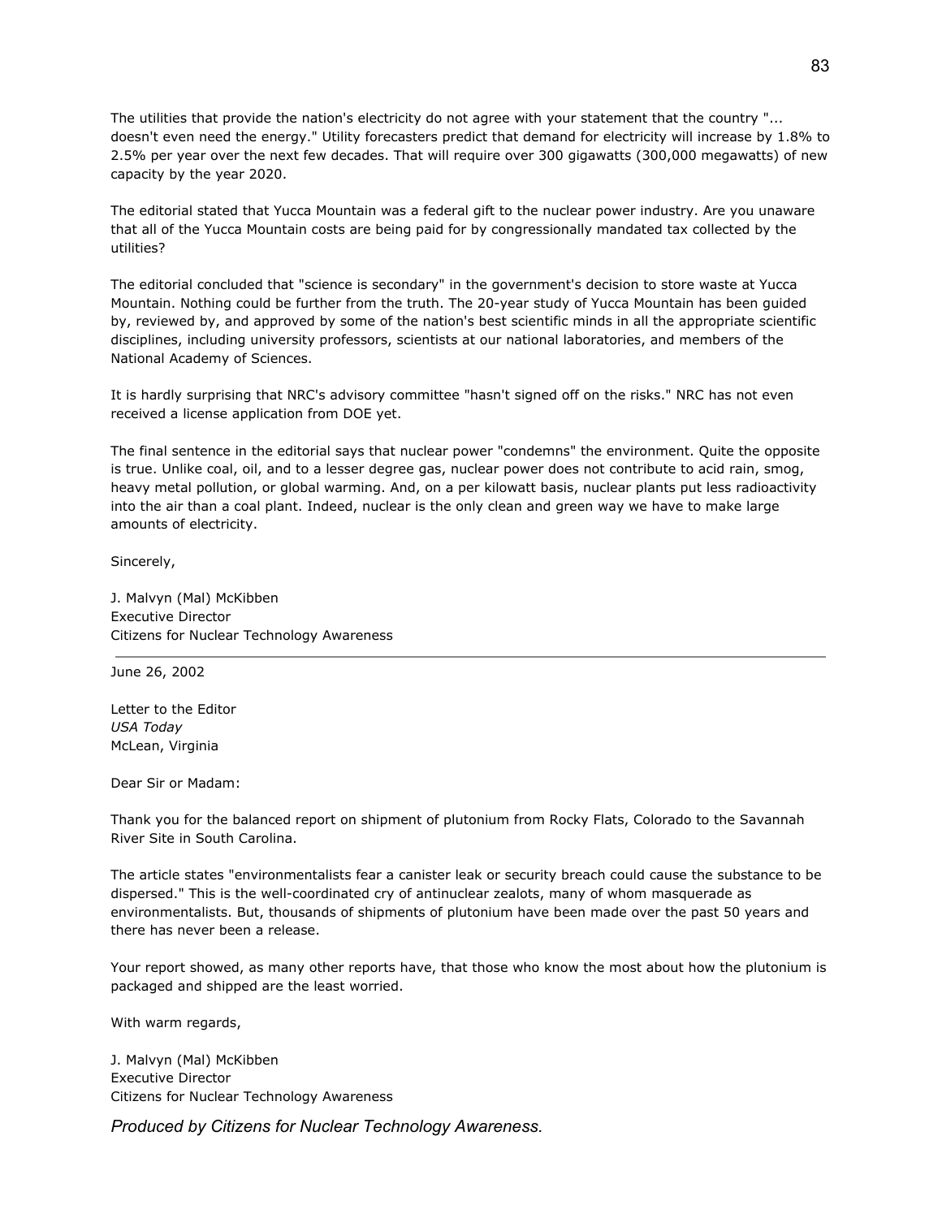The utilities that provide the nation's electricity do not agree with your statement that the country "... doesn't even need the energy." Utility forecasters predict that demand for electricity will increase by 1.8% to 2.5% per year over the next few decades. That will require over 300 gigawatts (300,000 megawatts) of new capacity by the year 2020.

The editorial stated that Yucca Mountain was a federal gift to the nuclear power industry. Are you unaware that all of the Yucca Mountain costs are being paid for by congressionally mandated tax collected by the utilities?

The editorial concluded that "science is secondary" in the government's decision to store waste at Yucca Mountain. Nothing could be further from the truth. The 20-year study of Yucca Mountain has been guided by, reviewed by, and approved by some of the nation's best scientific minds in all the appropriate scientific disciplines, including university professors, scientists at our national laboratories, and members of the National Academy of Sciences.

It is hardly surprising that NRC's advisory committee "hasn't signed off on the risks." NRC has not even received a license application from DOE yet.

The final sentence in the editorial says that nuclear power "condemns" the environment. Quite the opposite is true. Unlike coal, oil, and to a lesser degree gas, nuclear power does not contribute to acid rain, smog, heavy metal pollution, or global warming. And, on a per kilowatt basis, nuclear plants put less radioactivity into the air than a coal plant. Indeed, nuclear is the only clean and green way we have to make large amounts of electricity.

Sincerely,

J. Malvyn (Mal) McKibben
Executive Director
Citizens for Nuclear Technology Awareness

---

June 26, 2002

Letter to the Editor
*USA Today*
McLean, Virginia

Dear Sir or Madam:

Thank you for the balanced report on shipment of plutonium from Rocky Flats, Colorado to the Savannah River Site in South Carolina.

The article states "environmentalists fear a canister leak or security breach could cause the substance to be dispersed." This is the well-coordinated cry of antinuclear zealots, many of whom masquerade as environmentalists. But, thousands of shipments of plutonium have been made over the past 50 years and there has never been a release.

Your report showed, as many other reports have, that those who know the most about how the plutonium is packaged and shipped are the least worried.

With warm regards,

J. Malvyn (Mal) McKibben
Executive Director
Citizens for Nuclear Technology Awareness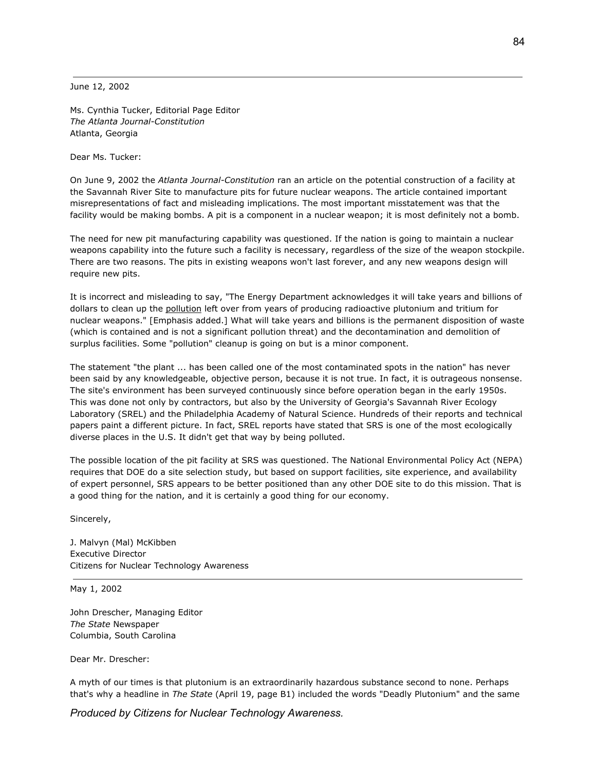---

June 12, 2002

Ms. Cynthia Tucker, Editorial Page Editor
*The Atlanta Journal-Constitution*
Atlanta, Georgia

Dear Ms. Tucker:

On June 9, 2002 the *Atlanta Journal-Constitution* ran an article on the potential construction of a facility at the Savannah River Site to manufacture pits for future nuclear weapons. The article contained important misrepresentations of fact and misleading implications. The most important misstatement was that the facility would be making bombs. A pit is a component in a nuclear weapon; it is most definitely not a bomb.

The need for new pit manufacturing capability was questioned. If the nation is going to maintain a nuclear weapons capability into the future such a facility is necessary, regardless of the size of the weapon stockpile. There are two reasons. The pits in existing weapons won't last forever, and any new weapons design will require new pits.

It is incorrect and misleading to say, "The Energy Department acknowledges it will take years and billions of dollars to clean up the <u>pollution</u> left over from years of producing radioactive plutonium and tritium for nuclear weapons." [Emphasis added.] What will take years and billions is the permanent disposition of waste (which is contained and is not a significant pollution threat) and the decontamination and demolition of surplus facilities. Some "pollution" cleanup is going on but is a minor component.

The statement "the plant ... has been called one of the most contaminated spots in the nation" has never been said by any knowledgeable, objective person, because it is not true. In fact, it is outrageous nonsense. The site's environment has been surveyed continuously since before operation began in the early 1950s. This was done not only by contractors, but also by the University of Georgia's Savannah River Ecology Laboratory (SREL) and the Philadelphia Academy of Natural Science. Hundreds of their reports and technical papers paint a different picture. In fact, SREL reports have stated that SRS is one of the most ecologically diverse places in the U.S. It didn't get that way by being polluted.

The possible location of the pit facility at SRS was questioned. The National Environmental Policy Act (NEPA) requires that DOE do a site selection study, but based on support facilities, site experience, and availability of expert personnel, SRS appears to be better positioned than any other DOE site to do this mission. That is a good thing for the nation, and it is certainly a good thing for our economy.

Sincerely,

J. Malvyn (Mal) McKibben
Executive Director
Citizens for Nuclear Technology Awareness

---

May 1, 2002

John Drescher, Managing Editor
*The State* Newspaper
Columbia, South Carolina

Dear Mr. Drescher:

A myth of our times is that plutonium is an extraordinarily hazardous substance second to none. Perhaps that's why a headline in *The State* (April 19, page B1) included the words "Deadly Plutonium" and the same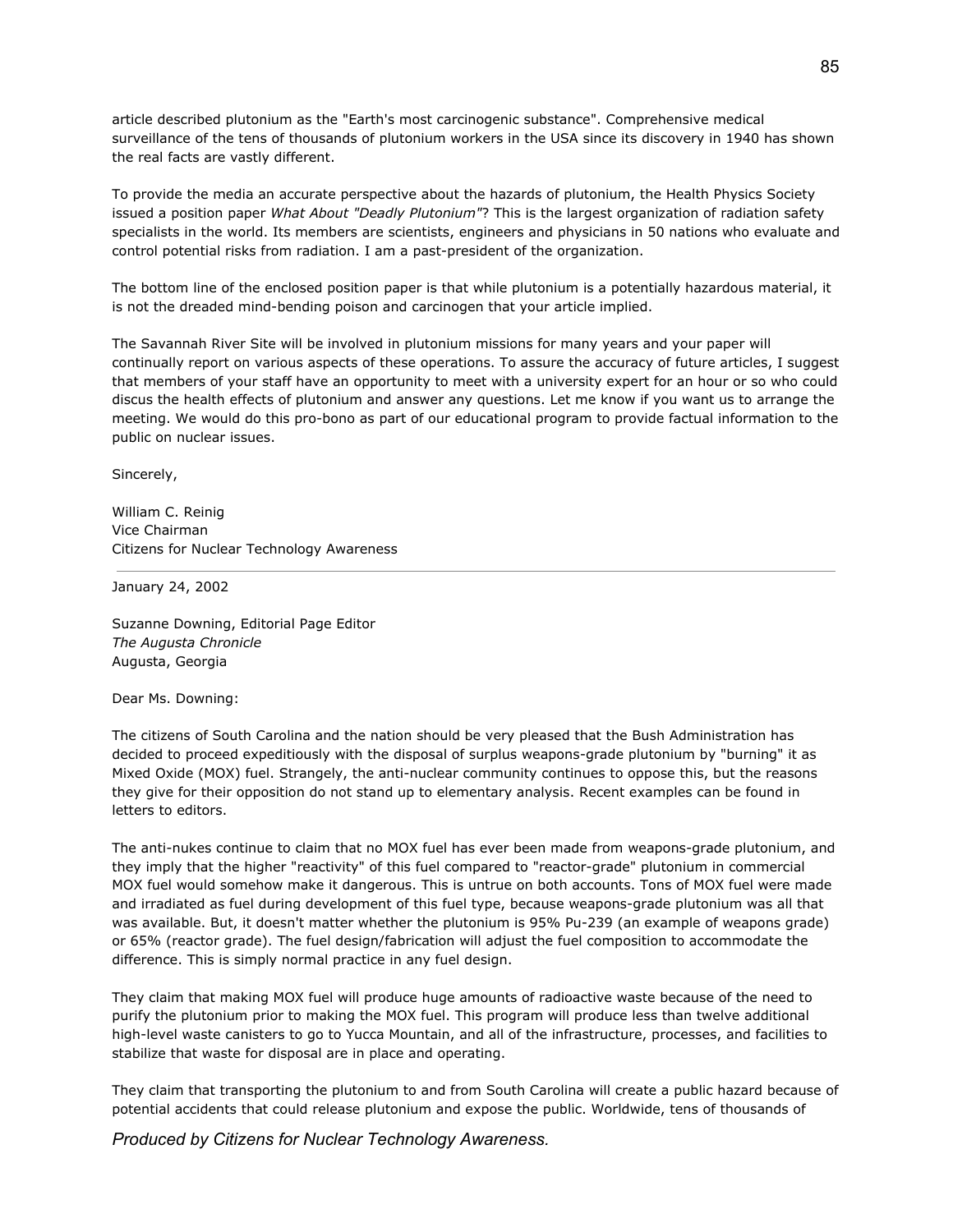article described plutonium as the "Earth's most carcinogenic substance". Comprehensive medical surveillance of the tens of thousands of plutonium workers in the USA since its discovery in 1940 has shown the real facts are vastly different.

To provide the media an accurate perspective about the hazards of plutonium, the Health Physics Society issued a position paper *What About "Deadly Plutonium"*? This is the largest organization of radiation safety specialists in the world. Its members are scientists, engineers and physicians in 50 nations who evaluate and control potential risks from radiation. I am a past-president of the organization.

The bottom line of the enclosed position paper is that while plutonium is a potentially hazardous material, it is not the dreaded mind-bending poison and carcinogen that your article implied.

The Savannah River Site will be involved in plutonium missions for many years and your paper will continually report on various aspects of these operations. To assure the accuracy of future articles, I suggest that members of your staff have an opportunity to meet with a university expert for an hour or so who could discus the health effects of plutonium and answer any questions. Let me know if you want us to arrange the meeting. We would do this pro-bono as part of our educational program to provide factual information to the public on nuclear issues.

Sincerely,

William C. Reinig
Vice Chairman
Citizens for Nuclear Technology Awareness

---

January 24, 2002

Suzanne Downing, Editorial Page Editor
*The Augusta Chronicle*
Augusta, Georgia

Dear Ms. Downing:

The citizens of South Carolina and the nation should be very pleased that the Bush Administration has decided to proceed expeditiously with the disposal of surplus weapons-grade plutonium by "burning" it as Mixed Oxide (MOX) fuel. Strangely, the anti-nuclear community continues to oppose this, but the reasons they give for their opposition do not stand up to elementary analysis. Recent examples can be found in letters to editors.

The anti-nukes continue to claim that no MOX fuel has ever been made from weapons-grade plutonium, and they imply that the higher "reactivity" of this fuel compared to "reactor-grade" plutonium in commercial MOX fuel would somehow make it dangerous. This is untrue on both accounts. Tons of MOX fuel were made and irradiated as fuel during development of this fuel type, because weapons-grade plutonium was all that was available. But, it doesn't matter whether the plutonium is 95% Pu-239 (an example of weapons grade) or 65% (reactor grade). The fuel design/fabrication will adjust the fuel composition to accommodate the difference. This is simply normal practice in any fuel design.

They claim that making MOX fuel will produce huge amounts of radioactive waste because of the need to purify the plutonium prior to making the MOX fuel. This program will produce less than twelve additional high-level waste canisters to go to Yucca Mountain, and all of the infrastructure, processes, and facilities to stabilize that waste for disposal are in place and operating.

They claim that transporting the plutonium to and from South Carolina will create a public hazard because of potential accidents that could release plutonium and expose the public. Worldwide, tens of thousands of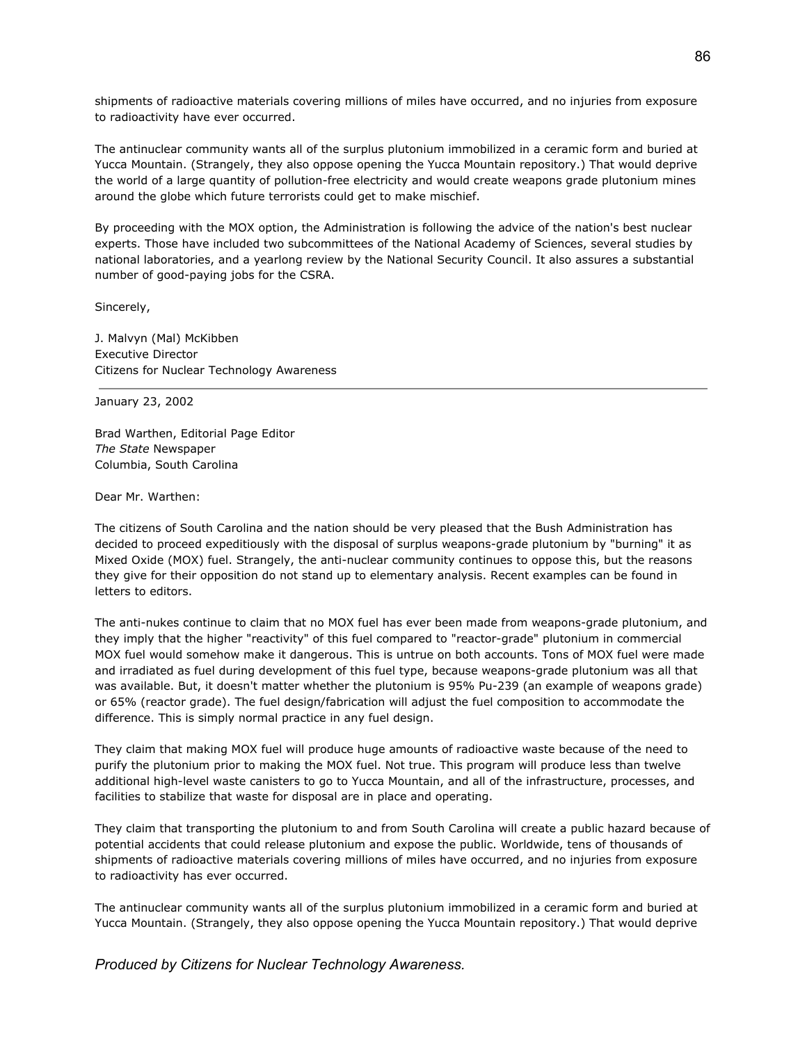shipments of radioactive materials covering millions of miles have occurred, and no injuries from exposure to radioactivity have ever occurred.

The antinuclear community wants all of the surplus plutonium immobilized in a ceramic form and buried at Yucca Mountain. (Strangely, they also oppose opening the Yucca Mountain repository.) That would deprive the world of a large quantity of pollution-free electricity and would create weapons grade plutonium mines around the globe which future terrorists could get to make mischief.

By proceeding with the MOX option, the Administration is following the advice of the nation's best nuclear experts. Those have included two subcommittees of the National Academy of Sciences, several studies by national laboratories, and a yearlong review by the National Security Council. It also assures a substantial number of good-paying jobs for the CSRA.

Sincerely,

J. Malvyn (Mal) McKibben
Executive Director
Citizens for Nuclear Technology Awareness

---

January 23, 2002

Brad Warthen, Editorial Page Editor
*The State* Newspaper
Columbia, South Carolina

Dear Mr. Warthen:

The citizens of South Carolina and the nation should be very pleased that the Bush Administration has decided to proceed expeditiously with the disposal of surplus weapons-grade plutonium by "burning" it as Mixed Oxide (MOX) fuel. Strangely, the anti-nuclear community continues to oppose this, but the reasons they give for their opposition do not stand up to elementary analysis. Recent examples can be found in letters to editors.

The anti-nukes continue to claim that no MOX fuel has ever been made from weapons-grade plutonium, and they imply that the higher "reactivity" of this fuel compared to "reactor-grade" plutonium in commercial MOX fuel would somehow make it dangerous. This is untrue on both accounts. Tons of MOX fuel were made and irradiated as fuel during development of this fuel type, because weapons-grade plutonium was all that was available. But, it doesn't matter whether the plutonium is 95% Pu-239 (an example of weapons grade) or 65% (reactor grade). The fuel design/fabrication will adjust the fuel composition to accommodate the difference. This is simply normal practice in any fuel design.

They claim that making MOX fuel will produce huge amounts of radioactive waste because of the need to purify the plutonium prior to making the MOX fuel. Not true. This program will produce less than twelve additional high-level waste canisters to go to Yucca Mountain, and all of the infrastructure, processes, and facilities to stabilize that waste for disposal are in place and operating.

They claim that transporting the plutonium to and from South Carolina will create a public hazard because of potential accidents that could release plutonium and expose the public. Worldwide, tens of thousands of shipments of radioactive materials covering millions of miles have occurred, and no injuries from exposure to radioactivity has ever occurred.

The antinuclear community wants all of the surplus plutonium immobilized in a ceramic form and buried at Yucca Mountain. (Strangely, they also oppose opening the Yucca Mountain repository.) That would deprive

*Produced by Citizens for Nuclear Technology Awareness.*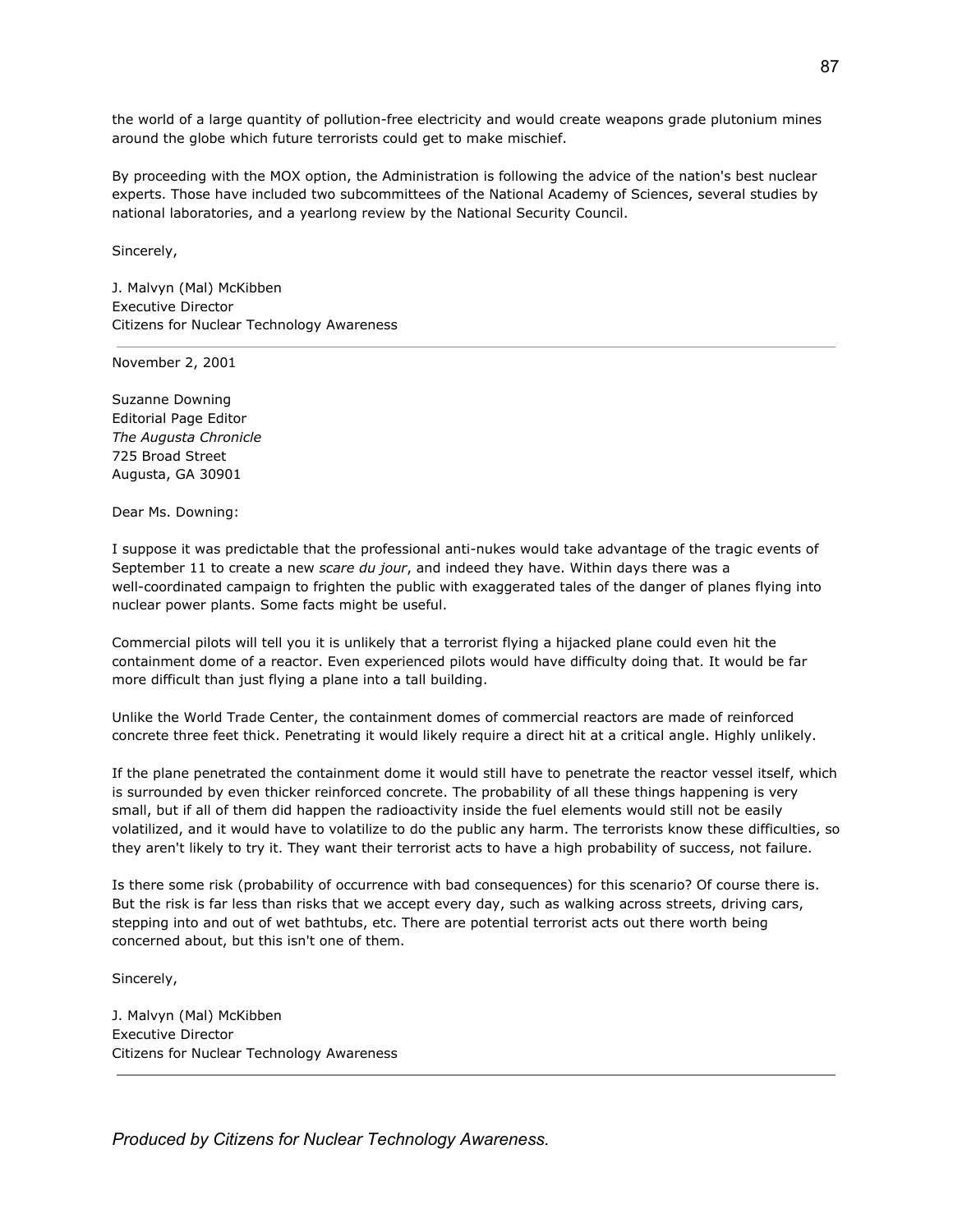the world of a large quantity of pollution-free electricity and would create weapons grade plutonium mines around the globe which future terrorists could get to make mischief.

By proceeding with the MOX option, the Administration is following the advice of the nation's best nuclear experts. Those have included two subcommittees of the National Academy of Sciences, several studies by national laboratories, and a yearlong review by the National Security Council.

Sincerely,

J. Malvyn (Mal) McKibben  
Executive Director  
Citizens for Nuclear Technology Awareness

---

November 2, 2001

Suzanne Downing  
Editorial Page Editor  
*The Augusta Chronicle*  
725 Broad Street  
Augusta, GA 30901

Dear Ms. Downing:

I suppose it was predictable that the professional anti-nukes would take advantage of the tragic events of September 11 to create a new *scare du jour*, and indeed they have. Within days there was a well-coordinated campaign to frighten the public with exaggerated tales of the danger of planes flying into nuclear power plants. Some facts might be useful.

Commercial pilots will tell you it is unlikely that a terrorist flying a hijacked plane could even hit the containment dome of a reactor. Even experienced pilots would have difficulty doing that. It would be far more difficult than just flying a plane into a tall building.

Unlike the World Trade Center, the containment domes of commercial reactors are made of reinforced concrete three feet thick. Penetrating it would likely require a direct hit at a critical angle. Highly unlikely.

If the plane penetrated the containment dome it would still have to penetrate the reactor vessel itself, which is surrounded by even thicker reinforced concrete. The probability of all these things happening is very small, but if all of them did happen the radioactivity inside the fuel elements would still not be easily volatilized, and it would have to volatilize to do the public any harm. The terrorists know these difficulties, so they aren't likely to try it. They want their terrorist acts to have a high probability of success, not failure.

Is there some risk (probability of occurrence with bad consequences) for this scenario? Of course there is. But the risk is far less than risks that we accept every day, such as walking across streets, driving cars, stepping into and out of wet bathtubs, etc. There are potential terrorist acts out there worth being concerned about, but this isn't one of them.

Sincerely,

J. Malvyn (Mal) McKibben  
Executive Director  
Citizens for Nuclear Technology Awareness

---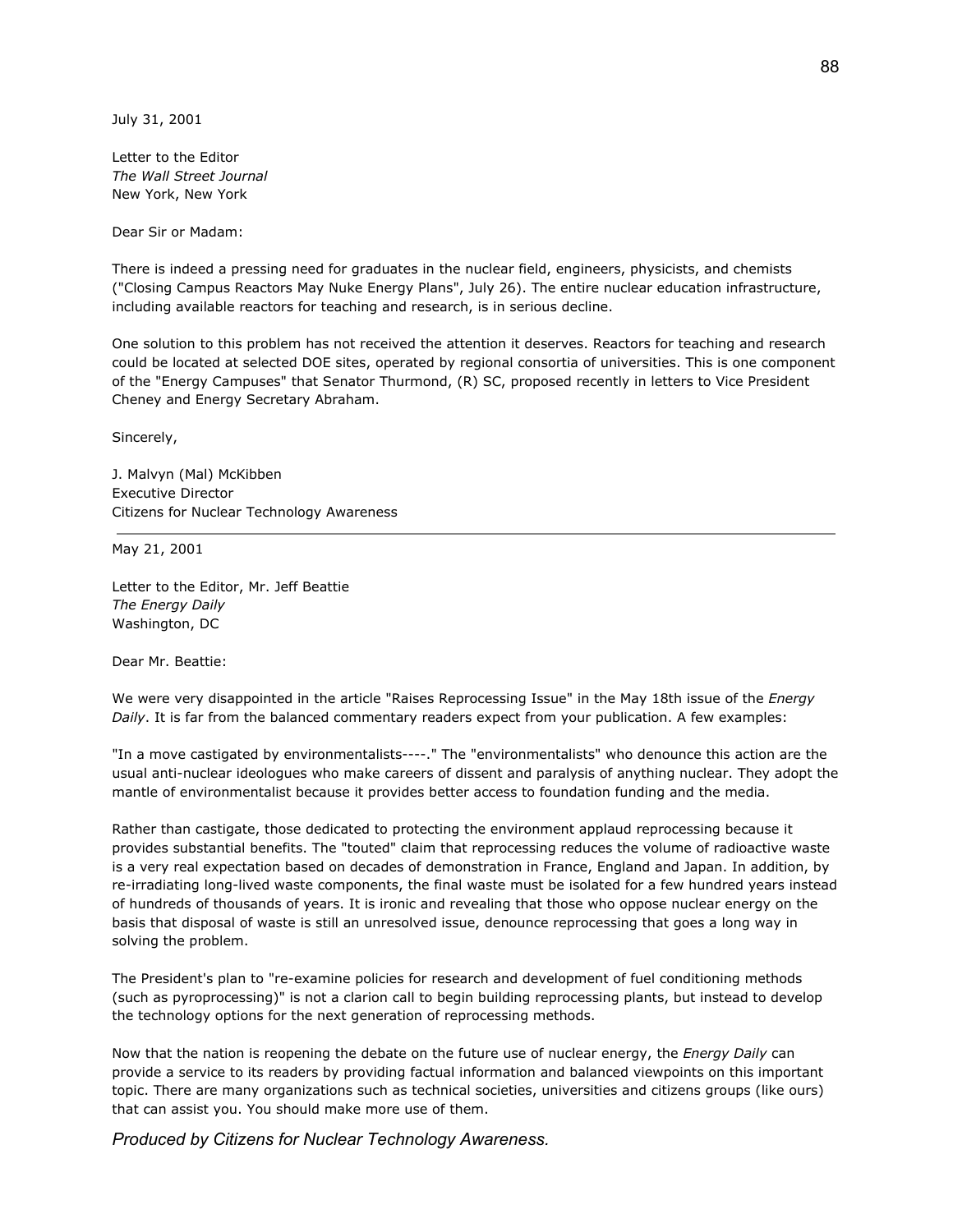July 31, 2001

Letter to the Editor
*The Wall Street Journal*
New York, New York

Dear Sir or Madam:

There is indeed a pressing need for graduates in the nuclear field, engineers, physicists, and chemists ("Closing Campus Reactors May Nuke Energy Plans", July 26). The entire nuclear education infrastructure, including available reactors for teaching and research, is in serious decline.

One solution to this problem has not received the attention it deserves. Reactors for teaching and research could be located at selected DOE sites, operated by regional consortia of universities. This is one component of the "Energy Campuses" that Senator Thurmond, (R) SC, proposed recently in letters to Vice President Cheney and Energy Secretary Abraham.

Sincerely,

J. Malvyn (Mal) McKibben
Executive Director
Citizens for Nuclear Technology Awareness

---

May 21, 2001

Letter to the Editor, Mr. Jeff Beattie
*The Energy Daily*
Washington, DC

Dear Mr. Beattie:

We were very disappointed in the article "Raises Reprocessing Issue" in the May 18th issue of the *Energy Daily*. It is far from the balanced commentary readers expect from your publication. A few examples:

"In a move castigated by environmentalists----." The "environmentalists" who denounce this action are the usual anti-nuclear ideologues who make careers of dissent and paralysis of anything nuclear. They adopt the mantle of environmentalist because it provides better access to foundation funding and the media.

Rather than castigate, those dedicated to protecting the environment applaud reprocessing because it provides substantial benefits. The "touted" claim that reprocessing reduces the volume of radioactive waste is a very real expectation based on decades of demonstration in France, England and Japan. In addition, by re-irradiating long-lived waste components, the final waste must be isolated for a few hundred years instead of hundreds of thousands of years. It is ironic and revealing that those who oppose nuclear energy on the basis that disposal of waste is still an unresolved issue, denounce reprocessing that goes a long way in solving the problem.

The President's plan to "re-examine policies for research and development of fuel conditioning methods (such as pyroprocessing)" is not a clarion call to begin building reprocessing plants, but instead to develop the technology options for the next generation of reprocessing methods.

Now that the nation is reopening the debate on the future use of nuclear energy, the *Energy Daily* can provide a service to its readers by providing factual information and balanced viewpoints on this important topic. There are many organizations such as technical societies, universities and citizens groups (like ours) that can assist you. You should make more use of them.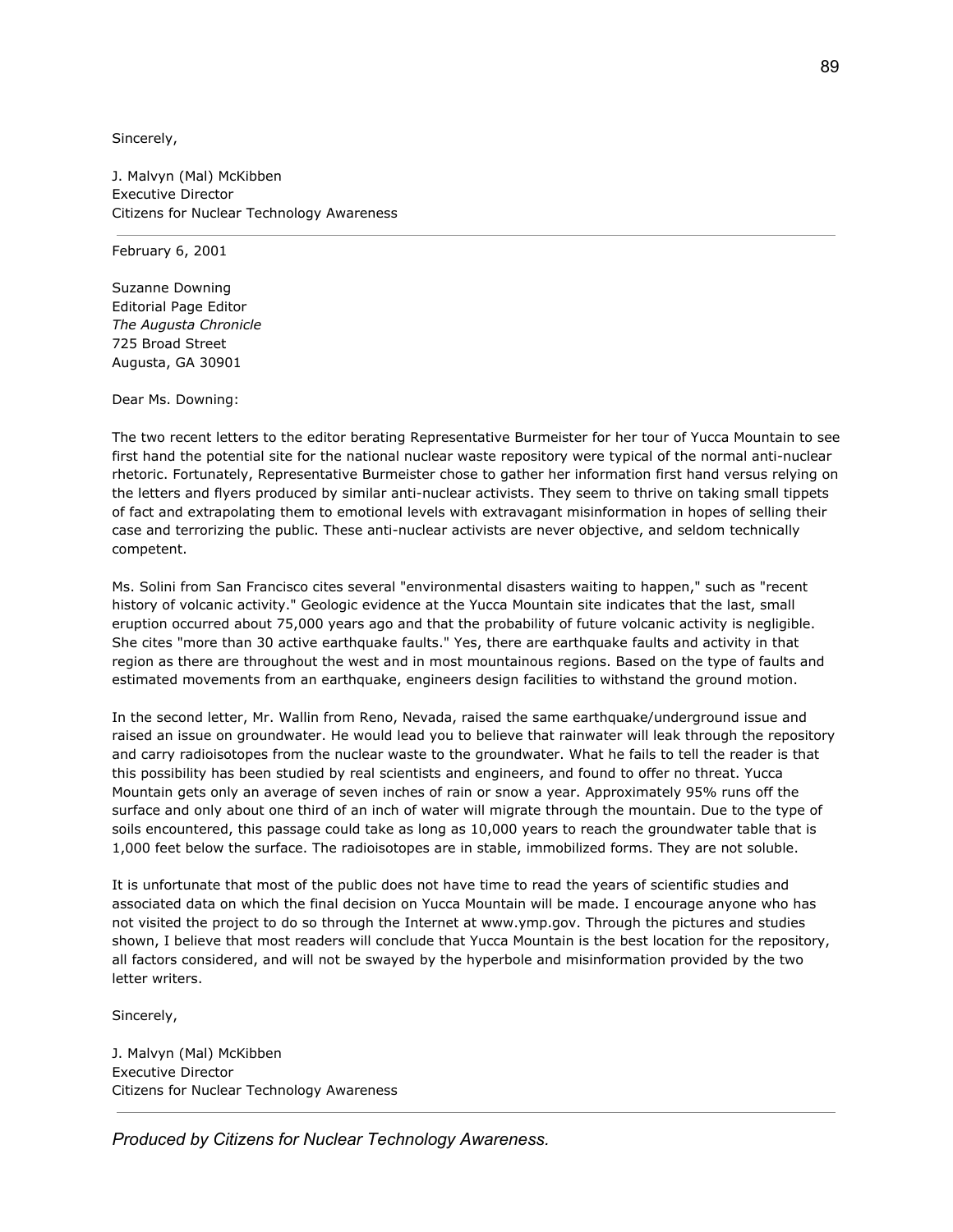Sincerely,

J. Malvyn (Mal) McKibben
Executive Director
Citizens for Nuclear Technology Awareness

---

February 6, 2001

Suzanne Downing
Editorial Page Editor
*The Augusta Chronicle*
725 Broad Street
Augusta, GA 30901

Dear Ms. Downing:

The two recent letters to the editor berating Representative Burmeister for her tour of Yucca Mountain to see first hand the potential site for the national nuclear waste repository were typical of the normal anti-nuclear rhetoric. Fortunately, Representative Burmeister chose to gather her information first hand versus relying on the letters and flyers produced by similar anti-nuclear activists. They seem to thrive on taking small tippets of fact and extrapolating them to emotional levels with extravagant misinformation in hopes of selling their case and terrorizing the public. These anti-nuclear activists are never objective, and seldom technically competent.

Ms. Solini from San Francisco cites several "environmental disasters waiting to happen," such as "recent history of volcanic activity." Geologic evidence at the Yucca Mountain site indicates that the last, small eruption occurred about 75,000 years ago and that the probability of future volcanic activity is negligible. She cites "more than 30 active earthquake faults." Yes, there are earthquake faults and activity in that region as there are throughout the west and in most mountainous regions. Based on the type of faults and estimated movements from an earthquake, engineers design facilities to withstand the ground motion.

In the second letter, Mr. Wallin from Reno, Nevada, raised the same earthquake/underground issue and raised an issue on groundwater. He would lead you to believe that rainwater will leak through the repository and carry radioisotopes from the nuclear waste to the groundwater. What he fails to tell the reader is that this possibility has been studied by real scientists and engineers, and found to offer no threat. Yucca Mountain gets only an average of seven inches of rain or snow a year. Approximately 95% runs off the surface and only about one third of an inch of water will migrate through the mountain. Due to the type of soils encountered, this passage could take as long as 10,000 years to reach the groundwater table that is 1,000 feet below the surface. The radioisotopes are in stable, immobilized forms. They are not soluble.

It is unfortunate that most of the public does not have time to read the years of scientific studies and associated data on which the final decision on Yucca Mountain will be made. I encourage anyone who has not visited the project to do so through the Internet at www.ymp.gov. Through the pictures and studies shown, I believe that most readers will conclude that Yucca Mountain is the best location for the repository, all factors considered, and will not be swayed by the hyperbole and misinformation provided by the two letter writers.

Sincerely,

J. Malvyn (Mal) McKibben
Executive Director
Citizens for Nuclear Technology Awareness

---

*Produced by Citizens for Nuclear Technology Awareness.*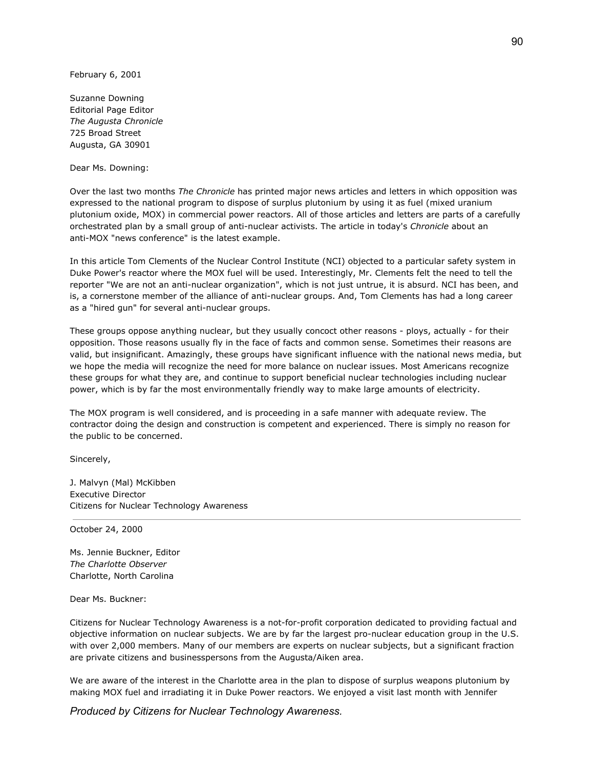February 6, 2001

Suzanne Downing
Editorial Page Editor
*The Augusta Chronicle*
725 Broad Street
Augusta, GA 30901

Dear Ms. Downing:

Over the last two months *The Chronicle* has printed major news articles and letters in which opposition was expressed to the national program to dispose of surplus plutonium by using it as fuel (mixed uranium plutonium oxide, MOX) in commercial power reactors. All of those articles and letters are parts of a carefully orchestrated plan by a small group of anti-nuclear activists. The article in today's *Chronicle* about an anti-MOX "news conference" is the latest example.

In this article Tom Clements of the Nuclear Control Institute (NCI) objected to a particular safety system in Duke Power's reactor where the MOX fuel will be used. Interestingly, Mr. Clements felt the need to tell the reporter "We are not an anti-nuclear organization", which is not just untrue, it is absurd. NCI has been, and is, a cornerstone member of the alliance of anti-nuclear groups. And, Tom Clements has had a long career as a "hired gun" for several anti-nuclear groups.

These groups oppose anything nuclear, but they usually concoct other reasons - ploys, actually - for their opposition. Those reasons usually fly in the face of facts and common sense. Sometimes their reasons are valid, but insignificant. Amazingly, these groups have significant influence with the national news media, but we hope the media will recognize the need for more balance on nuclear issues. Most Americans recognize these groups for what they are, and continue to support beneficial nuclear technologies including nuclear power, which is by far the most environmentally friendly way to make large amounts of electricity.

The MOX program is well considered, and is proceeding in a safe manner with adequate review. The contractor doing the design and construction is competent and experienced. There is simply no reason for the public to be concerned.

Sincerely,

J. Malvyn (Mal) McKibben
Executive Director
Citizens for Nuclear Technology Awareness

---

October 24, 2000

Ms. Jennie Buckner, Editor
*The Charlotte Observer*
Charlotte, North Carolina

Dear Ms. Buckner:

Citizens for Nuclear Technology Awareness is a not-for-profit corporation dedicated to providing factual and objective information on nuclear subjects. We are by far the largest pro-nuclear education group in the U.S. with over 2,000 members. Many of our members are experts on nuclear subjects, but a significant fraction are private citizens and businesspersons from the Augusta/Aiken area.

We are aware of the interest in the Charlotte area in the plan to dispose of surplus weapons plutonium by making MOX fuel and irradiating it in Duke Power reactors. We enjoyed a visit last month with Jennifer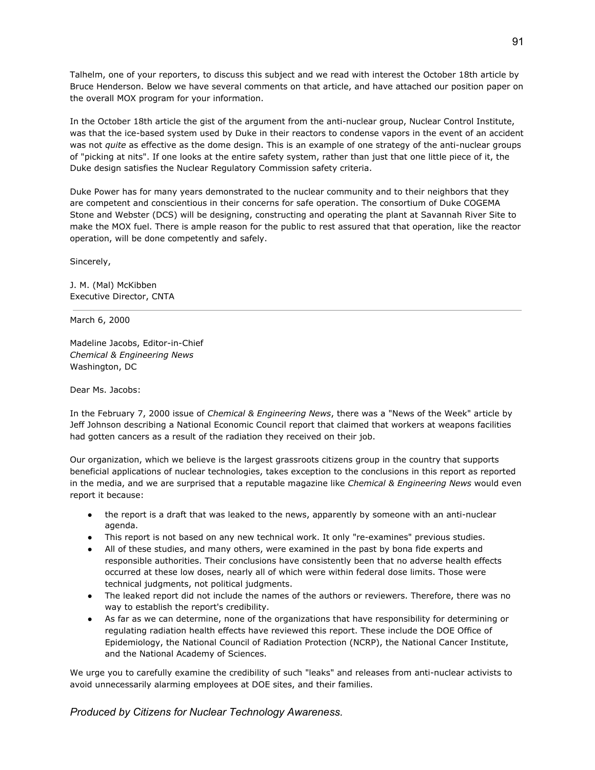Talhelm, one of your reporters, to discuss this subject and we read with interest the October 18th article by Bruce Henderson. Below we have several comments on that article, and have attached our position paper on the overall MOX program for your information.

In the October 18th article the gist of the argument from the anti-nuclear group, Nuclear Control Institute, was that the ice-based system used by Duke in their reactors to condense vapors in the event of an accident was not *quite* as effective as the dome design. This is an example of one strategy of the anti-nuclear groups of "picking at nits". If one looks at the entire safety system, rather than just that one little piece of it, the Duke design satisfies the Nuclear Regulatory Commission safety criteria.

Duke Power has for many years demonstrated to the nuclear community and to their neighbors that they are competent and conscientious in their concerns for safe operation. The consortium of Duke COGEMA Stone and Webster (DCS) will be designing, constructing and operating the plant at Savannah River Site to make the MOX fuel. There is ample reason for the public to rest assured that that operation, like the reactor operation, will be done competently and safely.

Sincerely,

J. M. (Mal) McKibben
Executive Director, CNTA

---

March 6, 2000

Madeline Jacobs, Editor-in-Chief
*Chemical & Engineering News*
Washington, DC

Dear Ms. Jacobs:

In the February 7, 2000 issue of *Chemical & Engineering News*, there was a "News of the Week" article by Jeff Johnson describing a National Economic Council report that claimed that workers at weapons facilities had gotten cancers as a result of the radiation they received on their job.

Our organization, which we believe is the largest grassroots citizens group in the country that supports beneficial applications of nuclear technologies, takes exception to the conclusions in this report as reported in the media, and we are surprised that a reputable magazine like *Chemical & Engineering News* would even report it because:

- the report is a draft that was leaked to the news, apparently by someone with an anti-nuclear agenda.
- This report is not based on any new technical work. It only "re-examines" previous studies.
- All of these studies, and many others, were examined in the past by bona fide experts and responsible authorities. Their conclusions have consistently been that no adverse health effects occurred at these low doses, nearly all of which were within federal dose limits. Those were technical judgments, not political judgments.
- The leaked report did not include the names of the authors or reviewers. Therefore, there was no way to establish the report's credibility.
- As far as we can determine, none of the organizations that have responsibility for determining or regulating radiation health effects have reviewed this report. These include the DOE Office of Epidemiology, the National Council of Radiation Protection (NCRP), the National Cancer Institute, and the National Academy of Sciences.

We urge you to carefully examine the credibility of such "leaks" and releases from anti-nuclear activists to avoid unnecessarily alarming employees at DOE sites, and their families.

*Produced by Citizens for Nuclear Technology Awareness.*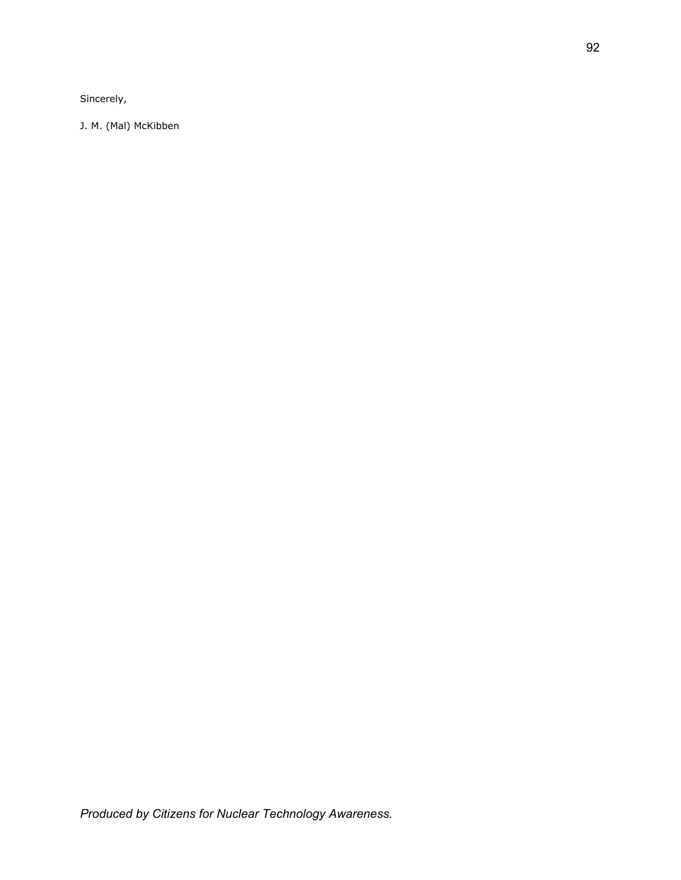Sincerely,

J. M. (Mal) McKibben

*Produced by Citizens for Nuclear Technology Awareness.*